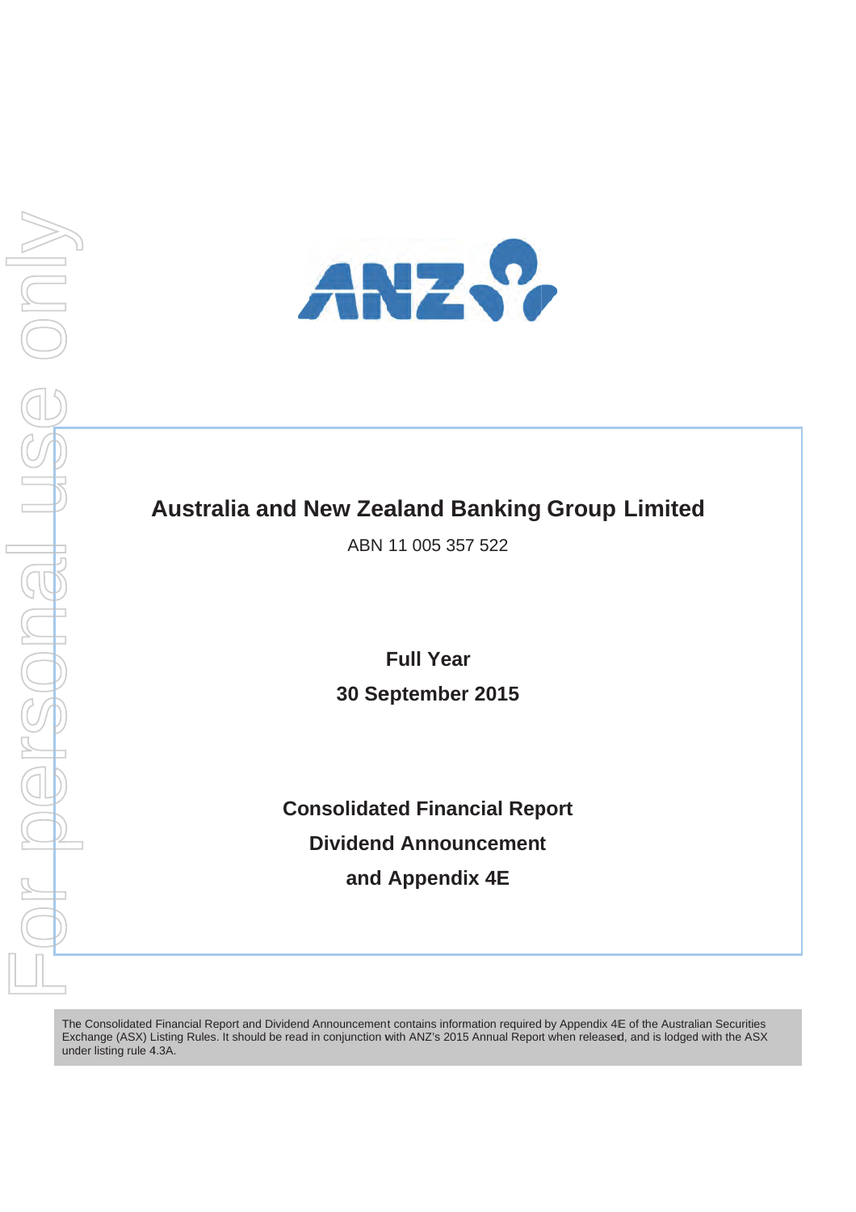# Australia and New Zealand Banking Group Limited

ABN 11 005 357 522

**Full Year**

**30 September 2015**

**Consolidated Financial Report**

**Dividend Announcement**

**and Appendix 4E**

The Consolidated Financial Report and Dividend Announcement contains information required by Appendix 4E of the Australian Securities Exchange (ASX) Listing Rules. It should be read in conjunction with ANZ's 2015 Annual Report when released, and is lodged with the ASX under listing rule 4.3A.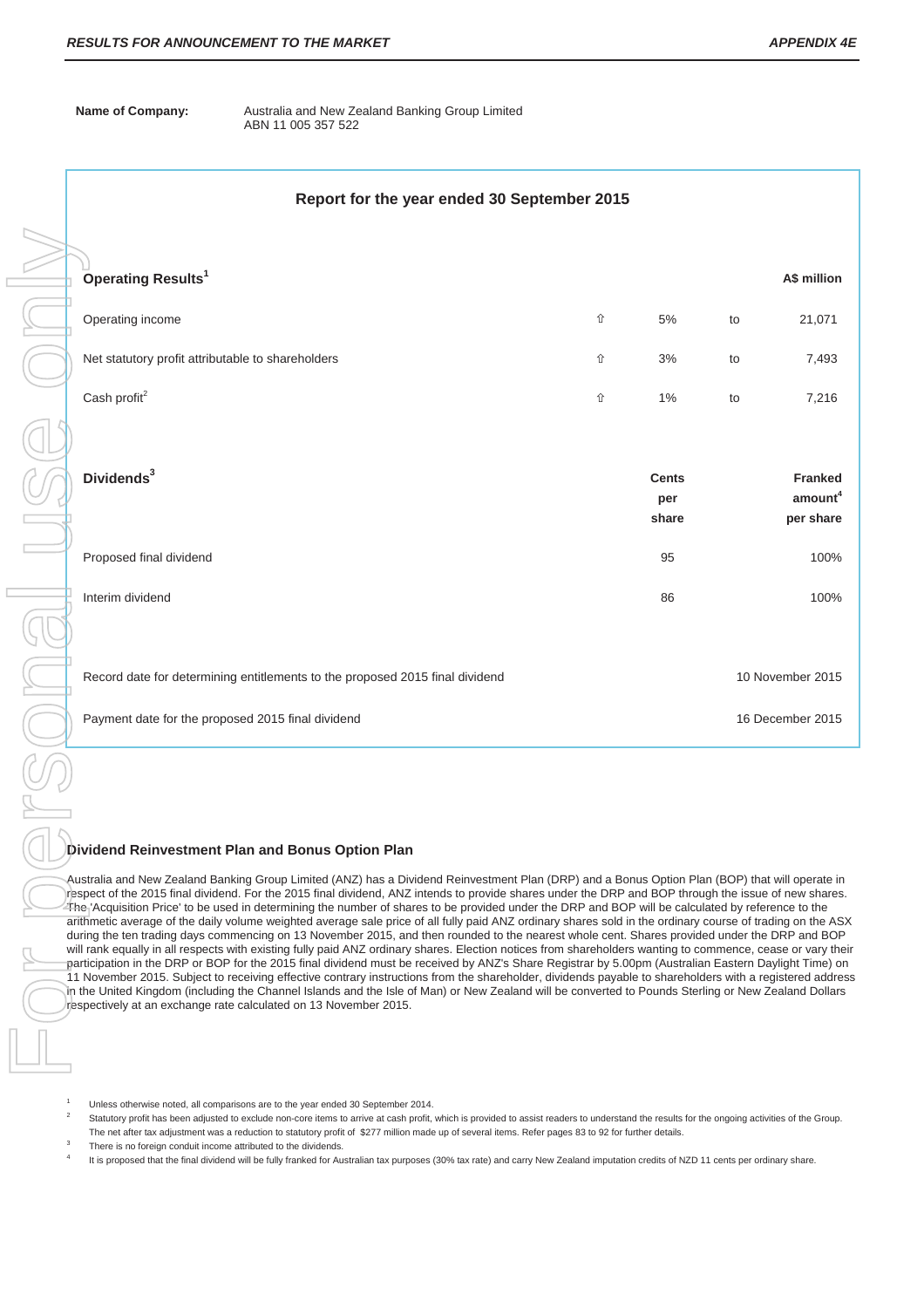**Name of Company:** Australia and New Zealand Banking Group Limited
ABN 11 005 357 522

## Report for the year ended 30 September 2015

| Operating Results[1] | | | | A$ million |
|---|---|---|---|---|
| Operating income | ⇧ | 5% | to | 21,071 |
| Net statutory profit attributable to shareholders | ⇧ | 3% | to | 7,493 |
| Cash profit[2] | ⇧ | 1% | to | 7,216 |

| Dividends[3] | Cents per share | Franked amount[4] per share |
|---|---|---|
| Proposed final dividend | 95 | 100% |
| Interim dividend | 86 | 100% |

| | |
|---|---|
| Record date for determining entitlements to the proposed 2015 final dividend | 10 November 2015 |
| Payment date for the proposed 2015 final dividend | 16 December 2015 |

### Dividend Reinvestment Plan and Bonus Option Plan

Australia and New Zealand Banking Group Limited (ANZ) has a Dividend Reinvestment Plan (DRP) and a Bonus Option Plan (BOP) that will operate in respect of the 2015 final dividend. For the 2015 final dividend, ANZ intends to provide shares under the DRP and BOP through the issue of new shares. The 'Acquisition Price' to be used in determining the number of shares to be provided under the DRP and BOP will be calculated by reference to the arithmetic average of the daily volume weighted average sale price of all fully paid ANZ ordinary shares sold in the ordinary course of trading on the ASX during the ten trading days commencing on 13 November 2015, and then rounded to the nearest whole cent. Shares provided under the DRP and BOP will rank equally in all respects with existing fully paid ANZ ordinary shares. Election notices from shareholders wanting to commence, cease or vary their participation in the DRP or BOP for the 2015 final dividend must be received by ANZ's Share Registrar by 5.00pm (Australian Eastern Daylight Time) on 11 November 2015. Subject to receiving effective contrary instructions from the shareholder, dividends payable to shareholders with a registered address in the United Kingdom (including the Channel Islands and the Isle of Man) or New Zealand will be converted to Pounds Sterling or New Zealand Dollars respectively at an exchange rate calculated on 13 November 2015.

1. Unless otherwise noted, all comparisons are to the year ended 30 September 2014.
2. Statutory profit has been adjusted to exclude non-core items to arrive at cash profit, which is provided to assist readers to understand the results for the ongoing activities of the Group. The net after tax adjustment was a reduction to statutory profit of $277 million made up of several items. Refer pages 83 to 92 for further details.
3. There is no foreign conduit income attributed to the dividends.
4. It is proposed that the final dividend will be fully franked for Australian tax purposes (30% tax rate) and carry New Zealand imputation credits of NZD 11 cents per ordinary share.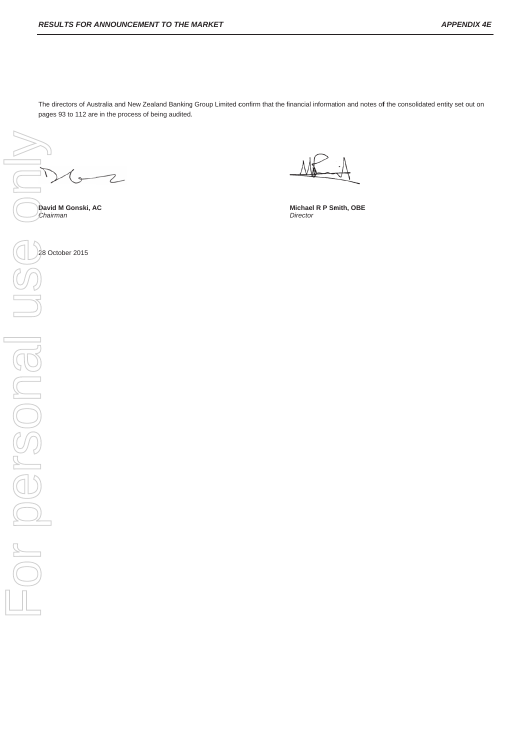The directors of Australia and New Zealand Banking Group Limited confirm that the financial information and notes of the consolidated entity set out on pages 93 to 112 are in the process of being audited.

**David M Gonski, AC**
*Chairman*

**Michael R P Smith, OBE**
*Director*

28 October 2015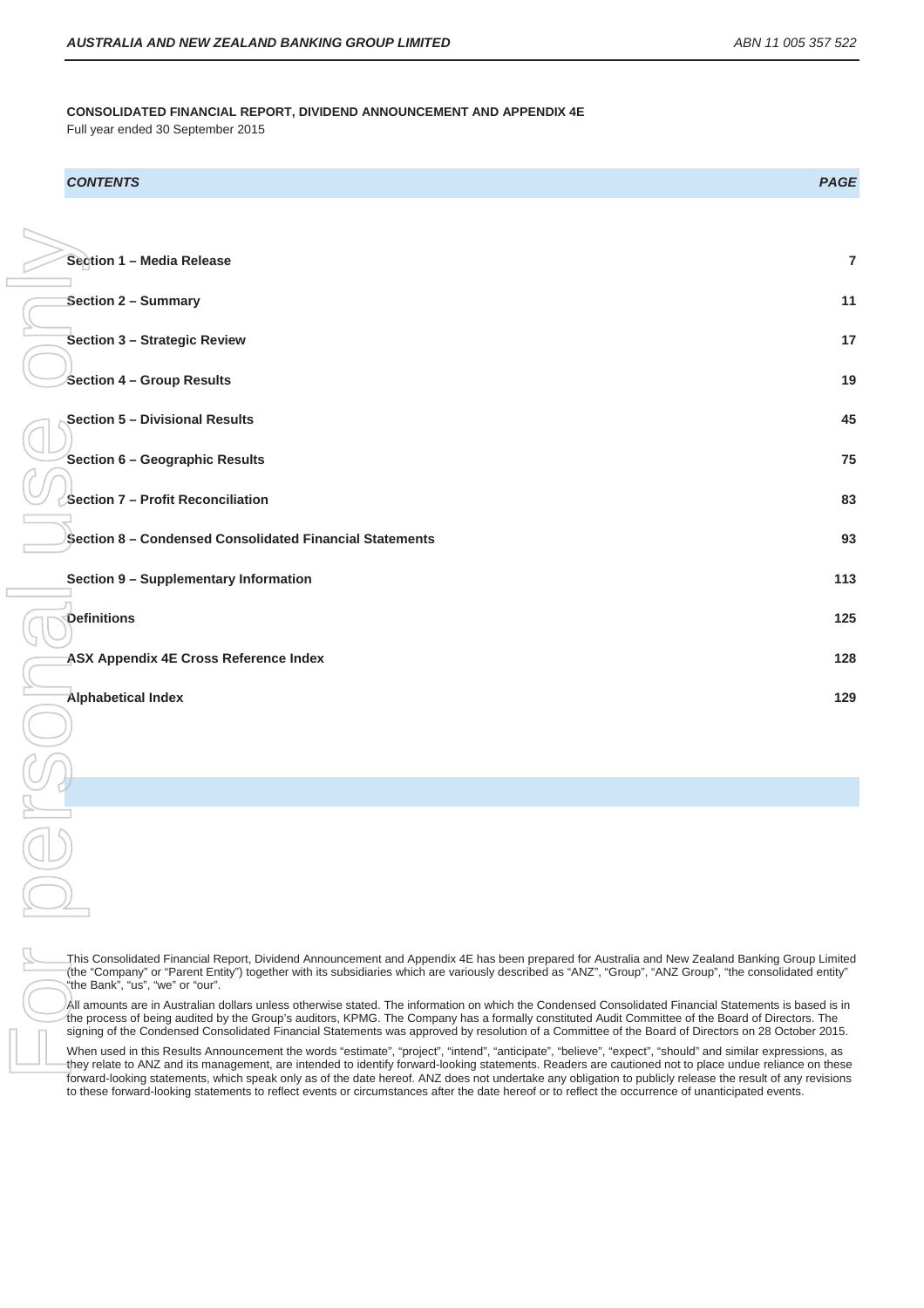**CONSOLIDATED FINANCIAL REPORT, DIVIDEND ANNOUNCEMENT AND APPENDIX 4E**

Full year ended 30 September 2015

| *CONTENTS* | *PAGE* |
|---|---|
| **Section 1 – Media Release** | **7** |
| **Section 2 – Summary** | **11** |
| **Section 3 – Strategic Review** | **17** |
| **Section 4 – Group Results** | **19** |
| **Section 5 – Divisional Results** | **45** |
| **Section 6 – Geographic Results** | **75** |
| **Section 7 – Profit Reconciliation** | **83** |
| **Section 8 – Condensed Consolidated Financial Statements** | **93** |
| **Section 9 – Supplementary Information** | **113** |
| **Definitions** | **125** |
| **ASX Appendix 4E Cross Reference Index** | **128** |
| **Alphabetical Index** | **129** |

This Consolidated Financial Report, Dividend Announcement and Appendix 4E has been prepared for Australia and New Zealand Banking Group Limited (the "Company" or "Parent Entity") together with its subsidiaries which are variously described as "ANZ", "Group", "ANZ Group", "the consolidated entity" "the Bank", "us", "we" or "our".

All amounts are in Australian dollars unless otherwise stated. The information on which the Condensed Consolidated Financial Statements is based is in the process of being audited by the Group's auditors, KPMG. The Company has a formally constituted Audit Committee of the Board of Directors. The signing of the Condensed Consolidated Financial Statements was approved by resolution of a Committee of the Board of Directors on 28 October 2015.

When used in this Results Announcement the words "estimate", "project", "intend", "anticipate", "believe", "expect", "should" and similar expressions, as they relate to ANZ and its management, are intended to identify forward-looking statements. Readers are cautioned not to place undue reliance on these forward-looking statements, which speak only as of the date hereof. ANZ does not undertake any obligation to publicly release the result of any revisions to these forward-looking statements to reflect events or circumstances after the date hereof or to reflect the occurrence of unanticipated events.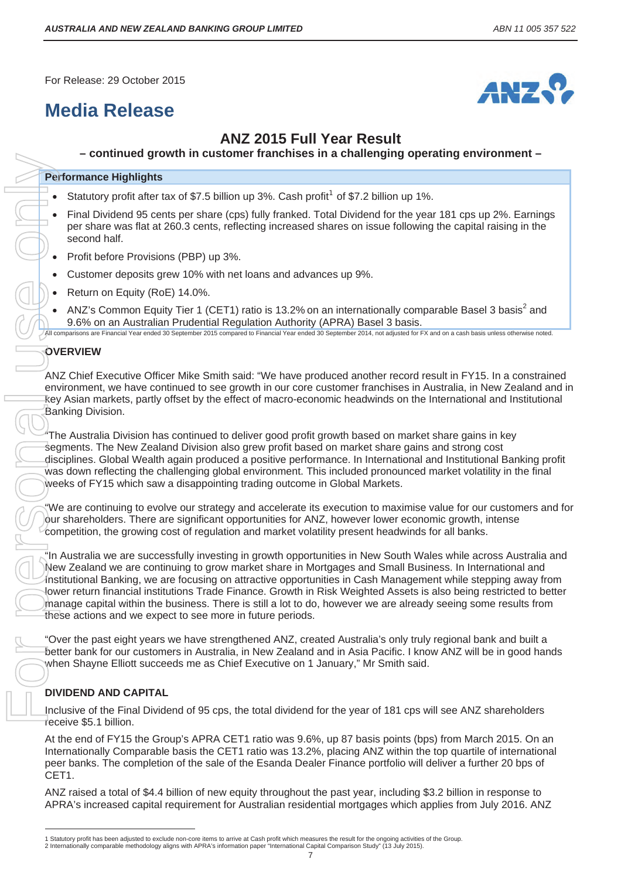For Release: 29 October 2015

# Media Release

## ANZ 2015 Full Year Result

**– continued growth in customer franchises in a challenging operating environment –**

**Performance Highlights**

- Statutory profit after tax of $7.5 billion up 3%. Cash profit[1] of $7.2 billion up 1%.
- Final Dividend 95 cents per share (cps) fully franked. Total Dividend for the year 181 cps up 2%. Earnings per share was flat at 260.3 cents, reflecting increased shares on issue following the capital raising in the second half.
- Profit before Provisions (PBP) up 3%.
- Customer deposits grew 10% with net loans and advances up 9%.
- Return on Equity (RoE) 14.0%.
- ANZ's Common Equity Tier 1 (CET1) ratio is 13.2% on an internationally comparable Basel 3 basis[2] and 9.6% on an Australian Prudential Regulation Authority (APRA) Basel 3 basis.

All comparisons are Financial Year ended 30 September 2015 compared to Financial Year ended 30 September 2014, not adjusted for FX and on a cash basis unless otherwise noted.

### OVERVIEW

ANZ Chief Executive Officer Mike Smith said: "We have produced another record result in FY15. In a constrained environment, we have continued to see growth in our core customer franchises in Australia, in New Zealand and in key Asian markets, partly offset by the effect of macro-economic headwinds on the International and Institutional Banking Division.

"The Australia Division has continued to deliver good profit growth based on market share gains in key segments. The New Zealand Division also grew profit based on market share gains and strong cost disciplines. Global Wealth again produced a positive performance. In International and Institutional Banking profit was down reflecting the challenging global environment. This included pronounced market volatility in the final weeks of FY15 which saw a disappointing trading outcome in Global Markets.

"We are continuing to evolve our strategy and accelerate its execution to maximise value for our customers and for our shareholders. There are significant opportunities for ANZ, however lower economic growth, intense competition, the growing cost of regulation and market volatility present headwinds for all banks.

"In Australia we are successfully investing in growth opportunities in New South Wales while across Australia and New Zealand we are continuing to grow market share in Mortgages and Small Business. In International and Institutional Banking, we are focusing on attractive opportunities in Cash Management while stepping away from lower return financial institutions Trade Finance. Growth in Risk Weighted Assets is also being restricted to better manage capital within the business. There is still a lot to do, however we are already seeing some results from these actions and we expect to see more in future periods.

"Over the past eight years we have strengthened ANZ, created Australia's only truly regional bank and built a better bank for our customers in Australia, in New Zealand and in Asia Pacific. I know ANZ will be in good hands when Shayne Elliott succeeds me as Chief Executive on 1 January," Mr Smith said.

### DIVIDEND AND CAPITAL

Inclusive of the Final Dividend of 95 cps, the total dividend for the year of 181 cps will see ANZ shareholders receive $5.1 billion.

At the end of FY15 the Group's APRA CET1 ratio was 9.6%, up 87 basis points (bps) from March 2015. On an Internationally Comparable basis the CET1 ratio was 13.2%, placing ANZ within the top quartile of international peer banks. The completion of the sale of the Esanda Dealer Finance portfolio will deliver a further 20 bps of CET1.

ANZ raised a total of $4.4 billion of new equity throughout the past year, including $3.2 billion in response to APRA's increased capital requirement for Australian residential mortgages which applies from July 2016. ANZ

---

1 Statutory profit has been adjusted to exclude non-core items to arrive at Cash profit which measures the result for the ongoing activities of the Group.
2 Internationally comparable methodology aligns with APRA's information paper "International Capital Comparison Study" (13 July 2015).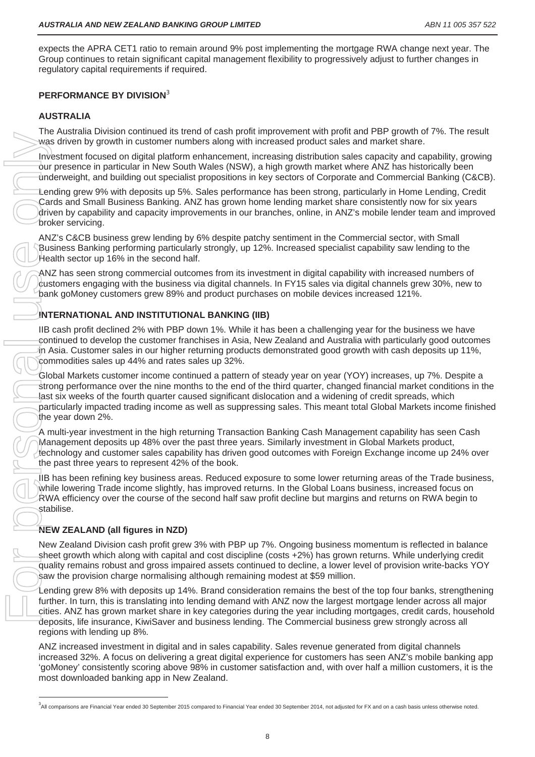expects the APRA CET1 ratio to remain around 9% post implementing the mortgage RWA change next year. The Group continues to retain significant capital management flexibility to progressively adjust to further changes in regulatory capital requirements if required.

## PERFORMANCE BY DIVISION[3]

### AUSTRALIA

The Australia Division continued its trend of cash profit improvement with profit and PBP growth of 7%. The result was driven by growth in customer numbers along with increased product sales and market share.

Investment focused on digital platform enhancement, increasing distribution sales capacity and capability, growing our presence in particular in New South Wales (NSW), a high growth market where ANZ has historically been underweight, and building out specialist propositions in key sectors of Corporate and Commercial Banking (C&CB).

Lending grew 9% with deposits up 5%. Sales performance has been strong, particularly in Home Lending, Credit Cards and Small Business Banking. ANZ has grown home lending market share consistently now for six years driven by capability and capacity improvements in our branches, online, in ANZ's mobile lender team and improved broker servicing.

ANZ's C&CB business grew lending by 6% despite patchy sentiment in the Commercial sector, with Small Business Banking performing particularly strongly, up 12%. Increased specialist capability saw lending to the Health sector up 16% in the second half.

ANZ has seen strong commercial outcomes from its investment in digital capability with increased numbers of customers engaging with the business via digital channels. In FY15 sales via digital channels grew 30%, new to bank goMoney customers grew 89% and product purchases on mobile devices increased 121%.

### INTERNATIONAL AND INSTITUTIONAL BANKING (IIB)

IIB cash profit declined 2% with PBP down 1%. While it has been a challenging year for the business we have continued to develop the customer franchises in Asia, New Zealand and Australia with particularly good outcomes in Asia. Customer sales in our higher returning products demonstrated good growth with cash deposits up 11%, commodities sales up 44% and rates sales up 32%.

Global Markets customer income continued a pattern of steady year on year (YOY) increases, up 7%. Despite a strong performance over the nine months to the end of the third quarter, changed financial market conditions in the last six weeks of the fourth quarter caused significant dislocation and a widening of credit spreads, which particularly impacted trading income as well as suppressing sales. This meant total Global Markets income finished the year down 2%.

A multi-year investment in the high returning Transaction Banking Cash Management capability has seen Cash Management deposits up 48% over the past three years. Similarly investment in Global Markets product, technology and customer sales capability has driven good outcomes with Foreign Exchange income up 24% over the past three years to represent 42% of the book.

IIB has been refining key business areas. Reduced exposure to some lower returning areas of the Trade business, while lowering Trade income slightly, has improved returns. In the Global Loans business, increased focus on RWA efficiency over the course of the second half saw profit decline but margins and returns on RWA begin to stabilise.

### NEW ZEALAND (all figures in NZD)

New Zealand Division cash profit grew 3% with PBP up 7%. Ongoing business momentum is reflected in balance sheet growth which along with capital and cost discipline (costs +2%) has grown returns. While underlying credit quality remains robust and gross impaired assets continued to decline, a lower level of provision write-backs YOY saw the provision charge normalising although remaining modest at $59 million.

Lending grew 8% with deposits up 14%. Brand consideration remains the best of the top four banks, strengthening further. In turn, this is translating into lending demand with ANZ now the largest mortgage lender across all major cities. ANZ has grown market share in key categories during the year including mortgages, credit cards, household deposits, life insurance, KiwiSaver and business lending. The Commercial business grew strongly across all regions with lending up 8%.

ANZ increased investment in digital and in sales capability. Sales revenue generated from digital channels increased 32%. A focus on delivering a great digital experience for customers has seen ANZ's mobile banking app 'goMoney' consistently scoring above 98% in customer satisfaction and, with over half a million customers, it is the most downloaded banking app in New Zealand.

---

[3] All comparisons are Financial Year ended 30 September 2015 compared to Financial Year ended 30 September 2014, not adjusted for FX and on a cash basis unless otherwise noted.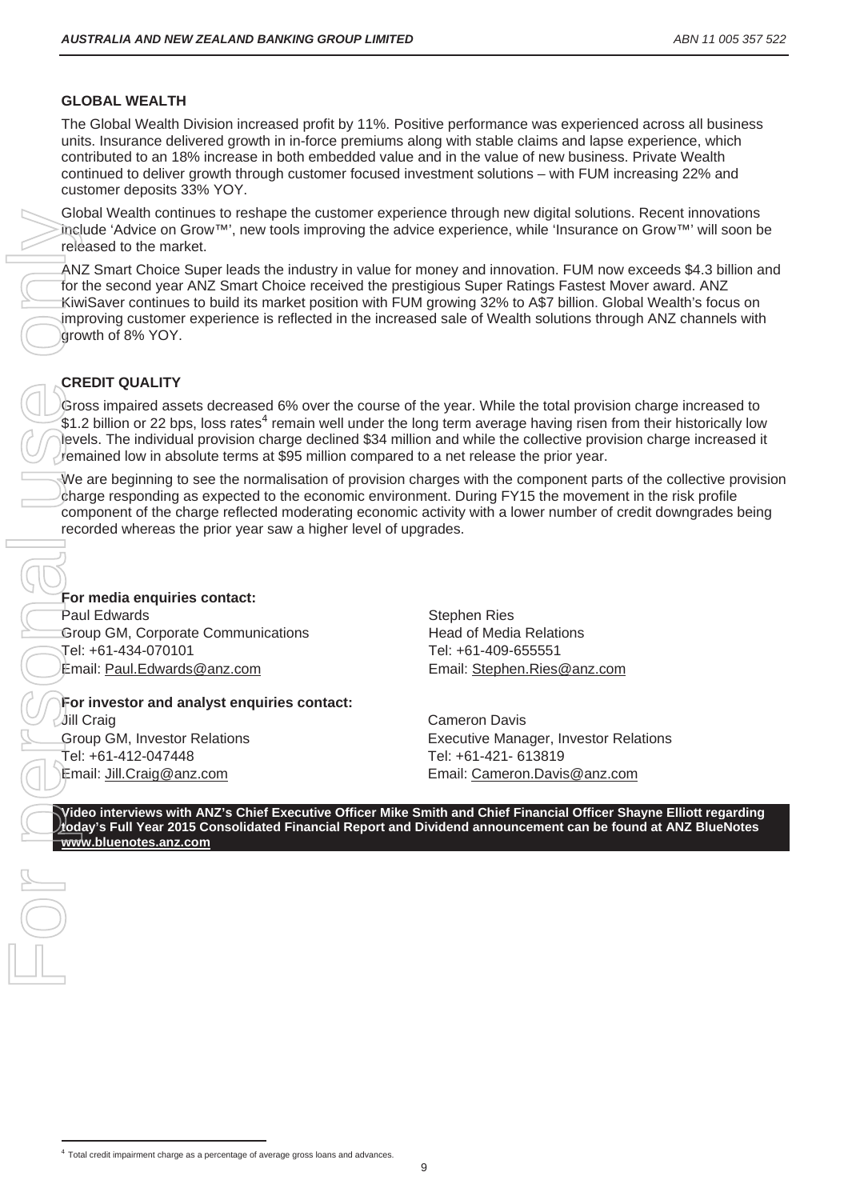## GLOBAL WEALTH

The Global Wealth Division increased profit by 11%. Positive performance was experienced across all business units. Insurance delivered growth in in-force premiums along with stable claims and lapse experience, which contributed to an 18% increase in both embedded value and in the value of new business. Private Wealth continued to deliver growth through customer focused investment solutions – with FUM increasing 22% and customer deposits 33% YOY.

Global Wealth continues to reshape the customer experience through new digital solutions. Recent innovations include 'Advice on Grow™', new tools improving the advice experience, while 'Insurance on Grow™' will soon be released to the market.

ANZ Smart Choice Super leads the industry in value for money and innovation. FUM now exceeds $4.3 billion and for the second year ANZ Smart Choice received the prestigious Super Ratings Fastest Mover award. ANZ KiwiSaver continues to build its market position with FUM growing 32% to A$7 billion. Global Wealth's focus on improving customer experience is reflected in the increased sale of Wealth solutions through ANZ channels with growth of 8% YOY.

## CREDIT QUALITY

Gross impaired assets decreased 6% over the course of the year. While the total provision charge increased to $1.2 billion or 22 bps, loss rates[4] remain well under the long term average having risen from their historically low levels. The individual provision charge declined $34 million and while the collective provision charge increased it remained low in absolute terms at $95 million compared to a net release the prior year.

We are beginning to see the normalisation of provision charges with the component parts of the collective provision charge responding as expected to the economic environment. During FY15 the movement in the risk profile component of the charge reflected moderating economic activity with a lower number of credit downgrades being recorded whereas the prior year saw a higher level of upgrades.

**For media enquiries contact:**

Paul Edwards
Group GM, Corporate Communications
Tel: +61-434-070101
Email: Paul.Edwards@anz.com

Stephen Ries
Head of Media Relations
Tel: +61-409-655551
Email: Stephen.Ries@anz.com

**For investor and analyst enquiries contact:**

Jill Craig
Group GM, Investor Relations
Tel: +61-412-047448
Email: Jill.Craig@anz.com

Cameron Davis
Executive Manager, Investor Relations
Tel: +61-421- 613819
Email: Cameron.Davis@anz.com

**Video interviews with ANZ's Chief Executive Officer Mike Smith and Chief Financial Officer Shayne Elliott regarding today's Full Year 2015 Consolidated Financial Report and Dividend announcement can be found at ANZ BlueNotes www.bluenotes.anz.com**

[4] Total credit impairment charge as a percentage of average gross loans and advances.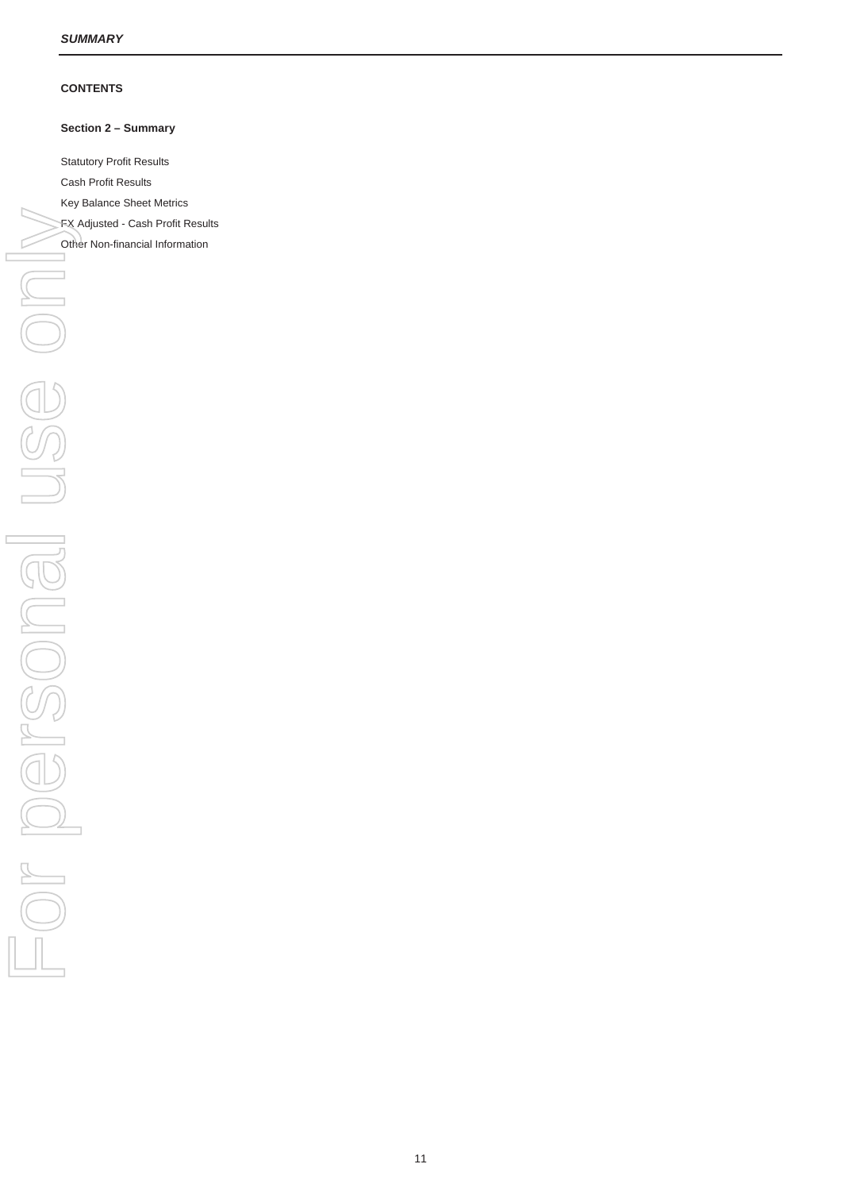## CONTENTS

### Section 2 – Summary

Statutory Profit Results

Cash Profit Results

Key Balance Sheet Metrics

FX Adjusted - Cash Profit Results

Other Non-financial Information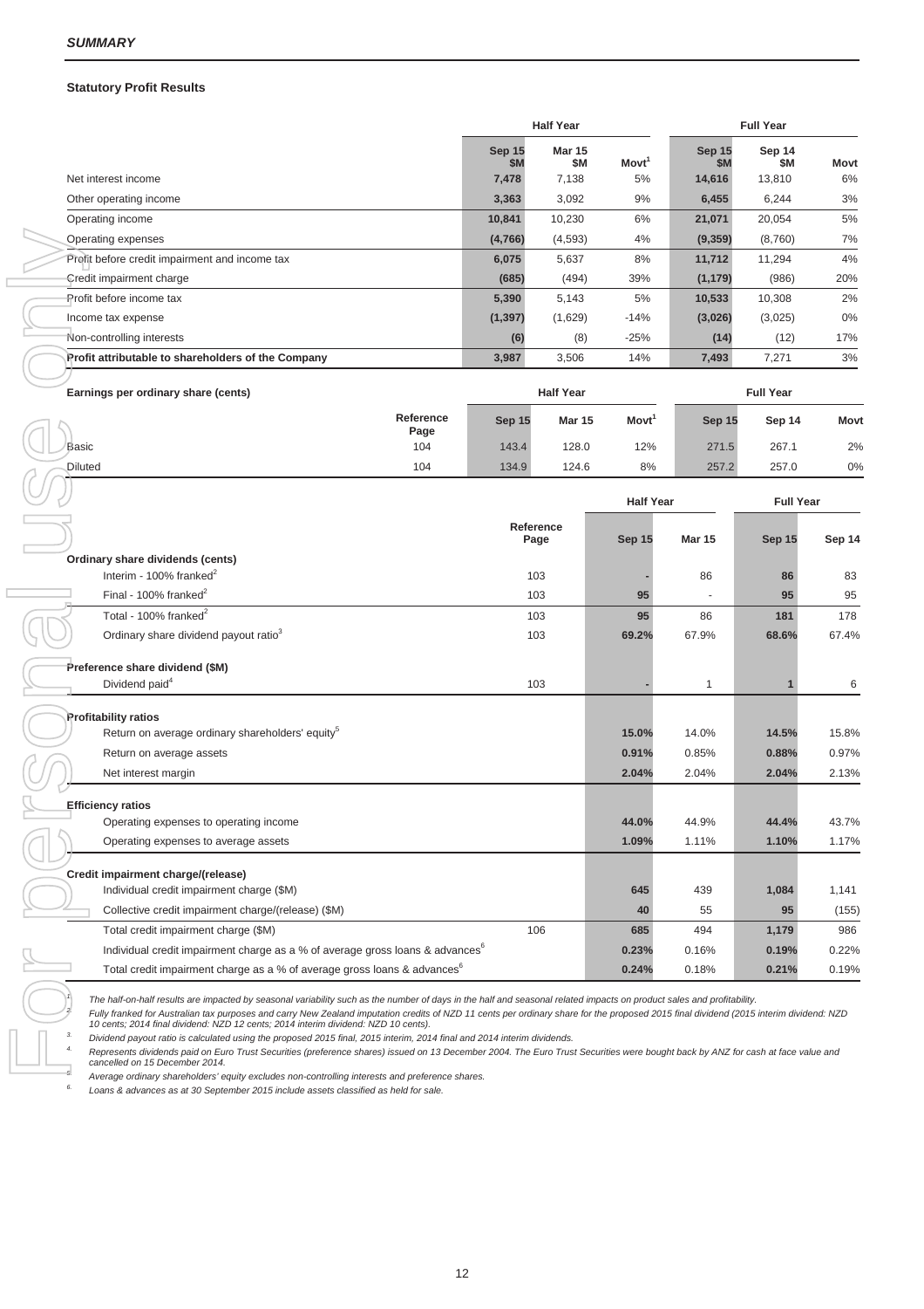## SUMMARY

### Statutory Profit Results

| | Half Year | | | Full Year | | |
|---|---|---|---|---|---|---|
| | Sep 15 $M | Mar 15 $M | Movt[1] | Sep 15 $M | Sep 14 $M | Movt |
| Net interest income | 7,478 | 7,138 | 5% | 14,616 | 13,810 | 6% |
| Other operating income | 3,363 | 3,092 | 9% | 6,455 | 6,244 | 3% |
| Operating income | 10,841 | 10,230 | 6% | 21,071 | 20,054 | 5% |
| Operating expenses | (4,766) | (4,593) | 4% | (9,359) | (8,760) | 7% |
| Profit before credit impairment and income tax | 6,075 | 5,637 | 8% | 11,712 | 11,294 | 4% |
| Credit impairment charge | (685) | (494) | 39% | (1,179) | (986) | 20% |
| Profit before income tax | 5,390 | 5,143 | 5% | 10,533 | 10,308 | 2% |
| Income tax expense | (1,397) | (1,629) | -14% | (3,026) | (3,025) | 0% |
| Non-controlling interests | (6) | (8) | -25% | (14) | (12) | 17% |
| **Profit attributable to shareholders of the Company** | 3,987 | 3,506 | 14% | 7,493 | 7,271 | 3% |

| Earnings per ordinary share (cents) | Reference Page | Half Year | | | Full Year | | |
|---|---|---|---|---|---|---|---|
| | | Sep 15 | Mar 15 | Movt[1] | Sep 15 | Sep 14 | Movt |
| Basic | 104 | 143.4 | 128.0 | 12% | 271.5 | 267.1 | 2% |
| Diluted | 104 | 134.9 | 124.6 | 8% | 257.2 | 257.0 | 0% |

| | Reference Page | Half Year | | Full Year | |
|---|---|---|---|---|---|
| | | Sep 15 | Mar 15 | Sep 15 | Sep 14 |
| **Ordinary share dividends (cents)** | | | | | |
| Interim - 100% franked[2] | 103 | - | 86 | 86 | 83 |
| Final - 100% franked[2] | 103 | 95 | - | 95 | 95 |
| Total - 100% franked[2] | 103 | 95 | 86 | 181 | 178 |
| Ordinary share dividend payout ratio[3] | 103 | 69.2% | 67.9% | 68.6% | 67.4% |
| **Preference share dividend ($M)** | | | | | |
| Dividend paid[4] | 103 | - | 1 | 1 | 6 |
| **Profitability ratios** | | | | | |
| Return on average ordinary shareholders' equity[5] | | 15.0% | 14.0% | 14.5% | 15.8% |
| Return on average assets | | 0.91% | 0.85% | 0.88% | 0.97% |
| Net interest margin | | 2.04% | 2.04% | 2.04% | 2.13% |
| **Efficiency ratios** | | | | | |
| Operating expenses to operating income | | 44.0% | 44.9% | 44.4% | 43.7% |
| Operating expenses to average assets | | 1.09% | 1.11% | 1.10% | 1.17% |
| **Credit impairment charge/(release)** | | | | | |
| Individual credit impairment charge ($M) | | 645 | 439 | 1,084 | 1,141 |
| Collective credit impairment charge/(release) ($M) | | 40 | 55 | 95 | (155) |
| Total credit impairment charge ($M) | 106 | 685 | 494 | 1,179 | 986 |
| Individual credit impairment charge as a % of average gross loans & advances[6] | | 0.23% | 0.16% | 0.19% | 0.22% |
| Total credit impairment charge as a % of average gross loans & advances[6] | | 0.24% | 0.18% | 0.21% | 0.19% |

1. *The half-on-half results are impacted by seasonal variability such as the number of days in the half and seasonal related impacts on product sales and profitability.*
2. *Fully franked for Australian tax purposes and carry New Zealand imputation credits of NZD 11 cents per ordinary share for the proposed 2015 final dividend (2015 interim dividend: NZD 10 cents; 2014 final dividend: NZD 12 cents; 2014 interim dividend: NZD 10 cents).*
3. *Dividend payout ratio is calculated using the proposed 2015 final, 2015 interim, 2014 final and 2014 interim dividends.*
4. *Represents dividends paid on Euro Trust Securities (preference shares) issued on 13 December 2004. The Euro Trust Securities were bought back by ANZ for cash at face value and cancelled on 15 December 2014.*
5. *Average ordinary shareholders' equity excludes non-controlling interests and preference shares.*
6. *Loans & advances as at 30 September 2015 include assets classified as held for sale.*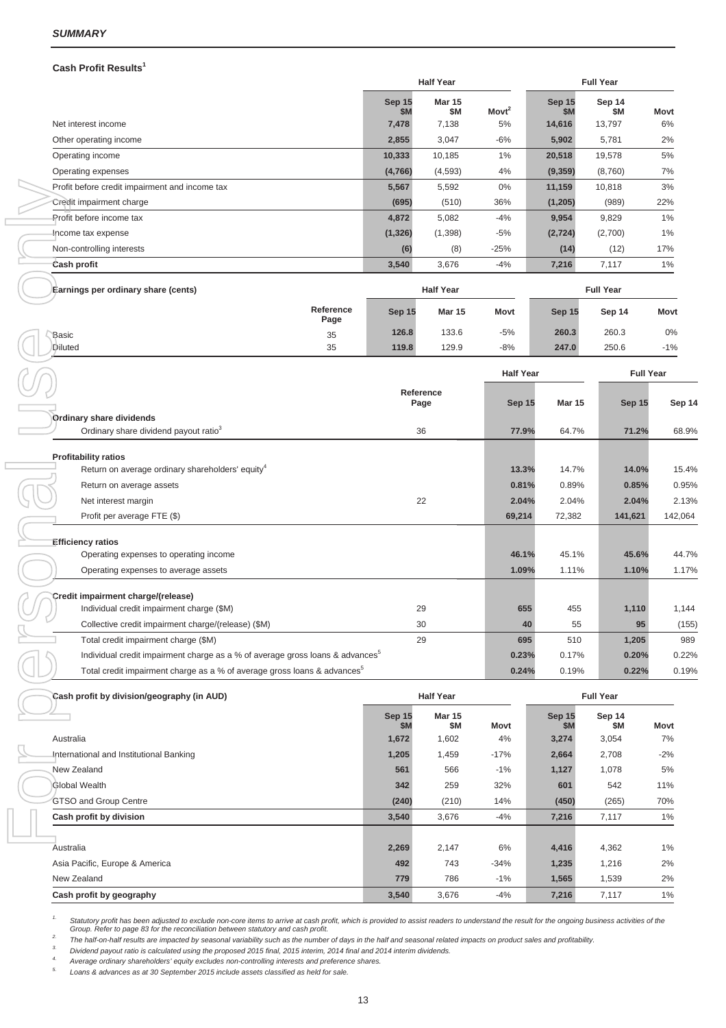## SUMMARY

### Cash Profit Results[1]

| | Half Year | | | Full Year | | |
|---|---|---|---|---|---|---|
| | **Sep 15 $M** | Mar 15 $M | Movt[2] | **Sep 15 $M** | Sep 14 $M | Movt |
| Net interest income | **7,478** | 7,138 | 5% | **14,616** | 13,797 | 6% |
| Other operating income | **2,855** | 3,047 | -6% | **5,902** | 5,781 | 2% |
| Operating income | **10,333** | 10,185 | 1% | **20,518** | 19,578 | 5% |
| Operating expenses | **(4,766)** | (4,593) | 4% | **(9,359)** | (8,760) | 7% |
| Profit before credit impairment and income tax | **5,567** | 5,592 | 0% | **11,159** | 10,818 | 3% |
| Credit impairment charge | **(695)** | (510) | 36% | **(1,205)** | (989) | 22% |
| Profit before income tax | **4,872** | 5,082 | -4% | **9,954** | 9,829 | 1% |
| Income tax expense | **(1,326)** | (1,398) | -5% | **(2,724)** | (2,700) | 1% |
| Non-controlling interests | **(6)** | (8) | -25% | **(14)** | (12) | 17% |
| **Cash profit** | **3,540** | 3,676 | -4% | **7,216** | 7,117 | 1% |

| Earnings per ordinary share (cents) | Reference Page | Half Year | | | Full Year | | |
|---|---|---|---|---|---|---|---|
| | | **Sep 15** | Mar 15 | Movt | **Sep 15** | Sep 14 | Movt |
| Basic | 35 | **126.8** | 133.6 | -5% | **260.3** | 260.3 | 0% |
| Diluted | 35 | **119.8** | 129.9 | -8% | **247.0** | 250.6 | -1% |

| | Reference Page | Half Year | | Full Year | |
|---|---|---|---|---|---|
| | | **Sep 15** | Mar 15 | **Sep 15** | Sep 14 |
| **Ordinary share dividends** | | | | | |
| Ordinary share dividend payout ratio[3] | 36 | **77.9%** | 64.7% | **71.2%** | 68.9% |
| **Profitability ratios** | | | | | |
| Return on average ordinary shareholders' equity[4] | | **13.3%** | 14.7% | **14.0%** | 15.4% |
| Return on average assets | | **0.81%** | 0.89% | **0.85%** | 0.95% |
| Net interest margin | 22 | **2.04%** | 2.04% | **2.04%** | 2.13% |
| Profit per average FTE ($) | | **69,214** | 72,382 | **141,621** | 142,064 |
| **Efficiency ratios** | | | | | |
| Operating expenses to operating income | | **46.1%** | 45.1% | **45.6%** | 44.7% |
| Operating expenses to average assets | | **1.09%** | 1.11% | **1.10%** | 1.17% |
| **Credit impairment charge/(release)** | | | | | |
| Individual credit impairment charge ($M) | 29 | **655** | 455 | **1,110** | 1,144 |
| Collective credit impairment charge/(release) ($M) | 30 | **40** | 55 | **95** | (155) |
| Total credit impairment charge ($M) | 29 | **695** | 510 | **1,205** | 989 |
| Individual credit impairment charge as a % of average gross loans & advances[5] | | **0.23%** | 0.17% | **0.20%** | 0.22% |
| Total credit impairment charge as a % of average gross loans & advances[5] | | **0.24%** | 0.19% | **0.22%** | 0.19% |

| Cash profit by division/geography (in AUD) | Half Year | | | Full Year | | |
|---|---|---|---|---|---|---|
| | **Sep 15 $M** | Mar 15 $M | Movt | **Sep 15 $M** | Sep 14 $M | Movt |
| Australia | **1,672** | 1,602 | 4% | **3,274** | 3,054 | 7% |
| International and Institutional Banking | **1,205** | 1,459 | -17% | **2,664** | 2,708 | -2% |
| New Zealand | **561** | 566 | -1% | **1,127** | 1,078 | 5% |
| Global Wealth | **342** | 259 | 32% | **601** | 542 | 11% |
| GTSO and Group Centre | **(240)** | (210) | 14% | **(450)** | (265) | 70% |
| **Cash profit by division** | **3,540** | 3,676 | -4% | **7,216** | 7,117 | 1% |
| | | | | | | |
| Australia | **2,269** | 2,147 | 6% | **4,416** | 4,362 | 1% |
| Asia Pacific, Europe & America | **492** | 743 | -34% | **1,235** | 1,216 | 2% |
| New Zealand | **779** | 786 | -1% | **1,565** | 1,539 | 2% |
| **Cash profit by geography** | **3,540** | 3,676 | -4% | **7,216** | 7,117 | 1% |

1. *Statutory profit has been adjusted to exclude non-core items to arrive at cash profit, which is provided to assist readers to understand the result for the ongoing business activities of the Group. Refer to page 83 for the reconciliation between statutory and cash profit.*
2. *The half-on-half results are impacted by seasonal variability such as the number of days in the half and seasonal related impacts on product sales and profitability.*
3. *Dividend payout ratio is calculated using the proposed 2015 final, 2015 interim, 2014 final and 2014 interim dividends.*
4. *Average ordinary shareholders' equity excludes non-controlling interests and preference shares.*
5. *Loans & advances as at 30 September 2015 include assets classified as held for sale.*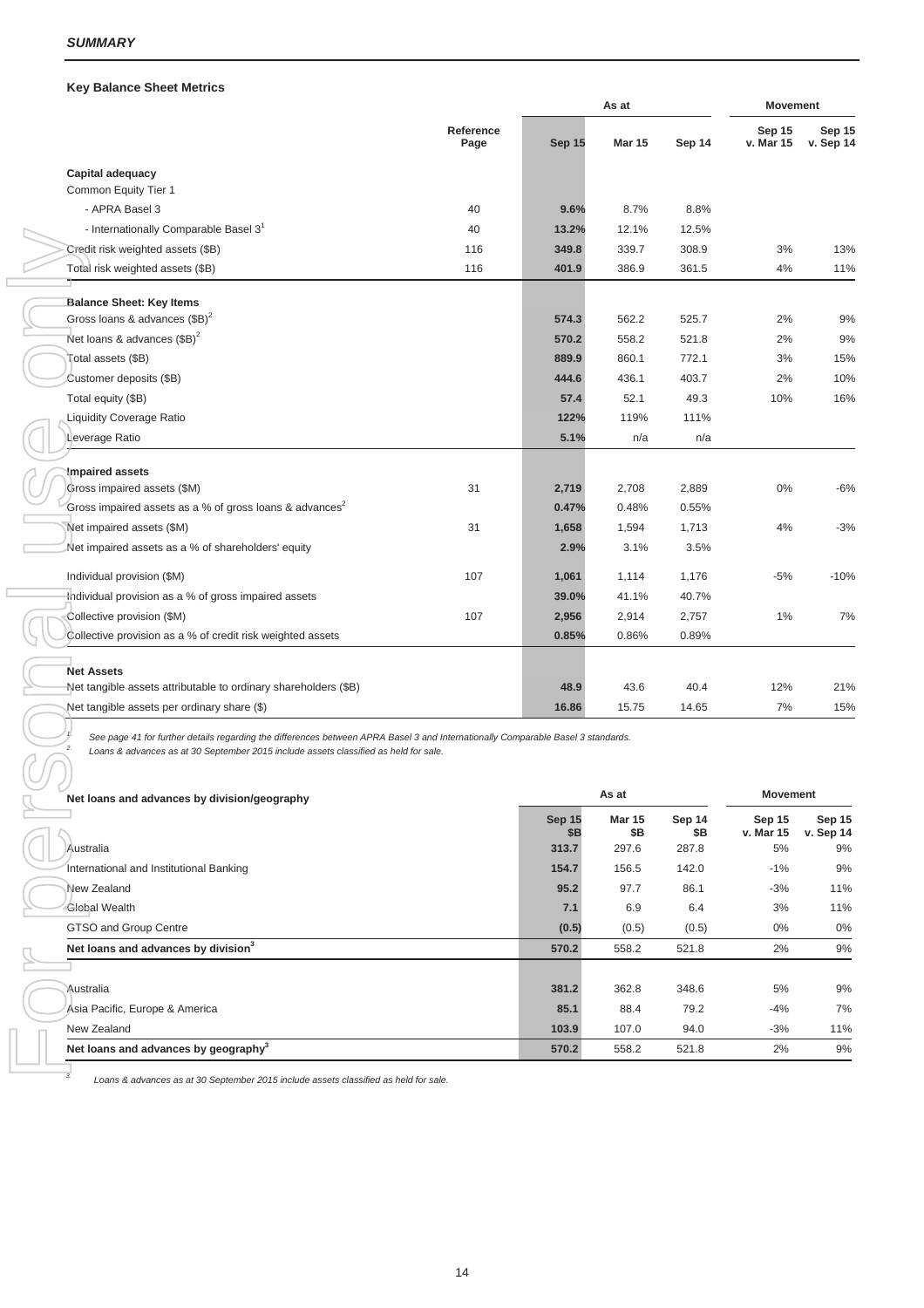*SUMMARY*

### Key Balance Sheet Metrics

| | Reference Page | As at Sep 15 | Mar 15 | Sep 14 | Movement Sep 15 v. Mar 15 | Sep 15 v. Sep 14 |
|---|---|---|---|---|---|---|
| **Capital adequacy** | | | | | | |
| Common Equity Tier 1 | | | | | | |
| - APRA Basel 3 | 40 | **9.6%** | 8.7% | 8.8% | | |
| - Internationally Comparable Basel 3[1] | 40 | **13.2%** | 12.1% | 12.5% | | |
| Credit risk weighted assets ($B) | 116 | **349.8** | 339.7 | 308.9 | 3% | 13% |
| Total risk weighted assets ($B) | 116 | **401.9** | 386.9 | 361.5 | 4% | 11% |
| **Balance Sheet: Key Items** | | | | | | |
| Gross loans & advances ($B)[2] | | **574.3** | 562.2 | 525.7 | 2% | 9% |
| Net loans & advances ($B)[2] | | **570.2** | 558.2 | 521.8 | 2% | 9% |
| Total assets ($B) | | **889.9** | 860.1 | 772.1 | 3% | 15% |
| Customer deposits ($B) | | **444.6** | 436.1 | 403.7 | 2% | 10% |
| Total equity ($B) | | **57.4** | 52.1 | 49.3 | 10% | 16% |
| Liquidity Coverage Ratio | | **122%** | 119% | 111% | | |
| Leverage Ratio | | **5.1%** | n/a | n/a | | |
| **Impaired assets** | | | | | | |
| Gross impaired assets ($M) | 31 | **2,719** | 2,708 | 2,889 | 0% | -6% |
| Gross impaired assets as a % of gross loans & advances[2] | | **0.47%** | 0.48% | 0.55% | | |
| Net impaired assets ($M) | 31 | **1,658** | 1,594 | 1,713 | 4% | -3% |
| Net impaired assets as a % of shareholders' equity | | **2.9%** | 3.1% | 3.5% | | |
| Individual provision ($M) | 107 | **1,061** | 1,114 | 1,176 | -5% | -10% |
| Individual provision as a % of gross impaired assets | | **39.0%** | 41.1% | 40.7% | | |
| Collective provision ($M) | 107 | **2,956** | 2,914 | 2,757 | 1% | 7% |
| Collective provision as a % of credit risk weighted assets | | **0.85%** | 0.86% | 0.89% | | |
| **Net Assets** | | | | | | |
| Net tangible assets attributable to ordinary shareholders ($B) | | **48.9** | 43.6 | 40.4 | 12% | 21% |
| Net tangible assets per ordinary share ($) | | **16.86** | 15.75 | 14.65 | 7% | 15% |

1. *See page 41 for further details regarding the differences between APRA Basel 3 and Internationally Comparable Basel 3 standards.*
2. *Loans & advances as at 30 September 2015 include assets classified as held for sale.*

### Net loans and advances by division/geography

| | As at Sep 15 $B | Mar 15 $B | Sep 14 $B | Movement Sep 15 v. Mar 15 | Sep 15 v. Sep 14 |
|---|---|---|---|---|---|
| Australia | **313.7** | 297.6 | 287.8 | 5% | 9% |
| International and Institutional Banking | **154.7** | 156.5 | 142.0 | -1% | 9% |
| New Zealand | **95.2** | 97.7 | 86.1 | -3% | 11% |
| Global Wealth | **7.1** | 6.9 | 6.4 | 3% | 11% |
| GTSO and Group Centre | **(0.5)** | (0.5) | (0.5) | 0% | 0% |
| **Net loans and advances by division[3]** | **570.2** | 558.2 | 521.8 | 2% | 9% |
| | | | | | |
| Australia | **381.2** | 362.8 | 348.6 | 5% | 9% |
| Asia Pacific, Europe & America | **85.1** | 88.4 | 79.2 | -4% | 7% |
| New Zealand | **103.9** | 107.0 | 94.0 | -3% | 11% |
| **Net loans and advances by geography[3]** | **570.2** | 558.2 | 521.8 | 2% | 9% |

3. *Loans & advances as at 30 September 2015 include assets classified as held for sale.*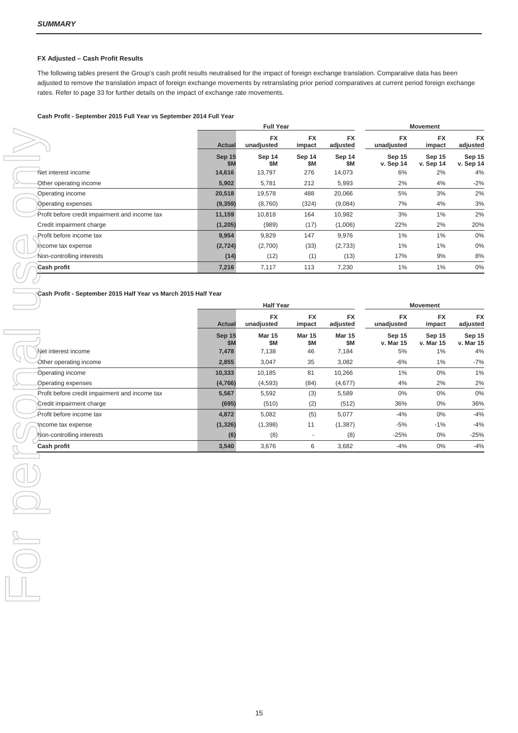### FX Adjusted – Cash Profit Results

The following tables present the Group's cash profit results neutralised for the impact of foreign exchange translation. Comparative data has been adjusted to remove the translation impact of foreign exchange movements by retranslating prior period comparatives at current period foreign exchange rates. Refer to page 33 for further details on the impact of exchange rate movements.

**Cash Profit - September 2015 Full Year vs September 2014 Full Year**

| | Full Year | | | | Movement | | |
|---|---|---|---|---|---|---|---|
| | Actual | FX unadjusted | FX impact | FX adjusted | FX unadjusted | FX impact | FX adjusted |
| | Sep 15 $M | Sep 14 $M | Sep 14 $M | Sep 14 $M | Sep 15 v. Sep 14 | Sep 15 v. Sep 14 | Sep 15 v. Sep 14 |
| Net interest income | 14,616 | 13,797 | 276 | 14,073 | 6% | 2% | 4% |
| Other operating income | 5,902 | 5,781 | 212 | 5,993 | 2% | 4% | -2% |
| Operating income | 20,518 | 19,578 | 488 | 20,066 | 5% | 3% | 2% |
| Operating expenses | (9,359) | (8,760) | (324) | (9,084) | 7% | 4% | 3% |
| Profit before credit impairment and income tax | 11,159 | 10,818 | 164 | 10,982 | 3% | 1% | 2% |
| Credit impairment charge | (1,205) | (989) | (17) | (1,006) | 22% | 2% | 20% |
| Profit before income tax | 9,954 | 9,829 | 147 | 9,976 | 1% | 1% | 0% |
| Income tax expense | (2,724) | (2,700) | (33) | (2,733) | 1% | 1% | 0% |
| Non-controlling interests | (14) | (12) | (1) | (13) | 17% | 9% | 8% |
| **Cash profit** | 7,216 | 7,117 | 113 | 7,230 | 1% | 1% | 0% |

**Cash Profit - September 2015 Half Year vs March 2015 Half Year**

| | Half Year | | | | Movement | | |
|---|---|---|---|---|---|---|---|
| | Actual | FX unadjusted | FX impact | FX adjusted | FX unadjusted | FX impact | FX adjusted |
| | Sep 15 $M | Mar 15 $M | Mar 15 $M | Mar 15 $M | Sep 15 v. Mar 15 | Sep 15 v. Mar 15 | Sep 15 v. Mar 15 |
| Net interest income | 7,478 | 7,138 | 46 | 7,184 | 5% | 1% | 4% |
| Other operating income | 2,855 | 3,047 | 35 | 3,082 | -6% | 1% | -7% |
| Operating income | 10,333 | 10,185 | 81 | 10,266 | 1% | 0% | 1% |
| Operating expenses | (4,766) | (4,593) | (84) | (4,677) | 4% | 2% | 2% |
| Profit before credit impairment and income tax | 5,567 | 5,592 | (3) | 5,589 | 0% | 0% | 0% |
| Credit impairment charge | (695) | (510) | (2) | (512) | 36% | 0% | 36% |
| Profit before income tax | 4,872 | 5,082 | (5) | 5,077 | -4% | 0% | -4% |
| Income tax expense | (1,326) | (1,398) | 11 | (1,387) | -5% | -1% | -4% |
| Non-controlling interests | (6) | (8) | - | (8) | -25% | 0% | -25% |
| **Cash profit** | 3,540 | 3,676 | 6 | 3,682 | -4% | 0% | -4% |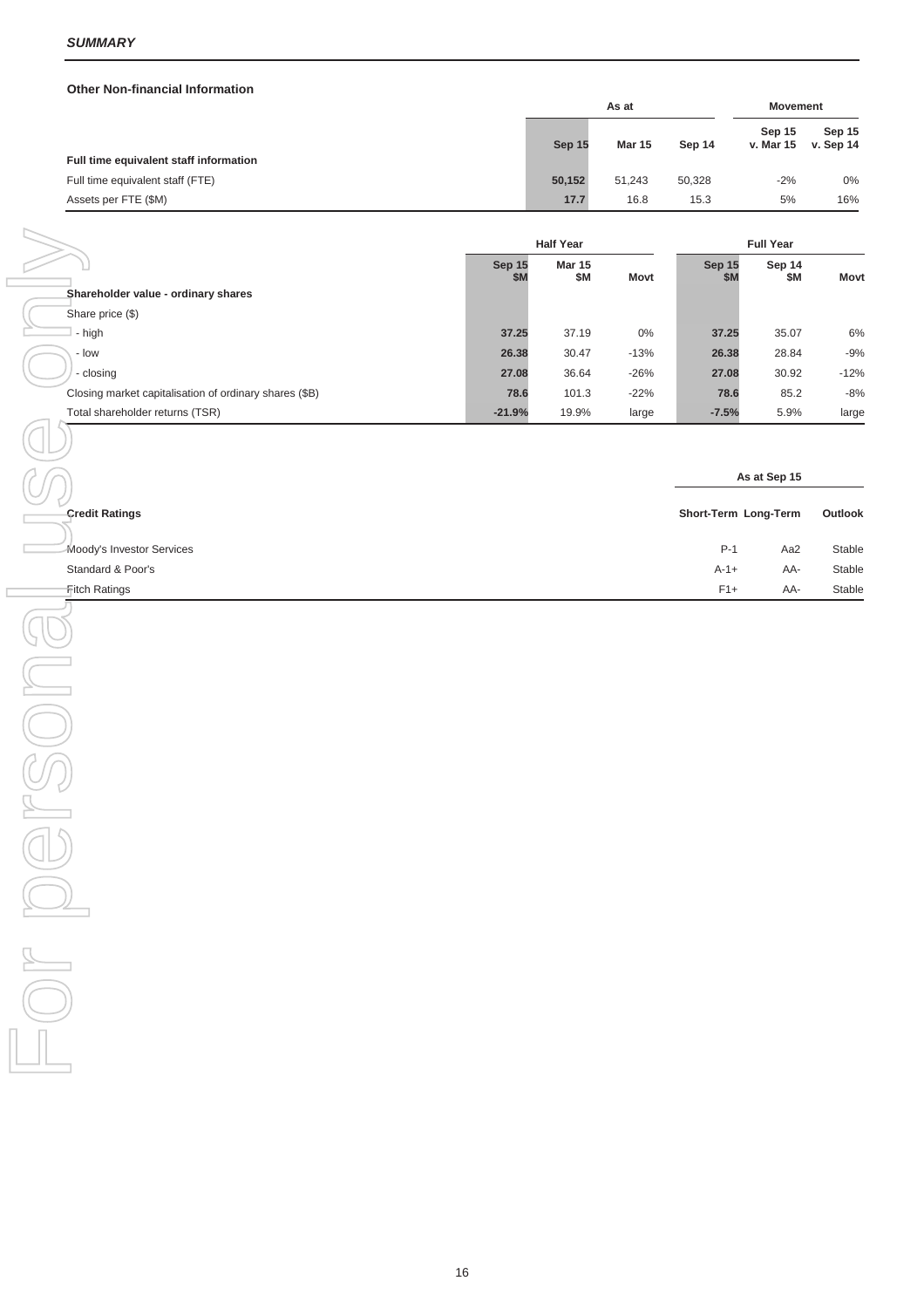***SUMMARY***

**Other Non-financial Information**

| | As at | | | Movement | |
|---|---|---|---|---|---|
| | **Sep 15** | **Mar 15** | **Sep 14** | **Sep 15 v. Mar 15** | **Sep 15 v. Sep 14** |
| **Full time equivalent staff information** | | | | | |
| Full time equivalent staff (FTE) | **50,152** | 51,243 | 50,328 | -2% | 0% |
| Assets per FTE ($M) | **17.7** | 16.8 | 15.3 | 5% | 16% |

| | Half Year | | | Full Year | | |
|---|---|---|---|---|---|---|
| | **Sep 15 $M** | **Mar 15 $M** | **Movt** | **Sep 15 $M** | **Sep 14 $M** | **Movt** |
| **Shareholder value - ordinary shares** | | | | | | |
| Share price ($) | | | | | | |
| - high | **37.25** | 37.19 | 0% | **37.25** | 35.07 | 6% |
| - low | **26.38** | 30.47 | -13% | **26.38** | 28.84 | -9% |
| - closing | **27.08** | 36.64 | -26% | **27.08** | 30.92 | -12% |
| Closing market capitalisation of ordinary shares ($B) | **78.6** | 101.3 | -22% | **78.6** | 85.2 | -8% |
| Total shareholder returns (TSR) | **-21.9%** | 19.9% | large | **-7.5%** | 5.9% | large |

| | As at Sep 15 | | |
|---|---|---|---|
| **Credit Ratings** | **Short-Term** | **Long-Term** | **Outlook** |
| Moody's Investor Services | P-1 | Aa2 | Stable |
| Standard & Poor's | A-1+ | AA- | Stable |
| Fitch Ratings | F1+ | AA- | Stable |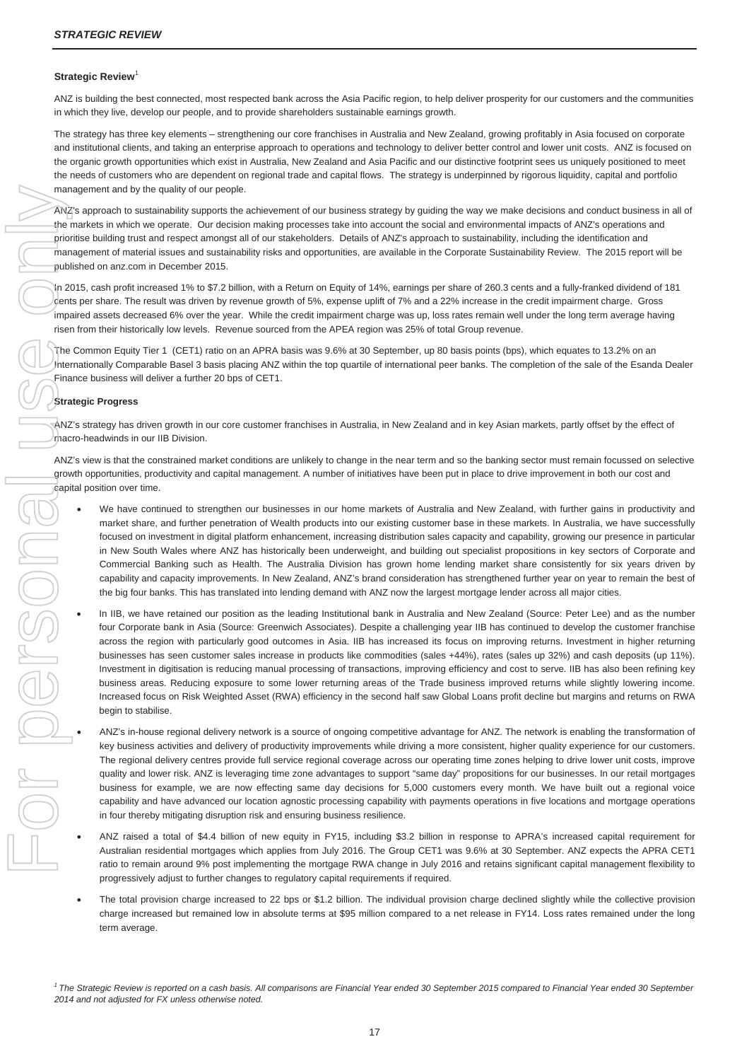## Strategic Review[1]

ANZ is building the best connected, most respected bank across the Asia Pacific region, to help deliver prosperity for our customers and the communities in which they live, develop our people, and to provide shareholders sustainable earnings growth.

The strategy has three key elements – strengthening our core franchises in Australia and New Zealand, growing profitably in Asia focused on corporate and institutional clients, and taking an enterprise approach to operations and technology to deliver better control and lower unit costs. ANZ is focused on the organic growth opportunities which exist in Australia, New Zealand and Asia Pacific and our distinctive footprint sees us uniquely positioned to meet the needs of customers who are dependent on regional trade and capital flows. The strategy is underpinned by rigorous liquidity, capital and portfolio management and by the quality of our people.

ANZ's approach to sustainability supports the achievement of our business strategy by guiding the way we make decisions and conduct business in all of the markets in which we operate. Our decision making processes take into account the social and environmental impacts of ANZ's operations and prioritise building trust and respect amongst all of our stakeholders. Details of ANZ's approach to sustainability, including the identification and management of material issues and sustainability risks and opportunities, are available in the Corporate Sustainability Review. The 2015 report will be published on anz.com in December 2015.

In 2015, cash profit increased 1% to $7.2 billion, with a Return on Equity of 14%, earnings per share of 260.3 cents and a fully-franked dividend of 181 cents per share. The result was driven by revenue growth of 5%, expense uplift of 7% and a 22% increase in the credit impairment charge. Gross impaired assets decreased 6% over the year. While the credit impairment charge was up, loss rates remain well under the long term average having risen from their historically low levels. Revenue sourced from the APEA region was 25% of total Group revenue.

The Common Equity Tier 1 (CET1) ratio on an APRA basis was 9.6% at 30 September, up 80 basis points (bps), which equates to 13.2% on an Internationally Comparable Basel 3 basis placing ANZ within the top quartile of international peer banks. The completion of the sale of the Esanda Dealer Finance business will deliver a further 20 bps of CET1.

### Strategic Progress

ANZ's strategy has driven growth in our core customer franchises in Australia, in New Zealand and in key Asian markets, partly offset by the effect of macro-headwinds in our IIB Division.

ANZ's view is that the constrained market conditions are unlikely to change in the near term and so the banking sector must remain focussed on selective growth opportunities, productivity and capital management. A number of initiatives have been put in place to drive improvement in both our cost and capital position over time.

- We have continued to strengthen our businesses in our home markets of Australia and New Zealand, with further gains in productivity and market share, and further penetration of Wealth products into our existing customer base in these markets. In Australia, we have successfully focused on investment in digital platform enhancement, increasing distribution sales capacity and capability, growing our presence in particular in New South Wales where ANZ has historically been underweight, and building out our specialist propositions in key sectors of Corporate and Commercial Banking such as Health. The Australia Division has grown home lending market share consistently for six years driven by capability and capacity improvements. In New Zealand, ANZ's brand consideration has strengthened further year on year to remain the best of the big four banks. This has translated into lending demand with ANZ now the largest mortgage lender across all major cities.
- In IIB, we have retained our position as the leading Institutional bank in Australia and New Zealand (Source: Peter Lee) and as the number four Corporate bank in Asia (Source: Greenwich Associates). Despite a challenging year IIB has continued to develop the customer franchise across the region with particularly good outcomes in Asia. IIB has increased its focus on improving returns. Investment in higher returning businesses has seen customer sales increase in products like commodities (sales +44%), rates (sales up 32%) and cash deposits (up 11%). Investment in digitisation is reducing manual processing of transactions, improving efficiency and cost to serve. IIB has also been refining key business areas. Reducing exposure to some lower returning areas of the Trade business improved returns while slightly lowering income. Increased focus on Risk Weighted Asset (RWA) efficiency in the second half saw Global Loans profit decline but margins and returns on RWA begin to stabilise.
- ANZ's in-house regional delivery network is a source of ongoing competitive advantage for ANZ. The network is enabling the transformation of key business activities and delivery of productivity improvements while driving a more consistent, higher quality experience for our customers. The regional delivery centres provide full service regional coverage across our operating time zones helping to drive lower unit costs, improve quality and lower risk. ANZ is leveraging time zone advantages to support "same day" propositions for our businesses. In our retail mortgages business for example, we are now effecting same day decisions for 5,000 customers every month. We have built out a regional voice capability and have advanced our location agnostic processing capability with payments operations in five locations and mortgage operations in four thereby mitigating disruption risk and ensuring business resilience.
- ANZ raised a total of $4.4 billion of new equity in FY15, including $3.2 billion in response to APRA's increased capital requirement for Australian residential mortgages which applies from July 2016. The Group CET1 was 9.6% at 30 September. ANZ expects the APRA CET1 ratio to remain around 9% post implementing the mortgage RWA change in July 2016 and retains significant capital management flexibility to progressively adjust to further changes to regulatory capital requirements if required.
- The total provision charge increased to 22 bps or $1.2 billion. The individual provision charge declined slightly while the collective provision charge increased but remained low in absolute terms at $95 million compared to a net release in FY14. Loss rates remained under the long term average.

*[1] The Strategic Review is reported on a cash basis. All comparisons are Financial Year ended 30 September 2015 compared to Financial Year ended 30 September 2014 and not adjusted for FX unless otherwise noted.*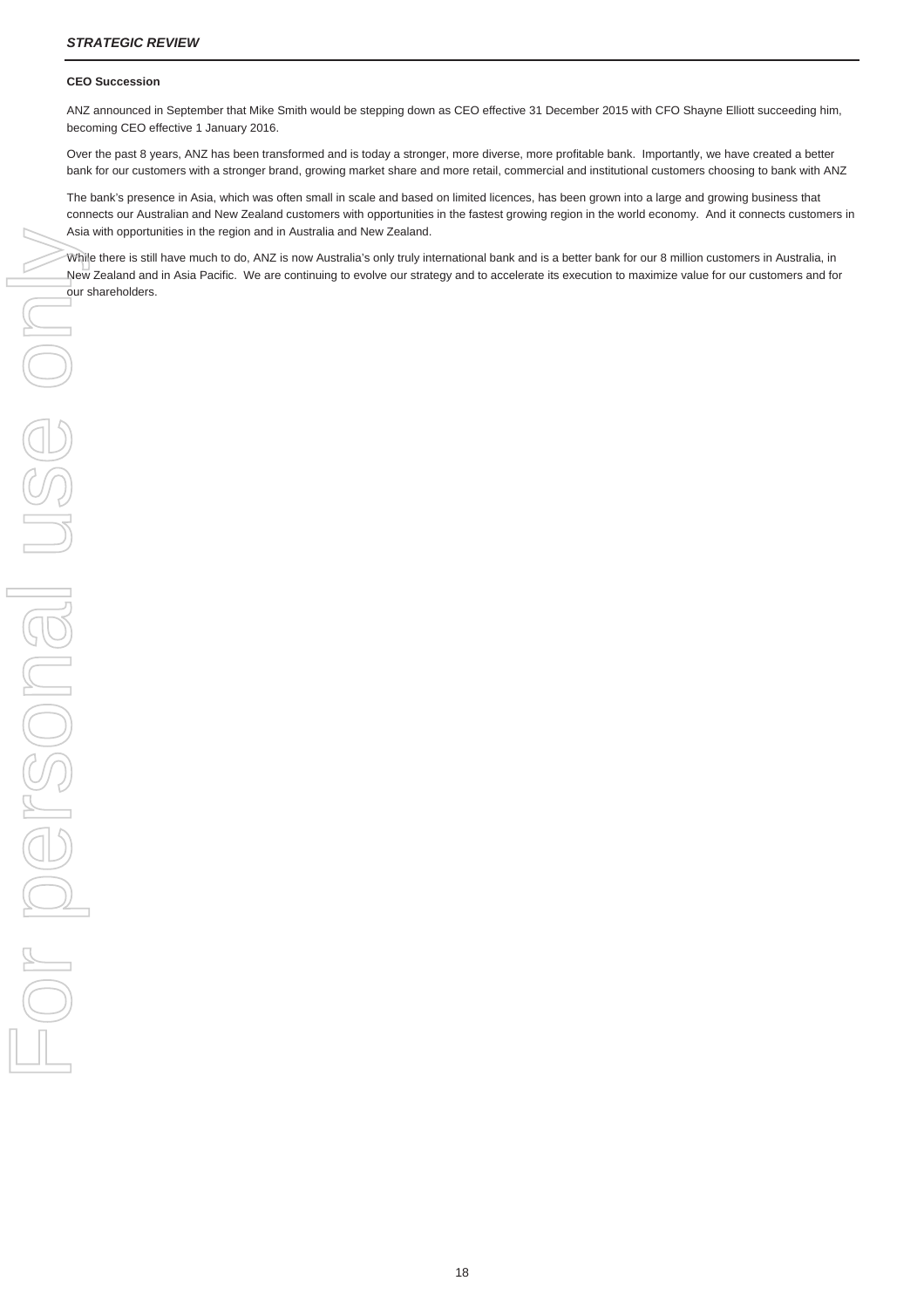## CEO Succession

ANZ announced in September that Mike Smith would be stepping down as CEO effective 31 December 2015 with CFO Shayne Elliott succeeding him, becoming CEO effective 1 January 2016.

Over the past 8 years, ANZ has been transformed and is today a stronger, more diverse, more profitable bank. Importantly, we have created a better bank for our customers with a stronger brand, growing market share and more retail, commercial and institutional customers choosing to bank with ANZ

The bank's presence in Asia, which was often small in scale and based on limited licences, has been grown into a large and growing business that connects our Australian and New Zealand customers with opportunities in the fastest growing region in the world economy. And it connects customers in Asia with opportunities in the region and in Australia and New Zealand.

While there is still have much to do, ANZ is now Australia's only truly international bank and is a better bank for our 8 million customers in Australia, in New Zealand and in Asia Pacific. We are continuing to evolve our strategy and to accelerate its execution to maximize value for our customers and for our shareholders.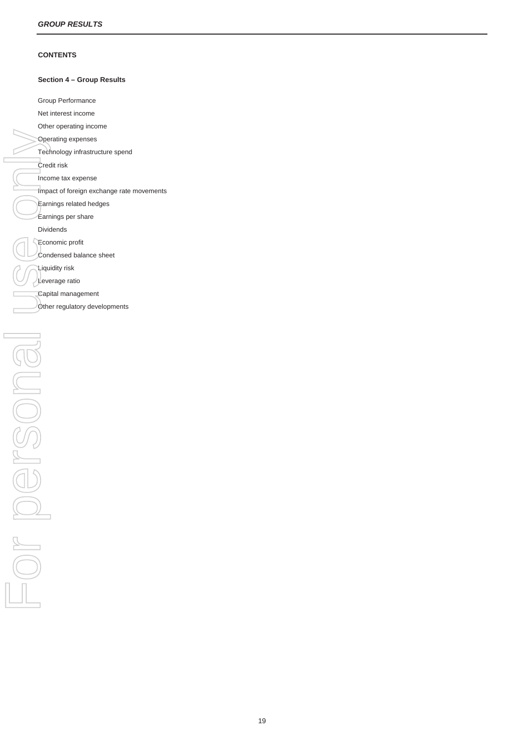## CONTENTS

### Section 4 – Group Results

Group Performance

Net interest income

Other operating income

Operating expenses

Technology infrastructure spend

Credit risk

Income tax expense

Impact of foreign exchange rate movements

Earnings related hedges

Earnings per share

Dividends

Economic profit

Condensed balance sheet

Liquidity risk

Leverage ratio

Capital management

Other regulatory developments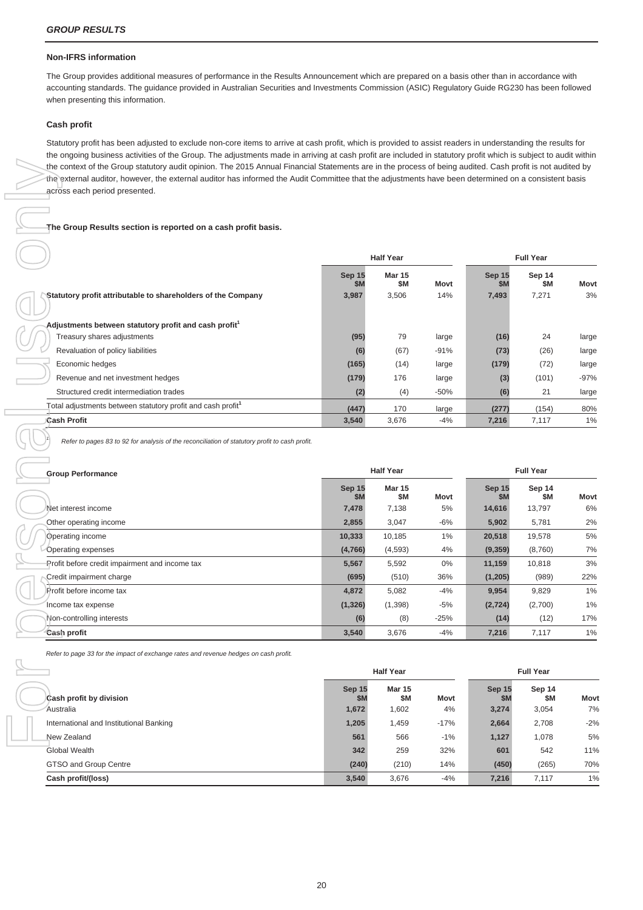## GROUP RESULTS

### Non-IFRS information

The Group provides additional measures of performance in the Results Announcement which are prepared on a basis other than in accordance with accounting standards. The guidance provided in Australian Securities and Investments Commission (ASIC) Regulatory Guide RG230 has been followed when presenting this information.

### Cash profit

Statutory profit has been adjusted to exclude non-core items to arrive at cash profit, which is provided to assist readers in understanding the results for the ongoing business activities of the Group. The adjustments made in arriving at cash profit are included in statutory profit which is subject to audit within the context of the Group statutory audit opinion. The 2015 Annual Financial Statements are in the process of being audited. Cash profit is not audited by the external auditor, however, the external auditor has informed the Audit Committee that the adjustments have been determined on a consistent basis across each period presented.

**The Group Results section is reported on a cash profit basis.**

| | Half Year | | | Full Year | | |
|---|---|---|---|---|---|---|
| | Sep 15 $M | Mar 15 $M | Movt | Sep 15 $M | Sep 14 $M | Movt |
| **Statutory profit attributable to shareholders of the Company** | **3,987** | 3,506 | 14% | **7,493** | 7,271 | 3% |
| **Adjustments between statutory profit and cash profit[1]** | | | | | | |
| Treasury shares adjustments | **(95)** | 79 | large | **(16)** | 24 | large |
| Revaluation of policy liabilities | **(6)** | (67) | -91% | **(73)** | (26) | large |
| Economic hedges | **(165)** | (14) | large | **(179)** | (72) | large |
| Revenue and net investment hedges | **(179)** | 176 | large | **(3)** | (101) | -97% |
| Structured credit intermediation trades | **(2)** | (4) | -50% | **(6)** | 21 | large |
| Total adjustments between statutory profit and cash profit[1] | **(447)** | 170 | large | **(277)** | (154) | 80% |
| **Cash Profit** | **3,540** | 3,676 | -4% | **7,216** | 7,117 | 1% |

1. *Refer to pages 83 to 92 for analysis of the reconciliation of statutory profit to cash profit.*

| **Group Performance** | Half Year | | | Full Year | | |
|---|---|---|---|---|---|---|
| | Sep 15 $M | Mar 15 $M | Movt | Sep 15 $M | Sep 14 $M | Movt |
| Net interest income | **7,478** | 7,138 | 5% | **14,616** | 13,797 | 6% |
| Other operating income | **2,855** | 3,047 | -6% | **5,902** | 5,781 | 2% |
| Operating income | **10,333** | 10,185 | 1% | **20,518** | 19,578 | 5% |
| Operating expenses | **(4,766)** | (4,593) | 4% | **(9,359)** | (8,760) | 7% |
| Profit before credit impairment and income tax | **5,567** | 5,592 | 0% | **11,159** | 10,818 | 3% |
| Credit impairment charge | **(695)** | (510) | 36% | **(1,205)** | (989) | 22% |
| Profit before income tax | **4,872** | 5,082 | -4% | **9,954** | 9,829 | 1% |
| Income tax expense | **(1,326)** | (1,398) | -5% | **(2,724)** | (2,700) | 1% |
| Non-controlling interests | **(6)** | (8) | -25% | **(14)** | (12) | 17% |
| **Cash profit** | **3,540** | 3,676 | -4% | **7,216** | 7,117 | 1% |

*Refer to page 33 for the impact of exchange rates and revenue hedges on cash profit.*

| | Half Year | | | Full Year | | |
|---|---|---|---|---|---|---|
| **Cash profit by division** | Sep 15 $M | Mar 15 $M | Movt | Sep 15 $M | Sep 14 $M | Movt |
| Australia | **1,672** | 1,602 | 4% | **3,274** | 3,054 | 7% |
| International and Institutional Banking | **1,205** | 1,459 | -17% | **2,664** | 2,708 | -2% |
| New Zealand | **561** | 566 | -1% | **1,127** | 1,078 | 5% |
| Global Wealth | **342** | 259 | 32% | **601** | 542 | 11% |
| GTSO and Group Centre | **(240)** | (210) | 14% | **(450)** | (265) | 70% |
| **Cash profit/(loss)** | **3,540** | 3,676 | -4% | **7,216** | 7,117 | 1% |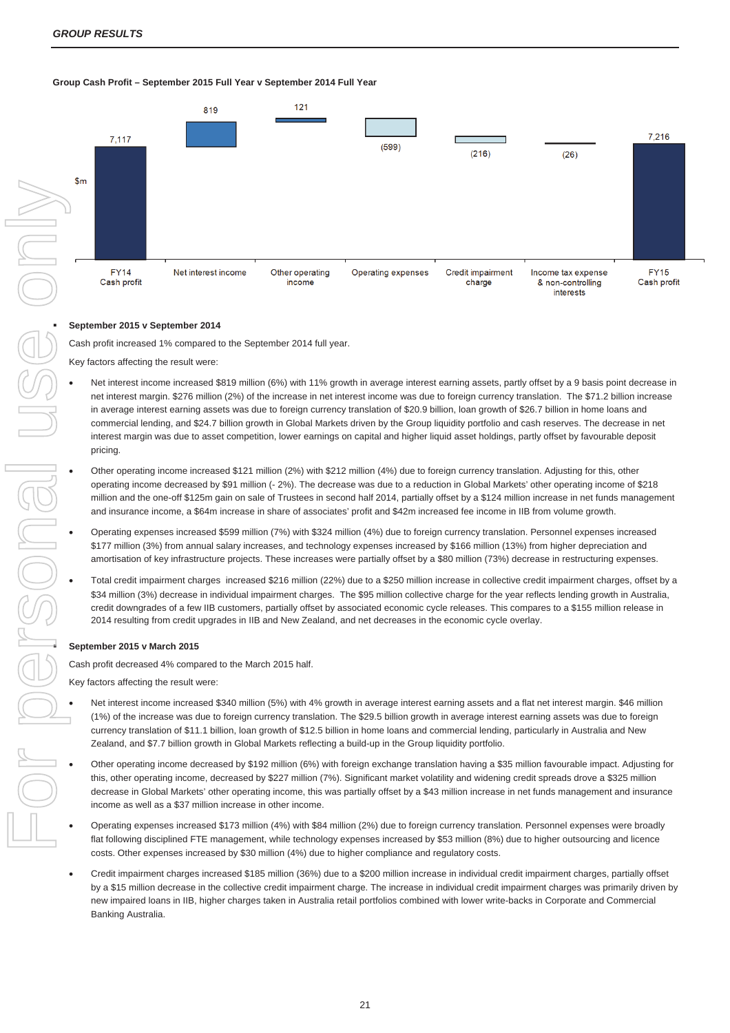*GROUP RESULTS*

**Group Cash Profit – September 2015 Full Year v September 2014 Full Year**

| $m | FY14 Cash profit | Net interest income | Other operating income | Operating expenses | Credit impairment charge | Income tax expense & non-controlling interests | FY15 Cash profit |
|---|---|---|---|---|---|---|---|
| | 7,117 | 819 | 121 | (599) | (216) | (26) | 7,216 |

- **September 2015 v September 2014**

Cash profit increased 1% compared to the September 2014 full year.

Key factors affecting the result were:

- Net interest income increased $819 million (6%) with 11% growth in average interest earning assets, partly offset by a 9 basis point decrease in net interest margin. $276 million (2%) of the increase in net interest income was due to foreign currency translation. The $71.2 billion increase in average interest earning assets was due to foreign currency translation of $20.9 billion, loan growth of $26.7 billion in home loans and commercial lending, and $24.7 billion growth in Global Markets driven by the Group liquidity portfolio and cash reserves. The decrease in net interest margin was due to asset competition, lower earnings on capital and higher liquid asset holdings, partly offset by favourable deposit pricing.
- Other operating income increased $121 million (2%) with $212 million (4%) due to foreign currency translation. Adjusting for this, other operating income decreased by $91 million (- 2%). The decrease was due to a reduction in Global Markets' other operating income of $218 million and the one-off $125m gain on sale of Trustees in second half 2014, partially offset by a $124 million increase in net funds management and insurance income, a $64m increase in share of associates' profit and $42m increased fee income in IIB from volume growth.
- Operating expenses increased $599 million (7%) with $324 million (4%) due to foreign currency translation. Personnel expenses increased $177 million (3%) from annual salary increases, and technology expenses increased by $166 million (13%) from higher depreciation and amortisation of key infrastructure projects. These increases were partially offset by a $80 million (73%) decrease in restructuring expenses.
- Total credit impairment charges increased $216 million (22%) due to a $250 million increase in collective credit impairment charges, offset by a $34 million (3%) decrease in individual impairment charges. The $95 million collective charge for the year reflects lending growth in Australia, credit downgrades of a few IIB customers, partially offset by associated economic cycle releases. This compares to a $155 million release in 2014 resulting from credit upgrades in IIB and New Zealand, and net decreases in the economic cycle overlay.

- **September 2015 v March 2015**

Cash profit decreased 4% compared to the March 2015 half.

Key factors affecting the result were:

- Net interest income increased $340 million (5%) with 4% growth in average interest earning assets and a flat net interest margin. $46 million (1%) of the increase was due to foreign currency translation. The $29.5 billion growth in average interest earning assets was due to foreign currency translation of $11.1 billion, loan growth of $12.5 billion in home loans and commercial lending, particularly in Australia and New Zealand, and $7.7 billion growth in Global Markets reflecting a build-up in the Group liquidity portfolio.
- Other operating income decreased by $192 million (6%) with foreign exchange translation having a $35 million favourable impact. Adjusting for this, other operating income, decreased by $227 million (7%). Significant market volatility and widening credit spreads drove a $325 million decrease in Global Markets' other operating income, this was partially offset by a $43 million increase in net funds management and insurance income as well as a $37 million increase in other income.
- Operating expenses increased $173 million (4%) with $84 million (2%) due to foreign currency translation. Personnel expenses were broadly flat following disciplined FTE management, while technology expenses increased by $53 million (8%) due to higher outsourcing and licence costs. Other expenses increased by $30 million (4%) due to higher compliance and regulatory costs.
- Credit impairment charges increased $185 million (36%) due to a $200 million increase in individual credit impairment charges, partially offset by a $15 million decrease in the collective credit impairment charge. The increase in individual credit impairment charges was primarily driven by new impaired loans in IIB, higher charges taken in Australia retail portfolios combined with lower write-backs in Corporate and Commercial Banking Australia.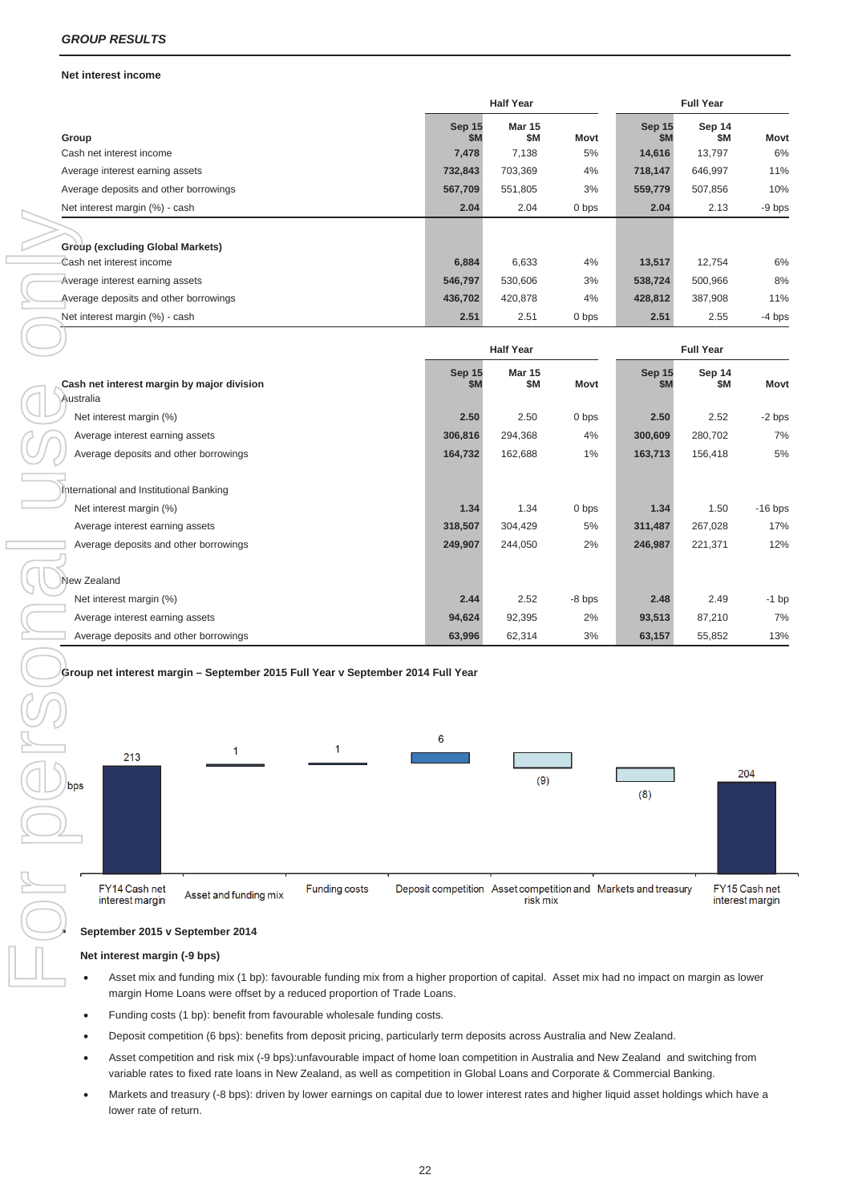*GROUP RESULTS*

**Net interest income**

| | Half Year | | | Full Year | | |
|---|---|---|---|---|---|---|
| **Group** | **Sep 15 $M** | **Mar 15 $M** | **Movt** | **Sep 15 $M** | **Sep 14 $M** | **Movt** |
| Cash net interest income | **7,478** | 7,138 | 5% | **14,616** | 13,797 | 6% |
| Average interest earning assets | **732,843** | 703,369 | 4% | **718,147** | 646,997 | 11% |
| Average deposits and other borrowings | **567,709** | 551,805 | 3% | **559,779** | 507,856 | 10% |
| Net interest margin (%) - cash | **2.04** | 2.04 | 0 bps | **2.04** | 2.13 | -9 bps |
| | | | | | | |
| **Group (excluding Global Markets)** | | | | | | |
| Cash net interest income | **6,884** | 6,633 | 4% | **13,517** | 12,754 | 6% |
| Average interest earning assets | **546,797** | 530,606 | 3% | **538,724** | 500,966 | 8% |
| Average deposits and other borrowings | **436,702** | 420,878 | 4% | **428,812** | 387,908 | 11% |
| Net interest margin (%) - cash | **2.51** | 2.51 | 0 bps | **2.51** | 2.55 | -4 bps |

| | Half Year | | | Full Year | | |
|---|---|---|---|---|---|---|
| **Cash net interest margin by major division** | **Sep 15 $M** | **Mar 15 $M** | **Movt** | **Sep 15 $M** | **Sep 14 $M** | **Movt** |
| Australia | | | | | | |
| Net interest margin (%) | **2.50** | 2.50 | 0 bps | **2.50** | 2.52 | -2 bps |
| Average interest earning assets | **306,816** | 294,368 | 4% | **300,609** | 280,702 | 7% |
| Average deposits and other borrowings | **164,732** | 162,688 | 1% | **163,713** | 156,418 | 5% |
| | | | | | | |
| International and Institutional Banking | | | | | | |
| Net interest margin (%) | **1.34** | 1.34 | 0 bps | **1.34** | 1.50 | -16 bps |
| Average interest earning assets | **318,507** | 304,429 | 5% | **311,487** | 267,028 | 17% |
| Average deposits and other borrowings | **249,907** | 244,050 | 2% | **246,987** | 221,371 | 12% |
| | | | | | | |
| New Zealand | | | | | | |
| Net interest margin (%) | **2.44** | 2.52 | -8 bps | **2.48** | 2.49 | -1 bp |
| Average interest earning assets | **94,624** | 92,395 | 2% | **93,513** | 87,210 | 7% |
| Average deposits and other borrowings | **63,996** | 62,314 | 3% | **63,157** | 55,852 | 13% |

**Group net interest margin – September 2015 Full Year v September 2014 Full Year**

| bps | FY14 Cash net interest margin | Asset and funding mix | Funding costs | Deposit competition | Asset competition and risk mix | Markets and treasury | FY15 Cash net interest margin |
|---|---|---|---|---|---|---|---|
| | 213 | 1 | 1 | 6 | (9) | (8) | 204 |

- **September 2015 v September 2014**

**Net interest margin (-9 bps)**

- Asset mix and funding mix (1 bp): favourable funding mix from a higher proportion of capital. Asset mix had no impact on margin as lower margin Home Loans were offset by a reduced proportion of Trade Loans.
- Funding costs (1 bp): benefit from favourable wholesale funding costs.
- Deposit competition (6 bps): benefits from deposit pricing, particularly term deposits across Australia and New Zealand.
- Asset competition and risk mix (-9 bps):unfavourable impact of home loan competition in Australia and New Zealand and switching from variable rates to fixed rate loans in New Zealand, as well as competition in Global Loans and Corporate & Commercial Banking.
- Markets and treasury (-8 bps): driven by lower earnings on capital due to lower interest rates and higher liquid asset holdings which have a lower rate of return.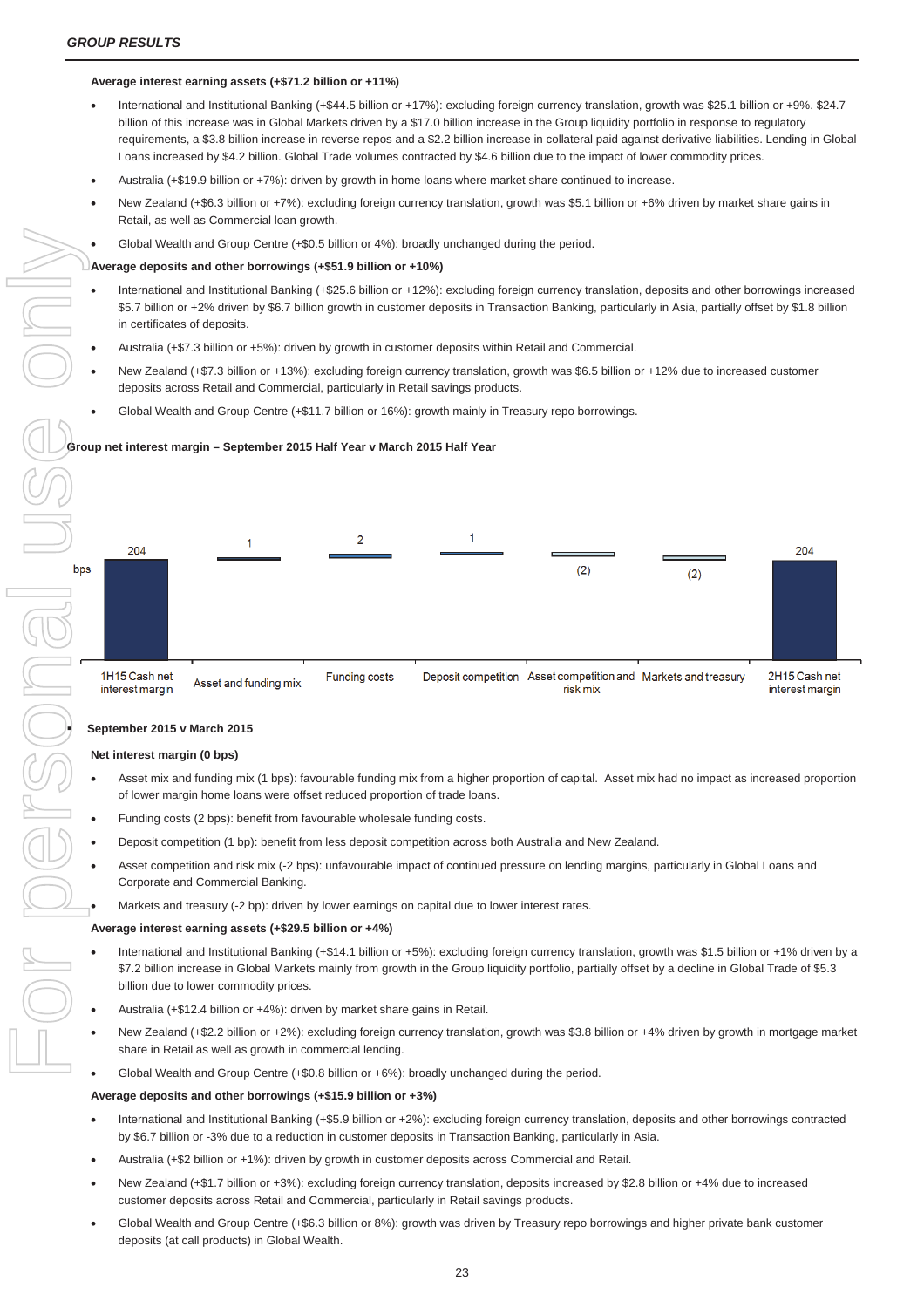**Average interest earning assets (+$71.2 billion or +11%)**

- International and Institutional Banking (+$44.5 billion or +17%): excluding foreign currency translation, growth was $25.1 billion or +9%. $24.7 billion of this increase was in Global Markets driven by a $17.0 billion increase in the Group liquidity portfolio in response to regulatory requirements, a $3.8 billion increase in reverse repos and a $2.2 billion increase in collateral paid against derivative liabilities. Lending in Global Loans increased by $4.2 billion. Global Trade volumes contracted by $4.6 billion due to the impact of lower commodity prices.
- Australia (+$19.9 billion or +7%): driven by growth in home loans where market share continued to increase.
- New Zealand (+$6.3 billion or +7%): excluding foreign currency translation, growth was $5.1 billion or +6% driven by market share gains in Retail, as well as Commercial loan growth.
- Global Wealth and Group Centre (+$0.5 billion or 4%): broadly unchanged during the period.

**Average deposits and other borrowings (+$51.9 billion or +10%)**

- International and Institutional Banking (+$25.6 billion or +12%): excluding foreign currency translation, deposits and other borrowings increased $5.7 billion or +2% driven by $6.7 billion growth in customer deposits in Transaction Banking, particularly in Asia, partially offset by $1.8 billion in certificates of deposits.
- Australia (+$7.3 billion or +5%): driven by growth in customer deposits within Retail and Commercial.
- New Zealand (+$7.3 billion or +13%): excluding foreign currency translation, growth was $6.5 billion or +12% due to increased customer deposits across Retail and Commercial, particularly in Retail savings products.
- Global Wealth and Group Centre (+$11.7 billion or 16%): growth mainly in Treasury repo borrowings.

**Group net interest margin – September 2015 Half Year v March 2015 Half Year**

| bps | 1H15 Cash net interest margin | Asset and funding mix | Funding costs | Deposit competition | Asset competition and risk mix | Markets and treasury | 2H15 Cash net interest margin |
|---|---|---|---|---|---|---|---|
| | 204 | 1 | 2 | 1 | (2) | (2) | 204 |

**September 2015 v March 2015**

**Net interest margin (0 bps)**

- Asset mix and funding mix (1 bps): favourable funding mix from a higher proportion of capital. Asset mix had no impact as increased proportion of lower margin home loans were offset reduced proportion of trade loans.
- Funding costs (2 bps): benefit from favourable wholesale funding costs.
- Deposit competition (1 bp): benefit from less deposit competition across both Australia and New Zealand.
- Asset competition and risk mix (-2 bps): unfavourable impact of continued pressure on lending margins, particularly in Global Loans and Corporate and Commercial Banking.
- Markets and treasury (-2 bp): driven by lower earnings on capital due to lower interest rates.

**Average interest earning assets (+$29.5 billion or +4%)**

- International and Institutional Banking (+$14.1 billion or +5%): excluding foreign currency translation, growth was $1.5 billion or +1% driven by a $7.2 billion increase in Global Markets mainly from growth in the Group liquidity portfolio, partially offset by a decline in Global Trade of $5.3 billion due to lower commodity prices.
- Australia (+$12.4 billion or +4%): driven by market share gains in Retail.
- New Zealand (+$2.2 billion or +2%): excluding foreign currency translation, growth was $3.8 billion or +4% driven by growth in mortgage market share in Retail as well as growth in commercial lending.
- Global Wealth and Group Centre (+$0.8 billion or +6%): broadly unchanged during the period.

**Average deposits and other borrowings (+$15.9 billion or +3%)**

- International and Institutional Banking (+$5.9 billion or +2%): excluding foreign currency translation, deposits and other borrowings contracted by $6.7 billion or -3% due to a reduction in customer deposits in Transaction Banking, particularly in Asia.
- Australia (+$2 billion or +1%): driven by growth in customer deposits across Commercial and Retail.
- New Zealand (+$1.7 billion or +3%): excluding foreign currency translation, deposits increased by $2.8 billion or +4% due to increased customer deposits across Retail and Commercial, particularly in Retail savings products.
- Global Wealth and Group Centre (+$6.3 billion or 8%): growth was driven by Treasury repo borrowings and higher private bank customer deposits (at call products) in Global Wealth.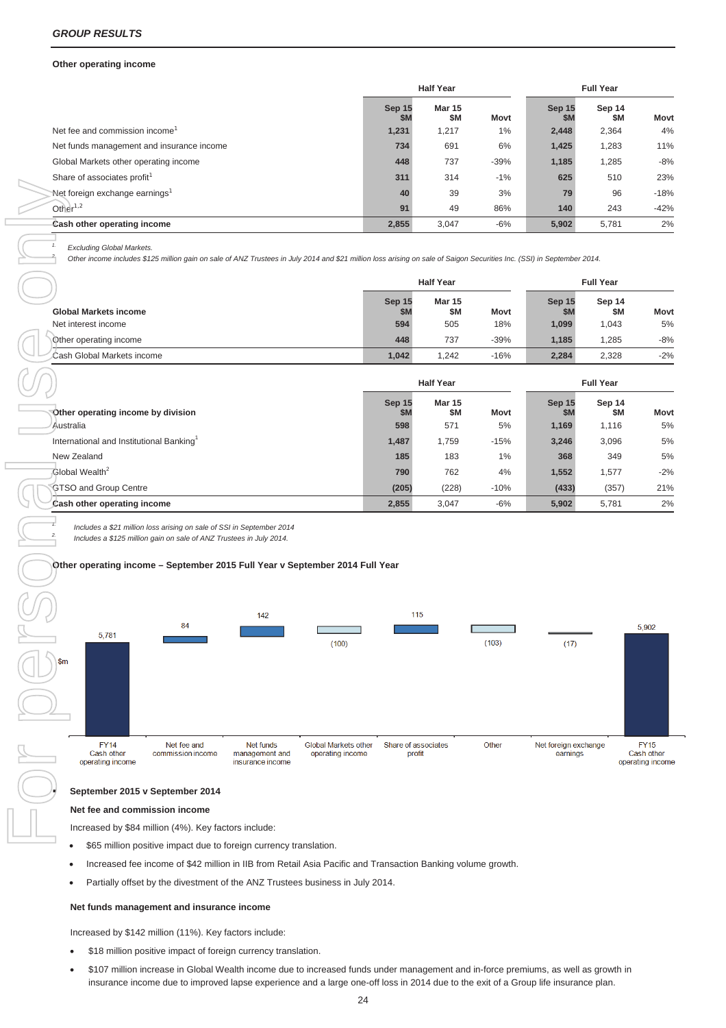**GROUP RESULTS**

### Other operating income

| | Half Year | | | Full Year | | |
|---|---|---|---|---|---|---|
| | Sep 15 $M | Mar 15 $M | Movt | Sep 15 $M | Sep 14 $M | Movt |
| Net fee and commission income[1] | 1,231 | 1,217 | 1% | 2,448 | 2,364 | 4% |
| Net funds management and insurance income | 734 | 691 | 6% | 1,425 | 1,283 | 11% |
| Global Markets other operating income | 448 | 737 | -39% | 1,185 | 1,285 | -8% |
| Share of associates profit[1] | 311 | 314 | -1% | 625 | 510 | 23% |
| Net foreign exchange earnings[1] | 40 | 39 | 3% | 79 | 96 | -18% |
| Other[1,2] | 91 | 49 | 86% | 140 | 243 | -42% |
| **Cash other operating income** | 2,855 | 3,047 | -6% | 5,902 | 5,781 | 2% |

1. *Excluding Global Markets.*
2. *Other income includes $125 million gain on sale of ANZ Trustees in July 2014 and $21 million loss arising on sale of Saigon Securities Inc. (SSI) in September 2014.*

| | Half Year | | | Full Year | | |
|---|---|---|---|---|---|---|
| **Global Markets income** | Sep 15 $M | Mar 15 $M | Movt | Sep 15 $M | Sep 14 $M | Movt |
| Net interest income | 594 | 505 | 18% | 1,099 | 1,043 | 5% |
| Other operating income | 448 | 737 | -39% | 1,185 | 1,285 | -8% |
| Cash Global Markets income | 1,042 | 1,242 | -16% | 2,284 | 2,328 | -2% |

| | Half Year | | | Full Year | | |
|---|---|---|---|---|---|---|
| **Other operating income by division** | Sep 15 $M | Mar 15 $M | Movt | Sep 15 $M | Sep 14 $M | Movt |
| Australia | 598 | 571 | 5% | 1,169 | 1,116 | 5% |
| International and Institutional Banking[1] | 1,487 | 1,759 | -15% | 3,246 | 3,096 | 5% |
| New Zealand | 185 | 183 | 1% | 368 | 349 | 5% |
| Global Wealth[2] | 790 | 762 | 4% | 1,552 | 1,577 | -2% |
| GTSO and Group Centre | (205) | (228) | -10% | (433) | (357) | 21% |
| **Cash other operating income** | 2,855 | 3,047 | -6% | 5,902 | 5,781 | 2% |

1. *Includes a $21 million loss arising on sale of SSI in September 2014*
2. *Includes a $125 million gain on sale of ANZ Trustees in July 2014.*

### Other operating income – September 2015 Full Year v September 2014 Full Year

| $m | FY14 Cash other operating income | Net fee and commission income | Net funds management and insurance income | Global Markets other operating income | Share of associates profit | Other | Net foreign exchange earnings | FY15 Cash other operating income |
|---|---|---|---|---|---|---|---|---|
| | 5,781 | 84 | 142 | (100) | 115 | (103) | (17) | 5,902 |

- **September 2015 v September 2014**

**Net fee and commission income**

Increased by $84 million (4%). Key factors include:

- $65 million positive impact due to foreign currency translation.
- Increased fee income of $42 million in IIB from Retail Asia Pacific and Transaction Banking volume growth.
- Partially offset by the divestment of the ANZ Trustees business in July 2014.

**Net funds management and insurance income**

Increased by $142 million (11%). Key factors include:

- $18 million positive impact of foreign currency translation.
- $107 million increase in Global Wealth income due to increased funds under management and in-force premiums, as well as growth in insurance income due to improved lapse experience and a large one-off loss in 2014 due to the exit of a Group life insurance plan.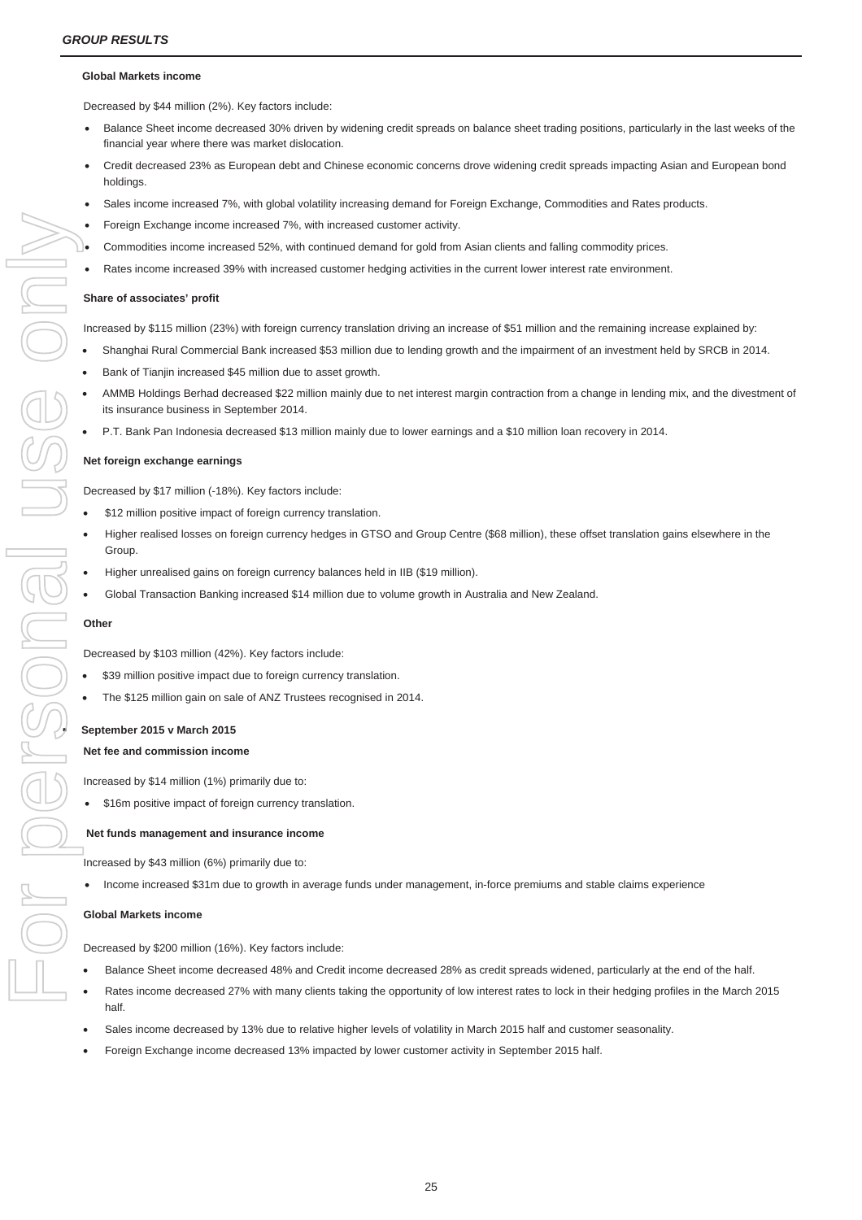**Global Markets income**

Decreased by $44 million (2%). Key factors include:

- Balance Sheet income decreased 30% driven by widening credit spreads on balance sheet trading positions, particularly in the last weeks of the financial year where there was market dislocation.
- Credit decreased 23% as European debt and Chinese economic concerns drove widening credit spreads impacting Asian and European bond holdings.
- Sales income increased 7%, with global volatility increasing demand for Foreign Exchange, Commodities and Rates products.
- Foreign Exchange income increased 7%, with increased customer activity.
- Commodities income increased 52%, with continued demand for gold from Asian clients and falling commodity prices.
- Rates income increased 39% with increased customer hedging activities in the current lower interest rate environment.

**Share of associates' profit**

Increased by $115 million (23%) with foreign currency translation driving an increase of $51 million and the remaining increase explained by:

- Shanghai Rural Commercial Bank increased $53 million due to lending growth and the impairment of an investment held by SRCB in 2014.
- Bank of Tianjin increased $45 million due to asset growth.
- AMMB Holdings Berhad decreased $22 million mainly due to net interest margin contraction from a change in lending mix, and the divestment of its insurance business in September 2014.
- P.T. Bank Pan Indonesia decreased $13 million mainly due to lower earnings and a $10 million loan recovery in 2014.

**Net foreign exchange earnings**

Decreased by $17 million (-18%). Key factors include:

- $12 million positive impact of foreign currency translation.
- Higher realised losses on foreign currency hedges in GTSO and Group Centre ($68 million), these offset translation gains elsewhere in the Group.
- Higher unrealised gains on foreign currency balances held in IIB ($19 million).
- Global Transaction Banking increased $14 million due to volume growth in Australia and New Zealand.

**Other**

Decreased by $103 million (42%). Key factors include:

- $39 million positive impact due to foreign currency translation.
- The $125 million gain on sale of ANZ Trustees recognised in 2014.

**September 2015 v March 2015**

**Net fee and commission income**

Increased by $14 million (1%) primarily due to:

- $16m positive impact of foreign currency translation.

**Net funds management and insurance income**

Increased by $43 million (6%) primarily due to:

- Income increased $31m due to growth in average funds under management, in-force premiums and stable claims experience

**Global Markets income**

Decreased by $200 million (16%). Key factors include:

- Balance Sheet income decreased 48% and Credit income decreased 28% as credit spreads widened, particularly at the end of the half.
- Rates income decreased 27% with many clients taking the opportunity of low interest rates to lock in their hedging profiles in the March 2015 half.
- Sales income decreased by 13% due to relative higher levels of volatility in March 2015 half and customer seasonality.
- Foreign Exchange income decreased 13% impacted by lower customer activity in September 2015 half.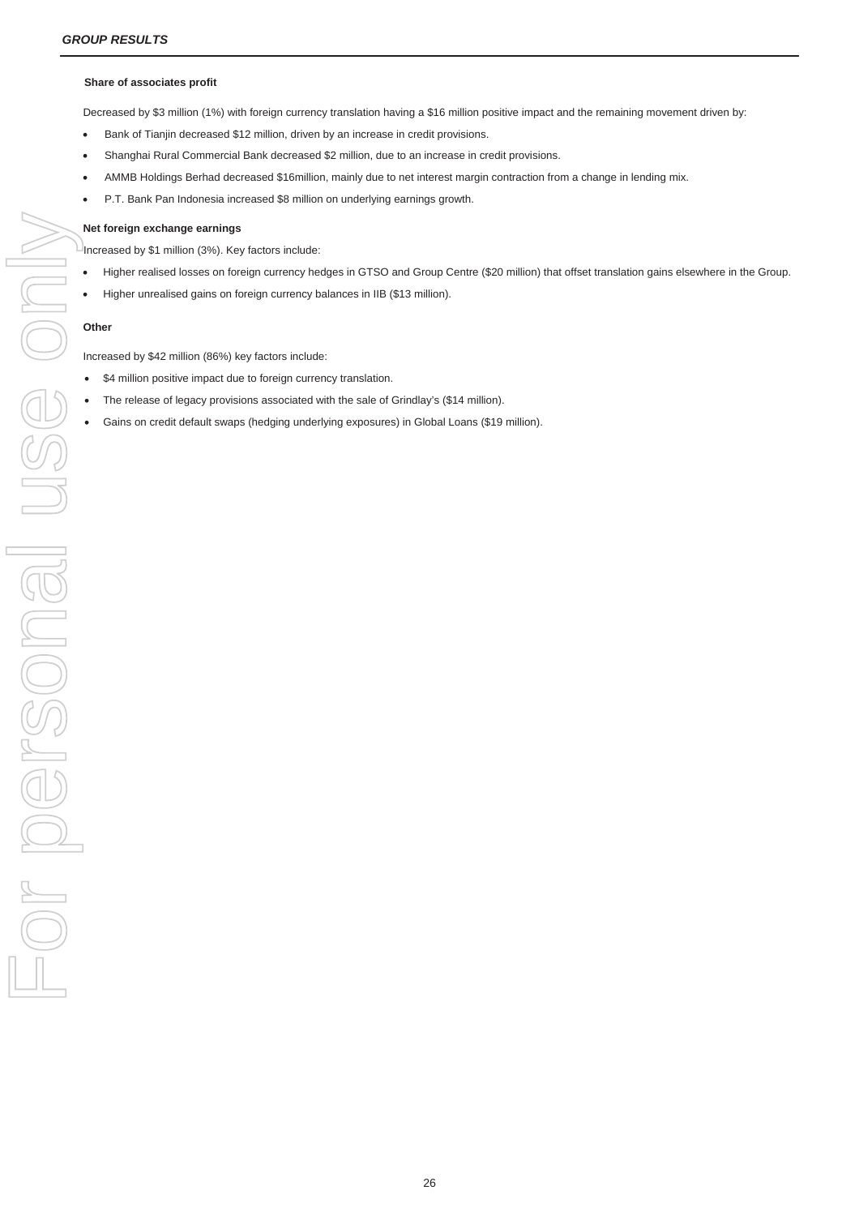### Share of associates profit

Decreased by $3 million (1%) with foreign currency translation having a $16 million positive impact and the remaining movement driven by:

- Bank of Tianjin decreased $12 million, driven by an increase in credit provisions.
- Shanghai Rural Commercial Bank decreased $2 million, due to an increase in credit provisions.
- AMMB Holdings Berhad decreased $16million, mainly due to net interest margin contraction from a change in lending mix.
- P.T. Bank Pan Indonesia increased $8 million on underlying earnings growth.

### Net foreign exchange earnings

Increased by $1 million (3%). Key factors include:

- Higher realised losses on foreign currency hedges in GTSO and Group Centre ($20 million) that offset translation gains elsewhere in the Group.
- Higher unrealised gains on foreign currency balances in IIB ($13 million).

### Other

Increased by $42 million (86%) key factors include:

- $4 million positive impact due to foreign currency translation.
- The release of legacy provisions associated with the sale of Grindlay's ($14 million).
- Gains on credit default swaps (hedging underlying exposures) in Global Loans ($19 million).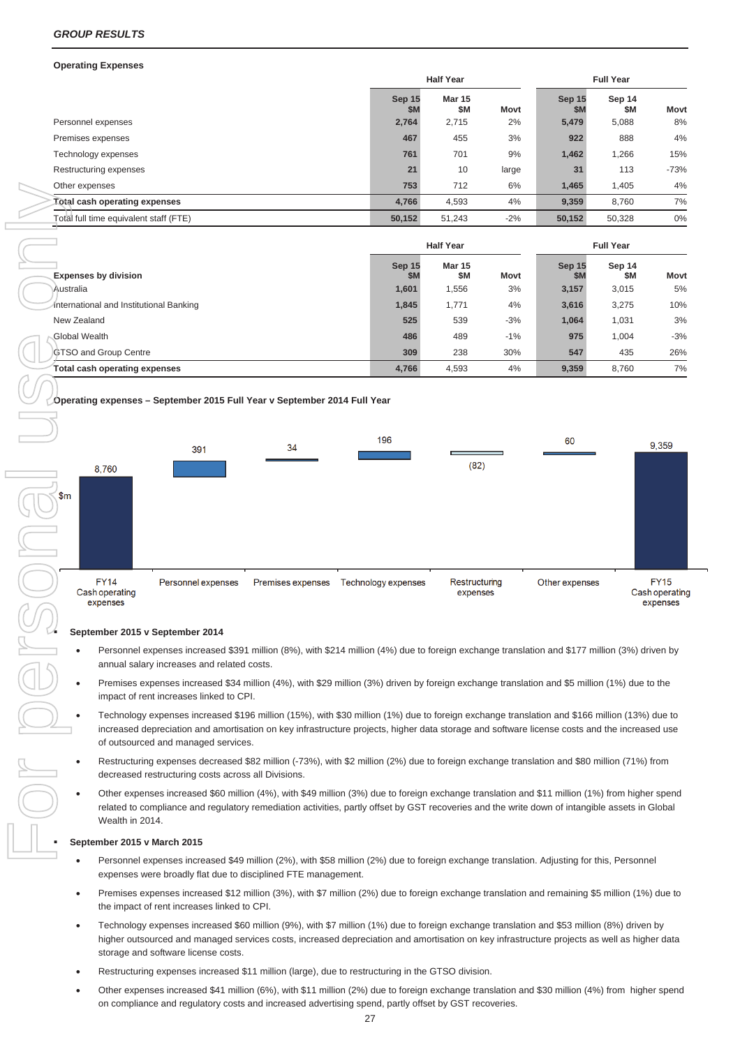*GROUP RESULTS*

**Operating Expenses**

| | Half Year | | | Full Year | | |
|---|---|---|---|---|---|---|
| | Sep 15 $M | Mar 15 $M | Movt | Sep 15 $M | Sep 14 $M | Movt |
| Personnel expenses | 2,764 | 2,715 | 2% | 5,479 | 5,088 | 8% |
| Premises expenses | 467 | 455 | 3% | 922 | 888 | 4% |
| Technology expenses | 761 | 701 | 9% | 1,462 | 1,266 | 15% |
| Restructuring expenses | 21 | 10 | large | 31 | 113 | -73% |
| Other expenses | 753 | 712 | 6% | 1,465 | 1,405 | 4% |
| **Total cash operating expenses** | 4,766 | 4,593 | 4% | 9,359 | 8,760 | 7% |
| Total full time equivalent staff (FTE) | 50,152 | 51,243 | -2% | 50,152 | 50,328 | 0% |

| | Half Year | | | Full Year | | |
|---|---|---|---|---|---|---|
| **Expenses by division** | Sep 15 $M | Mar 15 $M | Movt | Sep 15 $M | Sep 14 $M | Movt |
| Australia | 1,601 | 1,556 | 3% | 3,157 | 3,015 | 5% |
| International and Institutional Banking | 1,845 | 1,771 | 4% | 3,616 | 3,275 | 10% |
| New Zealand | 525 | 539 | -3% | 1,064 | 1,031 | 3% |
| Global Wealth | 486 | 489 | -1% | 975 | 1,004 | -3% |
| GTSO and Group Centre | 309 | 238 | 30% | 547 | 435 | 26% |
| **Total cash operating expenses** | 4,766 | 4,593 | 4% | 9,359 | 8,760 | 7% |

**Operating expenses – September 2015 Full Year v September 2014 Full Year**

| $m | FY14 Cash operating expenses | Personnel expenses | Premises expenses | Technology expenses | Restructuring expenses | Other expenses | FY15 Cash operating expenses |
|---|---|---|---|---|---|---|---|
| | 8,760 | 391 | 34 | 196 | (82) | 60 | 9,359 |

- **September 2015 v September 2014**
  - Personnel expenses increased $391 million (8%), with $214 million (4%) due to foreign exchange translation and $177 million (3%) driven by annual salary increases and related costs.
  - Premises expenses increased $34 million (4%), with $29 million (3%) driven by foreign exchange translation and $5 million (1%) due to the impact of rent increases linked to CPI.
  - Technology expenses increased $196 million (15%), with $30 million (1%) due to foreign exchange translation and $166 million (13%) due to increased depreciation and amortisation on key infrastructure projects, higher data storage and software license costs and the increased use of outsourced and managed services.
  - Restructuring expenses decreased $82 million (-73%), with $2 million (2%) due to foreign exchange translation and $80 million (71%) from decreased restructuring costs across all Divisions.
  - Other expenses increased $60 million (4%), with $49 million (3%) due to foreign exchange translation and $11 million (1%) from higher spend related to compliance and regulatory remediation activities, partly offset by GST recoveries and the write down of intangible assets in Global Wealth in 2014.
- **September 2015 v March 2015**
  - Personnel expenses increased $49 million (2%), with $58 million (2%) due to foreign exchange translation. Adjusting for this, Personnel expenses were broadly flat due to disciplined FTE management.
  - Premises expenses increased $12 million (3%), with $7 million (2%) due to foreign exchange translation and remaining $5 million (1%) due to the impact of rent increases linked to CPI.
  - Technology expenses increased $60 million (9%), with $7 million (1%) due to foreign exchange translation and $53 million (8%) driven by higher outsourced and managed services costs, increased depreciation and amortisation on key infrastructure projects as well as higher data storage and software license costs.
  - Restructuring expenses increased $11 million (large), due to restructuring in the GTSO division.
  - Other expenses increased $41 million (6%), with $11 million (2%) due to foreign exchange translation and $30 million (4%) from higher spend on compliance and regulatory costs and increased advertising spend, partly offset by GST recoveries.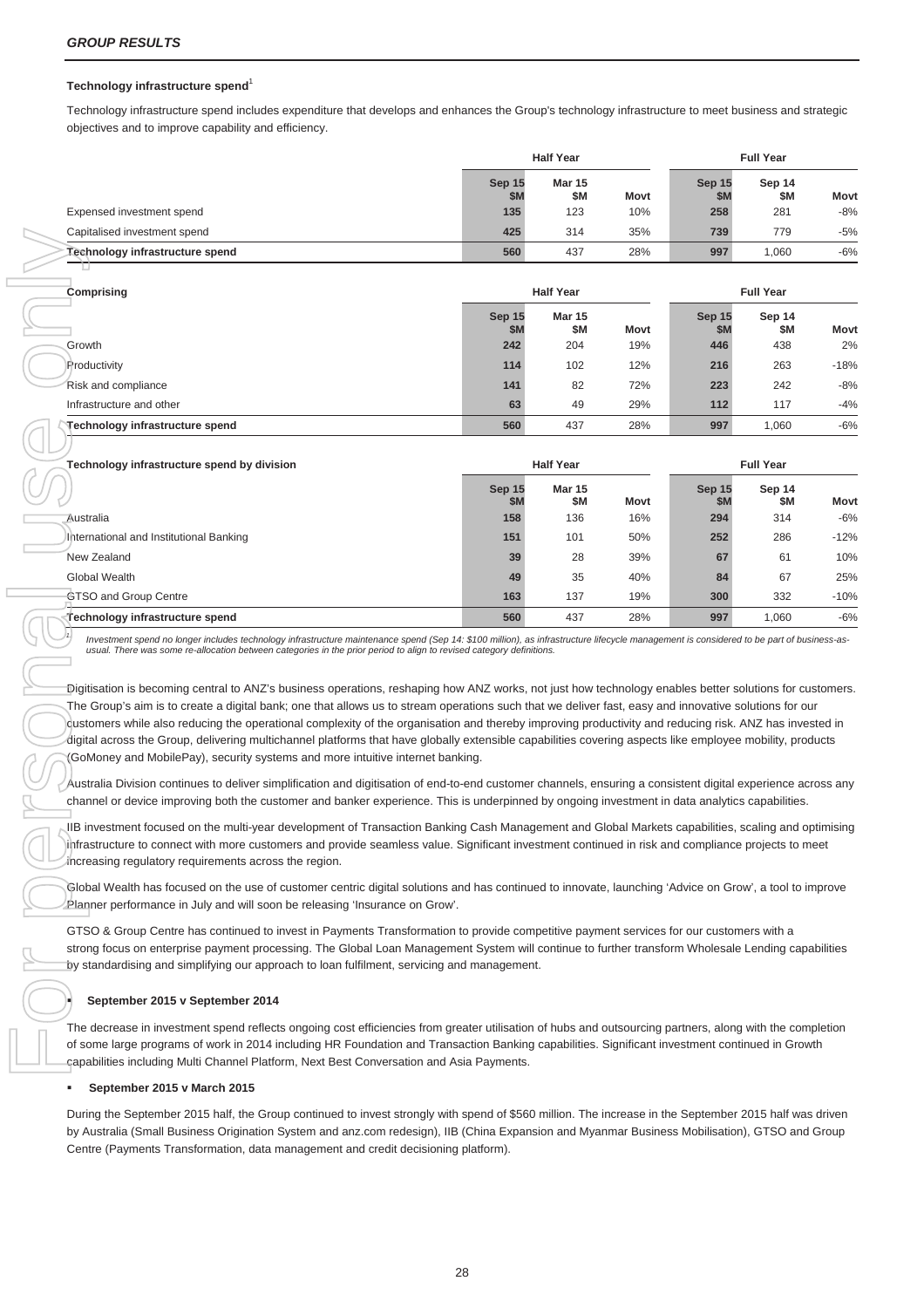## GROUP RESULTS

### Technology infrastructure spend[1]

Technology infrastructure spend includes expenditure that develops and enhances the Group's technology infrastructure to meet business and strategic objectives and to improve capability and efficiency.

| | Half Year | | | Full Year | | |
|---|---|---|---|---|---|---|
| | Sep 15 $M | Mar 15 $M | Movt | Sep 15 $M | Sep 14 $M | Movt |
| Expensed investment spend | 135 | 123 | 10% | 258 | 281 | -8% |
| Capitalised investment spend | 425 | 314 | 35% | 739 | 779 | -5% |
| **Technology infrastructure spend** | **560** | 437 | 28% | **997** | 1,060 | -6% |

| Comprising | Half Year | | | Full Year | | |
|---|---|---|---|---|---|---|
| | Sep 15 $M | Mar 15 $M | Movt | Sep 15 $M | Sep 14 $M | Movt |
| Growth | 242 | 204 | 19% | 446 | 438 | 2% |
| Productivity | 114 | 102 | 12% | 216 | 263 | -18% |
| Risk and compliance | 141 | 82 | 72% | 223 | 242 | -8% |
| Infrastructure and other | 63 | 49 | 29% | 112 | 117 | -4% |
| **Technology infrastructure spend** | **560** | 437 | 28% | **997** | 1,060 | -6% |

| Technology infrastructure spend by division | Half Year | | | Full Year | | |
|---|---|---|---|---|---|---|
| | Sep 15 $M | Mar 15 $M | Movt | Sep 15 $M | Sep 14 $M | Movt |
| Australia | 158 | 136 | 16% | 294 | 314 | -6% |
| International and Institutional Banking | 151 | 101 | 50% | 252 | 286 | -12% |
| New Zealand | 39 | 28 | 39% | 67 | 61 | 10% |
| Global Wealth | 49 | 35 | 40% | 84 | 67 | 25% |
| GTSO and Group Centre | 163 | 137 | 19% | 300 | 332 | -10% |
| **Technology infrastructure spend** | **560** | 437 | 28% | **997** | 1,060 | -6% |

1. *Investment spend no longer includes technology infrastructure maintenance spend (Sep 14: $100 million), as infrastructure lifecycle management is considered to be part of business-as-usual. There was some re-allocation between categories in the prior period to align to revised category definitions.*

Digitisation is becoming central to ANZ's business operations, reshaping how ANZ works, not just how technology enables better solutions for customers. The Group's aim is to create a digital bank; one that allows us to stream operations such that we deliver fast, easy and innovative solutions for our customers while also reducing the operational complexity of the organisation and thereby improving productivity and reducing risk. ANZ has invested in digital across the Group, delivering multichannel platforms that have globally extensible capabilities covering aspects like employee mobility, products (GoMoney and MobilePay), security systems and more intuitive internet banking.

Australia Division continues to deliver simplification and digitisation of end-to-end customer channels, ensuring a consistent digital experience across any channel or device improving both the customer and banker experience. This is underpinned by ongoing investment in data analytics capabilities.

IIB investment focused on the multi-year development of Transaction Banking Cash Management and Global Markets capabilities, scaling and optimising infrastructure to connect with more customers and provide seamless value. Significant investment continued in risk and compliance projects to meet increasing regulatory requirements across the region.

Global Wealth has focused on the use of customer centric digital solutions and has continued to innovate, launching 'Advice on Grow', a tool to improve Planner performance in July and will soon be releasing 'Insurance on Grow'.

GTSO & Group Centre has continued to invest in Payments Transformation to provide competitive payment services for our customers with a strong focus on enterprise payment processing. The Global Loan Management System will continue to further transform Wholesale Lending capabilities by standardising and simplifying our approach to loan fulfilment, servicing and management.

- **September 2015 v September 2014**

The decrease in investment spend reflects ongoing cost efficiencies from greater utilisation of hubs and outsourcing partners, along with the completion of some large programs of work in 2014 including HR Foundation and Transaction Banking capabilities. Significant investment continued in Growth capabilities including Multi Channel Platform, Next Best Conversation and Asia Payments.

- **September 2015 v March 2015**

During the September 2015 half, the Group continued to invest strongly with spend of $560 million. The increase in the September 2015 half was driven by Australia (Small Business Origination System and anz.com redesign), IIB (China Expansion and Myanmar Business Mobilisation), GTSO and Group Centre (Payments Transformation, data management and credit decisioning platform).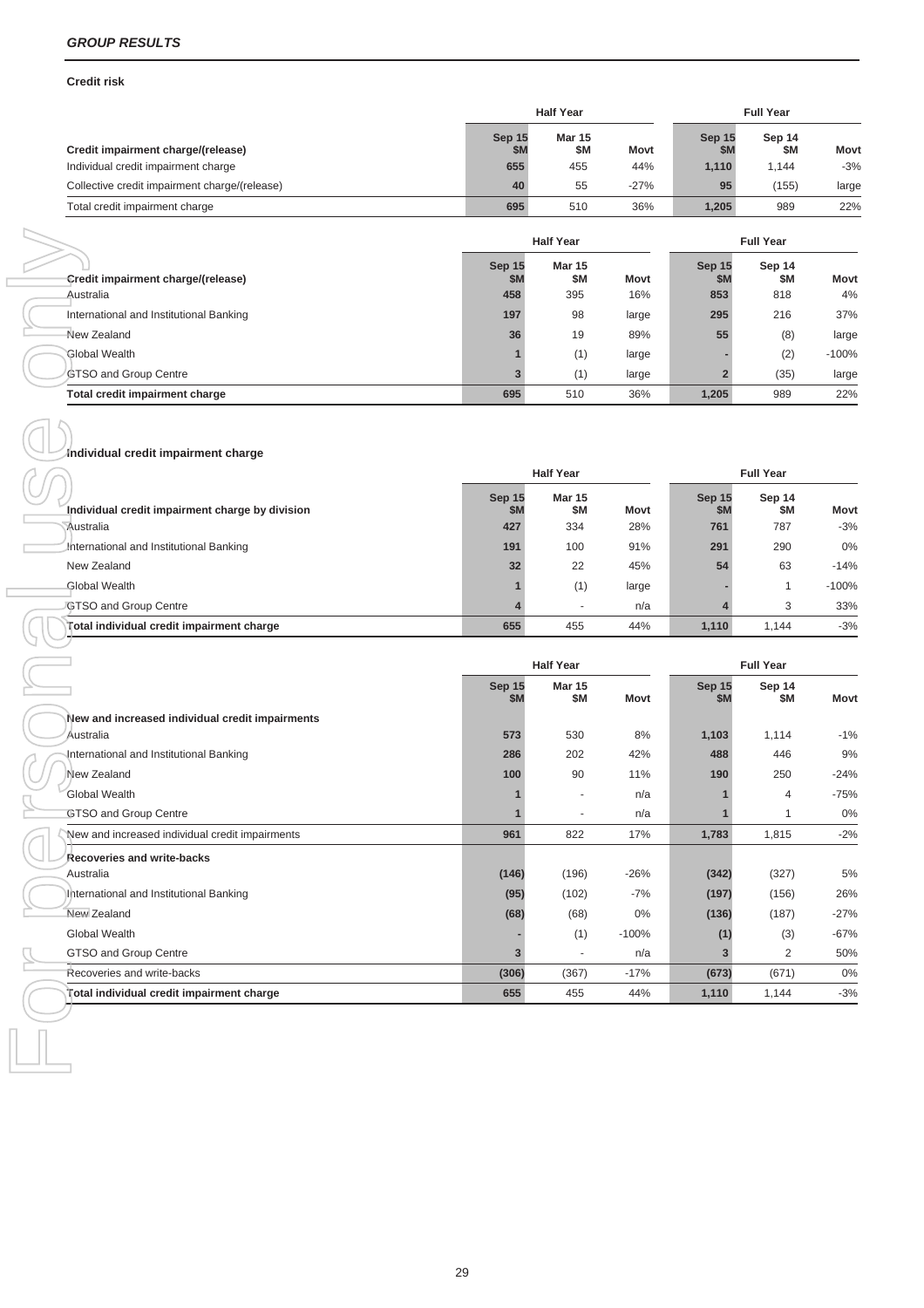*GROUP RESULTS*

**Credit risk**

| Credit impairment charge/(release) | Half Year Sep 15 $M | Half Year Mar 15 $M | Movt | Full Year Sep 15 $M | Full Year Sep 14 $M | Movt |
|---|---|---|---|---|---|---|
| Individual credit impairment charge | 655 | 455 | 44% | 1,110 | 1,144 | -3% |
| Collective credit impairment charge/(release) | 40 | 55 | -27% | 95 | (155) | large |
| Total credit impairment charge | 695 | 510 | 36% | 1,205 | 989 | 22% |

| Credit impairment charge/(release) | Half Year Sep 15 $M | Half Year Mar 15 $M | Movt | Full Year Sep 15 $M | Full Year Sep 14 $M | Movt |
|---|---|---|---|---|---|---|
| Australia | 458 | 395 | 16% | 853 | 818 | 4% |
| International and Institutional Banking | 197 | 98 | large | 295 | 216 | 37% |
| New Zealand | 36 | 19 | 89% | 55 | (8) | large |
| Global Wealth | 1 | (1) | large | - | (2) | -100% |
| GTSO and Group Centre | 3 | (1) | large | 2 | (35) | large |
| **Total credit impairment charge** | 695 | 510 | 36% | 1,205 | 989 | 22% |

**Individual credit impairment charge**

| Individual credit impairment charge by division | Half Year Sep 15 $M | Half Year Mar 15 $M | Movt | Full Year Sep 15 $M | Full Year Sep 14 $M | Movt |
|---|---|---|---|---|---|---|
| Australia | 427 | 334 | 28% | 761 | 787 | -3% |
| International and Institutional Banking | 191 | 100 | 91% | 291 | 290 | 0% |
| New Zealand | 32 | 22 | 45% | 54 | 63 | -14% |
| Global Wealth | 1 | (1) | large | - | 1 | -100% |
| GTSO and Group Centre | 4 | - | n/a | 4 | 3 | 33% |
| **Total individual credit impairment charge** | 655 | 455 | 44% | 1,110 | 1,144 | -3% |

| | Half Year Sep 15 $M | Half Year Mar 15 $M | Movt | Full Year Sep 15 $M | Full Year Sep 14 $M | Movt |
|---|---|---|---|---|---|---|
| **New and increased individual credit impairments** | | | | | | |
| Australia | 573 | 530 | 8% | 1,103 | 1,114 | -1% |
| International and Institutional Banking | 286 | 202 | 42% | 488 | 446 | 9% |
| New Zealand | 100 | 90 | 11% | 190 | 250 | -24% |
| Global Wealth | 1 | - | n/a | 1 | 4 | -75% |
| GTSO and Group Centre | 1 | - | n/a | 1 | 1 | 0% |
| New and increased individual credit impairments | 961 | 822 | 17% | 1,783 | 1,815 | -2% |
| **Recoveries and write-backs** | | | | | | |
| Australia | (146) | (196) | -26% | (342) | (327) | 5% |
| International and Institutional Banking | (95) | (102) | -7% | (197) | (156) | 26% |
| New Zealand | (68) | (68) | 0% | (136) | (187) | -27% |
| Global Wealth | - | (1) | -100% | (1) | (3) | -67% |
| GTSO and Group Centre | 3 | - | n/a | 3 | 2 | 50% |
| Recoveries and write-backs | (306) | (367) | -17% | (673) | (671) | 0% |
| **Total individual credit impairment charge** | 655 | 455 | 44% | 1,110 | 1,144 | -3% |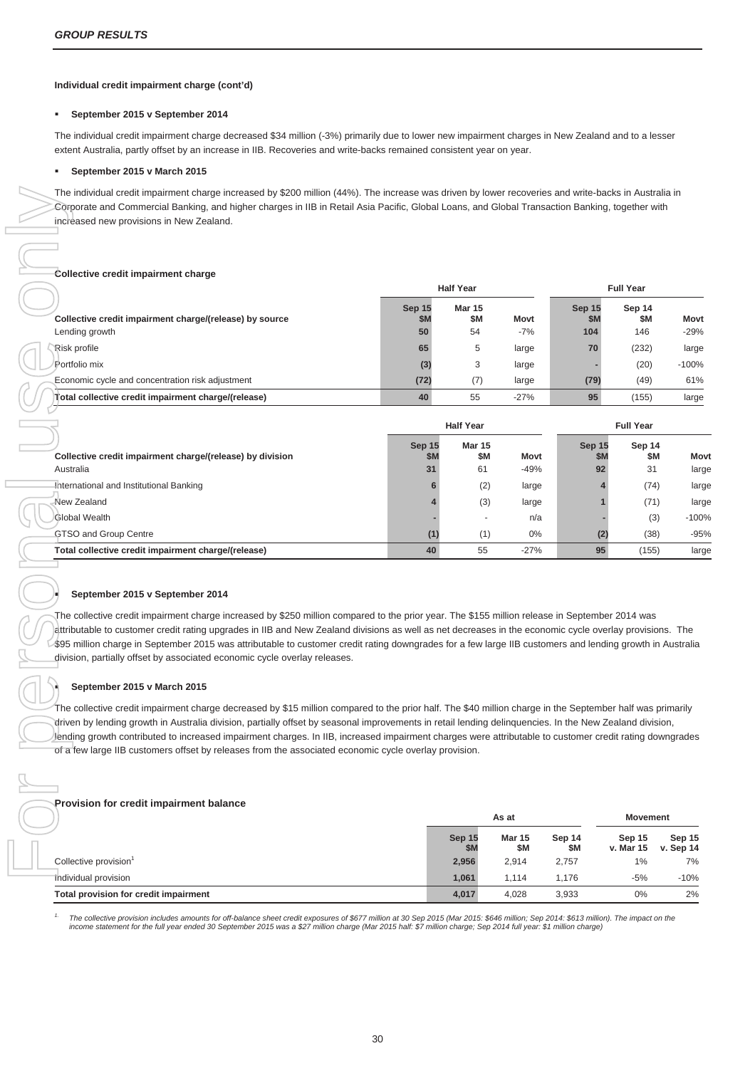**Individual credit impairment charge (cont'd)**

- **September 2015 v September 2014**

The individual credit impairment charge decreased $34 million (-3%) primarily due to lower new impairment charges in New Zealand and to a lesser extent Australia, partly offset by an increase in IIB. Recoveries and write-backs remained consistent year on year.

- **September 2015 v March 2015**

The individual credit impairment charge increased by $200 million (44%). The increase was driven by lower recoveries and write-backs in Australia in Corporate and Commercial Banking, and higher charges in IIB in Retail Asia Pacific, Global Loans, and Global Transaction Banking, together with increased new provisions in New Zealand.

**Collective credit impairment charge**

| | Half Year | | | Full Year | | |
|---|---|---|---|---|---|---|
| **Collective credit impairment charge/(release) by source** | **Sep 15 $M** | **Mar 15 $M** | **Movt** | **Sep 15 $M** | **Sep 14 $M** | **Movt** |
| Lending growth | 50 | 54 | -7% | 104 | 146 | -29% |
| Risk profile | 65 | 5 | large | 70 | (232) | large |
| Portfolio mix | (3) | 3 | large | - | (20) | -100% |
| Economic cycle and concentration risk adjustment | (72) | (7) | large | (79) | (49) | 61% |
| **Total collective credit impairment charge/(release)** | **40** | 55 | -27% | **95** | (155) | large |

| | Half Year | | | Full Year | | |
|---|---|---|---|---|---|---|
| **Collective credit impairment charge/(release) by division** | **Sep 15 $M** | **Mar 15 $M** | **Movt** | **Sep 15 $M** | **Sep 14 $M** | **Movt** |
| Australia | 31 | 61 | -49% | 92 | 31 | large |
| International and Institutional Banking | 6 | (2) | large | 4 | (74) | large |
| New Zealand | 4 | (3) | large | 1 | (71) | large |
| Global Wealth | - | - | n/a | - | (3) | -100% |
| GTSO and Group Centre | (1) | (1) | 0% | (2) | (38) | -95% |
| **Total collective credit impairment charge/(release)** | **40** | 55 | -27% | **95** | (155) | large |

- **September 2015 v September 2014**

The collective credit impairment charge increased by $250 million compared to the prior year. The $155 million release in September 2014 was attributable to customer credit rating upgrades in IIB and New Zealand divisions as well as net decreases in the economic cycle overlay provisions. The $95 million charge in September 2015 was attributable to customer credit rating downgrades for a few large IIB customers and lending growth in Australia division, partially offset by associated economic cycle overlay releases.

- **September 2015 v March 2015**

The collective credit impairment charge decreased by $15 million compared to the prior half. The $40 million charge in the September half was primarily driven by lending growth in Australia division, partially offset by seasonal improvements in retail lending delinquencies. In the New Zealand division, lending growth contributed to increased impairment charges. In IIB, increased impairment charges were attributable to customer credit rating downgrades of a few large IIB customers offset by releases from the associated economic cycle overlay provision.

**Provision for credit impairment balance**

| | As at | | | Movement | |
|---|---|---|---|---|---|
| | **Sep 15 $M** | **Mar 15 $M** | **Sep 14 $M** | **Sep 15 v. Mar 15** | **Sep 15 v. Sep 14** |
| Collective provision[1] | 2,956 | 2,914 | 2,757 | 1% | 7% |
| Individual provision | 1,061 | 1,114 | 1,176 | -5% | -10% |
| **Total provision for credit impairment** | **4,017** | 4,028 | 3,933 | 0% | 2% |

*1. The collective provision includes amounts for off-balance sheet credit exposures of $677 million at 30 Sep 2015 (Mar 2015: $646 million; Sep 2014: $613 million). The impact on the income statement for the full year ended 30 September 2015 was a $27 million charge (Mar 2015 half: $7 million charge; Sep 2014 full year: $1 million charge)*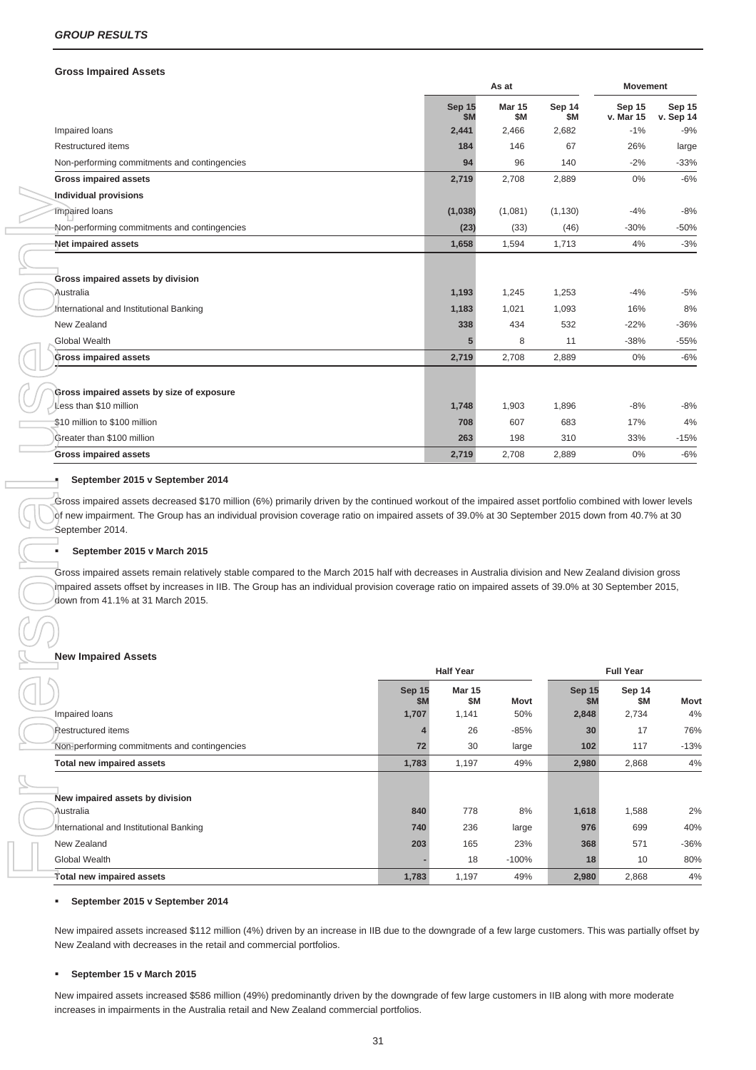## GROUP RESULTS

### Gross Impaired Assets

| | As at | | | Movement | |
|---|---|---|---|---|---|
| | Sep 15 $M | Mar 15 $M | Sep 14 $M | Sep 15 v. Mar 15 | Sep 15 v. Sep 14 |
| Impaired loans | 2,441 | 2,466 | 2,682 | -1% | -9% |
| Restructured items | 184 | 146 | 67 | 26% | large |
| Non-performing commitments and contingencies | 94 | 96 | 140 | -2% | -33% |
| **Gross impaired assets** | 2,719 | 2,708 | 2,889 | 0% | -6% |
| **Individual provisions** | | | | | |
| Impaired loans | (1,038) | (1,081) | (1,130) | -4% | -8% |
| Non-performing commitments and contingencies | (23) | (33) | (46) | -30% | -50% |
| **Net impaired assets** | 1,658 | 1,594 | 1,713 | 4% | -3% |
| | | | | | |
| **Gross impaired assets by division** | | | | | |
| Australia | 1,193 | 1,245 | 1,253 | -4% | -5% |
| International and Institutional Banking | 1,183 | 1,021 | 1,093 | 16% | 8% |
| New Zealand | 338 | 434 | 532 | -22% | -36% |
| Global Wealth | 5 | 8 | 11 | -38% | -55% |
| **Gross impaired assets** | 2,719 | 2,708 | 2,889 | 0% | -6% |
| | | | | | |
| **Gross impaired assets by size of exposure** | | | | | |
| Less than $10 million | 1,748 | 1,903 | 1,896 | -8% | -8% |
| $10 million to $100 million | 708 | 607 | 683 | 17% | 4% |
| Greater than $100 million | 263 | 198 | 310 | 33% | -15% |
| **Gross impaired assets** | 2,719 | 2,708 | 2,889 | 0% | -6% |

- **September 2015 v September 2014**

Gross impaired assets decreased $170 million (6%) primarily driven by the continued workout of the impaired asset portfolio combined with lower levels of new impairment. The Group has an individual provision coverage ratio on impaired assets of 39.0% at 30 September 2015 down from 40.7% at 30 September 2014.

- **September 2015 v March 2015**

Gross impaired assets remain relatively stable compared to the March 2015 half with decreases in Australia division and New Zealand division gross impaired assets offset by increases in IIB. The Group has an individual provision coverage ratio on impaired assets of 39.0% at 30 September 2015, down from 41.1% at 31 March 2015.

### New Impaired Assets

| | Half Year | | | Full Year | | |
|---|---|---|---|---|---|---|
| | Sep 15 $M | Mar 15 $M | Movt | Sep 15 $M | Sep 14 $M | Movt |
| Impaired loans | 1,707 | 1,141 | 50% | 2,848 | 2,734 | 4% |
| Restructured items | 4 | 26 | -85% | 30 | 17 | 76% |
| Non-performing commitments and contingencies | 72 | 30 | large | 102 | 117 | -13% |
| **Total new impaired assets** | 1,783 | 1,197 | 49% | 2,980 | 2,868 | 4% |
| | | | | | | |
| **New impaired assets by division** | | | | | | |
| Australia | 840 | 778 | 8% | 1,618 | 1,588 | 2% |
| International and Institutional Banking | 740 | 236 | large | 976 | 699 | 40% |
| New Zealand | 203 | 165 | 23% | 368 | 571 | -36% |
| Global Wealth | - | 18 | -100% | 18 | 10 | 80% |
| **Total new impaired assets** | 1,783 | 1,197 | 49% | 2,980 | 2,868 | 4% |

- **September 2015 v September 2014**

New impaired assets increased $112 million (4%) driven by an increase in IIB due to the downgrade of a few large customers. This was partially offset by New Zealand with decreases in the retail and commercial portfolios.

- **September 15 v March 2015**

New impaired assets increased $586 million (49%) predominantly driven by the downgrade of few large customers in IIB along with more moderate increases in impairments in the Australia retail and New Zealand commercial portfolios.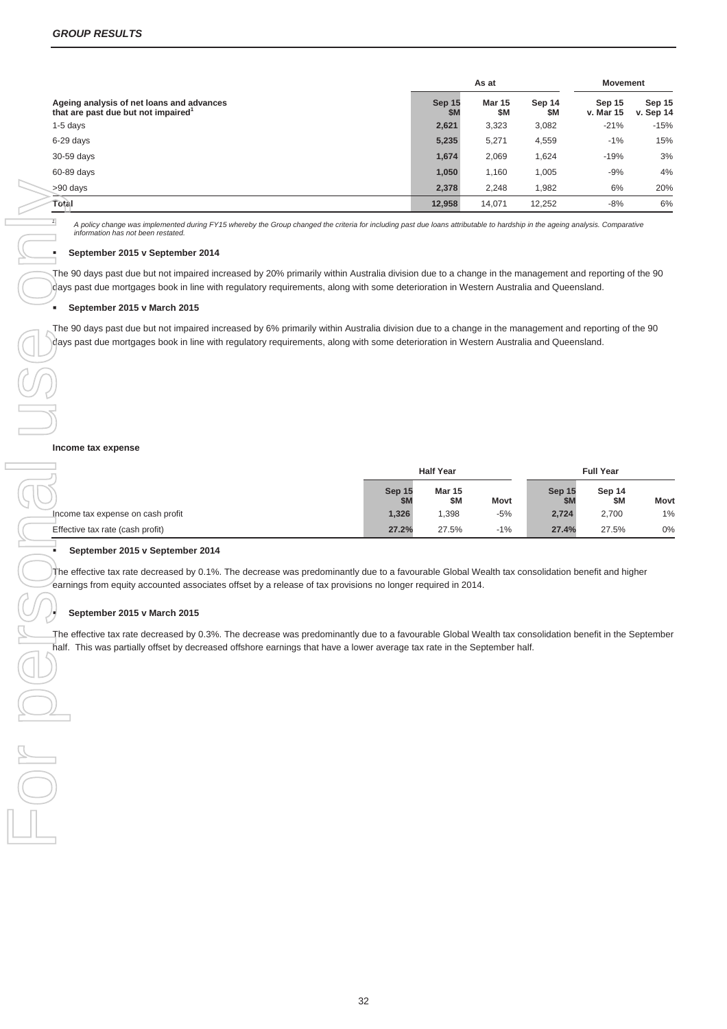## GROUP RESULTS

| Ageing analysis of net loans and advances that are past due but not impaired[1] | As at | | | Movement | |
|---|---|---|---|---|---|
| | Sep 15 $M | Mar 15 $M | Sep 14 $M | Sep 15 v. Mar 15 | Sep 15 v. Sep 14 |
| 1-5 days | 2,621 | 3,323 | 3,082 | -21% | -15% |
| 6-29 days | 5,235 | 5,271 | 4,559 | -1% | 15% |
| 30-59 days | 1,674 | 2,069 | 1,624 | -19% | 3% |
| 60-89 days | 1,050 | 1,160 | 1,005 | -9% | 4% |
| >90 days | 2,378 | 2,248 | 1,982 | 6% | 20% |
| Total | 12,958 | 14,071 | 12,252 | -8% | 6% |

1. *A policy change was implemented during FY15 whereby the Group changed the criteria for including past due loans attributable to hardship in the ageing analysis. Comparative information has not been restated.*

- **September 2015 v September 2014**

The 90 days past due but not impaired increased by 20% primarily within Australia division due to a change in the management and reporting of the 90 days past due mortgages book in line with regulatory requirements, along with some deterioration in Western Australia and Queensland.

- **September 2015 v March 2015**

The 90 days past due but not impaired increased by 6% primarily within Australia division due to a change in the management and reporting of the 90 days past due mortgages book in line with regulatory requirements, along with some deterioration in Western Australia and Queensland.

### Income tax expense

| | Half Year | | | Full Year | | |
|---|---|---|---|---|---|---|
| | Sep 15 $M | Mar 15 $M | Movt | Sep 15 $M | Sep 14 $M | Movt |
| Income tax expense on cash profit | 1,326 | 1,398 | -5% | 2,724 | 2,700 | 1% |
| Effective tax rate (cash profit) | 27.2% | 27.5% | -1% | 27.4% | 27.5% | 0% |

- **September 2015 v September 2014**

The effective tax rate decreased by 0.1%. The decrease was predominantly due to a favourable Global Wealth tax consolidation benefit and higher earnings from equity accounted associates offset by a release of tax provisions no longer required in 2014.

- **September 2015 v March 2015**

The effective tax rate decreased by 0.3%. The decrease was predominantly due to a favourable Global Wealth tax consolidation benefit in the September half. This was partially offset by decreased offshore earnings that have a lower average tax rate in the September half.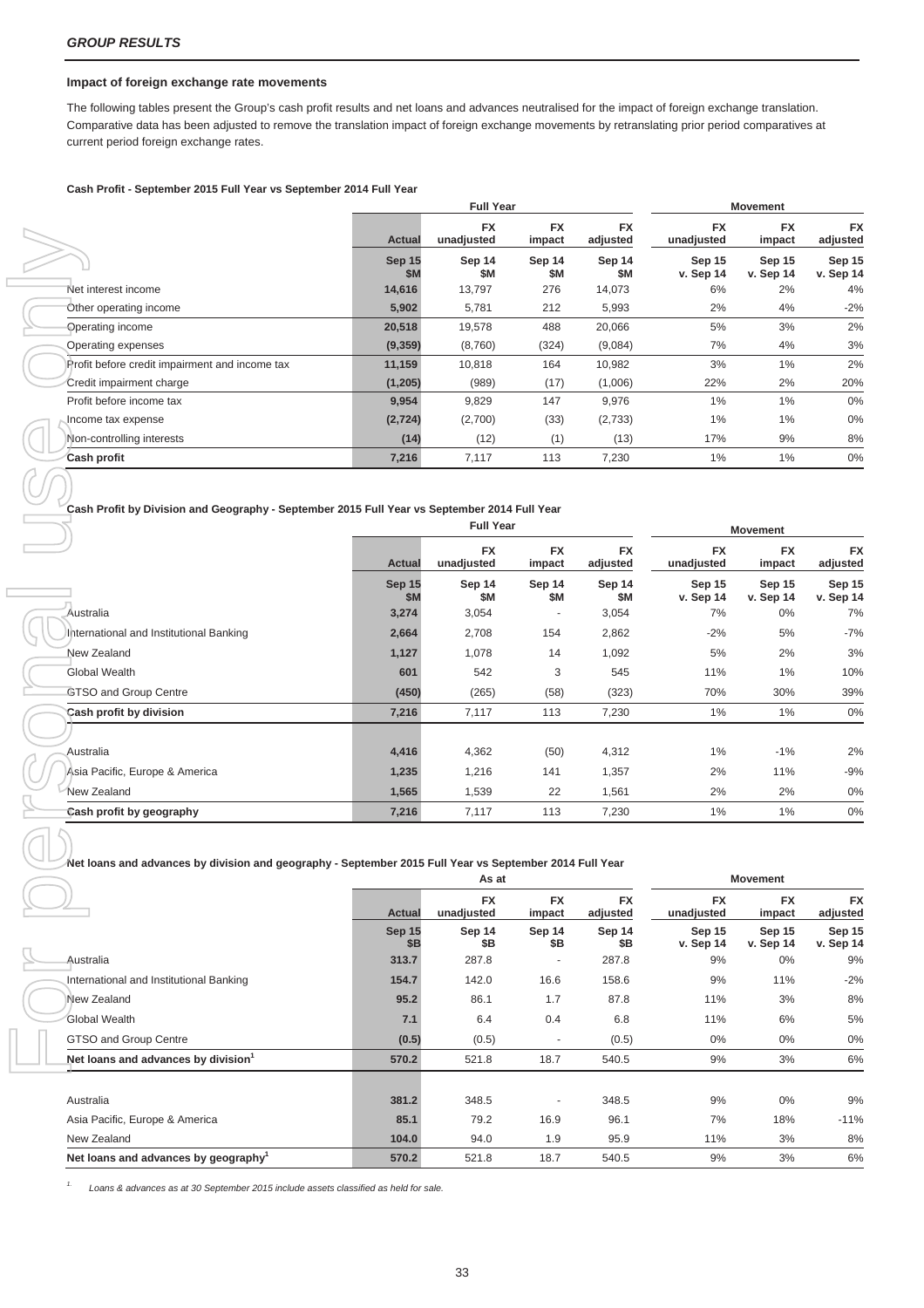## Impact of foreign exchange rate movements

The following tables present the Group's cash profit results and net loans and advances neutralised for the impact of foreign exchange translation. Comparative data has been adjusted to remove the translation impact of foreign exchange movements by retranslating prior period comparatives at current period foreign exchange rates.

**Cash Profit - September 2015 Full Year vs September 2014 Full Year**

| | Full Year | | | | Movement | | |
|---|---|---|---|---|---|---|---|
| | Actual | FX unadjusted | FX impact | FX adjusted | FX unadjusted | FX impact | FX adjusted |
| | Sep 15 $M | Sep 14 $M | Sep 14 $M | Sep 14 $M | Sep 15 v. Sep 14 | Sep 15 v. Sep 14 | Sep 15 v. Sep 14 |
| Net interest income | **14,616** | 13,797 | 276 | 14,073 | 6% | 2% | 4% |
| Other operating income | **5,902** | 5,781 | 212 | 5,993 | 2% | 4% | -2% |
| Operating income | **20,518** | 19,578 | 488 | 20,066 | 5% | 3% | 2% |
| Operating expenses | **(9,359)** | (8,760) | (324) | (9,084) | 7% | 4% | 3% |
| Profit before credit impairment and income tax | **11,159** | 10,818 | 164 | 10,982 | 3% | 1% | 2% |
| Credit impairment charge | **(1,205)** | (989) | (17) | (1,006) | 22% | 2% | 20% |
| Profit before income tax | **9,954** | 9,829 | 147 | 9,976 | 1% | 1% | 0% |
| Income tax expense | **(2,724)** | (2,700) | (33) | (2,733) | 1% | 1% | 0% |
| Non-controlling interests | **(14)** | (12) | (1) | (13) | 17% | 9% | 8% |
| **Cash profit** | **7,216** | 7,117 | 113 | 7,230 | 1% | 1% | 0% |

**Cash Profit by Division and Geography - September 2015 Full Year vs September 2014 Full Year**

| | Full Year | | | | Movement | | |
|---|---|---|---|---|---|---|---|
| | Actual | FX unadjusted | FX impact | FX adjusted | FX unadjusted | FX impact | FX adjusted |
| | Sep 15 $M | Sep 14 $M | Sep 14 $M | Sep 14 $M | Sep 15 v. Sep 14 | Sep 15 v. Sep 14 | Sep 15 v. Sep 14 |
| Australia | **3,274** | 3,054 | - | 3,054 | 7% | 0% | 7% |
| International and Institutional Banking | **2,664** | 2,708 | 154 | 2,862 | -2% | 5% | -7% |
| New Zealand | **1,127** | 1,078 | 14 | 1,092 | 5% | 2% | 3% |
| Global Wealth | **601** | 542 | 3 | 545 | 11% | 1% | 10% |
| GTSO and Group Centre | **(450)** | (265) | (58) | (323) | 70% | 30% | 39% |
| **Cash profit by division** | **7,216** | 7,117 | 113 | 7,230 | 1% | 1% | 0% |
| | | | | | | | |
| Australia | **4,416** | 4,362 | (50) | 4,312 | 1% | -1% | 2% |
| Asia Pacific, Europe & America | **1,235** | 1,216 | 141 | 1,357 | 2% | 11% | -9% |
| New Zealand | **1,565** | 1,539 | 22 | 1,561 | 2% | 2% | 0% |
| **Cash profit by geography** | **7,216** | 7,117 | 113 | 7,230 | 1% | 1% | 0% |

**Net loans and advances by division and geography - September 2015 Full Year vs September 2014 Full Year**

| | As at | | | | Movement | | |
|---|---|---|---|---|---|---|---|
| | Actual | FX unadjusted | FX impact | FX adjusted | FX unadjusted | FX impact | FX adjusted |
| | Sep 15 $B | Sep 14 $B | Sep 14 $B | Sep 14 $B | Sep 15 v. Sep 14 | Sep 15 v. Sep 14 | Sep 15 v. Sep 14 |
| Australia | **313.7** | 287.8 | - | 287.8 | 9% | 0% | 9% |
| International and Institutional Banking | **154.7** | 142.0 | 16.6 | 158.6 | 9% | 11% | -2% |
| New Zealand | **95.2** | 86.1 | 1.7 | 87.8 | 11% | 3% | 8% |
| Global Wealth | **7.1** | 6.4 | 0.4 | 6.8 | 11% | 6% | 5% |
| GTSO and Group Centre | **(0.5)** | (0.5) | - | (0.5) | 0% | 0% | 0% |
| **Net loans and advances by division[1]** | **570.2** | 521.8 | 18.7 | 540.5 | 9% | 3% | 6% |
| | | | | | | | |
| Australia | **381.2** | 348.5 | - | 348.5 | 9% | 0% | 9% |
| Asia Pacific, Europe & America | **85.1** | 79.2 | 16.9 | 96.1 | 7% | 18% | -11% |
| New Zealand | **104.0** | 94.0 | 1.9 | 95.9 | 11% | 3% | 8% |
| **Net loans and advances by geography[1]** | **570.2** | 521.8 | 18.7 | 540.5 | 9% | 3% | 6% |

1. *Loans & advances as at 30 September 2015 include assets classified as held for sale.*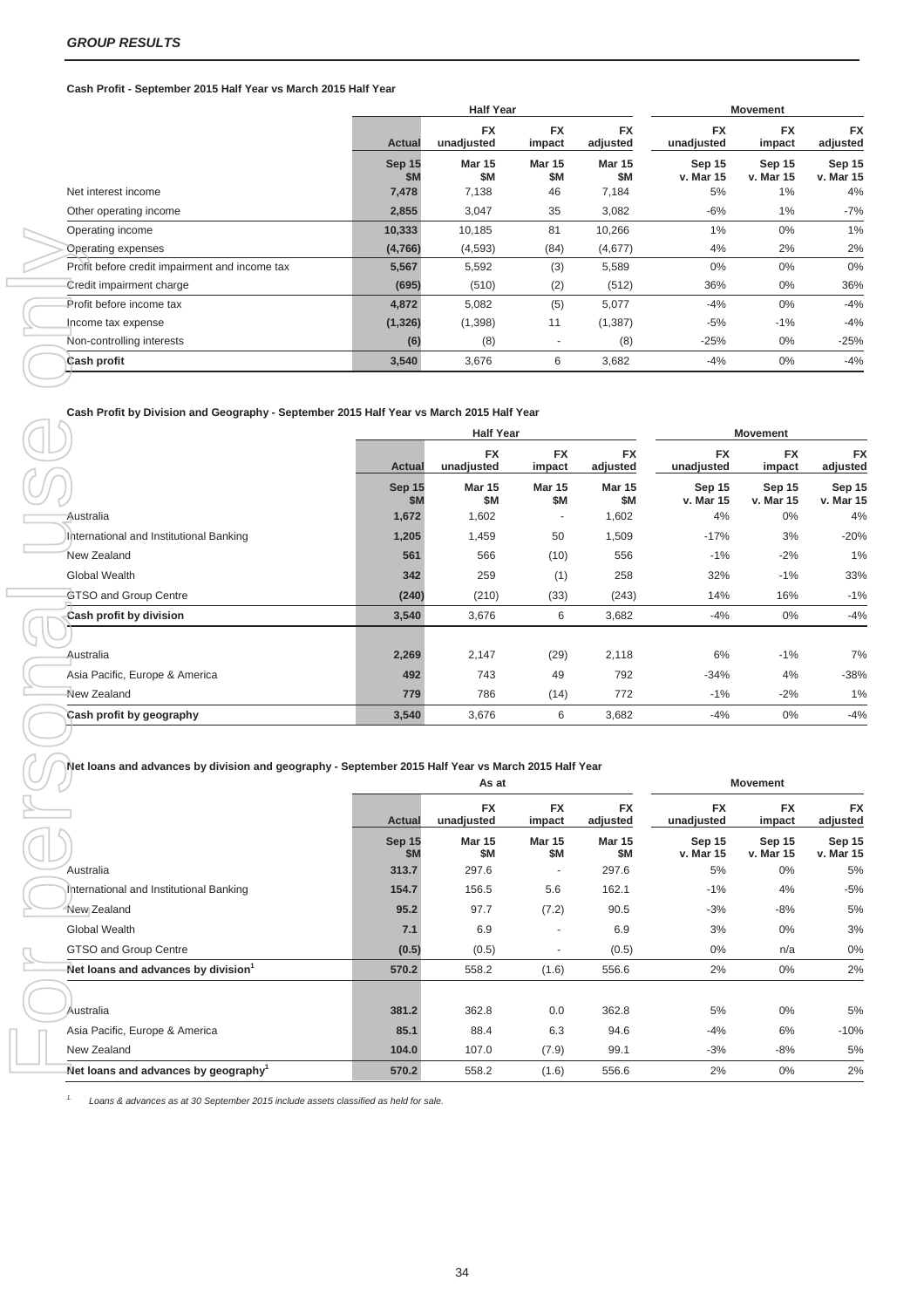***GROUP RESULTS***

**Cash Profit - September 2015 Half Year vs March 2015 Half Year**

| | Half Year | | | | Movement | | |
|---|---|---|---|---|---|---|---|
| | Actual | FX unadjusted | FX impact | FX adjusted | FX unadjusted | FX impact | FX adjusted |
| | Sep 15 $M | Mar 15 $M | Mar 15 $M | Mar 15 $M | Sep 15 v. Mar 15 | Sep 15 v. Mar 15 | Sep 15 v. Mar 15 |
| Net interest income | 7,478 | 7,138 | 46 | 7,184 | 5% | 1% | 4% |
| Other operating income | 2,855 | 3,047 | 35 | 3,082 | -6% | 1% | -7% |
| Operating income | 10,333 | 10,185 | 81 | 10,266 | 1% | 0% | 1% |
| Operating expenses | (4,766) | (4,593) | (84) | (4,677) | 4% | 2% | 2% |
| Profit before credit impairment and income tax | 5,567 | 5,592 | (3) | 5,589 | 0% | 0% | 0% |
| Credit impairment charge | (695) | (510) | (2) | (512) | 36% | 0% | 36% |
| Profit before income tax | 4,872 | 5,082 | (5) | 5,077 | -4% | 0% | -4% |
| Income tax expense | (1,326) | (1,398) | 11 | (1,387) | -5% | -1% | -4% |
| Non-controlling interests | (6) | (8) | - | (8) | -25% | 0% | -25% |
| **Cash profit** | **3,540** | 3,676 | 6 | 3,682 | -4% | 0% | -4% |

**Cash Profit by Division and Geography - September 2015 Half Year vs March 2015 Half Year**

| | Half Year | | | | Movement | | |
|---|---|---|---|---|---|---|---|
| | Actual | FX unadjusted | FX impact | FX adjusted | FX unadjusted | FX impact | FX adjusted |
| | Sep 15 $M | Mar 15 $M | Mar 15 $M | Mar 15 $M | Sep 15 v. Mar 15 | Sep 15 v. Mar 15 | Sep 15 v. Mar 15 |
| Australia | 1,672 | 1,602 | - | 1,602 | 4% | 0% | 4% |
| International and Institutional Banking | 1,205 | 1,459 | 50 | 1,509 | -17% | 3% | -20% |
| New Zealand | 561 | 566 | (10) | 556 | -1% | -2% | 1% |
| Global Wealth | 342 | 259 | (1) | 258 | 32% | -1% | 33% |
| GTSO and Group Centre | (240) | (210) | (33) | (243) | 14% | 16% | -1% |
| **Cash profit by division** | **3,540** | 3,676 | 6 | 3,682 | -4% | 0% | -4% |
| | | | | | | | |
| Australia | 2,269 | 2,147 | (29) | 2,118 | 6% | -1% | 7% |
| Asia Pacific, Europe & America | 492 | 743 | 49 | 792 | -34% | 4% | -38% |
| New Zealand | 779 | 786 | (14) | 772 | -1% | -2% | 1% |
| **Cash profit by geography** | **3,540** | 3,676 | 6 | 3,682 | -4% | 0% | -4% |

**Net loans and advances by division and geography - September 2015 Half Year vs March 2015 Half Year**

| | As at | | | | Movement | | |
|---|---|---|---|---|---|---|---|
| | Actual | FX unadjusted | FX impact | FX adjusted | FX unadjusted | FX impact | FX adjusted |
| | Sep 15 $M | Mar 15 $M | Mar 15 $M | Mar 15 $M | Sep 15 v. Mar 15 | Sep 15 v. Mar 15 | Sep 15 v. Mar 15 |
| Australia | 313.7 | 297.6 | - | 297.6 | 5% | 0% | 5% |
| International and Institutional Banking | 154.7 | 156.5 | 5.6 | 162.1 | -1% | 4% | -5% |
| New Zealand | 95.2 | 97.7 | (7.2) | 90.5 | -3% | -8% | 5% |
| Global Wealth | 7.1 | 6.9 | - | 6.9 | 3% | 0% | 3% |
| GTSO and Group Centre | (0.5) | (0.5) | - | (0.5) | 0% | n/a | 0% |
| **Net loans and advances by division[1]** | **570.2** | 558.2 | (1.6) | 556.6 | 2% | 0% | 2% |
| | | | | | | | |
| Australia | 381.2 | 362.8 | 0.0 | 362.8 | 5% | 0% | 5% |
| Asia Pacific, Europe & America | 85.1 | 88.4 | 6.3 | 94.6 | -4% | 6% | -10% |
| New Zealand | 104.0 | 107.0 | (7.9) | 99.1 | -3% | -8% | 5% |
| **Net loans and advances by geography[1]** | **570.2** | 558.2 | (1.6) | 556.6 | 2% | 0% | 2% |

1. *Loans & advances as at 30 September 2015 include assets classified as held for sale.*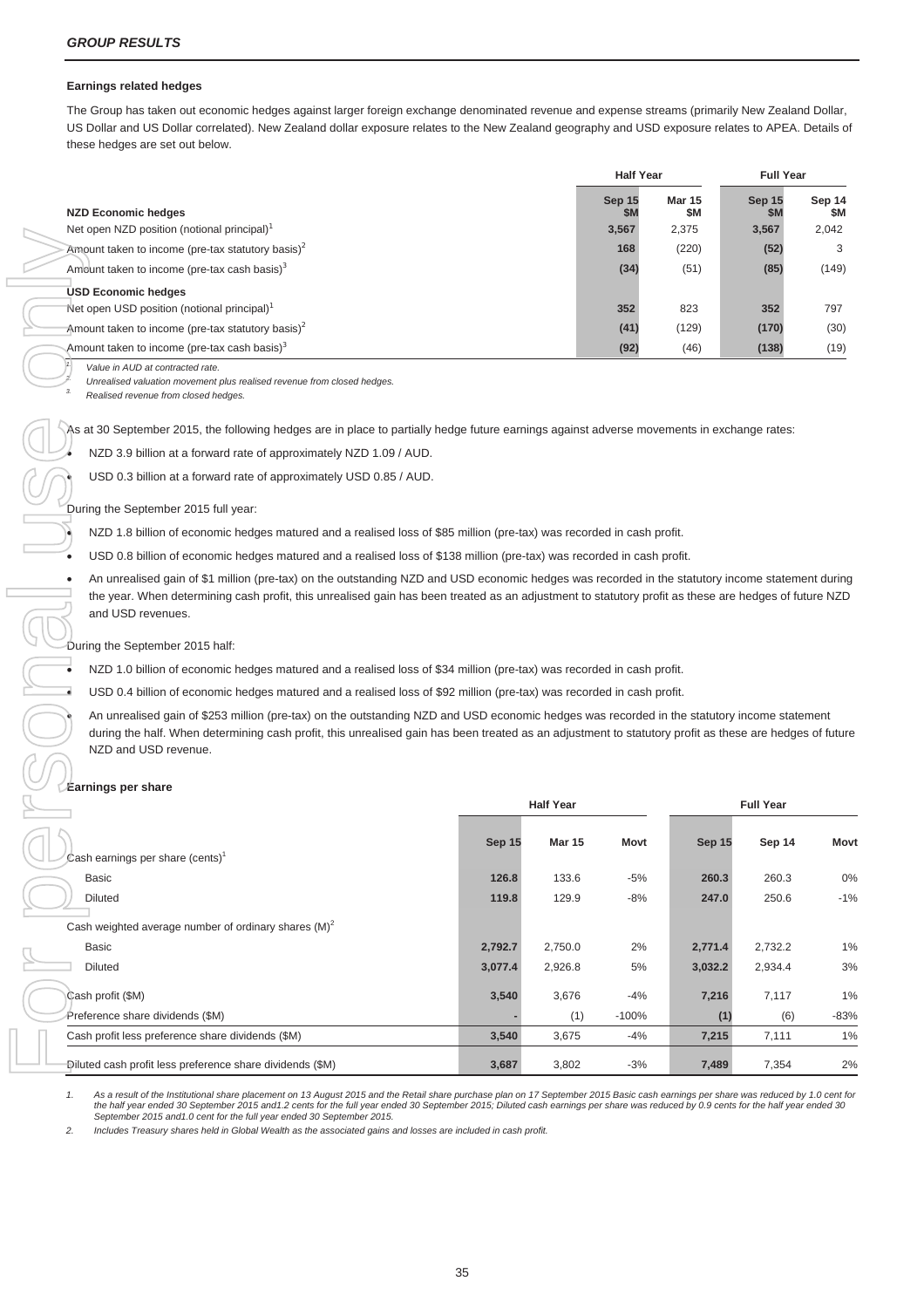### GROUP RESULTS

**Earnings related hedges**

The Group has taken out economic hedges against larger foreign exchange denominated revenue and expense streams (primarily New Zealand Dollar, US Dollar and US Dollar correlated). New Zealand dollar exposure relates to the New Zealand geography and USD exposure relates to APEA. Details of these hedges are set out below.

| | Half Year | | Full Year | |
|---|---|---|---|---|
| **NZD Economic hedges** | **Sep 15 $M** | **Mar 15 $M** | **Sep 15 $M** | **Sep 14 $M** |
| Net open NZD position (notional principal)[1] | **3,567** | 2,375 | **3,567** | 2,042 |
| Amount taken to income (pre-tax statutory basis)[2] | **168** | (220) | **(52)** | 3 |
| Amount taken to income (pre-tax cash basis)[3] | **(34)** | (51) | **(85)** | (149) |
| **USD Economic hedges** | | | | |
| Net open USD position (notional principal)[1] | **352** | 823 | **352** | 797 |
| Amount taken to income (pre-tax statutory basis)[2] | **(41)** | (129) | **(170)** | (30) |
| Amount taken to income (pre-tax cash basis)[3] | **(92)** | (46) | **(138)** | (19) |

1. *Value in AUD at contracted rate.*
2. *Unrealised valuation movement plus realised revenue from closed hedges.*
3. *Realised revenue from closed hedges.*

As at 30 September 2015, the following hedges are in place to partially hedge future earnings against adverse movements in exchange rates:

- NZD 3.9 billion at a forward rate of approximately NZD 1.09 / AUD.
- USD 0.3 billion at a forward rate of approximately USD 0.85 / AUD.

During the September 2015 full year:

- NZD 1.8 billion of economic hedges matured and a realised loss of $85 million (pre-tax) was recorded in cash profit.
- USD 0.8 billion of economic hedges matured and a realised loss of $138 million (pre-tax) was recorded in cash profit.
- An unrealised gain of $1 million (pre-tax) on the outstanding NZD and USD economic hedges was recorded in the statutory income statement during the year. When determining cash profit, this unrealised gain has been treated as an adjustment to statutory profit as these are hedges of future NZD and USD revenues.

During the September 2015 half:

- NZD 1.0 billion of economic hedges matured and a realised loss of $34 million (pre-tax) was recorded in cash profit.
- USD 0.4 billion of economic hedges matured and a realised loss of $92 million (pre-tax) was recorded in cash profit.
- An unrealised gain of $253 million (pre-tax) on the outstanding NZD and USD economic hedges was recorded in the statutory income statement during the half. When determining cash profit, this unrealised gain has been treated as an adjustment to statutory profit as these are hedges of future NZD and USD revenue.

**Earnings per share**

| | Half Year | | | Full Year | | |
|---|---|---|---|---|---|---|
| | **Sep 15** | **Mar 15** | **Movt** | **Sep 15** | **Sep 14** | **Movt** |
| Cash earnings per share (cents)[1] | | | | | | |
| Basic | **126.8** | 133.6 | -5% | **260.3** | 260.3 | 0% |
| Diluted | **119.8** | 129.9 | -8% | **247.0** | 250.6 | -1% |
| Cash weighted average number of ordinary shares (M)[2] | | | | | | |
| Basic | **2,792.7** | 2,750.0 | 2% | **2,771.4** | 2,732.2 | 1% |
| Diluted | **3,077.4** | 2,926.8 | 5% | **3,032.2** | 2,934.4 | 3% |
| Cash profit ($M) | **3,540** | 3,676 | -4% | **7,216** | 7,117 | 1% |
| Preference share dividends ($M) | **-** | (1) | -100% | **(1)** | (6) | -83% |
| Cash profit less preference share dividends ($M) | **3,540** | 3,675 | -4% | **7,215** | 7,111 | 1% |
| Diluted cash profit less preference share dividends ($M) | **3,687** | 3,802 | -3% | **7,489** | 7,354 | 2% |

1. *As a result of the Institutional share placement on 13 August 2015 and the Retail share purchase plan on 17 September 2015 Basic cash earnings per share was reduced by 1.0 cent for the half year ended 30 September 2015 and1.2 cents for the full year ended 30 September 2015; Diluted cash earnings per share was reduced by 0.9 cents for the half year ended 30 September 2015 and1.0 cent for the full year ended 30 September 2015.*
2. *Includes Treasury shares held in Global Wealth as the associated gains and losses are included in cash profit.*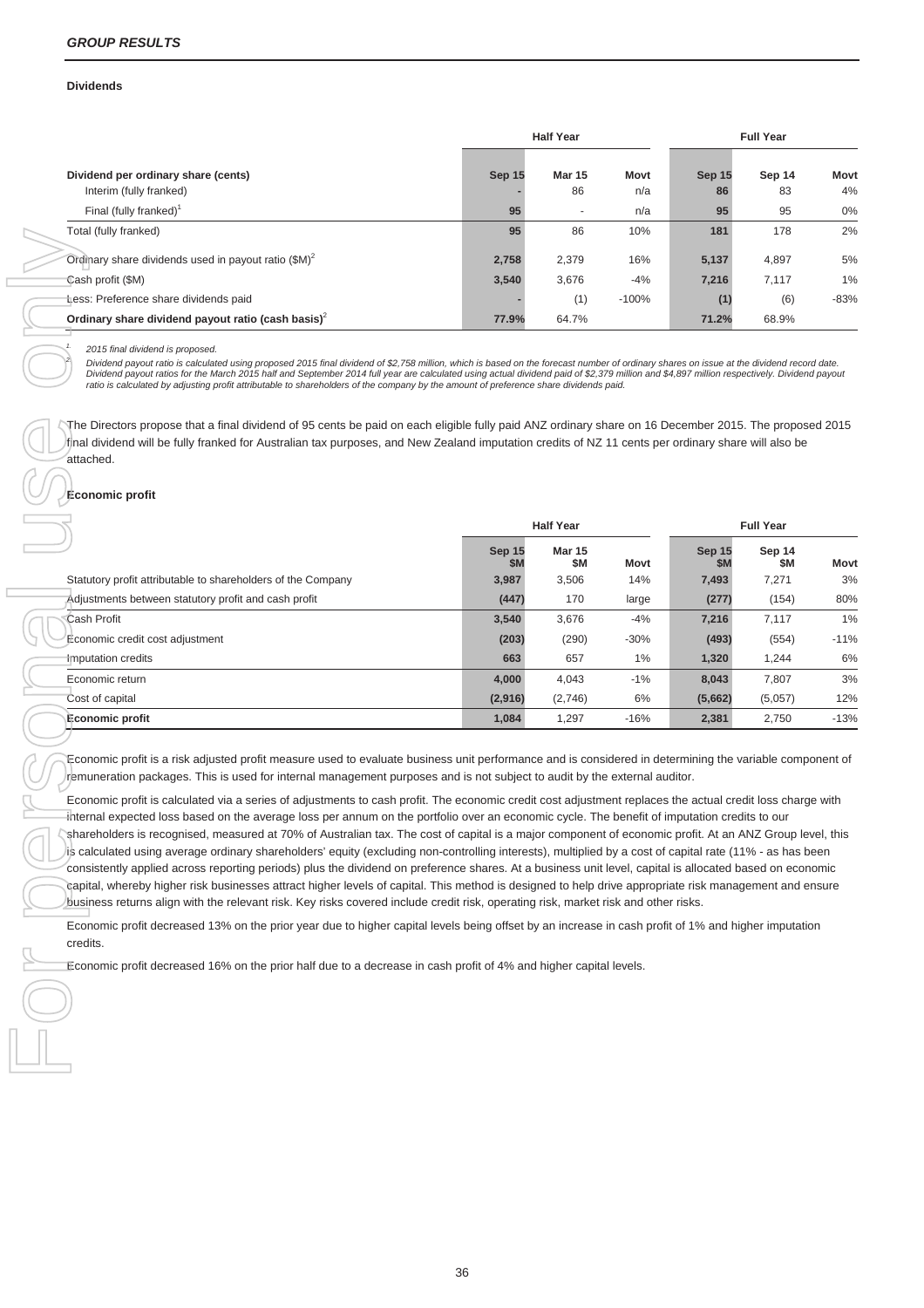## GROUP RESULTS

### Dividends

| | Half Year | | | Full Year | | |
|---|---|---|---|---|---|---|
| **Dividend per ordinary share (cents)** | **Sep 15** | **Mar 15** | **Movt** | **Sep 15** | **Sep 14** | **Movt** |
| Interim (fully franked) | - | 86 | n/a | 86 | 83 | 4% |
| Final (fully franked)[1] | 95 | - | n/a | 95 | 95 | 0% |
| Total (fully franked) | 95 | 86 | 10% | 181 | 178 | 2% |
| Ordinary share dividends used in payout ratio ($M)[2] | 2,758 | 2,379 | 16% | 5,137 | 4,897 | 5% |
| Cash profit ($M) | 3,540 | 3,676 | -4% | 7,216 | 7,117 | 1% |
| Less: Preference share dividends paid | - | (1) | -100% | (1) | (6) | -83% |
| **Ordinary share dividend payout ratio (cash basis)**[2] | 77.9% | 64.7% | | 71.2% | 68.9% | |

1. *2015 final dividend is proposed.*
2. *Dividend payout ratio is calculated using proposed 2015 final dividend of $2,758 million, which is based on the forecast number of ordinary shares on issue at the dividend record date. Dividend payout ratios for the March 2015 half and September 2014 full year are calculated using actual dividend paid of $2,379 million and $4,897 million respectively. Dividend payout ratio is calculated by adjusting profit attributable to shareholders of the company by the amount of preference share dividends paid.*

The Directors propose that a final dividend of 95 cents be paid on each eligible fully paid ANZ ordinary share on 16 December 2015. The proposed 2015 final dividend will be fully franked for Australian tax purposes, and New Zealand imputation credits of NZ 11 cents per ordinary share will also be attached.

### Economic profit

| | Half Year | | | Full Year | | |
|---|---|---|---|---|---|---|
| | **Sep 15 $M** | **Mar 15 $M** | **Movt** | **Sep 15 $M** | **Sep 14 $M** | **Movt** |
| Statutory profit attributable to shareholders of the Company | 3,987 | 3,506 | 14% | 7,493 | 7,271 | 3% |
| Adjustments between statutory profit and cash profit | (447) | 170 | large | (277) | (154) | 80% |
| Cash Profit | 3,540 | 3,676 | -4% | 7,216 | 7,117 | 1% |
| Economic credit cost adjustment | (203) | (290) | -30% | (493) | (554) | -11% |
| Imputation credits | 663 | 657 | 1% | 1,320 | 1,244 | 6% |
| Economic return | 4,000 | 4,043 | -1% | 8,043 | 7,807 | 3% |
| Cost of capital | (2,916) | (2,746) | 6% | (5,662) | (5,057) | 12% |
| **Economic profit** | **1,084** | 1,297 | -16% | **2,381** | 2,750 | -13% |

Economic profit is a risk adjusted profit measure used to evaluate business unit performance and is considered in determining the variable component of remuneration packages. This is used for internal management purposes and is not subject to audit by the external auditor.

Economic profit is calculated via a series of adjustments to cash profit. The economic credit cost adjustment replaces the actual credit loss charge with internal expected loss based on the average loss per annum on the portfolio over an economic cycle. The benefit of imputation credits to our shareholders is recognised, measured at 70% of Australian tax. The cost of capital is a major component of economic profit. At an ANZ Group level, this is calculated using average ordinary shareholders' equity (excluding non-controlling interests), multiplied by a cost of capital rate (11% - as has been consistently applied across reporting periods) plus the dividend on preference shares. At a business unit level, capital is allocated based on economic capital, whereby higher risk businesses attract higher levels of capital. This method is designed to help drive appropriate risk management and ensure business returns align with the relevant risk. Key risks covered include credit risk, operating risk, market risk and other risks.

Economic profit decreased 13% on the prior year due to higher capital levels being offset by an increase in cash profit of 1% and higher imputation credits.

Economic profit decreased 16% on the prior half due to a decrease in cash profit of 4% and higher capital levels.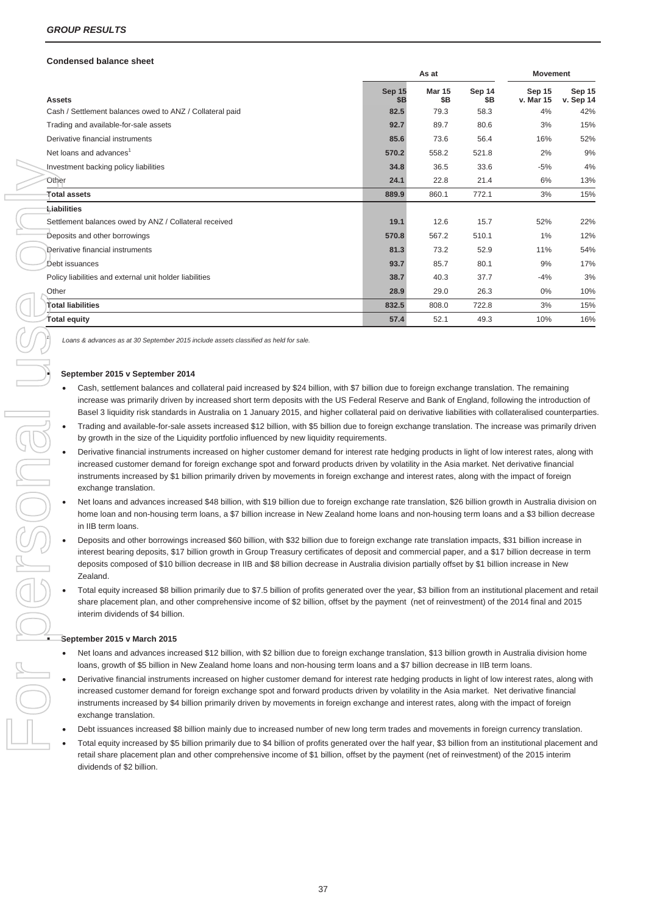***GROUP RESULTS***

**Condensed balance sheet**

| | As at | | | Movement | |
|---|---|---|---|---|---|
| **Assets** | **Sep 15 \$B** | **Mar 15 \$B** | **Sep 14 \$B** | **Sep 15 v. Mar 15** | **Sep 15 v. Sep 14** |
| Cash / Settlement balances owed to ANZ / Collateral paid | **82.5** | 79.3 | 58.3 | 4% | 42% |
| Trading and available-for-sale assets | **92.7** | 89.7 | 80.6 | 3% | 15% |
| Derivative financial instruments | **85.6** | 73.6 | 56.4 | 16% | 52% |
| Net loans and advances[1] | **570.2** | 558.2 | 521.8 | 2% | 9% |
| Investment backing policy liabilities | **34.8** | 36.5 | 33.6 | -5% | 4% |
| Other | **24.1** | 22.8 | 21.4 | 6% | 13% |
| **Total assets** | **889.9** | 860.1 | 772.1 | 3% | 15% |
| **Liabilities** | | | | | |
| Settlement balances owed by ANZ / Collateral received | **19.1** | 12.6 | 15.7 | 52% | 22% |
| Deposits and other borrowings | **570.8** | 567.2 | 510.1 | 1% | 12% |
| Derivative financial instruments | **81.3** | 73.2 | 52.9 | 11% | 54% |
| Debt issuances | **93.7** | 85.7 | 80.1 | 9% | 17% |
| Policy liabilities and external unit holder liabilities | **38.7** | 40.3 | 37.7 | -4% | 3% |
| Other | **28.9** | 29.0 | 26.3 | 0% | 10% |
| **Total liabilities** | **832.5** | 808.0 | 722.8 | 3% | 15% |
| **Total equity** | **57.4** | 52.1 | 49.3 | 10% | 16% |

[1] *Loans & advances as at 30 September 2015 include assets classified as held for sale.*

- **September 2015 v September 2014**
  - Cash, settlement balances and collateral paid increased by \$24 billion, with \$7 billion due to foreign exchange translation. The remaining increase was primarily driven by increased short term deposits with the US Federal Reserve and Bank of England, following the introduction of Basel 3 liquidity risk standards in Australia on 1 January 2015, and higher collateral paid on derivative liabilities with collateralised counterparties.
  - Trading and available-for-sale assets increased \$12 billion, with \$5 billion due to foreign exchange translation. The increase was primarily driven by growth in the size of the Liquidity portfolio influenced by new liquidity requirements.
  - Derivative financial instruments increased on higher customer demand for interest rate hedging products in light of low interest rates, along with increased customer demand for foreign exchange spot and forward products driven by volatility in the Asia market. Net derivative financial instruments increased by \$1 billion primarily driven by movements in foreign exchange and interest rates, along with the impact of foreign exchange translation.
  - Net loans and advances increased \$48 billion, with \$19 billion due to foreign exchange rate translation, \$26 billion growth in Australia division on home loan and non-housing term loans, a \$7 billion increase in New Zealand home loans and non-housing term loans and a \$3 billion decrease in IIB term loans.
  - Deposits and other borrowings increased \$60 billion, with \$32 billion due to foreign exchange rate translation impacts, \$31 billion increase in interest bearing deposits, \$17 billion growth in Group Treasury certificates of deposit and commercial paper, and a \$17 billion decrease in term deposits composed of \$10 billion decrease in IIB and \$8 billion decrease in Australia division partially offset by \$1 billion increase in New Zealand.
  - Total equity increased \$8 billion primarily due to \$7.5 billion of profits generated over the year, \$3 billion from an institutional placement and retail share placement plan, and other comprehensive income of \$2 billion, offset by the payment (net of reinvestment) of the 2014 final and 2015 interim dividends of \$4 billion.

- **September 2015 v March 2015**
  - Net loans and advances increased \$12 billion, with \$2 billion due to foreign exchange translation, \$13 billion growth in Australia division home loans, growth of \$5 billion in New Zealand home loans and non-housing term loans and a \$7 billion decrease in IIB term loans.
  - Derivative financial instruments increased on higher customer demand for interest rate hedging products in light of low interest rates, along with increased customer demand for foreign exchange spot and forward products driven by volatility in the Asia market. Net derivative financial instruments increased by \$4 billion primarily driven by movements in foreign exchange and interest rates, along with the impact of foreign exchange translation.
  - Debt issuances increased \$8 billion mainly due to increased number of new long term trades and movements in foreign currency translation.
  - Total equity increased by \$5 billion primarily due to \$4 billion of profits generated over the half year, \$3 billion from an institutional placement and retail share placement plan and other comprehensive income of \$1 billion, offset by the payment (net of reinvestment) of the 2015 interim dividends of \$2 billion.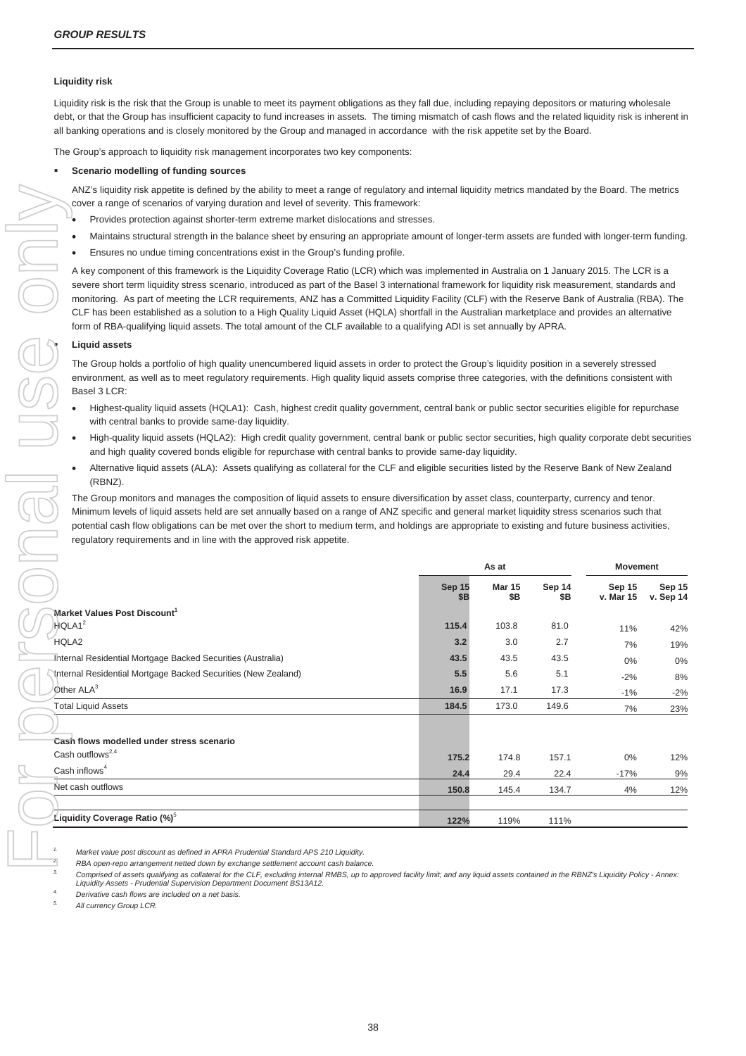#### Liquidity risk

Liquidity risk is the risk that the Group is unable to meet its payment obligations as they fall due, including repaying depositors or maturing wholesale debt, or that the Group has insufficient capacity to fund increases in assets. The timing mismatch of cash flows and the related liquidity risk is inherent in all banking operations and is closely monitored by the Group and managed in accordance with the risk appetite set by the Board.

The Group's approach to liquidity risk management incorporates two key components:

- **Scenario modelling of funding sources**

  ANZ's liquidity risk appetite is defined by the ability to meet a range of regulatory and internal liquidity metrics mandated by the Board. The metrics cover a range of scenarios of varying duration and level of severity. This framework:

  - Provides protection against shorter-term extreme market dislocations and stresses.
  - Maintains structural strength in the balance sheet by ensuring an appropriate amount of longer-term assets are funded with longer-term funding.
  - Ensures no undue timing concentrations exist in the Group's funding profile.

  A key component of this framework is the Liquidity Coverage Ratio (LCR) which was implemented in Australia on 1 January 2015. The LCR is a severe short term liquidity stress scenario, introduced as part of the Basel 3 international framework for liquidity risk measurement, standards and monitoring. As part of meeting the LCR requirements, ANZ has a Committed Liquidity Facility (CLF) with the Reserve Bank of Australia (RBA). The CLF has been established as a solution to a High Quality Liquid Asset (HQLA) shortfall in the Australian marketplace and provides an alternative form of RBA-qualifying liquid assets. The total amount of the CLF available to a qualifying ADI is set annually by APRA.

- **Liquid assets**

  The Group holds a portfolio of high quality unencumbered liquid assets in order to protect the Group's liquidity position in a severely stressed environment, as well as to meet regulatory requirements. High quality liquid assets comprise three categories, with the definitions consistent with Basel 3 LCR:

  - Highest-quality liquid assets (HQLA1): Cash, highest credit quality government, central bank or public sector securities eligible for repurchase with central banks to provide same-day liquidity.
  - High-quality liquid assets (HQLA2): High credit quality government, central bank or public sector securities, high quality corporate debt securities and high quality covered bonds eligible for repurchase with central banks to provide same-day liquidity.
  - Alternative liquid assets (ALA): Assets qualifying as collateral for the CLF and eligible securities listed by the Reserve Bank of New Zealand (RBNZ).

  The Group monitors and manages the composition of liquid assets to ensure diversification by asset class, counterparty, currency and tenor. Minimum levels of liquid assets held are set annually based on a range of ANZ specific and general market liquidity stress scenarios such that potential cash flow obligations can be met over the short to medium term, and holdings are appropriate to existing and future business activities, regulatory requirements and in line with the approved risk appetite.

| | As at | | | Movement | |
|---|---|---|---|---|---|
| | Sep 15 $B | Mar 15 $B | Sep 14 $B | Sep 15 v. Mar 15 | Sep 15 v. Sep 14 |
| **Market Values Post Discount**[1] | | | | | |
| HQLA1[2] | 115.4 | 103.8 | 81.0 | 11% | 42% |
| HQLA2 | 3.2 | 3.0 | 2.7 | 7% | 19% |
| Internal Residential Mortgage Backed Securities (Australia) | 43.5 | 43.5 | 43.5 | 0% | 0% |
| Internal Residential Mortgage Backed Securities (New Zealand) | 5.5 | 5.6 | 5.1 | -2% | 8% |
| Other ALA[3] | 16.9 | 17.1 | 17.3 | -1% | -2% |
| Total Liquid Assets | 184.5 | 173.0 | 149.6 | 7% | 23% |
| | | | | | |
| **Cash flows modelled under stress scenario** | | | | | |
| Cash outflows[2,4] | 175.2 | 174.8 | 157.1 | 0% | 12% |
| Cash inflows[4] | 24.4 | 29.4 | 22.4 | -17% | 9% |
| Net cash outflows | 150.8 | 145.4 | 134.7 | 4% | 12% |
| | | | | | |
| **Liquidity Coverage Ratio (%)**[5] | 122% | 119% | 111% | | |

1. *Market value post discount as defined in APRA Prudential Standard APS 210 Liquidity.*
2. *RBA open-repo arrangement netted down by exchange settlement account cash balance.*
3. *Comprised of assets qualifying as collateral for the CLF, excluding internal RMBS, up to approved facility limit; and any liquid assets contained in the RBNZ's Liquidity Policy - Annex: Liquidity Assets - Prudential Supervision Department Document BS13A12.*
4. *Derivative cash flows are included on a net basis.*
5. *All currency Group LCR.*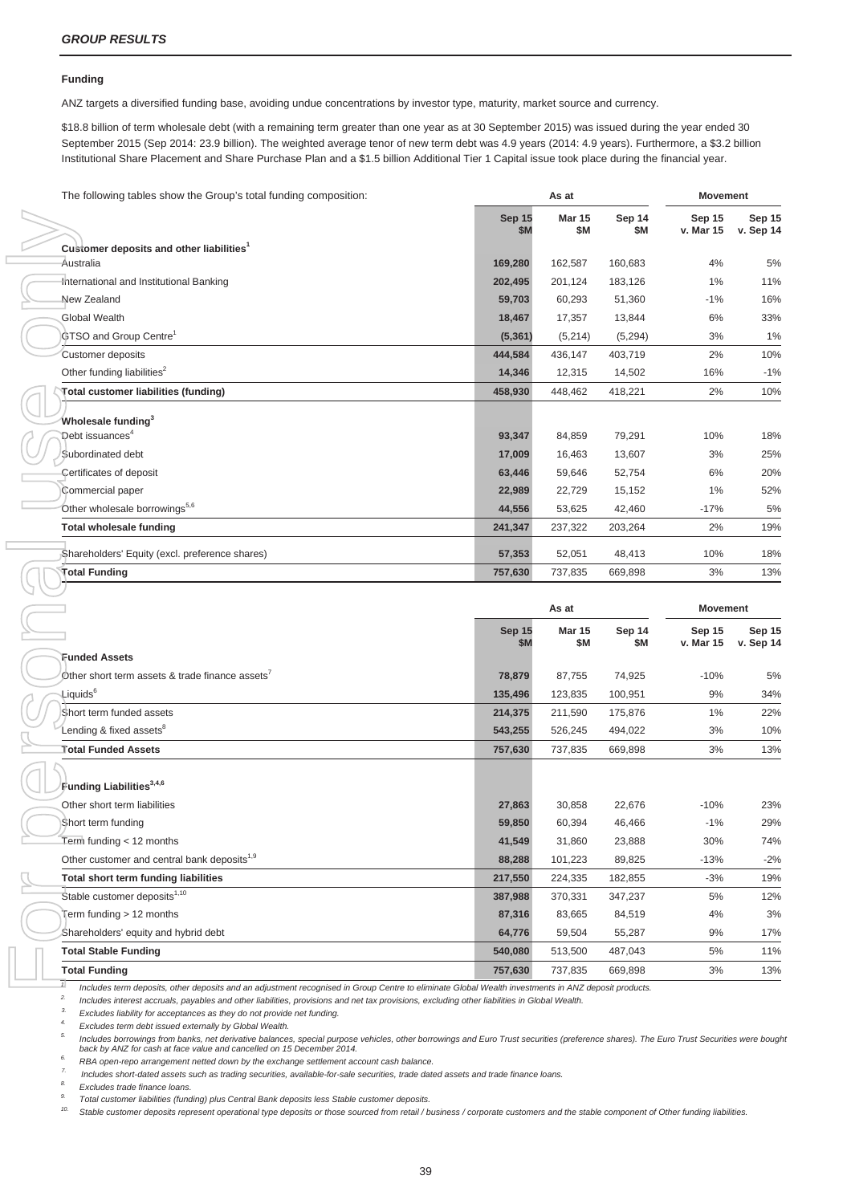## Funding

ANZ targets a diversified funding base, avoiding undue concentrations by investor type, maturity, market source and currency.

$18.8 billion of term wholesale debt (with a remaining term greater than one year as at 30 September 2015) was issued during the year ended 30 September 2015 (Sep 2014: 23.9 billion). The weighted average tenor of new term debt was 4.9 years (2014: 4.9 years). Furthermore, a $3.2 billion Institutional Share Placement and Share Purchase Plan and a $1.5 billion Additional Tier 1 Capital issue took place during the financial year.

The following tables show the Group's total funding composition:

| | As at | | | Movement | |
|---|---|---|---|---|---|
| | Sep 15 $M | Mar 15 $M | Sep 14 $M | Sep 15 v. Mar 15 | Sep 15 v. Sep 14 |
| **Customer deposits and other liabilities[1]** | | | | | |
| Australia | 169,280 | 162,587 | 160,683 | 4% | 5% |
| International and Institutional Banking | 202,495 | 201,124 | 183,126 | 1% | 11% |
| New Zealand | 59,703 | 60,293 | 51,360 | -1% | 16% |
| Global Wealth | 18,467 | 17,357 | 13,844 | 6% | 33% |
| GTSO and Group Centre[1] | (5,361) | (5,214) | (5,294) | 3% | 1% |
| Customer deposits | 444,584 | 436,147 | 403,719 | 2% | 10% |
| Other funding liabilities[2] | 14,346 | 12,315 | 14,502 | 16% | -1% |
| **Total customer liabilities (funding)** | 458,930 | 448,462 | 418,221 | 2% | 10% |
| **Wholesale funding[3]** | | | | | |
| Debt issuances[4] | 93,347 | 84,859 | 79,291 | 10% | 18% |
| Subordinated debt | 17,009 | 16,463 | 13,607 | 3% | 25% |
| Certificates of deposit | 63,446 | 59,646 | 52,754 | 6% | 20% |
| Commercial paper | 22,989 | 22,729 | 15,152 | 1% | 52% |
| Other wholesale borrowings[5,6] | 44,556 | 53,625 | 42,460 | -17% | 5% |
| **Total wholesale funding** | 241,347 | 237,322 | 203,264 | 2% | 19% |
| Shareholders' Equity (excl. preference shares) | 57,353 | 52,051 | 48,413 | 10% | 18% |
| **Total Funding** | 757,630 | 737,835 | 669,898 | 3% | 13% |

| | As at | | | Movement | |
|---|---|---|---|---|---|
| | Sep 15 $M | Mar 15 $M | Sep 14 $M | Sep 15 v. Mar 15 | Sep 15 v. Sep 14 |
| **Funded Assets** | | | | | |
| Other short term assets & trade finance assets[7] | 78,879 | 87,755 | 74,925 | -10% | 5% |
| Liquids[6] | 135,496 | 123,835 | 100,951 | 9% | 34% |
| Short term funded assets | 214,375 | 211,590 | 175,876 | 1% | 22% |
| Lending & fixed assets[8] | 543,255 | 526,245 | 494,022 | 3% | 10% |
| **Total Funded Assets** | 757,630 | 737,835 | 669,898 | 3% | 13% |
| **Funding Liabilities[3,4,6]** | | | | | |
| Other short term liabilities | 27,863 | 30,858 | 22,676 | -10% | 23% |
| Short term funding | 59,850 | 60,394 | 46,466 | -1% | 29% |
| Term funding < 12 months | 41,549 | 31,860 | 23,888 | 30% | 74% |
| Other customer and central bank deposits[1,9] | 88,288 | 101,223 | 89,825 | -13% | -2% |
| **Total short term funding liabilities** | 217,550 | 224,335 | 182,855 | -3% | 19% |
| Stable customer deposits[1,10] | 387,988 | 370,331 | 347,237 | 5% | 12% |
| Term funding > 12 months | 87,316 | 83,665 | 84,519 | 4% | 3% |
| Shareholders' equity and hybrid debt | 64,776 | 59,504 | 55,287 | 9% | 17% |
| **Total Stable Funding** | 540,080 | 513,500 | 487,043 | 5% | 11% |
| **Total Funding** | 757,630 | 737,835 | 669,898 | 3% | 13% |

1. *Includes term deposits, other deposits and an adjustment recognised in Group Centre to eliminate Global Wealth investments in ANZ deposit products.*
2. *Includes interest accruals, payables and other liabilities, provisions and net tax provisions, excluding other liabilities in Global Wealth.*
3. *Excludes liability for acceptances as they do not provide net funding.*
4. *Excludes term debt issued externally by Global Wealth.*
5. *Includes borrowings from banks, net derivative balances, special purpose vehicles, other borrowings and Euro Trust securities (preference shares). The Euro Trust Securities were bought back by ANZ for cash at face value and cancelled on 15 December 2014.*
6. *RBA open-repo arrangement netted down by the exchange settlement account cash balance.*
7. *Includes short-dated assets such as trading securities, available-for-sale securities, trade dated assets and trade finance loans.*
8. *Excludes trade finance loans.*
9. *Total customer liabilities (funding) plus Central Bank deposits less Stable customer deposits.*
10. *Stable customer deposits represent operational type deposits or those sourced from retail / business / corporate customers and the stable component of Other funding liabilities.*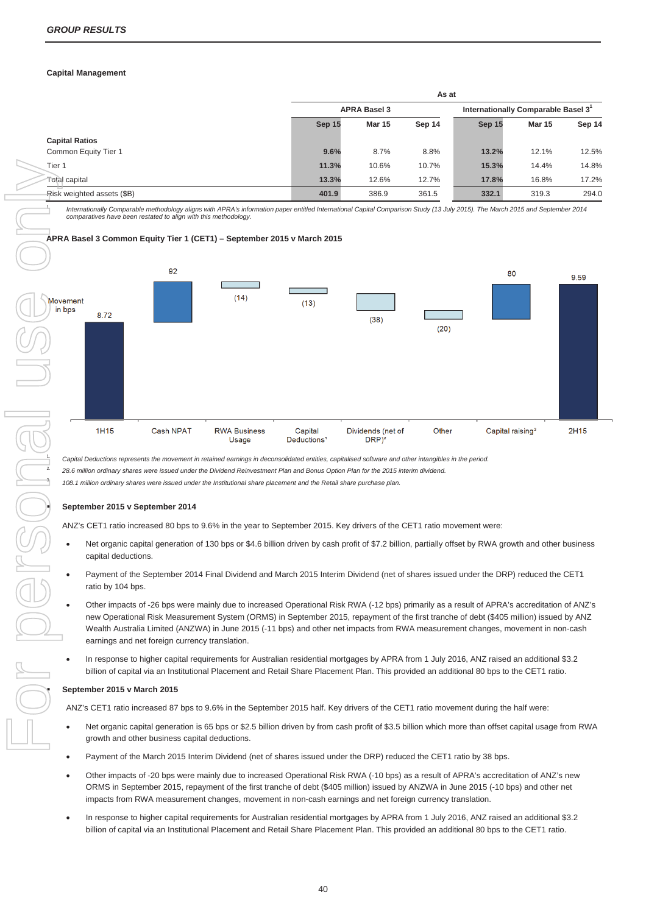## Capital Management

| | As at | | | | | |
|---|---|---|---|---|---|---|
| | APRA Basel 3 | | | Internationally Comparable Basel 3[1] | | |
| | Sep 15 | Mar 15 | Sep 14 | Sep 15 | Mar 15 | Sep 14 |
| **Capital Ratios** | | | | | | |
| Common Equity Tier 1 | **9.6%** | 8.7% | 8.8% | **13.2%** | 12.1% | 12.5% |
| Tier 1 | **11.3%** | 10.6% | 10.7% | **15.3%** | 14.4% | 14.8% |
| Total capital | **13.3%** | 12.6% | 12.7% | **17.8%** | 16.8% | 17.2% |
| Risk weighted assets ($B) | **401.9** | 386.9 | 361.5 | **332.1** | 319.3 | 294.0 |

1. *Internationally Comparable methodology aligns with APRA's information paper entitled International Capital Comparison Study (13 July 2015). The March 2015 and September 2014 comparatives have been restated to align with this methodology.*

### APRA Basel 3 Common Equity Tier 1 (CET1) – September 2015 v March 2015

Movement in bps

| 1H15 | Cash NPAT | RWA Business Usage | Capital Deductions[1] | Dividends (net of DRP)[2] | Other | Capital raising[3] | 2H15 |
|---|---|---|---|---|---|---|---|
| 8.72 | 92 | (14) | (13) | (38) | (20) | 80 | 9.59 |

1. *Capital Deductions represents the movement in retained earnings in deconsolidated entities, capitalised software and other intangibles in the period.*
2. *28.6 million ordinary shares were issued under the Dividend Reinvestment Plan and Bonus Option Plan for the 2015 interim dividend.*
3. *108.1 million ordinary shares were issued under the Institutional share placement and the Retail share purchase plan.*

- **September 2015 v September 2014**

ANZ's CET1 ratio increased 80 bps to 9.6% in the year to September 2015. Key drivers of the CET1 ratio movement were:

- Net organic capital generation of 130 bps or $4.6 billion driven by cash profit of $7.2 billion, partially offset by RWA growth and other business capital deductions.
- Payment of the September 2014 Final Dividend and March 2015 Interim Dividend (net of shares issued under the DRP) reduced the CET1 ratio by 104 bps.
- Other impacts of -26 bps were mainly due to increased Operational Risk RWA (-12 bps) primarily as a result of APRA's accreditation of ANZ's new Operational Risk Measurement System (ORMS) in September 2015, repayment of the first tranche of debt ($405 million) issued by ANZ Wealth Australia Limited (ANZWA) in June 2015 (-11 bps) and other net impacts from RWA measurement changes, movement in non-cash earnings and net foreign currency translation.
- In response to higher capital requirements for Australian residential mortgages by APRA from 1 July 2016, ANZ raised an additional $3.2 billion of capital via an Institutional Placement and Retail Share Placement Plan. This provided an additional 80 bps to the CET1 ratio.

- **September 2015 v March 2015**

ANZ's CET1 ratio increased 87 bps to 9.6% in the September 2015 half. Key drivers of the CET1 ratio movement during the half were:

- Net organic capital generation is 65 bps or $2.5 billion driven by from cash profit of $3.5 billion which more than offset capital usage from RWA growth and other business capital deductions.
- Payment of the March 2015 Interim Dividend (net of shares issued under the DRP) reduced the CET1 ratio by 38 bps.
- Other impacts of -20 bps were mainly due to increased Operational Risk RWA (-10 bps) as a result of APRA's accreditation of ANZ's new ORMS in September 2015, repayment of the first tranche of debt ($405 million) issued by ANZWA in June 2015 (-10 bps) and other net impacts from RWA measurement changes, movement in non-cash earnings and net foreign currency translation.
- In response to higher capital requirements for Australian residential mortgages by APRA from 1 July 2016, ANZ raised an additional $3.2 billion of capital via an Institutional Placement and Retail Share Placement Plan. This provided an additional 80 bps to the CET1 ratio.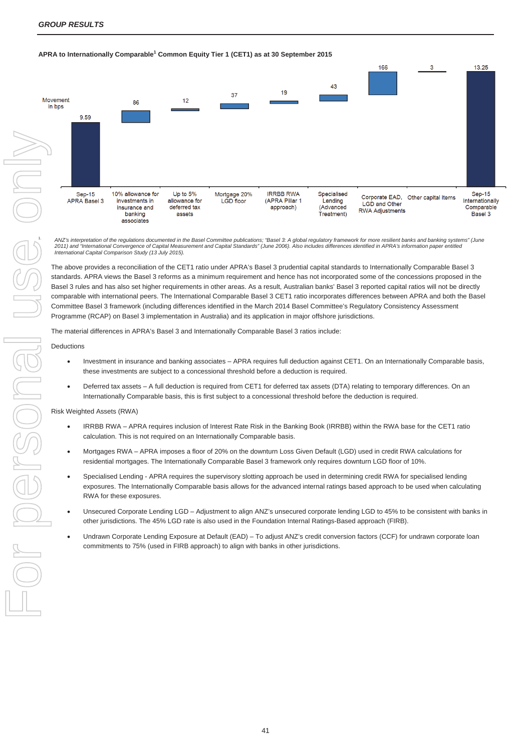**APRA to Internationally Comparable[1] Common Equity Tier 1 (CET1) as at 30 September 2015**

Movement in bps

| | Sep-15 APRA Basel 3 | 10% allowance for investments in insurance and banking associates | Up to 5% allowance for deferred tax assets | Mortgage 20% LGD floor | IRRBB RWA (APRA Pillar 1 approach) | Specialised Lending (Advanced Treatment) | Corporate EAD, LGD and Other RWA Adjustments | Other capital items | Sep-15 Internationally Comparable Basel 3 |
|---|---|---|---|---|---|---|---|---|---|
| | 9.59 | 86 | 12 | 37 | 19 | 43 | 166 | 3 | 13.25 |

1. *ANZ's interpretation of the regulations documented in the Basel Committee publications; "Basel 3: A global regulatory framework for more resilient banks and banking systems" (June 2011) and "International Convergence of Capital Measurement and Capital Standards" (June 2006). Also includes differences identified in APRA's information paper entitled International Capital Comparison Study (13 July 2015).*

The above provides a reconciliation of the CET1 ratio under APRA's Basel 3 prudential capital standards to Internationally Comparable Basel 3 standards. APRA views the Basel 3 reforms as a minimum requirement and hence has not incorporated some of the concessions proposed in the Basel 3 rules and has also set higher requirements in other areas. As a result, Australian banks' Basel 3 reported capital ratios will not be directly comparable with international peers. The International Comparable Basel 3 CET1 ratio incorporates differences between APRA and both the Basel Committee Basel 3 framework (including differences identified in the March 2014 Basel Committee's Regulatory Consistency Assessment Programme (RCAP) on Basel 3 implementation in Australia) and its application in major offshore jurisdictions.

The material differences in APRA's Basel 3 and Internationally Comparable Basel 3 ratios include:

Deductions

- Investment in insurance and banking associates – APRA requires full deduction against CET1. On an Internationally Comparable basis, these investments are subject to a concessional threshold before a deduction is required.
- Deferred tax assets – A full deduction is required from CET1 for deferred tax assets (DTA) relating to temporary differences. On an Internationally Comparable basis, this is first subject to a concessional threshold before the deduction is required.

Risk Weighted Assets (RWA)

- IRRBB RWA – APRA requires inclusion of Interest Rate Risk in the Banking Book (IRRBB) within the RWA base for the CET1 ratio calculation. This is not required on an Internationally Comparable basis.
- Mortgages RWA – APRA imposes a floor of 20% on the downturn Loss Given Default (LGD) used in credit RWA calculations for residential mortgages. The Internationally Comparable Basel 3 framework only requires downturn LGD floor of 10%.
- Specialised Lending - APRA requires the supervisory slotting approach be used in determining credit RWA for specialised lending exposures. The Internationally Comparable basis allows for the advanced internal ratings based approach to be used when calculating RWA for these exposures.
- Unsecured Corporate Lending LGD – Adjustment to align ANZ's unsecured corporate lending LGD to 45% to be consistent with banks in other jurisdictions. The 45% LGD rate is also used in the Foundation Internal Ratings-Based approach (FIRB).
- Undrawn Corporate Lending Exposure at Default (EAD) – To adjust ANZ's credit conversion factors (CCF) for undrawn corporate loan commitments to 75% (used in FIRB approach) to align with banks in other jurisdictions.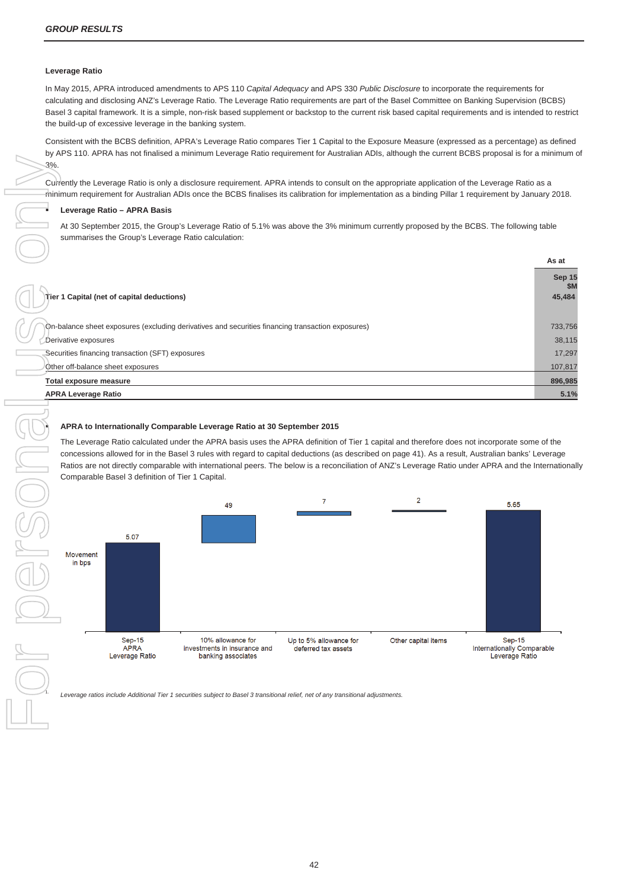## Leverage Ratio

In May 2015, APRA introduced amendments to APS 110 *Capital Adequacy* and APS 330 *Public Disclosure* to incorporate the requirements for calculating and disclosing ANZ's Leverage Ratio. The Leverage Ratio requirements are part of the Basel Committee on Banking Supervision (BCBS) Basel 3 capital framework. It is a simple, non-risk based supplement or backstop to the current risk based capital requirements and is intended to restrict the build-up of excessive leverage in the banking system.

Consistent with the BCBS definition, APRA's Leverage Ratio compares Tier 1 Capital to the Exposure Measure (expressed as a percentage) as defined by APS 110. APRA has not finalised a minimum Leverage Ratio requirement for Australian ADIs, although the current BCBS proposal is for a minimum of 3%.

Currently the Leverage Ratio is only a disclosure requirement. APRA intends to consult on the appropriate application of the Leverage Ratio as a minimum requirement for Australian ADIs once the BCBS finalises its calibration for implementation as a binding Pillar 1 requirement by January 2018.

- **Leverage Ratio – APRA Basis**

  At 30 September 2015, the Group's Leverage Ratio of 5.1% was above the 3% minimum currently proposed by the BCBS. The following table summarises the Group's Leverage Ratio calculation:

| | As at Sep 15 $M |
|---|---|
| **Tier 1 Capital (net of capital deductions)** | **45,484** |
| On-balance sheet exposures (excluding derivatives and securities financing transaction exposures) | 733,756 |
| Derivative exposures | 38,115 |
| Securities financing transaction (SFT) exposures | 17,297 |
| Other off-balance sheet exposures | 107,817 |
| **Total exposure measure** | **896,985** |
| **APRA Leverage Ratio** | **5.1%** |

- **APRA to Internationally Comparable Leverage Ratio at 30 September 2015**

  The Leverage Ratio calculated under the APRA basis uses the APRA definition of Tier 1 capital and therefore does not incorporate some of the concessions allowed for in the Basel 3 rules with regard to capital deductions (as described on page 41). As a result, Australian banks' Leverage Ratios are not directly comparable with international peers. The below is a reconciliation of ANZ's Leverage Ratio under APRA and the Internationally Comparable Basel 3 definition of Tier 1 Capital.

Movement in bps

| Sep-15 APRA Leverage Ratio | 10% allowance for investments in insurance and banking associates | Up to 5% allowance for deferred tax assets | Other capital items | Sep-15 Internationally Comparable Leverage Ratio |
|---|---|---|---|---|
| 5.07 | 49 | 7 | 2 | 5.65 |

1. *Leverage ratios include Additional Tier 1 securities subject to Basel 3 transitional relief, net of any transitional adjustments.*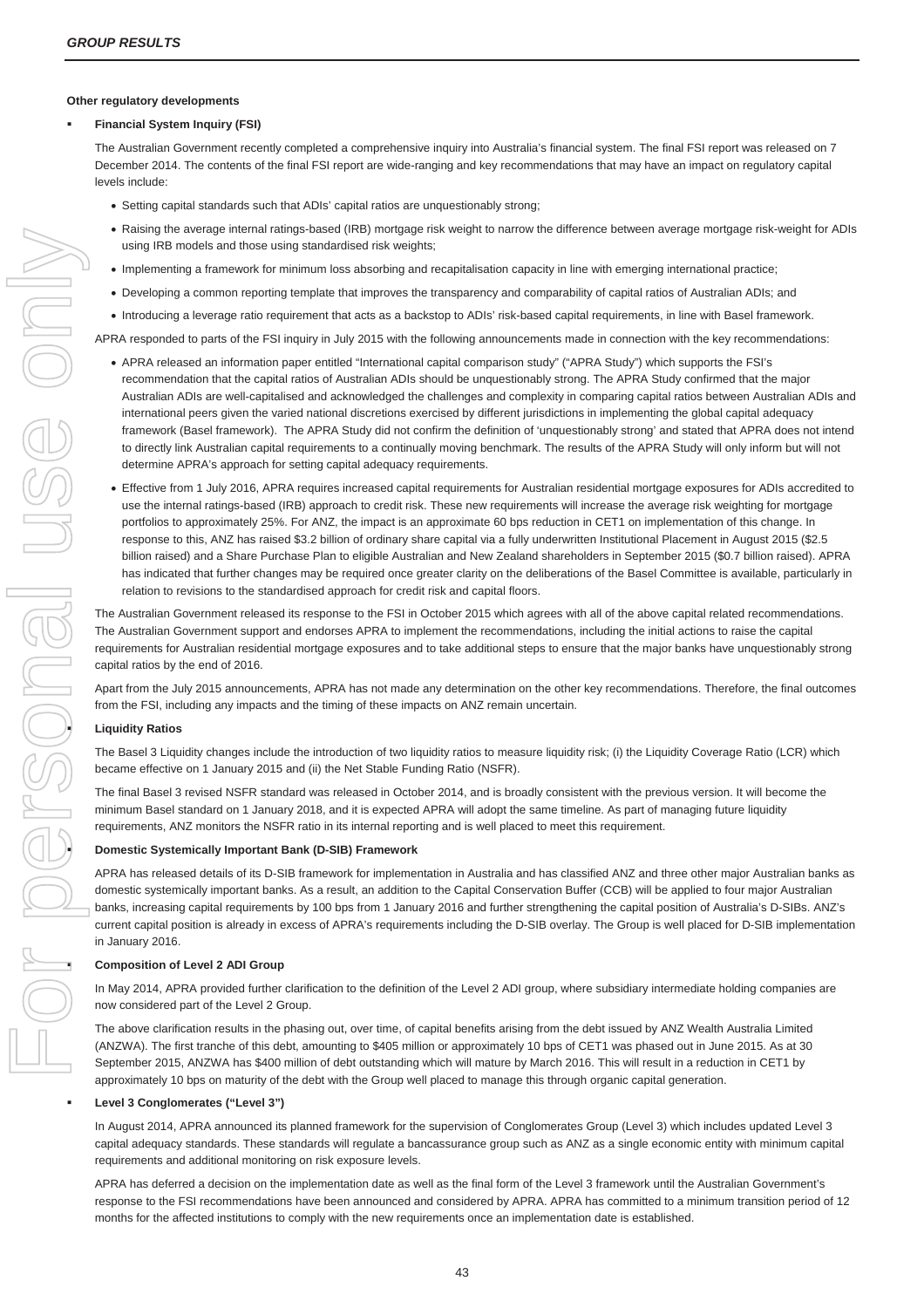**Other regulatory developments**

- **Financial System Inquiry (FSI)**

The Australian Government recently completed a comprehensive inquiry into Australia's financial system. The final FSI report was released on 7 December 2014. The contents of the final FSI report are wide-ranging and key recommendations that may have an impact on regulatory capital levels include:

- Setting capital standards such that ADIs' capital ratios are unquestionably strong;
- Raising the average internal ratings-based (IRB) mortgage risk weight to narrow the difference between average mortgage risk-weight for ADIs using IRB models and those using standardised risk weights;
- Implementing a framework for minimum loss absorbing and recapitalisation capacity in line with emerging international practice;
- Developing a common reporting template that improves the transparency and comparability of capital ratios of Australian ADIs; and
- Introducing a leverage ratio requirement that acts as a backstop to ADIs' risk-based capital requirements, in line with Basel framework.

APRA responded to parts of the FSI inquiry in July 2015 with the following announcements made in connection with the key recommendations:

- APRA released an information paper entitled "International capital comparison study" ("APRA Study") which supports the FSI's recommendation that the capital ratios of Australian ADIs should be unquestionably strong. The APRA Study confirmed that the major Australian ADIs are well-capitalised and acknowledged the challenges and complexity in comparing capital ratios between Australian ADIs and international peers given the varied national discretions exercised by different jurisdictions in implementing the global capital adequacy framework (Basel framework). The APRA Study did not confirm the definition of 'unquestionably strong' and stated that APRA does not intend to directly link Australian capital requirements to a continually moving benchmark. The results of the APRA Study will only inform but will not determine APRA's approach for setting capital adequacy requirements.
- Effective from 1 July 2016, APRA requires increased capital requirements for Australian residential mortgage exposures for ADIs accredited to use the internal ratings-based (IRB) approach to credit risk. These new requirements will increase the average risk weighting for mortgage portfolios to approximately 25%. For ANZ, the impact is an approximate 60 bps reduction in CET1 on implementation of this change. In response to this, ANZ has raised $3.2 billion of ordinary share capital via a fully underwritten Institutional Placement in August 2015 ($2.5 billion raised) and a Share Purchase Plan to eligible Australian and New Zealand shareholders in September 2015 ($0.7 billion raised). APRA has indicated that further changes may be required once greater clarity on the deliberations of the Basel Committee is available, particularly in relation to revisions to the standardised approach for credit risk and capital floors.

The Australian Government released its response to the FSI in October 2015 which agrees with all of the above capital related recommendations. The Australian Government support and endorses APRA to implement the recommendations, including the initial actions to raise the capital requirements for Australian residential mortgage exposures and to take additional steps to ensure that the major banks have unquestionably strong capital ratios by the end of 2016.

Apart from the July 2015 announcements, APRA has not made any determination on the other key recommendations. Therefore, the final outcomes from the FSI, including any impacts and the timing of these impacts on ANZ remain uncertain.

- **Liquidity Ratios**

The Basel 3 Liquidity changes include the introduction of two liquidity ratios to measure liquidity risk; (i) the Liquidity Coverage Ratio (LCR) which became effective on 1 January 2015 and (ii) the Net Stable Funding Ratio (NSFR).

The final Basel 3 revised NSFR standard was released in October 2014, and is broadly consistent with the previous version. It will become the minimum Basel standard on 1 January 2018, and it is expected APRA will adopt the same timeline. As part of managing future liquidity requirements, ANZ monitors the NSFR ratio in its internal reporting and is well placed to meet this requirement.

- **Domestic Systemically Important Bank (D-SIB) Framework**

APRA has released details of its D-SIB framework for implementation in Australia and has classified ANZ and three other major Australian banks as domestic systemically important banks. As a result, an addition to the Capital Conservation Buffer (CCB) will be applied to four major Australian banks, increasing capital requirements by 100 bps from 1 January 2016 and further strengthening the capital position of Australia's D-SIBs. ANZ's current capital position is already in excess of APRA's requirements including the D-SIB overlay. The Group is well placed for D-SIB implementation in January 2016.

- **Composition of Level 2 ADI Group**

In May 2014, APRA provided further clarification to the definition of the Level 2 ADI group, where subsidiary intermediate holding companies are now considered part of the Level 2 Group.

The above clarification results in the phasing out, over time, of capital benefits arising from the debt issued by ANZ Wealth Australia Limited (ANZWA). The first tranche of this debt, amounting to $405 million or approximately 10 bps of CET1 was phased out in June 2015. As at 30 September 2015, ANZWA has $400 million of debt outstanding which will mature by March 2016. This will result in a reduction in CET1 by approximately 10 bps on maturity of the debt with the Group well placed to manage this through organic capital generation.

- **Level 3 Conglomerates ("Level 3")**

In August 2014, APRA announced its planned framework for the supervision of Conglomerates Group (Level 3) which includes updated Level 3 capital adequacy standards. These standards will regulate a bancassurance group such as ANZ as a single economic entity with minimum capital requirements and additional monitoring on risk exposure levels.

APRA has deferred a decision on the implementation date as well as the final form of the Level 3 framework until the Australian Government's response to the FSI recommendations have been announced and considered by APRA. APRA has committed to a minimum transition period of 12 months for the affected institutions to comply with the new requirements once an implementation date is established.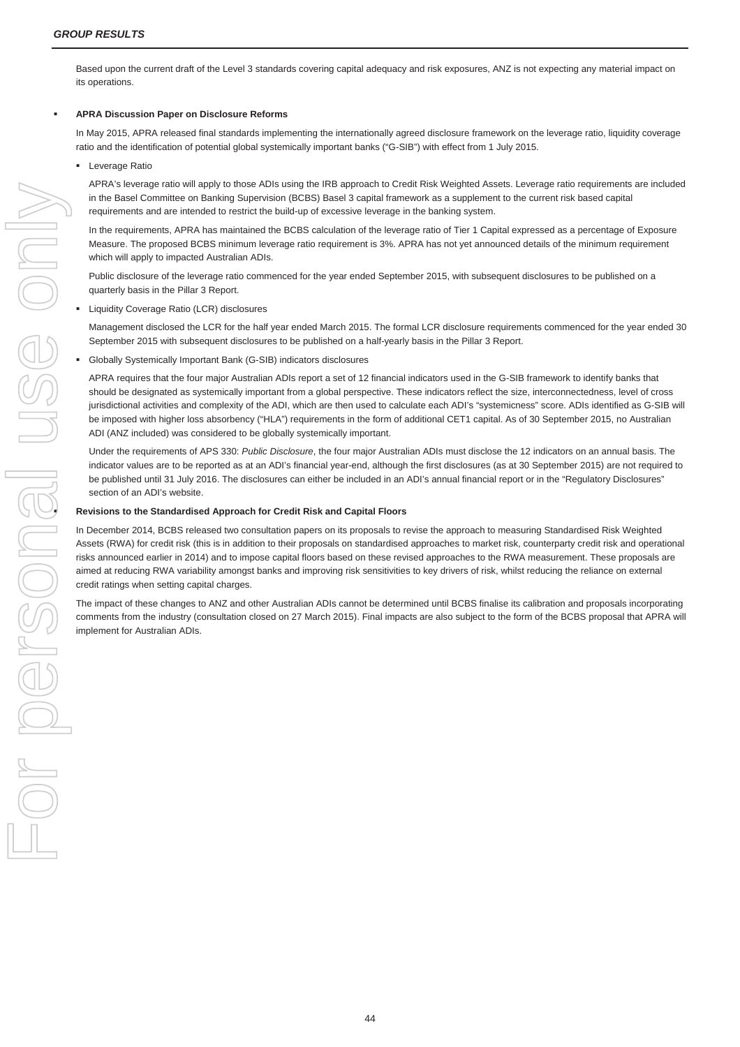Based upon the current draft of the Level 3 standards covering capital adequacy and risk exposures, ANZ is not expecting any material impact on its operations.

- **APRA Discussion Paper on Disclosure Reforms**

  In May 2015, APRA released final standards implementing the internationally agreed disclosure framework on the leverage ratio, liquidity coverage ratio and the identification of potential global systemically important banks ("G-SIB") with effect from 1 July 2015.

  - Leverage Ratio

    APRA's leverage ratio will apply to those ADIs using the IRB approach to Credit Risk Weighted Assets. Leverage ratio requirements are included in the Basel Committee on Banking Supervision (BCBS) Basel 3 capital framework as a supplement to the current risk based capital requirements and are intended to restrict the build-up of excessive leverage in the banking system.

    In the requirements, APRA has maintained the BCBS calculation of the leverage ratio of Tier 1 Capital expressed as a percentage of Exposure Measure. The proposed BCBS minimum leverage ratio requirement is 3%. APRA has not yet announced details of the minimum requirement which will apply to impacted Australian ADIs.

    Public disclosure of the leverage ratio commenced for the year ended September 2015, with subsequent disclosures to be published on a quarterly basis in the Pillar 3 Report.

  - Liquidity Coverage Ratio (LCR) disclosures

    Management disclosed the LCR for the half year ended March 2015. The formal LCR disclosure requirements commenced for the year ended 30 September 2015 with subsequent disclosures to be published on a half-yearly basis in the Pillar 3 Report.

  - Globally Systemically Important Bank (G-SIB) indicators disclosures

    APRA requires that the four major Australian ADIs report a set of 12 financial indicators used in the G-SIB framework to identify banks that should be designated as systemically important from a global perspective. These indicators reflect the size, interconnectedness, level of cross jurisdictional activities and complexity of the ADI, which are then used to calculate each ADI's "systemicness" score. ADIs identified as G-SIB will be imposed with higher loss absorbency ("HLA") requirements in the form of additional CET1 capital. As of 30 September 2015, no Australian ADI (ANZ included) was considered to be globally systemically important.

    Under the requirements of APS 330: *Public Disclosure*, the four major Australian ADIs must disclose the 12 indicators on an annual basis. The indicator values are to be reported as at an ADI's financial year-end, although the first disclosures (as at 30 September 2015) are not required to be published until 31 July 2016. The disclosures can either be included in an ADI's annual financial report or in the "Regulatory Disclosures" section of an ADI's website.

- **Revisions to the Standardised Approach for Credit Risk and Capital Floors**

  In December 2014, BCBS released two consultation papers on its proposals to revise the approach to measuring Standardised Risk Weighted Assets (RWA) for credit risk (this is in addition to their proposals on standardised approaches to market risk, counterparty credit risk and operational risks announced earlier in 2014) and to impose capital floors based on these revised approaches to the RWA measurement. These proposals are aimed at reducing RWA variability amongst banks and improving risk sensitivities to key drivers of risk, whilst reducing the reliance on external credit ratings when setting capital charges.

  The impact of these changes to ANZ and other Australian ADIs cannot be determined until BCBS finalise its calibration and proposals incorporating comments from the industry (consultation closed on 27 March 2015). Final impacts are also subject to the form of the BCBS proposal that APRA will implement for Australian ADIs.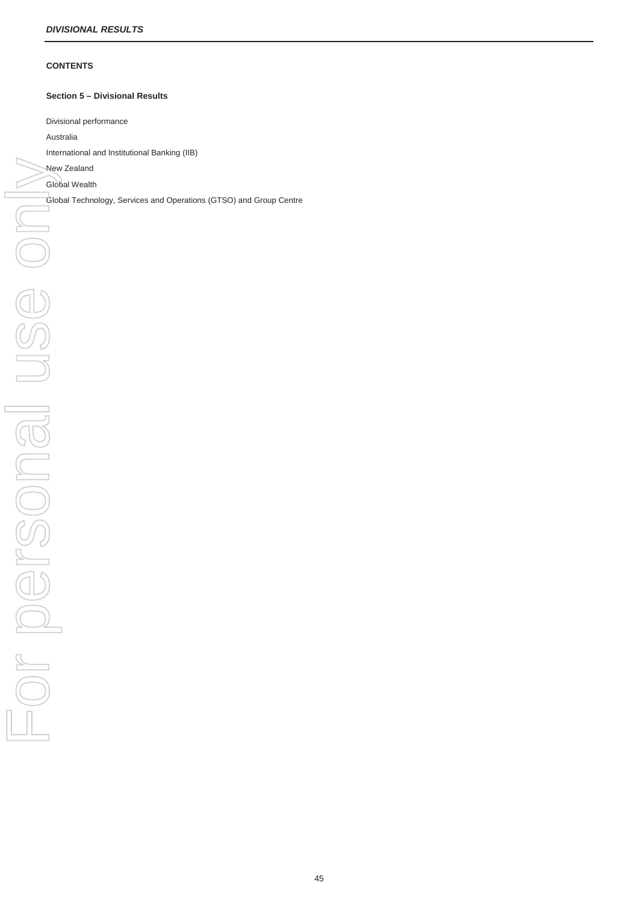## CONTENTS

### Section 5 – Divisional Results

Divisional performance

Australia

International and Institutional Banking (IIB)

New Zealand

Global Wealth

Global Technology, Services and Operations (GTSO) and Group Centre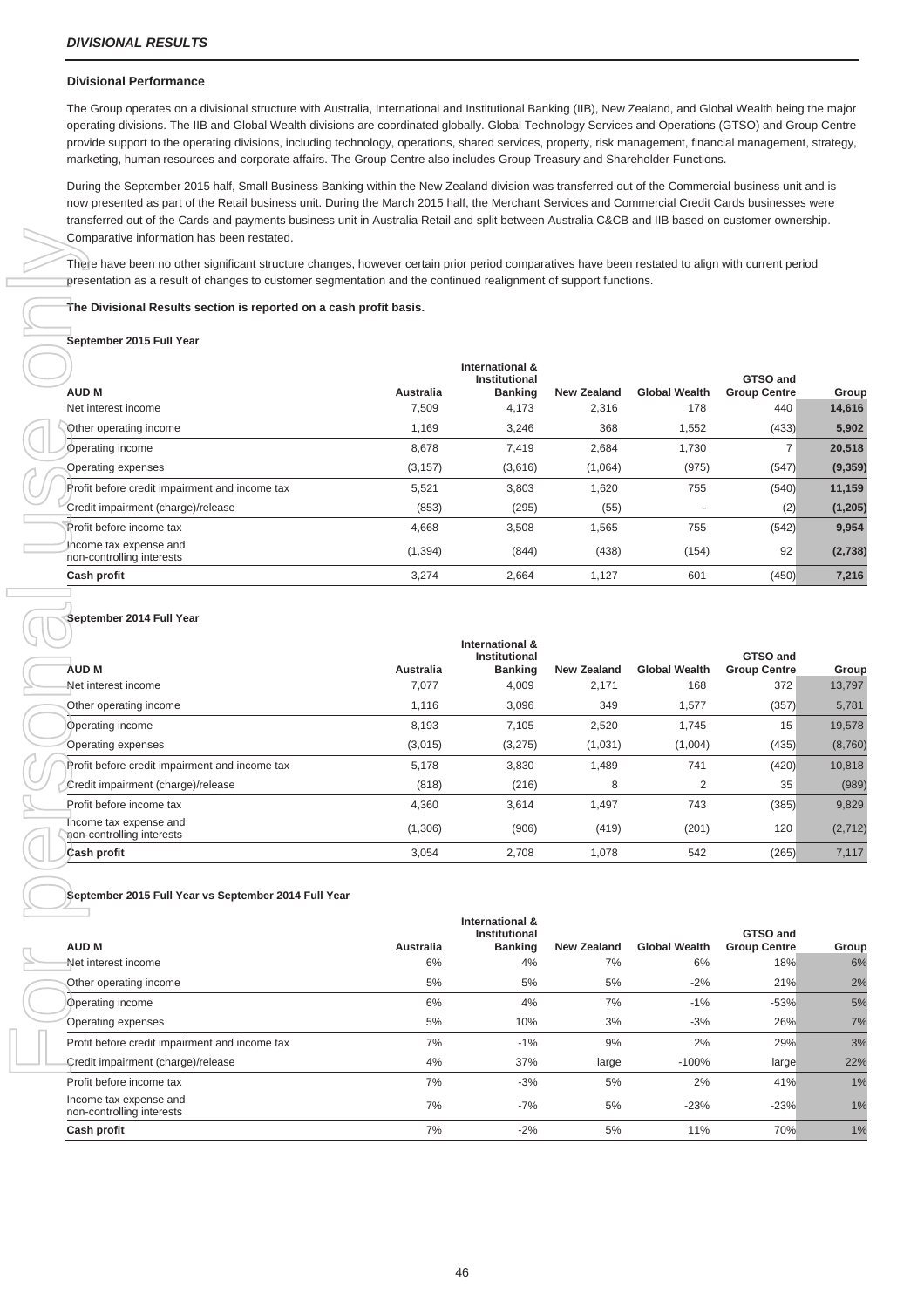## *DIVISIONAL RESULTS*

### Divisional Performance

The Group operates on a divisional structure with Australia, International and Institutional Banking (IIB), New Zealand, and Global Wealth being the major operating divisions. The IIB and Global Wealth divisions are coordinated globally. Global Technology Services and Operations (GTSO) and Group Centre provide support to the operating divisions, including technology, operations, shared services, property, risk management, financial management, strategy, marketing, human resources and corporate affairs. The Group Centre also includes Group Treasury and Shareholder Functions.

During the September 2015 half, Small Business Banking within the New Zealand division was transferred out of the Commercial business unit and is now presented as part of the Retail business unit. During the March 2015 half, the Merchant Services and Commercial Credit Cards businesses were transferred out of the Cards and payments business unit in Australia Retail and split between Australia C&CB and IIB based on customer ownership. Comparative information has been restated.

There have been no other significant structure changes, however certain prior period comparatives have been restated to align with current period presentation as a result of changes to customer segmentation and the continued realignment of support functions.

**The Divisional Results section is reported on a cash profit basis.**

**September 2015 Full Year**

| AUD M | Australia | International & Institutional Banking | New Zealand | Global Wealth | GTSO and Group Centre | Group |
|---|---|---|---|---|---|---|
| Net interest income | 7,509 | 4,173 | 2,316 | 178 | 440 | **14,616** |
| Other operating income | 1,169 | 3,246 | 368 | 1,552 | (433) | **5,902** |
| Operating income | 8,678 | 7,419 | 2,684 | 1,730 | 7 | **20,518** |
| Operating expenses | (3,157) | (3,616) | (1,064) | (975) | (547) | **(9,359)** |
| Profit before credit impairment and income tax | 5,521 | 3,803 | 1,620 | 755 | (540) | **11,159** |
| Credit impairment (charge)/release | (853) | (295) | (55) | - | (2) | **(1,205)** |
| Profit before income tax | 4,668 | 3,508 | 1,565 | 755 | (542) | **9,954** |
| Income tax expense and non-controlling interests | (1,394) | (844) | (438) | (154) | 92 | **(2,738)** |
| **Cash profit** | 3,274 | 2,664 | 1,127 | 601 | (450) | **7,216** |

**September 2014 Full Year**

| AUD M | Australia | International & Institutional Banking | New Zealand | Global Wealth | GTSO and Group Centre | Group |
|---|---|---|---|---|---|---|
| Net interest income | 7,077 | 4,009 | 2,171 | 168 | 372 | 13,797 |
| Other operating income | 1,116 | 3,096 | 349 | 1,577 | (357) | 5,781 |
| Operating income | 8,193 | 7,105 | 2,520 | 1,745 | 15 | 19,578 |
| Operating expenses | (3,015) | (3,275) | (1,031) | (1,004) | (435) | (8,760) |
| Profit before credit impairment and income tax | 5,178 | 3,830 | 1,489 | 741 | (420) | 10,818 |
| Credit impairment (charge)/release | (818) | (216) | 8 | 2 | 35 | (989) |
| Profit before income tax | 4,360 | 3,614 | 1,497 | 743 | (385) | 9,829 |
| Income tax expense and non-controlling interests | (1,306) | (906) | (419) | (201) | 120 | (2,712) |
| **Cash profit** | 3,054 | 2,708 | 1,078 | 542 | (265) | 7,117 |

**September 2015 Full Year vs September 2014 Full Year**

| AUD M | Australia | International & Institutional Banking | New Zealand | Global Wealth | GTSO and Group Centre | Group |
|---|---|---|---|---|---|---|
| Net interest income | 6% | 4% | 7% | 6% | 18% | 6% |
| Other operating income | 5% | 5% | 5% | -2% | 21% | 2% |
| Operating income | 6% | 4% | 7% | -1% | -53% | 5% |
| Operating expenses | 5% | 10% | 3% | -3% | 26% | 7% |
| Profit before credit impairment and income tax | 7% | -1% | 9% | 2% | 29% | 3% |
| Credit impairment (charge)/release | 4% | 37% | large | -100% | large | 22% |
| Profit before income tax | 7% | -3% | 5% | 2% | 41% | 1% |
| Income tax expense and non-controlling interests | 7% | -7% | 5% | -23% | -23% | 1% |
| **Cash profit** | 7% | -2% | 5% | 11% | 70% | 1% |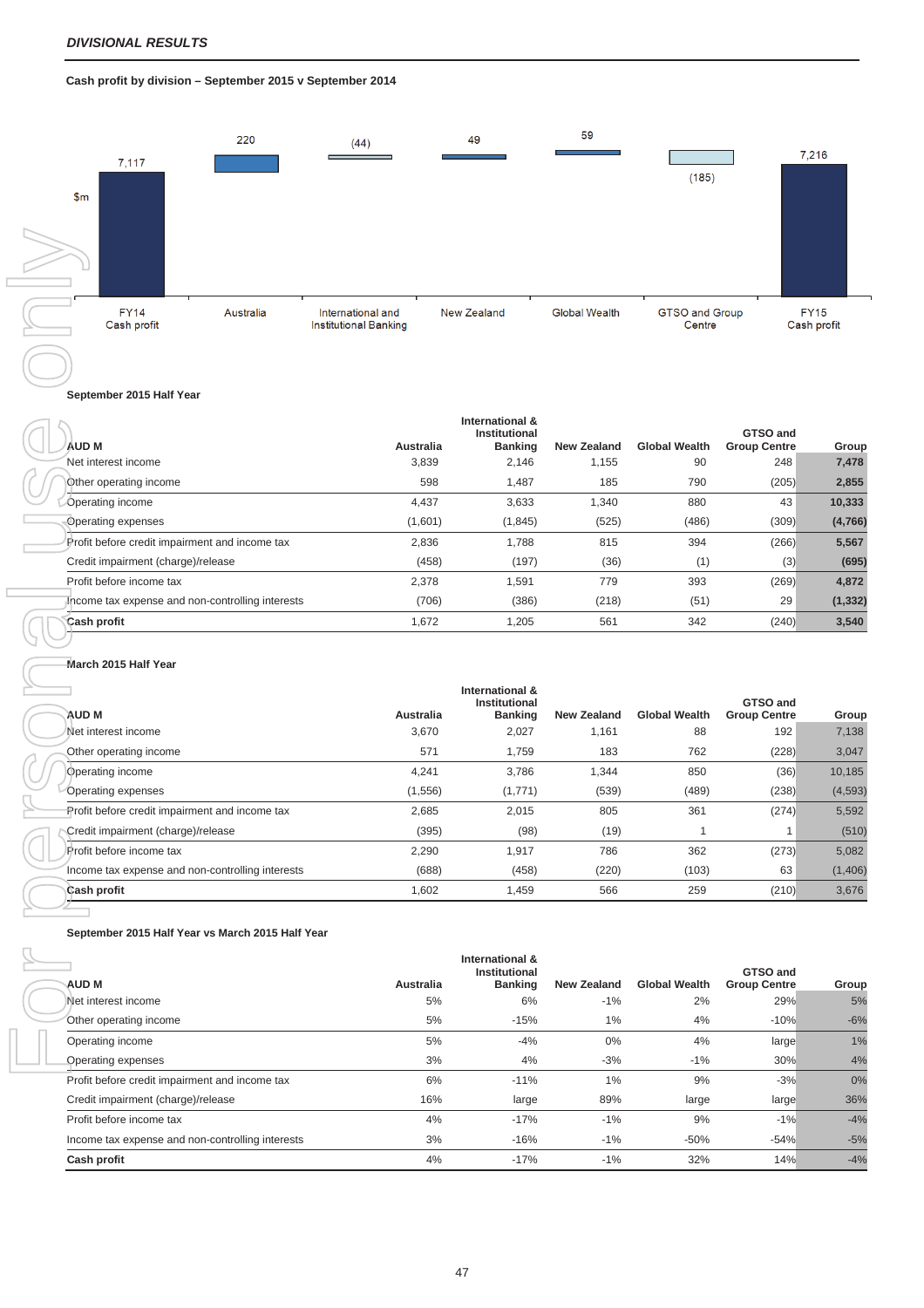*DIVISIONAL RESULTS*

**Cash profit by division – September 2015 v September 2014**

| $m | FY14 Cash profit | Australia | International and Institutional Banking | New Zealand | Global Wealth | GTSO and Group Centre | FY15 Cash profit |
|---|---|---|---|---|---|---|---|
| | 7,117 | 220 | (44) | 49 | 59 | (185) | 7,216 |

**September 2015 Half Year**

| AUD M | Australia | International & Institutional Banking | New Zealand | Global Wealth | GTSO and Group Centre | Group |
|---|---|---|---|---|---|---|
| Net interest income | 3,839 | 2,146 | 1,155 | 90 | 248 | **7,478** |
| Other operating income | 598 | 1,487 | 185 | 790 | (205) | **2,855** |
| Operating income | 4,437 | 3,633 | 1,340 | 880 | 43 | **10,333** |
| Operating expenses | (1,601) | (1,845) | (525) | (486) | (309) | **(4,766)** |
| Profit before credit impairment and income tax | 2,836 | 1,788 | 815 | 394 | (266) | **5,567** |
| Credit impairment (charge)/release | (458) | (197) | (36) | (1) | (3) | **(695)** |
| Profit before income tax | 2,378 | 1,591 | 779 | 393 | (269) | **4,872** |
| Income tax expense and non-controlling interests | (706) | (386) | (218) | (51) | 29 | **(1,332)** |
| **Cash profit** | 1,672 | 1,205 | 561 | 342 | (240) | **3,540** |

**March 2015 Half Year**

| AUD M | Australia | International & Institutional Banking | New Zealand | Global Wealth | GTSO and Group Centre | Group |
|---|---|---|---|---|---|---|
| Net interest income | 3,670 | 2,027 | 1,161 | 88 | 192 | 7,138 |
| Other operating income | 571 | 1,759 | 183 | 762 | (228) | 3,047 |
| Operating income | 4,241 | 3,786 | 1,344 | 850 | (36) | 10,185 |
| Operating expenses | (1,556) | (1,771) | (539) | (489) | (238) | (4,593) |
| Profit before credit impairment and income tax | 2,685 | 2,015 | 805 | 361 | (274) | 5,592 |
| Credit impairment (charge)/release | (395) | (98) | (19) | 1 | 1 | (510) |
| Profit before income tax | 2,290 | 1,917 | 786 | 362 | (273) | 5,082 |
| Income tax expense and non-controlling interests | (688) | (458) | (220) | (103) | 63 | (1,406) |
| **Cash profit** | 1,602 | 1,459 | 566 | 259 | (210) | 3,676 |

**September 2015 Half Year vs March 2015 Half Year**

| AUD M | Australia | International & Institutional Banking | New Zealand | Global Wealth | GTSO and Group Centre | Group |
|---|---|---|---|---|---|---|
| Net interest income | 5% | 6% | -1% | 2% | 29% | 5% |
| Other operating income | 5% | -15% | 1% | 4% | -10% | -6% |
| Operating income | 5% | -4% | 0% | 4% | large | 1% |
| Operating expenses | 3% | 4% | -3% | -1% | 30% | 4% |
| Profit before credit impairment and income tax | 6% | -11% | 1% | 9% | -3% | 0% |
| Credit impairment (charge)/release | 16% | large | 89% | large | large | 36% |
| Profit before income tax | 4% | -17% | -1% | 9% | -1% | -4% |
| Income tax expense and non-controlling interests | 3% | -16% | -1% | -50% | -54% | -5% |
| **Cash profit** | 4% | -17% | -1% | 32% | 14% | -4% |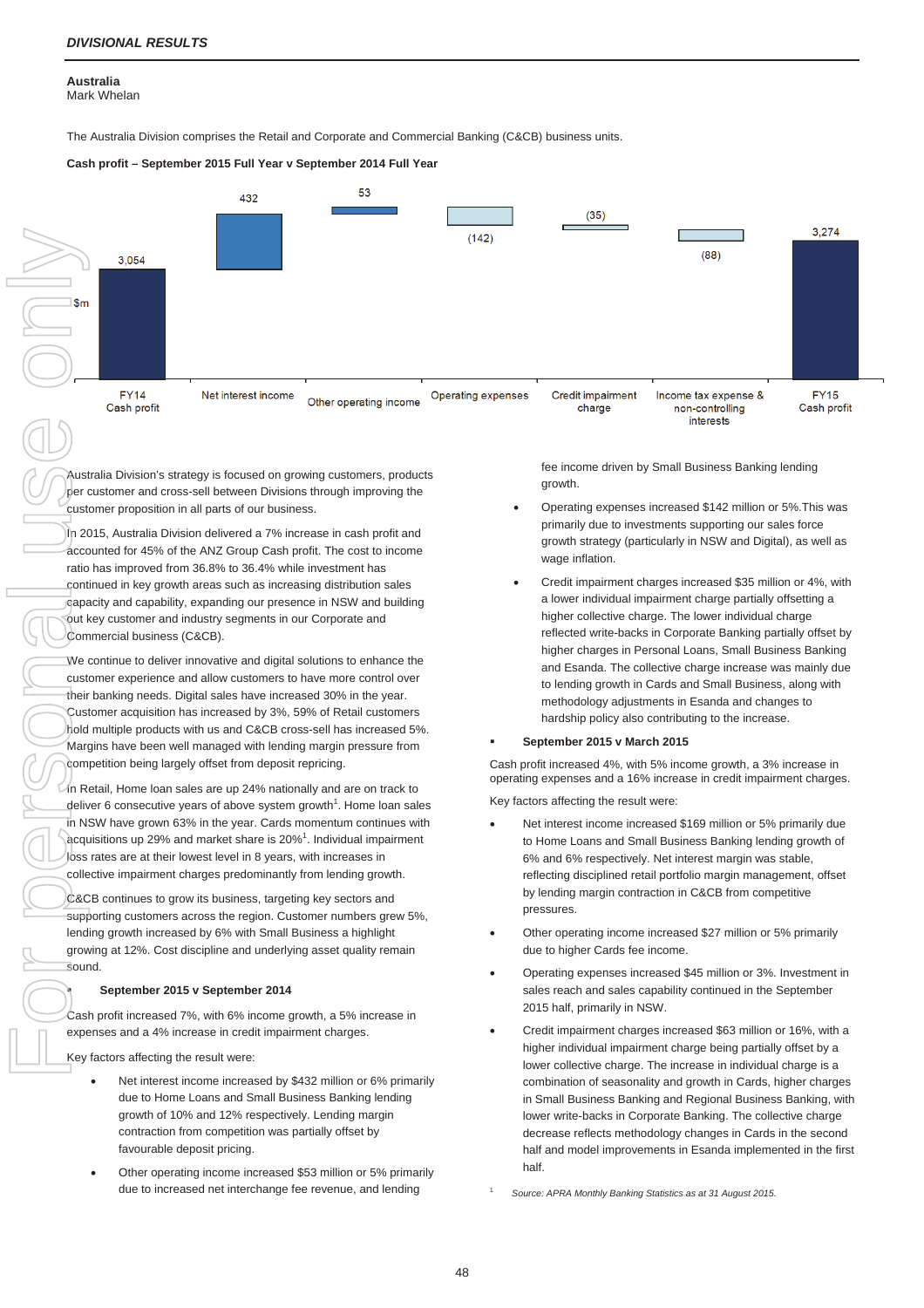*DIVISIONAL RESULTS*

**Australia**
Mark Whelan

The Australia Division comprises the Retail and Corporate and Commercial Banking (C&CB) business units.

**Cash profit – September 2015 Full Year v September 2014 Full Year**

| $m | FY14 Cash profit | Net interest income | Other operating income | Operating expenses | Credit impairment charge | Income tax expense & non-controlling interests | FY15 Cash profit |
|---|---|---|---|---|---|---|---|
| | 3,054 | 432 | 53 | (142) | (35) | (88) | 3,274 |

Australia Division's strategy is focused on growing customers, products per customer and cross-sell between Divisions through improving the customer proposition in all parts of our business.

In 2015, Australia Division delivered a 7% increase in cash profit and accounted for 45% of the ANZ Group Cash profit. The cost to income ratio has improved from 36.8% to 36.4% while investment has continued in key growth areas such as increasing distribution sales capacity and capability, expanding our presence in NSW and building out key customer and industry segments in our Corporate and Commercial business (C&CB).

We continue to deliver innovative and digital solutions to enhance the customer experience and allow customers to have more control over their banking needs. Digital sales have increased 30% in the year. Customer acquisition has increased by 3%, 59% of Retail customers hold multiple products with us and C&CB cross-sell has increased 5%. Margins have been well managed with lending margin pressure from competition being largely offset from deposit repricing.

In Retail, Home loan sales are up 24% nationally and are on track to deliver 6 consecutive years of above system growth[1]. Home loan sales in NSW have grown 63% in the year. Cards momentum continues with acquisitions up 29% and market share is 20%[1]. Individual impairment loss rates are at their lowest level in 8 years, with increases in collective impairment charges predominantly from lending growth.

C&CB continues to grow its business, targeting key sectors and supporting customers across the region. Customer numbers grew 5%, lending growth increased by 6% with Small Business a highlight growing at 12%. Cost discipline and underlying asset quality remain sound.

- **September 2015 v September 2014**

Cash profit increased 7%, with 6% income growth, a 5% increase in expenses and a 4% increase in credit impairment charges.

Key factors affecting the result were:

- Net interest income increased by $432 million or 6% primarily due to Home Loans and Small Business Banking lending growth of 10% and 12% respectively. Lending margin contraction from competition was partially offset by favourable deposit pricing.
- Other operating income increased by $53 million or 5% primarily due to increased net interchange fee revenue, and lending fee income driven by Small Business Banking lending growth.
- Operating expenses increased $142 million or 5%.This was primarily due to investments supporting our sales force growth strategy (particularly in NSW and Digital), as well as wage inflation.
- Credit impairment charges increased $35 million or 4%, with a lower individual impairment charge partially offsetting a higher collective charge. The lower individual charge reflected write-backs in Corporate Banking partially offset by higher charges in Personal Loans, Small Business Banking and Esanda. The collective charge increase was mainly due to lending growth in Cards and Small Business, along with methodology adjustments in Esanda and changes to hardship policy also contributing to the increase.

- **September 2015 v March 2015**

Cash profit increased 4%, with 5% income growth, a 3% increase in operating expenses and a 16% increase in credit impairment charges.

Key factors affecting the result were:

- Net interest income increased $169 million or 5% primarily due to Home Loans and Small Business Banking lending growth of 6% and 6% respectively. Net interest margin was stable, reflecting disciplined retail portfolio margin management, offset by lending margin contraction in C&CB from competitive pressures.
- Other operating income increased $27 million or 5% primarily due to higher Cards fee income.
- Operating expenses increased $45 million or 3%. Investment in sales reach and sales capability continued in the September 2015 half, primarily in NSW.
- Credit impairment charges increased $63 million or 16%, with a higher individual impairment charge being partially offset by a lower collective charge. The increase in individual charge is a combination of seasonality and growth in Cards, higher charges in Small Business Banking and Regional Business Banking, with lower write-backs in Corporate Banking. The collective charge decrease reflects methodology changes in Cards in the second half and model improvements in Esanda implemented in the first half.

[1] *Source: APRA Monthly Banking Statistics as at 31 August 2015.*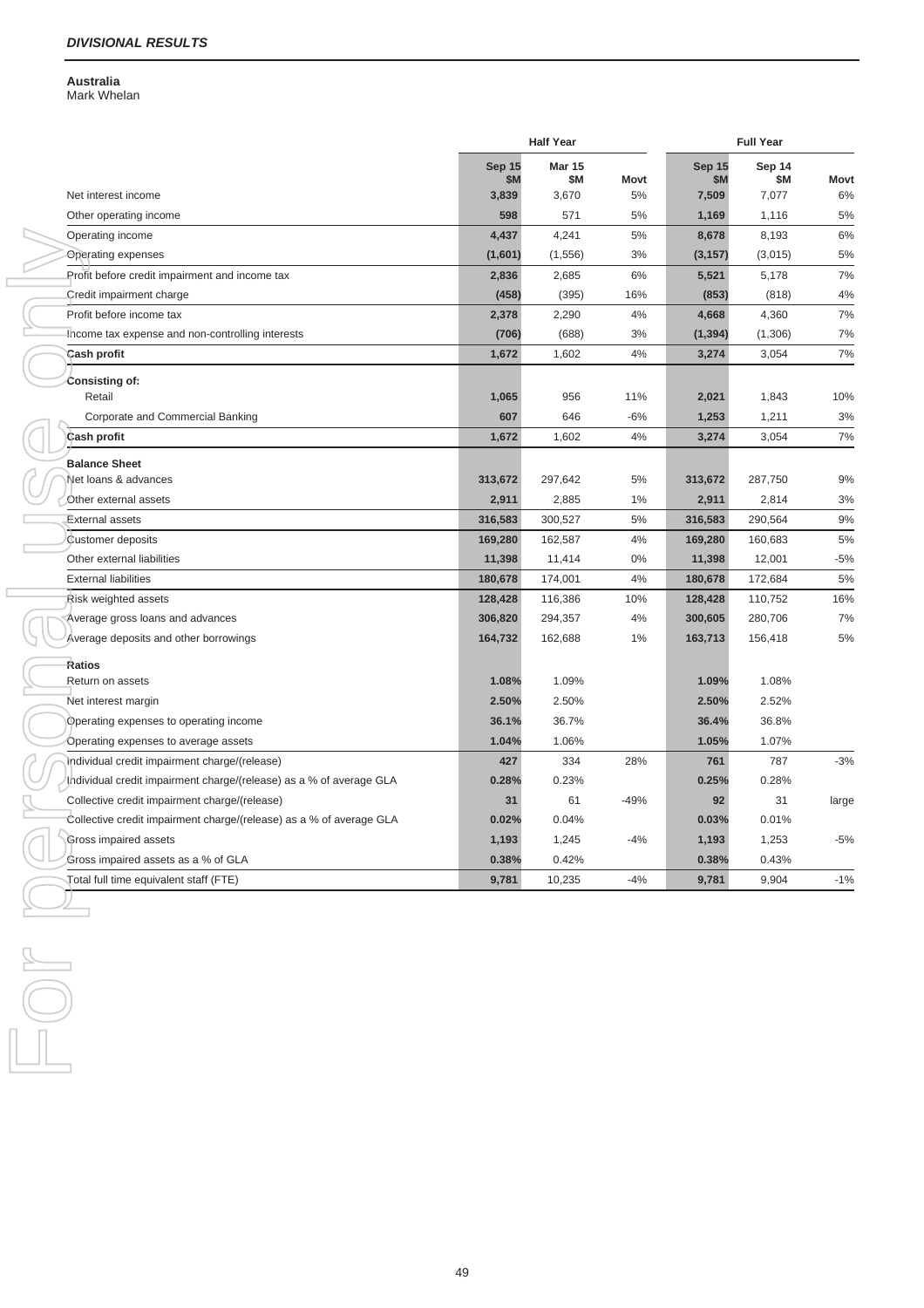## *DIVISIONAL RESULTS*

**Australia**
Mark Whelan

| | Half Year | | | Full Year | | |
|---|---|---|---|---|---|---|
| | **Sep 15 $M** | **Mar 15 $M** | **Movt** | **Sep 15 $M** | **Sep 14 $M** | **Movt** |
| Net interest income | **3,839** | 3,670 | 5% | **7,509** | 7,077 | 6% |
| Other operating income | **598** | 571 | 5% | **1,169** | 1,116 | 5% |
| Operating income | **4,437** | 4,241 | 5% | **8,678** | 8,193 | 6% |
| Operating expenses | **(1,601)** | (1,556) | 3% | **(3,157)** | (3,015) | 5% |
| Profit before credit impairment and income tax | **2,836** | 2,685 | 6% | **5,521** | 5,178 | 7% |
| Credit impairment charge | **(458)** | (395) | 16% | **(853)** | (818) | 4% |
| Profit before income tax | **2,378** | 2,290 | 4% | **4,668** | 4,360 | 7% |
| Income tax expense and non-controlling interests | **(706)** | (688) | 3% | **(1,394)** | (1,306) | 7% |
| **Cash profit** | **1,672** | 1,602 | 4% | **3,274** | 3,054 | 7% |
| **Consisting of:** | | | | | | |
| Retail | **1,065** | 956 | 11% | **2,021** | 1,843 | 10% |
| Corporate and Commercial Banking | **607** | 646 | -6% | **1,253** | 1,211 | 3% |
| **Cash profit** | **1,672** | 1,602 | 4% | **3,274** | 3,054 | 7% |
| **Balance Sheet** | | | | | | |
| Net loans & advances | **313,672** | 297,642 | 5% | **313,672** | 287,750 | 9% |
| Other external assets | **2,911** | 2,885 | 1% | **2,911** | 2,814 | 3% |
| External assets | **316,583** | 300,527 | 5% | **316,583** | 290,564 | 9% |
| Customer deposits | **169,280** | 162,587 | 4% | **169,280** | 160,683 | 5% |
| Other external liabilities | **11,398** | 11,414 | 0% | **11,398** | 12,001 | -5% |
| External liabilities | **180,678** | 174,001 | 4% | **180,678** | 172,684 | 5% |
| Risk weighted assets | **128,428** | 116,386 | 10% | **128,428** | 110,752 | 16% |
| Average gross loans and advances | **306,820** | 294,357 | 4% | **300,605** | 280,706 | 7% |
| Average deposits and other borrowings | **164,732** | 162,688 | 1% | **163,713** | 156,418 | 5% |
| **Ratios** | | | | | | |
| Return on assets | **1.08%** | 1.09% | | **1.09%** | 1.08% | |
| Net interest margin | **2.50%** | 2.50% | | **2.50%** | 2.52% | |
| Operating expenses to operating income | **36.1%** | 36.7% | | **36.4%** | 36.8% | |
| Operating expenses to average assets | **1.04%** | 1.06% | | **1.05%** | 1.07% | |
| Individual credit impairment charge/(release) | **427** | 334 | 28% | **761** | 787 | -3% |
| Individual credit impairment charge/(release) as a % of average GLA | **0.28%** | 0.23% | | **0.25%** | 0.28% | |
| Collective credit impairment charge/(release) | **31** | 61 | -49% | **92** | 31 | large |
| Collective credit impairment charge/(release) as a % of average GLA | **0.02%** | 0.04% | | **0.03%** | 0.01% | |
| Gross impaired assets | **1,193** | 1,245 | -4% | **1,193** | 1,253 | -5% |
| Gross impaired assets as a % of GLA | **0.38%** | 0.42% | | **0.38%** | 0.43% | |
| Total full time equivalent staff (FTE) | **9,781** | 10,235 | -4% | **9,781** | 9,904 | -1% |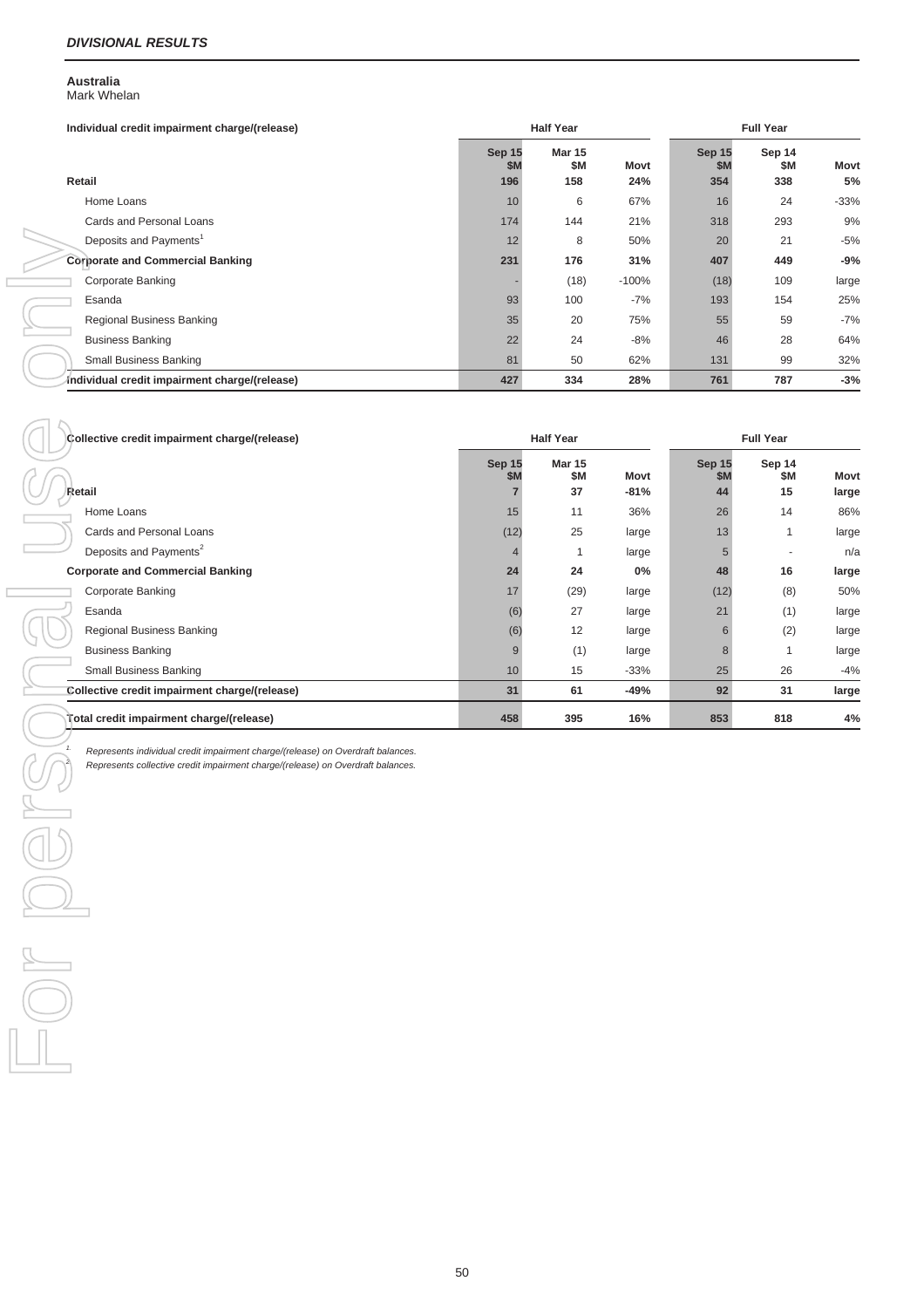*DIVISIONAL RESULTS*

**Australia**
Mark Whelan

| Individual credit impairment charge/(release) | Half Year | | | Full Year | | |
|---|---|---|---|---|---|---|
| | Sep 15 $M | Mar 15 $M | Movt | Sep 15 $M | Sep 14 $M | Movt |
| **Retail** | **196** | **158** | **24%** | **354** | **338** | **5%** |
| Home Loans | 10 | 6 | 67% | 16 | 24 | -33% |
| Cards and Personal Loans | 174 | 144 | 21% | 318 | 293 | 9% |
| Deposits and Payments[1] | 12 | 8 | 50% | 20 | 21 | -5% |
| **Corporate and Commercial Banking** | **231** | **176** | **31%** | **407** | **449** | **-9%** |
| Corporate Banking | - | (18) | -100% | (18) | 109 | large |
| Esanda | 93 | 100 | -7% | 193 | 154 | 25% |
| Regional Business Banking | 35 | 20 | 75% | 55 | 59 | -7% |
| Business Banking | 22 | 24 | -8% | 46 | 28 | 64% |
| Small Business Banking | 81 | 50 | 62% | 131 | 99 | 32% |
| **Individual credit impairment charge/(release)** | **427** | **334** | **28%** | **761** | **787** | **-3%** |

| Collective credit impairment charge/(release) | Half Year | | | Full Year | | |
|---|---|---|---|---|---|---|
| | Sep 15 $M | Mar 15 $M | Movt | Sep 15 $M | Sep 14 $M | Movt |
| **Retail** | **7** | **37** | **-81%** | **44** | **15** | **large** |
| Home Loans | 15 | 11 | 36% | 26 | 14 | 86% |
| Cards and Personal Loans | (12) | 25 | large | 13 | 1 | large |
| Deposits and Payments[2] | 4 | 1 | large | 5 | - | n/a |
| **Corporate and Commercial Banking** | **24** | **24** | **0%** | **48** | **16** | **large** |
| Corporate Banking | 17 | (29) | large | (12) | (8) | 50% |
| Esanda | (6) | 27 | large | 21 | (1) | large |
| Regional Business Banking | (6) | 12 | large | 6 | (2) | large |
| Business Banking | 9 | (1) | large | 8 | 1 | large |
| Small Business Banking | 10 | 15 | -33% | 25 | 26 | -4% |
| **Collective credit impairment charge/(release)** | **31** | **61** | **-49%** | **92** | **31** | **large** |
| **Total credit impairment charge/(release)** | **458** | **395** | **16%** | **853** | **818** | **4%** |

1. *Represents individual credit impairment charge/(release) on Overdraft balances.*
2. *Represents collective credit impairment charge/(release) on Overdraft balances.*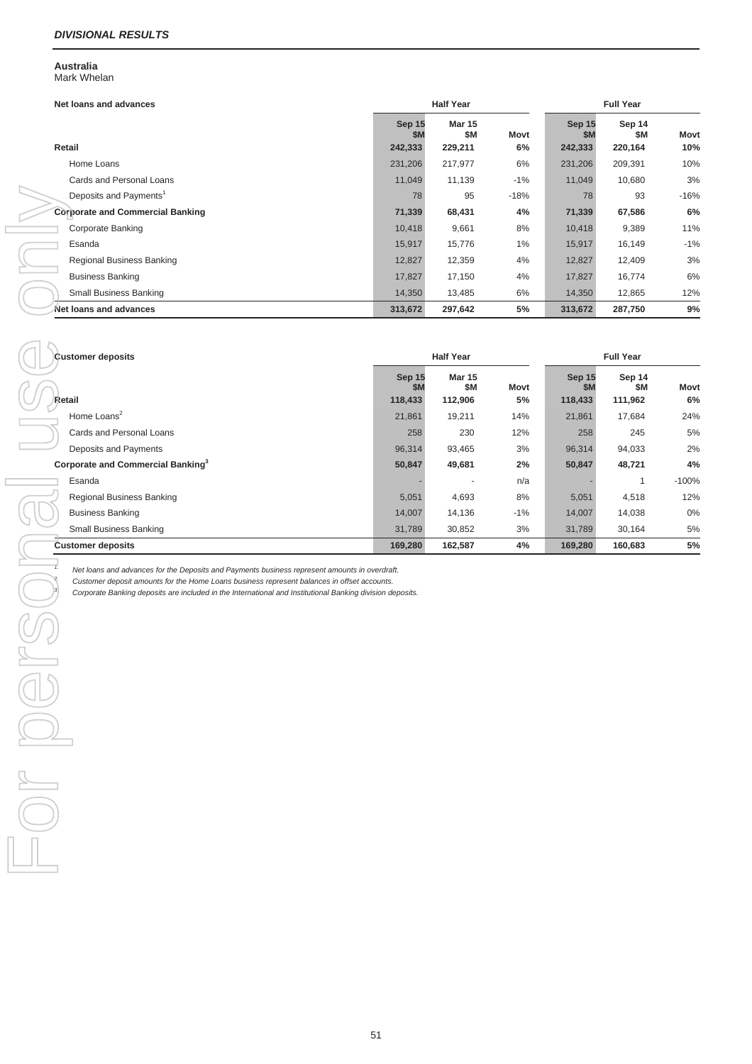*DIVISIONAL RESULTS*

**Australia**
Mark Whelan

| Net loans and advances | Half Year | | | Full Year | | |
|---|---|---|---|---|---|---|
| | Sep 15 $M | Mar 15 $M | Movt | Sep 15 $M | Sep 14 $M | Movt |
| **Retail** | **242,333** | **229,211** | **6%** | **242,333** | **220,164** | **10%** |
| Home Loans | 231,206 | 217,977 | 6% | 231,206 | 209,391 | 10% |
| Cards and Personal Loans | 11,049 | 11,139 | -1% | 11,049 | 10,680 | 3% |
| Deposits and Payments[1] | 78 | 95 | -18% | 78 | 93 | -16% |
| **Corporate and Commercial Banking** | **71,339** | **68,431** | **4%** | **71,339** | **67,586** | **6%** |
| Corporate Banking | 10,418 | 9,661 | 8% | 10,418 | 9,389 | 11% |
| Esanda | 15,917 | 15,776 | 1% | 15,917 | 16,149 | -1% |
| Regional Business Banking | 12,827 | 12,359 | 4% | 12,827 | 12,409 | 3% |
| Business Banking | 17,827 | 17,150 | 4% | 17,827 | 16,774 | 6% |
| Small Business Banking | 14,350 | 13,485 | 6% | 14,350 | 12,865 | 12% |
| **Net loans and advances** | **313,672** | **297,642** | **5%** | **313,672** | **287,750** | **9%** |

| Customer deposits | Half Year | | | Full Year | | |
|---|---|---|---|---|---|---|
| | Sep 15 $M | Mar 15 $M | Movt | Sep 15 $M | Sep 14 $M | Movt |
| **Retail** | **118,433** | **112,906** | **5%** | **118,433** | **111,962** | **6%** |
| Home Loans[2] | 21,861 | 19,211 | 14% | 21,861 | 17,684 | 24% |
| Cards and Personal Loans | 258 | 230 | 12% | 258 | 245 | 5% |
| Deposits and Payments | 96,314 | 93,465 | 3% | 96,314 | 94,033 | 2% |
| **Corporate and Commercial Banking**[3] | **50,847** | **49,681** | **2%** | **50,847** | **48,721** | **4%** |
| Esanda | - | - | n/a | - | 1 | -100% |
| Regional Business Banking | 5,051 | 4,693 | 8% | 5,051 | 4,518 | 12% |
| Business Banking | 14,007 | 14,136 | -1% | 14,007 | 14,038 | 0% |
| Small Business Banking | 31,789 | 30,852 | 3% | 31,789 | 30,164 | 5% |
| **Customer deposits** | **169,280** | **162,587** | **4%** | **169,280** | **160,683** | **5%** |

1. *Net loans and advances for the Deposits and Payments business represent amounts in overdraft.*
2. *Customer deposit amounts for the Home Loans business represent balances in offset accounts.*
3. *Corporate Banking deposits are included in the International and Institutional Banking division deposits.*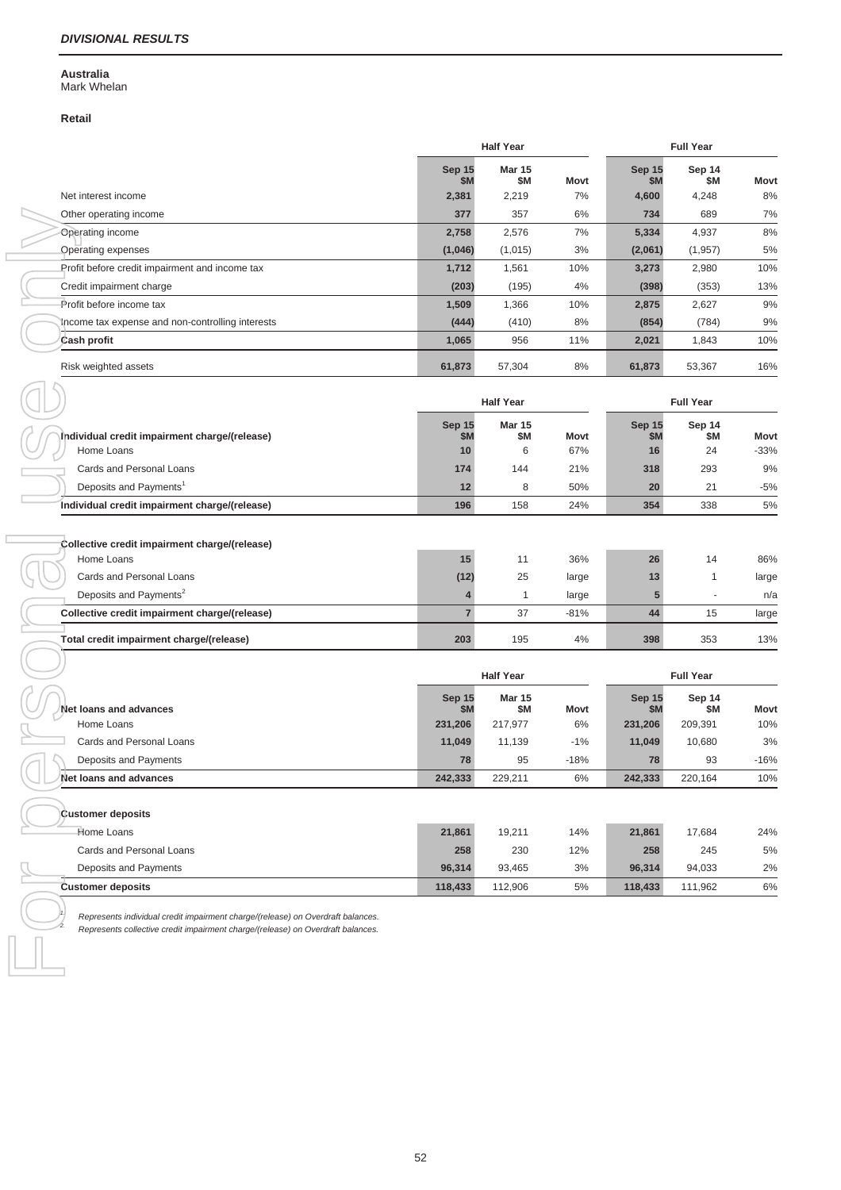### *DIVISIONAL RESULTS*

**Australia**
Mark Whelan

**Retail**

| | Half Year | | | Full Year | | |
|---|---|---|---|---|---|---|
| | **Sep 15 $M** | **Mar 15 $M** | **Movt** | **Sep 15 $M** | **Sep 14 $M** | **Movt** |
| Net interest income | **2,381** | 2,219 | 7% | **4,600** | 4,248 | 8% |
| Other operating income | **377** | 357 | 6% | **734** | 689 | 7% |
| Operating income | **2,758** | 2,576 | 7% | **5,334** | 4,937 | 8% |
| Operating expenses | **(1,046)** | (1,015) | 3% | **(2,061)** | (1,957) | 5% |
| Profit before credit impairment and income tax | **1,712** | 1,561 | 10% | **3,273** | 2,980 | 10% |
| Credit impairment charge | **(203)** | (195) | 4% | **(398)** | (353) | 13% |
| Profit before income tax | **1,509** | 1,366 | 10% | **2,875** | 2,627 | 9% |
| Income tax expense and non-controlling interests | **(444)** | (410) | 8% | **(854)** | (784) | 9% |
| **Cash profit** | **1,065** | 956 | 11% | **2,021** | 1,843 | 10% |
| Risk weighted assets | **61,873** | 57,304 | 8% | **61,873** | 53,367 | 16% |

| | Half Year | | | Full Year | | |
|---|---|---|---|---|---|---|
| | **Sep 15 $M** | **Mar 15 $M** | **Movt** | **Sep 15 $M** | **Sep 14 $M** | **Movt** |
| **Individual credit impairment charge/(release)** | | | | | | |
| Home Loans | **10** | 6 | 67% | **16** | 24 | -33% |
| Cards and Personal Loans | **174** | 144 | 21% | **318** | 293 | 9% |
| Deposits and Payments[1] | **12** | 8 | 50% | **20** | 21 | -5% |
| **Individual credit impairment charge/(release)** | **196** | 158 | 24% | **354** | 338 | 5% |
| **Collective credit impairment charge/(release)** | | | | | | |
| Home Loans | **15** | 11 | 36% | **26** | 14 | 86% |
| Cards and Personal Loans | **(12)** | 25 | large | **13** | 1 | large |
| Deposits and Payments[2] | **4** | 1 | large | **5** | - | n/a |
| **Collective credit impairment charge/(release)** | **7** | 37 | -81% | **44** | 15 | large |
| **Total credit impairment charge/(release)** | **203** | 195 | 4% | **398** | 353 | 13% |

| | Half Year | | | Full Year | | |
|---|---|---|---|---|---|---|
| | **Sep 15 $M** | **Mar 15 $M** | **Movt** | **Sep 15 $M** | **Sep 14 $M** | **Movt** |
| **Net loans and advances** | | | | | | |
| Home Loans | **231,206** | 217,977 | 6% | **231,206** | 209,391 | 10% |
| Cards and Personal Loans | **11,049** | 11,139 | -1% | **11,049** | 10,680 | 3% |
| Deposits and Payments | **78** | 95 | -18% | **78** | 93 | -16% |
| **Net loans and advances** | **242,333** | 229,211 | 6% | **242,333** | 220,164 | 10% |
| **Customer deposits** | | | | | | |
| Home Loans | **21,861** | 19,211 | 14% | **21,861** | 17,684 | 24% |
| Cards and Personal Loans | **258** | 230 | 12% | **258** | 245 | 5% |
| Deposits and Payments | **96,314** | 93,465 | 3% | **96,314** | 94,033 | 2% |
| **Customer deposits** | **118,433** | 112,906 | 5% | **118,433** | 111,962 | 6% |

1. *Represents individual credit impairment charge/(release) on Overdraft balances.*
2. *Represents collective credit impairment charge/(release) on Overdraft balances.*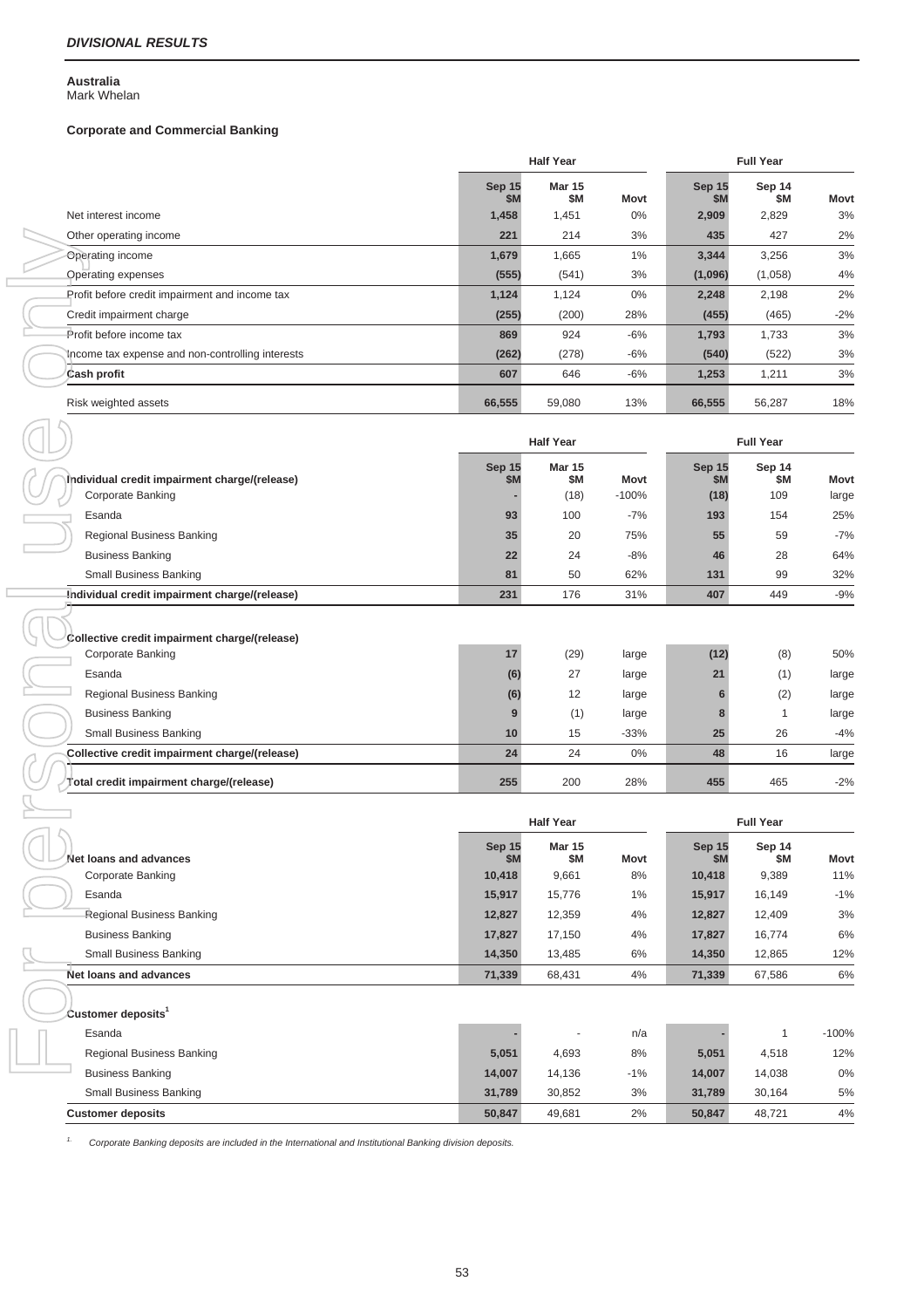## DIVISIONAL RESULTS

**Australia**
Mark Whelan

**Corporate and Commercial Banking**

| | Half Year | | | Full Year | | |
|---|---|---|---|---|---|---|
| | Sep 15 $M | Mar 15 $M | Movt | Sep 15 $M | Sep 14 $M | Movt |
| Net interest income | 1,458 | 1,451 | 0% | 2,909 | 2,829 | 3% |
| Other operating income | 221 | 214 | 3% | 435 | 427 | 2% |
| Operating income | 1,679 | 1,665 | 1% | 3,344 | 3,256 | 3% |
| Operating expenses | (555) | (541) | 3% | (1,096) | (1,058) | 4% |
| Profit before credit impairment and income tax | 1,124 | 1,124 | 0% | 2,248 | 2,198 | 2% |
| Credit impairment charge | (255) | (200) | 28% | (455) | (465) | -2% |
| Profit before income tax | 869 | 924 | -6% | 1,793 | 1,733 | 3% |
| Income tax expense and non-controlling interests | (262) | (278) | -6% | (540) | (522) | 3% |
| **Cash profit** | 607 | 646 | -6% | 1,253 | 1,211 | 3% |
| Risk weighted assets | 66,555 | 59,080 | 13% | 66,555 | 56,287 | 18% |

| | Half Year | | | Full Year | | |
|---|---|---|---|---|---|---|
| **Individual credit impairment charge/(release)** | Sep 15 $M | Mar 15 $M | Movt | Sep 15 $M | Sep 14 $M | Movt |
| Corporate Banking | - | (18) | -100% | (18) | 109 | large |
| Esanda | 93 | 100 | -7% | 193 | 154 | 25% |
| Regional Business Banking | 35 | 20 | 75% | 55 | 59 | -7% |
| Business Banking | 22 | 24 | -8% | 46 | 28 | 64% |
| Small Business Banking | 81 | 50 | 62% | 131 | 99 | 32% |
| **Individual credit impairment charge/(release)** | 231 | 176 | 31% | 407 | 449 | -9% |
| **Collective credit impairment charge/(release)** | | | | | | |
| Corporate Banking | 17 | (29) | large | (12) | (8) | 50% |
| Esanda | (6) | 27 | large | 21 | (1) | large |
| Regional Business Banking | (6) | 12 | large | 6 | (2) | large |
| Business Banking | 9 | (1) | large | 8 | 1 | large |
| Small Business Banking | 10 | 15 | -33% | 25 | 26 | -4% |
| **Collective credit impairment charge/(release)** | 24 | 24 | 0% | 48 | 16 | large |
| **Total credit impairment charge/(release)** | 255 | 200 | 28% | 455 | 465 | -2% |

| | Half Year | | | Full Year | | |
|---|---|---|---|---|---|---|
| **Net loans and advances** | Sep 15 $M | Mar 15 $M | Movt | Sep 15 $M | Sep 14 $M | Movt |
| Corporate Banking | 10,418 | 9,661 | 8% | 10,418 | 9,389 | 11% |
| Esanda | 15,917 | 15,776 | 1% | 15,917 | 16,149 | -1% |
| Regional Business Banking | 12,827 | 12,359 | 4% | 12,827 | 12,409 | 3% |
| Business Banking | 17,827 | 17,150 | 4% | 17,827 | 16,774 | 6% |
| Small Business Banking | 14,350 | 13,485 | 6% | 14,350 | 12,865 | 12% |
| **Net loans and advances** | 71,339 | 68,431 | 4% | 71,339 | 67,586 | 6% |
| **Customer deposits[1]** | | | | | | |
| Esanda | - | - | n/a | - | 1 | -100% |
| Regional Business Banking | 5,051 | 4,693 | 8% | 5,051 | 4,518 | 12% |
| Business Banking | 14,007 | 14,136 | -1% | 14,007 | 14,038 | 0% |
| Small Business Banking | 31,789 | 30,852 | 3% | 31,789 | 30,164 | 5% |
| **Customer deposits** | 50,847 | 49,681 | 2% | 50,847 | 48,721 | 4% |

1. *Corporate Banking deposits are included in the International and Institutional Banking division deposits.*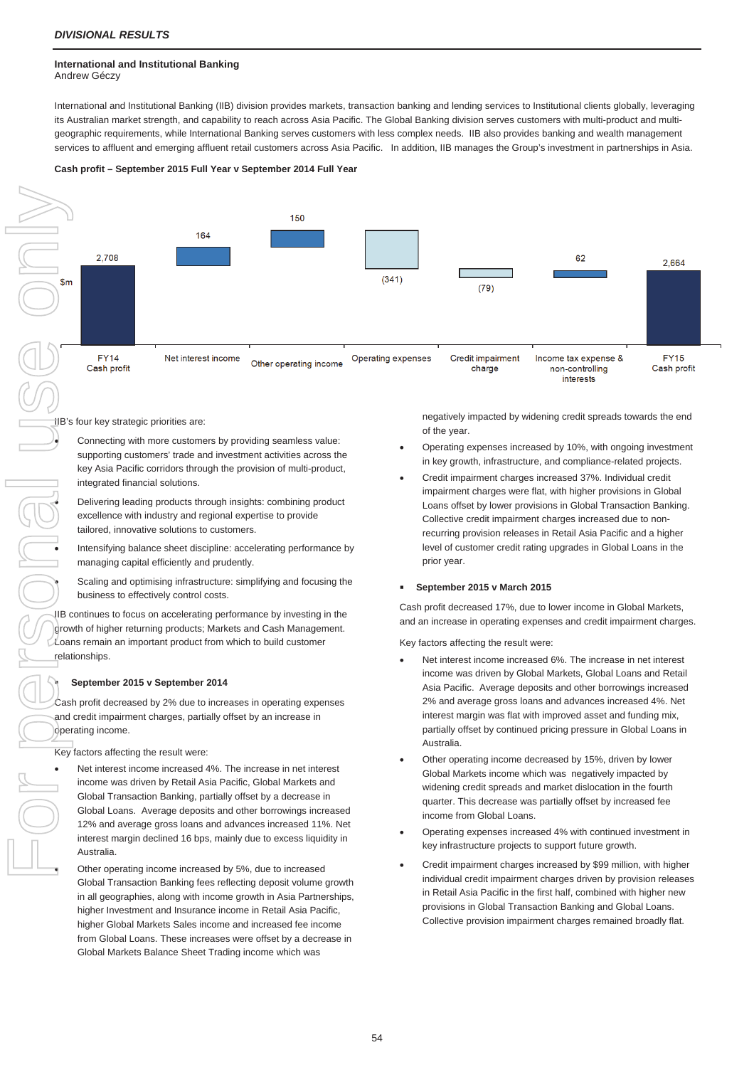*DIVISIONAL RESULTS*

**International and Institutional Banking**
Andrew Géczy

International and Institutional Banking (IIB) division provides markets, transaction banking and lending services to Institutional clients globally, leveraging its Australian market strength, and capability to reach across Asia Pacific. The Global Banking division serves customers with multi-product and multi-geographic requirements, while International Banking serves customers with less complex needs. IIB also provides banking and wealth management services to affluent and emerging affluent retail customers across Asia Pacific. In addition, IIB manages the Group's investment in partnerships in Asia.

**Cash profit – September 2015 Full Year v September 2014 Full Year**

| $m | FY14 Cash profit | Net interest income | Other operating income | Operating expenses | Credit impairment charge | Income tax expense & non-controlling interests | FY15 Cash profit |
|---|---|---|---|---|---|---|---|
| | 2,708 | 164 | 150 | (341) | (79) | 62 | 2,664 |

IIB's four key strategic priorities are:

- Connecting with more customers by providing seamless value: supporting customers' trade and investment activities across the key Asia Pacific corridors through the provision of multi-product, integrated financial solutions.
- Delivering leading products through insights: combining product excellence with industry and regional expertise to provide tailored, innovative solutions to customers.
- Intensifying balance sheet discipline: accelerating performance by managing capital efficiently and prudently.
- Scaling and optimising infrastructure: simplifying and focusing the business to effectively control costs.

IIB continues to focus on accelerating performance by investing in the growth of higher returning products; Markets and Cash Management. Loans remain an important product from which to build customer relationships.

- **September 2015 v September 2014**

Cash profit decreased by 2% due to increases in operating expenses and credit impairment charges, partially offset by an increase in operating income.

Key factors affecting the result were:

- Net interest income increased 4%. The increase in net interest income was driven by Retail Asia Pacific, Global Markets and Global Transaction Banking, partially offset by a decrease in Global Loans. Average deposits and other borrowings increased 12% and average gross loans and advances increased 11%. Net interest margin declined 16 bps, mainly due to excess liquidity in Australia.
- Other operating income increased by 5%, due to increased Global Transaction Banking fees reflecting deposit volume growth in all geographies, along with income growth in Asia Partnerships, higher Investment and Insurance income in Retail Asia Pacific, higher Global Markets Sales income and increased fee income from Global Loans. These increases were offset by a decrease in Global Markets Balance Sheet Trading income which was negatively impacted by widening credit spreads towards the end of the year.
- Operating expenses increased by 10%, with ongoing investment in key growth, infrastructure, and compliance-related projects.
- Credit impairment charges increased 37%. Individual credit impairment charges were flat, with higher provisions in Global Loans offset by lower provisions in Global Transaction Banking. Collective credit impairment charges increased due to non-recurring provision releases in Retail Asia Pacific and a higher level of customer credit rating upgrades in Global Loans in the prior year.

- **September 2015 v March 2015**

Cash profit decreased 17%, due to lower income in Global Markets, and an increase in operating expenses and credit impairment charges.

Key factors affecting the result were:

- Net interest income increased 6%. The increase in net interest income was driven by Global Markets, Global Loans and Retail Asia Pacific. Average deposits and other borrowings increased 2% and average gross loans and advances increased 4%. Net interest margin was flat with improved asset and funding mix, partially offset by continued pricing pressure in Global Loans in Australia.
- Other operating income decreased by 15%, driven by lower Global Markets income which was negatively impacted by widening credit spreads and market dislocation in the fourth quarter. This decrease was partially offset by increased fee income from Global Loans.
- Operating expenses increased 4% with continued investment in key infrastructure projects to support future growth.
- Credit impairment charges increased by $99 million, with higher individual credit impairment charges driven by provision releases in Retail Asia Pacific in the first half, combined with higher new provisions in Global Transaction Banking and Global Loans. Collective provision impairment charges remained broadly flat.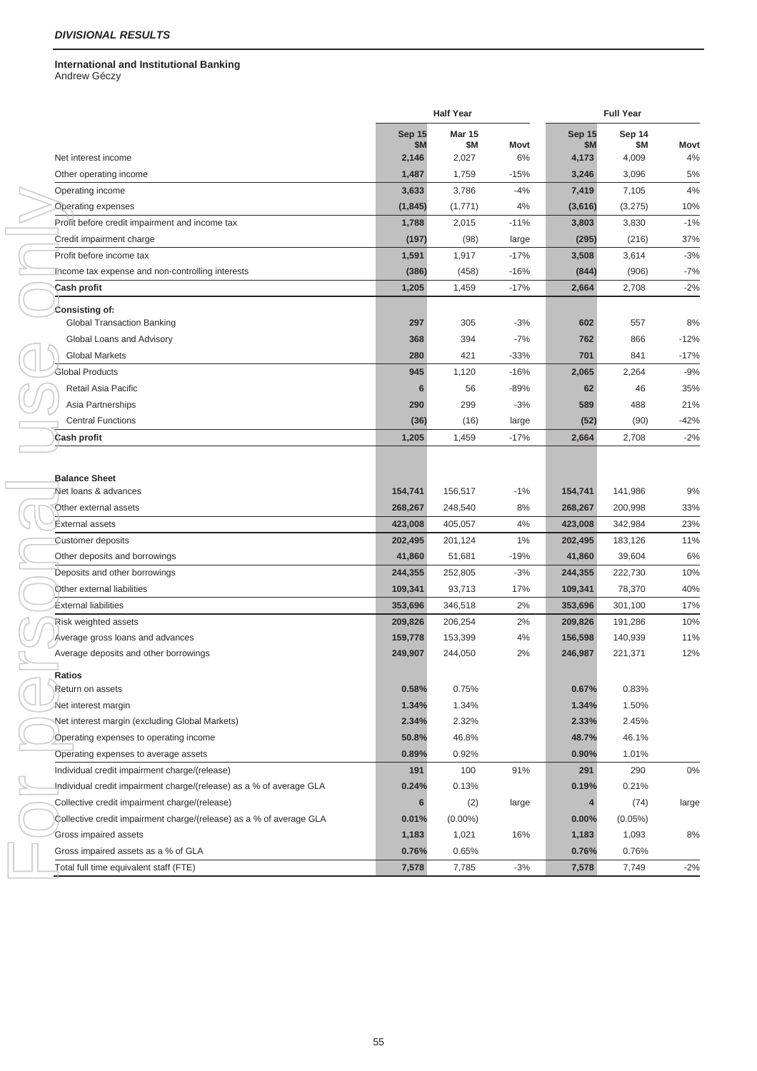***DIVISIONAL RESULTS***

**International and Institutional Banking**
Andrew Géczy

| | Half Year | | | Full Year | | |
|---|---|---|---|---|---|---|
| | **Sep 15 $M** | **Mar 15 $M** | **Movt** | **Sep 15 $M** | **Sep 14 $M** | **Movt** |
| Net interest income | **2,146** | 2,027 | 6% | **4,173** | 4,009 | 4% |
| Other operating income | **1,487** | 1,759 | -15% | **3,246** | 3,096 | 5% |
| Operating income | **3,633** | 3,786 | -4% | **7,419** | 7,105 | 4% |
| Operating expenses | **(1,845)** | (1,771) | 4% | **(3,616)** | (3,275) | 10% |
| Profit before credit impairment and income tax | **1,788** | 2,015 | -11% | **3,803** | 3,830 | -1% |
| Credit impairment charge | **(197)** | (98) | large | **(295)** | (216) | 37% |
| Profit before income tax | **1,591** | 1,917 | -17% | **3,508** | 3,614 | -3% |
| Income tax expense and non-controlling interests | **(386)** | (458) | -16% | **(844)** | (906) | -7% |
| **Cash profit** | **1,205** | 1,459 | -17% | **2,664** | 2,708 | -2% |
| **Consisting of:** | | | | | | |
| Global Transaction Banking | **297** | 305 | -3% | **602** | 557 | 8% |
| Global Loans and Advisory | **368** | 394 | -7% | **762** | 866 | -12% |
| Global Markets | **280** | 421 | -33% | **701** | 841 | -17% |
| Global Products | **945** | 1,120 | -16% | **2,065** | 2,264 | -9% |
| Retail Asia Pacific | **6** | 56 | -89% | **62** | 46 | 35% |
| Asia Partnerships | **290** | 299 | -3% | **589** | 488 | 21% |
| Central Functions | **(36)** | (16) | large | **(52)** | (90) | -42% |
| **Cash profit** | **1,205** | 1,459 | -17% | **2,664** | 2,708 | -2% |
| **Balance Sheet** | | | | | | |
| Net loans & advances | **154,741** | 156,517 | -1% | **154,741** | 141,986 | 9% |
| Other external assets | **268,267** | 248,540 | 8% | **268,267** | 200,998 | 33% |
| External assets | **423,008** | 405,057 | 4% | **423,008** | 342,984 | 23% |
| Customer deposits | **202,495** | 201,124 | 1% | **202,495** | 183,126 | 11% |
| Other deposits and borrowings | **41,860** | 51,681 | -19% | **41,860** | 39,604 | 6% |
| Deposits and other borrowings | **244,355** | 252,805 | -3% | **244,355** | 222,730 | 10% |
| Other external liabilities | **109,341** | 93,713 | 17% | **109,341** | 78,370 | 40% |
| External liabilities | **353,696** | 346,518 | 2% | **353,696** | 301,100 | 17% |
| Risk weighted assets | **209,826** | 206,254 | 2% | **209,826** | 191,286 | 10% |
| Average gross loans and advances | **159,778** | 153,399 | 4% | **156,598** | 140,939 | 11% |
| Average deposits and other borrowings | **249,907** | 244,050 | 2% | **246,987** | 221,371 | 12% |
| **Ratios** | | | | | | |
| Return on assets | **0.58%** | 0.75% | | **0.67%** | 0.83% | |
| Net interest margin | **1.34%** | 1.34% | | **1.34%** | 1.50% | |
| Net interest margin (excluding Global Markets) | **2.34%** | 2.32% | | **2.33%** | 2.45% | |
| Operating expenses to operating income | **50.8%** | 46.8% | | **48.7%** | 46.1% | |
| Operating expenses to average assets | **0.89%** | 0.92% | | **0.90%** | 1.01% | |
| Individual credit impairment charge/(release) | **191** | 100 | 91% | **291** | 290 | 0% |
| Individual credit impairment charge/(release) as a % of average GLA | **0.24%** | 0.13% | | **0.19%** | 0.21% | |
| Collective credit impairment charge/(release) | **6** | (2) | large | **4** | (74) | large |
| Collective credit impairment charge/(release) as a % of average GLA | **0.01%** | (0.00%) | | **0.00%** | (0.05%) | |
| Gross impaired assets | **1,183** | 1,021 | 16% | **1,183** | 1,093 | 8% |
| Gross impaired assets as a % of GLA | **0.76%** | 0.65% | | **0.76%** | 0.76% | |
| Total full time equivalent staff (FTE) | **7,578** | 7,785 | -3% | **7,578** | 7,749 | -2% |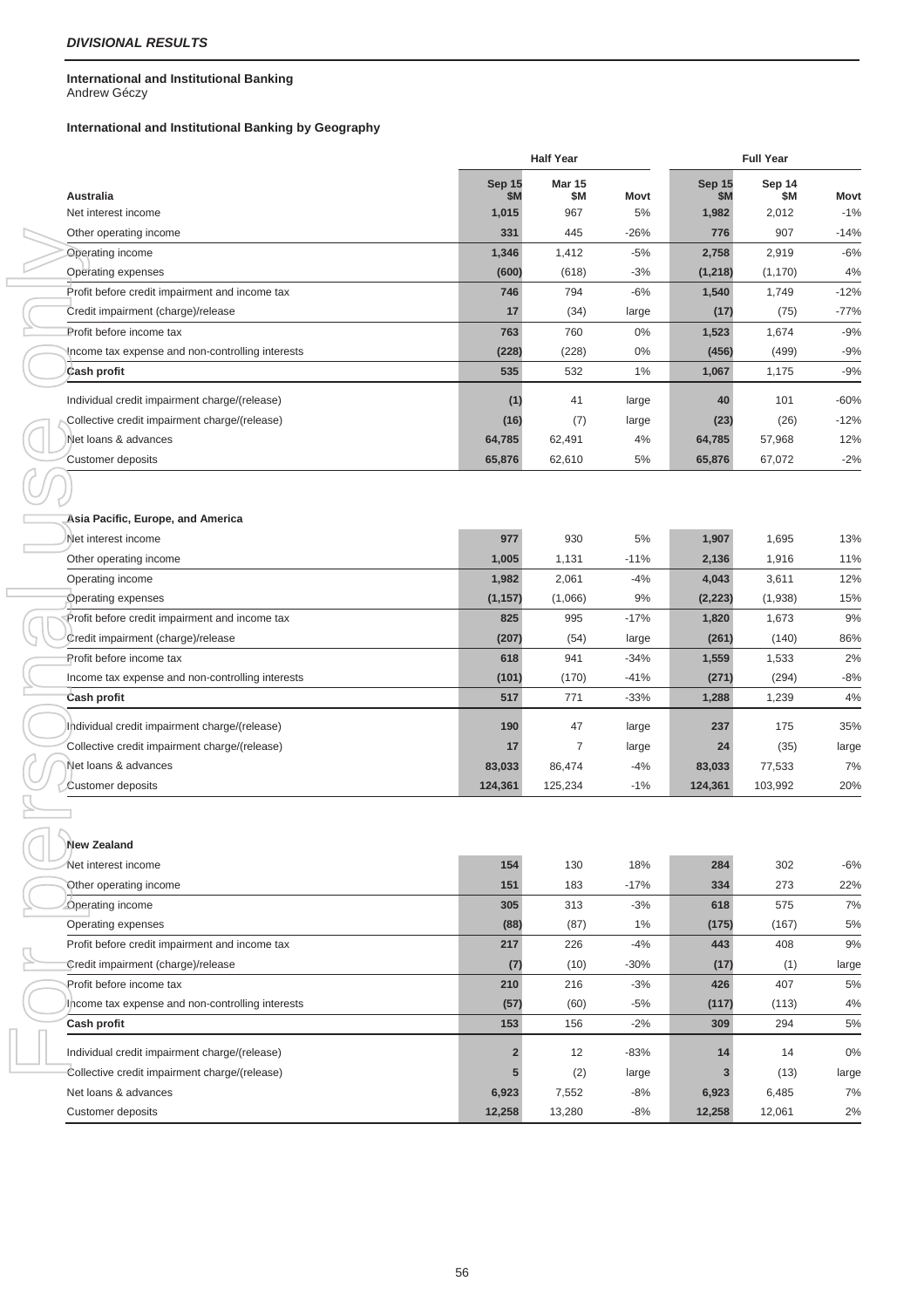## DIVISIONAL RESULTS

**International and Institutional Banking**
Andrew Géczy

### International and Institutional Banking by Geography

| | Half Year | | | Full Year | | |
|---|---|---|---|---|---|---|
| **Australia** | **Sep 15 $M** | **Mar 15 $M** | **Movt** | **Sep 15 $M** | **Sep 14 $M** | **Movt** |
| Net interest income | **1,015** | 967 | 5% | **1,982** | 2,012 | -1% |
| Other operating income | **331** | 445 | -26% | **776** | 907 | -14% |
| Operating income | **1,346** | 1,412 | -5% | **2,758** | 2,919 | -6% |
| Operating expenses | **(600)** | (618) | -3% | **(1,218)** | (1,170) | 4% |
| Profit before credit impairment and income tax | **746** | 794 | -6% | **1,540** | 1,749 | -12% |
| Credit impairment (charge)/release | **17** | (34) | large | **(17)** | (75) | -77% |
| Profit before income tax | **763** | 760 | 0% | **1,523** | 1,674 | -9% |
| Income tax expense and non-controlling interests | **(228)** | (228) | 0% | **(456)** | (499) | -9% |
| **Cash profit** | **535** | 532 | 1% | **1,067** | 1,175 | -9% |
| Individual credit impairment charge/(release) | **(1)** | 41 | large | **40** | 101 | -60% |
| Collective credit impairment charge/(release) | **(16)** | (7) | large | **(23)** | (26) | -12% |
| Net loans & advances | **64,785** | 62,491 | 4% | **64,785** | 57,968 | 12% |
| Customer deposits | **65,876** | 62,610 | 5% | **65,876** | 67,072 | -2% |

| **Asia Pacific, Europe, and America** | **Sep 15 $M** | **Mar 15 $M** | **Movt** | **Sep 15 $M** | **Sep 14 $M** | **Movt** |
|---|---|---|---|---|---|---|
| Net interest income | **977** | 930 | 5% | **1,907** | 1,695 | 13% |
| Other operating income | **1,005** | 1,131 | -11% | **2,136** | 1,916 | 11% |
| Operating income | **1,982** | 2,061 | -4% | **4,043** | 3,611 | 12% |
| Operating expenses | **(1,157)** | (1,066) | 9% | **(2,223)** | (1,938) | 15% |
| Profit before credit impairment and income tax | **825** | 995 | -17% | **1,820** | 1,673 | 9% |
| Credit impairment (charge)/release | **(207)** | (54) | large | **(261)** | (140) | 86% |
| Profit before income tax | **618** | 941 | -34% | **1,559** | 1,533 | 2% |
| Income tax expense and non-controlling interests | **(101)** | (170) | -41% | **(271)** | (294) | -8% |
| **Cash profit** | **517** | 771 | -33% | **1,288** | 1,239 | 4% |
| Individual credit impairment charge/(release) | **190** | 47 | large | **237** | 175 | 35% |
| Collective credit impairment charge/(release) | **17** | 7 | large | **24** | (35) | large |
| Net loans & advances | **83,033** | 86,474 | -4% | **83,033** | 77,533 | 7% |
| Customer deposits | **124,361** | 125,234 | -1% | **124,361** | 103,992 | 20% |

| **New Zealand** | **Sep 15 $M** | **Mar 15 $M** | **Movt** | **Sep 15 $M** | **Sep 14 $M** | **Movt** |
|---|---|---|---|---|---|---|
| Net interest income | **154** | 130 | 18% | **284** | 302 | -6% |
| Other operating income | **151** | 183 | -17% | **334** | 273 | 22% |
| Operating income | **305** | 313 | -3% | **618** | 575 | 7% |
| Operating expenses | **(88)** | (87) | 1% | **(175)** | (167) | 5% |
| Profit before credit impairment and income tax | **217** | 226 | -4% | **443** | 408 | 9% |
| Credit impairment (charge)/release | **(7)** | (10) | -30% | **(17)** | (1) | large |
| Profit before income tax | **210** | 216 | -3% | **426** | 407 | 5% |
| Income tax expense and non-controlling interests | **(57)** | (60) | -5% | **(117)** | (113) | 4% |
| **Cash profit** | **153** | 156 | -2% | **309** | 294 | 5% |
| Individual credit impairment charge/(release) | **2** | 12 | -83% | **14** | 14 | 0% |
| Collective credit impairment charge/(release) | **5** | (2) | large | **3** | (13) | large |
| Net loans & advances | **6,923** | 7,552 | -8% | **6,923** | 6,485 | 7% |
| Customer deposits | **12,258** | 13,280 | -8% | **12,258** | 12,061 | 2% |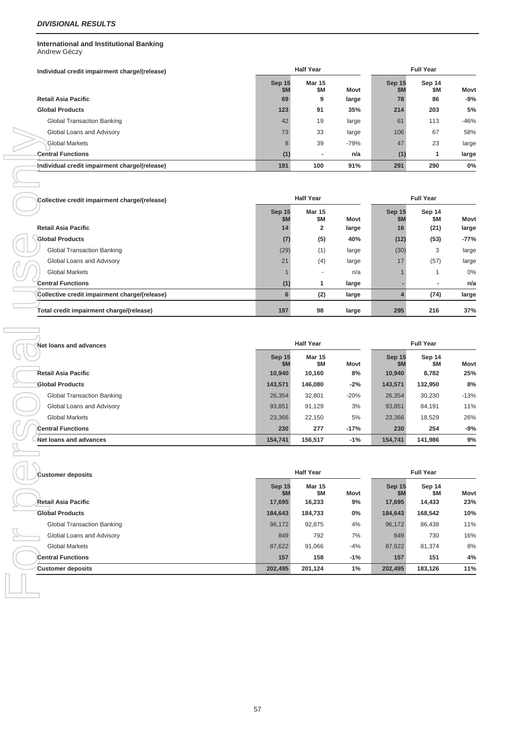***DIVISIONAL RESULTS***

**International and Institutional Banking**
Andrew Géczy

| **Individual credit impairment charge/(release)** | **Half Year** | | | **Full Year** | | |
|---|---|---|---|---|---|---|
| | **Sep 15 $M** | **Mar 15 $M** | **Movt** | **Sep 15 $M** | **Sep 14 $M** | **Movt** |
| **Retail Asia Pacific** | **69** | **9** | **large** | **78** | **86** | **-9%** |
| **Global Products** | **123** | **91** | **35%** | **214** | **203** | **5%** |
| Global Transaction Banking | 42 | 19 | large | 61 | 113 | -46% |
| Global Loans and Advisory | 73 | 33 | large | 106 | 67 | 58% |
| Global Markets | 8 | 39 | -79% | 47 | 23 | large |
| **Central Functions** | **(1)** | **-** | **n/a** | **(1)** | **1** | **large** |
| **Individual credit impairment charge/(release)** | **191** | **100** | **91%** | **291** | **290** | **0%** |

| **Collective credit impairment charge/(release)** | **Half Year** | | | **Full Year** | | |
|---|---|---|---|---|---|---|
| | **Sep 15 $M** | **Mar 15 $M** | **Movt** | **Sep 15 $M** | **Sep 14 $M** | **Movt** |
| **Retail Asia Pacific** | **14** | **2** | **large** | **16** | **(21)** | **large** |
| **Global Products** | **(7)** | **(5)** | **40%** | **(12)** | **(53)** | **-77%** |
| Global Transaction Banking | (29) | (1) | large | (30) | 3 | large |
| Global Loans and Advisory | 21 | (4) | large | 17 | (57) | large |
| Global Markets | 1 | - | n/a | 1 | 1 | 0% |
| **Central Functions** | **(1)** | **1** | **large** | **-** | **-** | **n/a** |
| **Collective credit impairment charge/(release)** | **6** | **(2)** | **large** | **4** | **(74)** | **large** |
| **Total credit impairment charge/(release)** | **197** | **98** | **large** | **295** | **216** | **37%** |

| **Net loans and advances** | **Half Year** | | | **Full Year** | | |
|---|---|---|---|---|---|---|
| | **Sep 15 $M** | **Mar 15 $M** | **Movt** | **Sep 15 $M** | **Sep 14 $M** | **Movt** |
| **Retail Asia Pacific** | **10,940** | **10,160** | **8%** | **10,940** | **8,782** | **25%** |
| **Global Products** | **143,571** | **146,080** | **-2%** | **143,571** | **132,950** | **8%** |
| Global Transaction Banking | 26,354 | 32,801 | -20% | 26,354 | 30,230 | -13% |
| Global Loans and Advisory | 93,851 | 91,129 | 3% | 93,851 | 84,191 | 11% |
| Global Markets | 23,366 | 22,150 | 5% | 23,366 | 18,529 | 26% |
| **Central Functions** | **230** | **277** | **-17%** | **230** | **254** | **-9%** |
| **Net loans and advances** | **154,741** | **156,517** | **-1%** | **154,741** | **141,986** | **9%** |

| **Customer deposits** | **Half Year** | | | **Full Year** | | |
|---|---|---|---|---|---|---|
| | **Sep 15 $M** | **Mar 15 $M** | **Movt** | **Sep 15 $M** | **Sep 14 $M** | **Movt** |
| **Retail Asia Pacific** | **17,695** | **16,233** | **9%** | **17,695** | **14,433** | **23%** |
| **Global Products** | **184,643** | **184,733** | **0%** | **184,643** | **168,542** | **10%** |
| Global Transaction Banking | 96,172 | 92,875 | 4% | 96,172 | 86,438 | 11% |
| Global Loans and Advisory | 849 | 792 | 7% | 849 | 730 | 16% |
| Global Markets | 87,622 | 91,066 | -4% | 87,622 | 81,374 | 8% |
| **Central Functions** | **157** | **158** | **-1%** | **157** | **151** | **4%** |
| **Customer deposits** | **202,495** | **201,124** | **1%** | **202,495** | **183,126** | **11%** |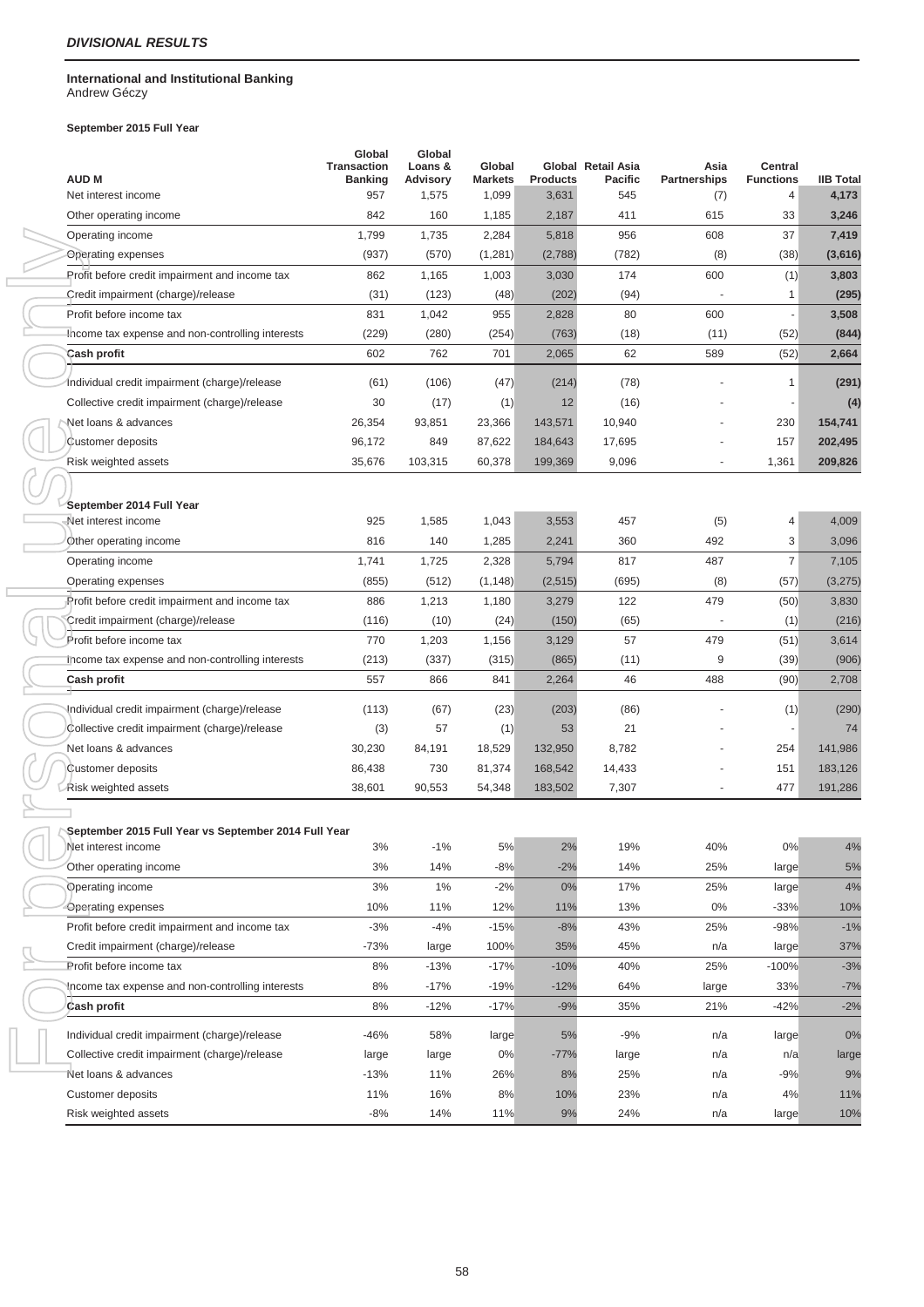## *DIVISIONAL RESULTS*

**International and Institutional Banking**
Andrew Géczy

**September 2015 Full Year**

| AUD M | Global Transaction Banking | Global Loans & Advisory | Global Markets | Global Products | Retail Asia Pacific | Asia Partnerships | Central Functions | IIB Total |
|---|---|---|---|---|---|---|---|---|
| Net interest income | 957 | 1,575 | 1,099 | 3,631 | 545 | (7) | 4 | **4,173** |
| Other operating income | 842 | 160 | 1,185 | 2,187 | 411 | 615 | 33 | **3,246** |
| Operating income | 1,799 | 1,735 | 2,284 | 5,818 | 956 | 608 | 37 | **7,419** |
| Operating expenses | (937) | (570) | (1,281) | (2,788) | (782) | (8) | (38) | **(3,616)** |
| Profit before credit impairment and income tax | 862 | 1,165 | 1,003 | 3,030 | 174 | 600 | (1) | **3,803** |
| Credit impairment (charge)/release | (31) | (123) | (48) | (202) | (94) | - | 1 | **(295)** |
| Profit before income tax | 831 | 1,042 | 955 | 2,828 | 80 | 600 | - | **3,508** |
| Income tax expense and non-controlling interests | (229) | (280) | (254) | (763) | (18) | (11) | (52) | **(844)** |
| **Cash profit** | 602 | 762 | 701 | 2,065 | 62 | 589 | (52) | **2,664** |
| Individual credit impairment (charge)/release | (61) | (106) | (47) | (214) | (78) | - | 1 | **(291)** |
| Collective credit impairment (charge)/release | 30 | (17) | (1) | 12 | (16) | - | - | **(4)** |
| Net loans & advances | 26,354 | 93,851 | 23,366 | 143,571 | 10,940 | - | 230 | **154,741** |
| Customer deposits | 96,172 | 849 | 87,622 | 184,643 | 17,695 | - | 157 | **202,495** |
| Risk weighted assets | 35,676 | 103,315 | 60,378 | 199,369 | 9,096 | - | 1,361 | **209,826** |

**September 2014 Full Year**

| AUD M | Global Transaction Banking | Global Loans & Advisory | Global Markets | Global Products | Retail Asia Pacific | Asia Partnerships | Central Functions | IIB Total |
|---|---|---|---|---|---|---|---|---|
| Net interest income | 925 | 1,585 | 1,043 | 3,553 | 457 | (5) | 4 | 4,009 |
| Other operating income | 816 | 140 | 1,285 | 2,241 | 360 | 492 | 3 | 3,096 |
| Operating income | 1,741 | 1,725 | 2,328 | 5,794 | 817 | 487 | 7 | 7,105 |
| Operating expenses | (855) | (512) | (1,148) | (2,515) | (695) | (8) | (57) | (3,275) |
| Profit before credit impairment and income tax | 886 | 1,213 | 1,180 | 3,279 | 122 | 479 | (50) | 3,830 |
| Credit impairment (charge)/release | (116) | (10) | (24) | (150) | (65) | - | (1) | (216) |
| Profit before income tax | 770 | 1,203 | 1,156 | 3,129 | 57 | 479 | (51) | 3,614 |
| Income tax expense and non-controlling interests | (213) | (337) | (315) | (865) | (11) | 9 | (39) | (906) |
| **Cash profit** | 557 | 866 | 841 | 2,264 | 46 | 488 | (90) | 2,708 |
| Individual credit impairment (charge)/release | (113) | (67) | (23) | (203) | (86) | - | (1) | (290) |
| Collective credit impairment (charge)/release | (3) | 57 | (1) | 53 | 21 | - | - | 74 |
| Net loans & advances | 30,230 | 84,191 | 18,529 | 132,950 | 8,782 | - | 254 | 141,986 |
| Customer deposits | 86,438 | 730 | 81,374 | 168,542 | 14,433 | - | 151 | 183,126 |
| Risk weighted assets | 38,601 | 90,553 | 54,348 | 183,502 | 7,307 | - | 477 | 191,286 |

**September 2015 Full Year vs September 2014 Full Year**

| AUD M | Global Transaction Banking | Global Loans & Advisory | Global Markets | Global Products | Retail Asia Pacific | Asia Partnerships | Central Functions | IIB Total |
|---|---|---|---|---|---|---|---|---|
| Net interest income | 3% | -1% | 5% | 2% | 19% | 40% | 0% | 4% |
| Other operating income | 3% | 14% | -8% | -2% | 14% | 25% | large | 5% |
| Operating income | 3% | 1% | -2% | 0% | 17% | 25% | large | 4% |
| Operating expenses | 10% | 11% | 12% | 11% | 13% | 0% | -33% | 10% |
| Profit before credit impairment and income tax | -3% | -4% | -15% | -8% | 43% | 25% | -98% | -1% |
| Credit impairment (charge)/release | -73% | large | 100% | 35% | 45% | n/a | large | 37% |
| Profit before income tax | 8% | -13% | -17% | -10% | 40% | 25% | -100% | -3% |
| Income tax expense and non-controlling interests | 8% | -17% | -19% | -12% | 64% | large | 33% | -7% |
| **Cash profit** | 8% | -12% | -17% | -9% | 35% | 21% | -42% | -2% |
| Individual credit impairment (charge)/release | -46% | 58% | large | 5% | -9% | n/a | large | 0% |
| Collective credit impairment (charge)/release | large | large | 0% | -77% | large | n/a | n/a | large |
| Net loans & advances | -13% | 11% | 26% | 8% | 25% | n/a | -9% | 9% |
| Customer deposits | 11% | 16% | 8% | 10% | 23% | n/a | 4% | 11% |
| Risk weighted assets | -8% | 14% | 11% | 9% | 24% | n/a | large | 10% |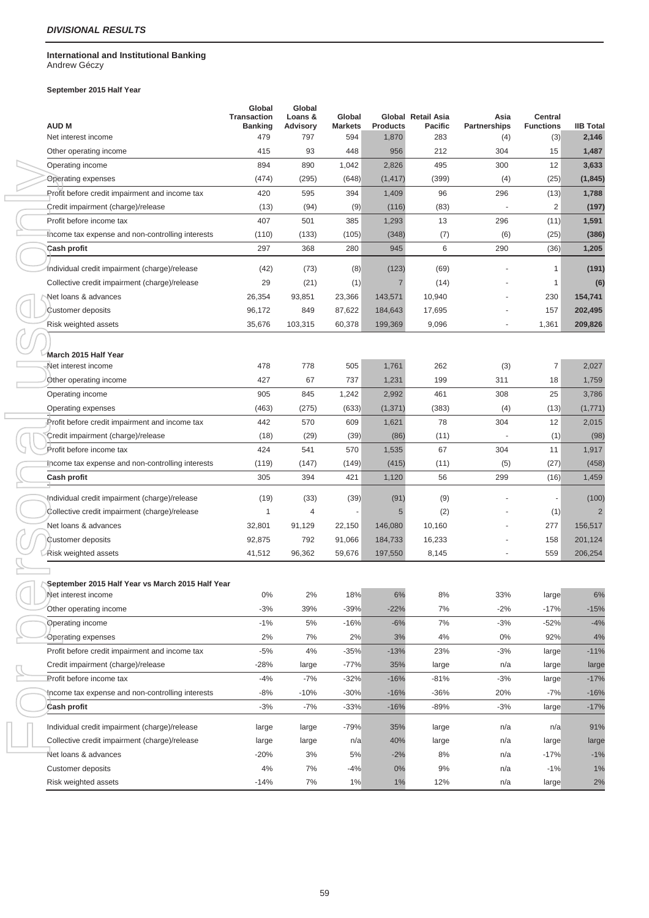## *DIVISIONAL RESULTS*

### International and Institutional Banking

Andrew Géczy

**September 2015 Half Year**

| AUD M | Global Transaction Banking | Global Loans & Advisory | Global Markets | Global Products | Retail Asia Pacific | Asia Partnerships | Central Functions | IIB Total |
|---|---|---|---|---|---|---|---|---|
| Net interest income | 479 | 797 | 594 | 1,870 | 283 | (4) | (3) | **2,146** |
| Other operating income | 415 | 93 | 448 | 956 | 212 | 304 | 15 | **1,487** |
| Operating income | 894 | 890 | 1,042 | 2,826 | 495 | 300 | 12 | **3,633** |
| Operating expenses | (474) | (295) | (648) | (1,417) | (399) | (4) | (25) | **(1,845)** |
| Profit before credit impairment and income tax | 420 | 595 | 394 | 1,409 | 96 | 296 | (13) | **1,788** |
| Credit impairment (charge)/release | (13) | (94) | (9) | (116) | (83) | - | 2 | **(197)** |
| Profit before income tax | 407 | 501 | 385 | 1,293 | 13 | 296 | (11) | **1,591** |
| Income tax expense and non-controlling interests | (110) | (133) | (105) | (348) | (7) | (6) | (25) | **(386)** |
| **Cash profit** | 297 | 368 | 280 | 945 | 6 | 290 | (36) | **1,205** |
| Individual credit impairment (charge)/release | (42) | (73) | (8) | (123) | (69) | - | 1 | **(191)** |
| Collective credit impairment (charge)/release | 29 | (21) | (1) | 7 | (14) | - | 1 | **(6)** |
| Net loans & advances | 26,354 | 93,851 | 23,366 | 143,571 | 10,940 | - | 230 | **154,741** |
| Customer deposits | 96,172 | 849 | 87,622 | 184,643 | 17,695 | - | 157 | **202,495** |
| Risk weighted assets | 35,676 | 103,315 | 60,378 | 199,369 | 9,096 | - | 1,361 | **209,826** |
| **March 2015 Half Year** | | | | | | | | |
| Net interest income | 478 | 778 | 505 | 1,761 | 262 | (3) | 7 | 2,027 |
| Other operating income | 427 | 67 | 737 | 1,231 | 199 | 311 | 18 | 1,759 |
| Operating income | 905 | 845 | 1,242 | 2,992 | 461 | 308 | 25 | 3,786 |
| Operating expenses | (463) | (275) | (633) | (1,371) | (383) | (4) | (13) | (1,771) |
| Profit before credit impairment and income tax | 442 | 570 | 609 | 1,621 | 78 | 304 | 12 | 2,015 |
| Credit impairment (charge)/release | (18) | (29) | (39) | (86) | (11) | - | (1) | (98) |
| Profit before income tax | 424 | 541 | 570 | 1,535 | 67 | 304 | 11 | 1,917 |
| Income tax expense and non-controlling interests | (119) | (147) | (149) | (415) | (11) | (5) | (27) | (458) |
| **Cash profit** | 305 | 394 | 421 | 1,120 | 56 | 299 | (16) | 1,459 |
| Individual credit impairment (charge)/release | (19) | (33) | (39) | (91) | (9) | - | - | (100) |
| Collective credit impairment (charge)/release | 1 | 4 | - | 5 | (2) | - | (1) | 2 |
| Net loans & advances | 32,801 | 91,129 | 22,150 | 146,080 | 10,160 | - | 277 | 156,517 |
| Customer deposits | 92,875 | 792 | 91,066 | 184,733 | 16,233 | - | 158 | 201,124 |
| Risk weighted assets | 41,512 | 96,362 | 59,676 | 197,550 | 8,145 | - | 559 | 206,254 |
| **September 2015 Half Year vs March 2015 Half Year** | | | | | | | | |
| Net interest income | 0% | 2% | 18% | 6% | 8% | 33% | large | 6% |
| Other operating income | -3% | 39% | -39% | -22% | 7% | -2% | -17% | -15% |
| Operating income | -1% | 5% | -16% | -6% | 7% | -3% | -52% | -4% |
| Operating expenses | 2% | 7% | 2% | 3% | 4% | 0% | 92% | 4% |
| Profit before credit impairment and income tax | -5% | 4% | -35% | -13% | 23% | -3% | large | -11% |
| Credit impairment (charge)/release | -28% | large | -77% | 35% | large | n/a | large | large |
| Profit before income tax | -4% | -7% | -32% | -16% | -81% | -3% | large | -17% |
| Income tax expense and non-controlling interests | -8% | -10% | -30% | -16% | -36% | 20% | -7% | -16% |
| **Cash profit** | -3% | -7% | -33% | -16% | -89% | -3% | large | -17% |
| Individual credit impairment (charge)/release | large | large | -79% | 35% | large | n/a | n/a | 91% |
| Collective credit impairment (charge)/release | large | large | n/a | 40% | large | n/a | large | large |
| Net loans & advances | -20% | 3% | 5% | -2% | 8% | n/a | -17% | -1% |
| Customer deposits | 4% | 7% | -4% | 0% | 9% | n/a | -1% | 1% |
| Risk weighted assets | -14% | 7% | 1% | 1% | 12% | n/a | large | 2% |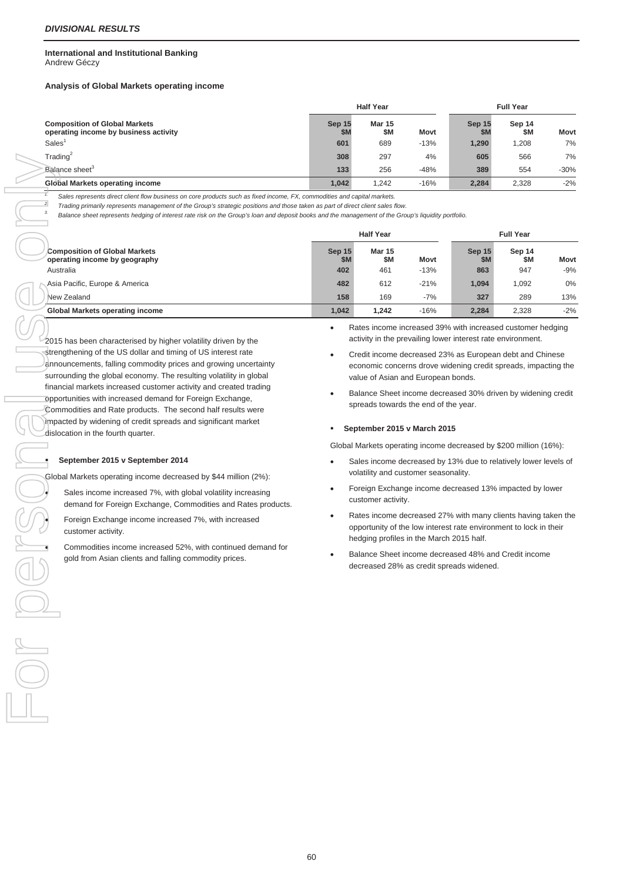*DIVISIONAL RESULTS*

**International and Institutional Banking**
Andrew Géczy

**Analysis of Global Markets operating income**

| | Half Year | | | Full Year | | |
|---|---|---|---|---|---|---|
| **Composition of Global Markets operating income by business activity** | **Sep 15 $M** | **Mar 15 $M** | **Movt** | **Sep 15 $M** | **Sep 14 $M** | **Movt** |
| Sales[1] | **601** | 689 | -13% | **1,290** | 1,208 | 7% |
| Trading[2] | **308** | 297 | 4% | **605** | 566 | 7% |
| Balance sheet[3] | **133** | 256 | -48% | **389** | 554 | -30% |
| **Global Markets operating income** | **1,042** | 1,242 | -16% | **2,284** | 2,328 | -2% |

1. *Sales represents direct client flow business on core products such as fixed income, FX, commodities and capital markets.*
2. *Trading primarily represents management of the Group's strategic positions and those taken as part of direct client sales flow.*
3. *Balance sheet represents hedging of interest rate risk on the Group's loan and deposit books and the management of the Group's liquidity portfolio.*

| | Half Year | | | Full Year | | |
|---|---|---|---|---|---|---|
| **Composition of Global Markets operating income by geography** | **Sep 15 $M** | **Mar 15 $M** | **Movt** | **Sep 15 $M** | **Sep 14 $M** | **Movt** |
| Australia | **402** | 461 | -13% | **863** | 947 | -9% |
| Asia Pacific, Europe & America | **482** | 612 | -21% | **1,094** | 1,092 | 0% |
| New Zealand | **158** | 169 | -7% | **327** | 289 | 13% |
| **Global Markets operating income** | **1,042** | **1,242** | -16% | **2,284** | 2,328 | -2% |

2015 has been characterised by higher volatility driven by the strengthening of the US dollar and timing of US interest rate announcements, falling commodity prices and growing uncertainty surrounding the global economy. The resulting volatility in global financial markets increased customer activity and created trading opportunities with increased demand for Foreign Exchange, Commodities and Rate products. The second half results were impacted by widening of credit spreads and significant market dislocation in the fourth quarter.

- **September 2015 v September 2014**

Global Markets operating income decreased by $44 million (2%):

- Sales income increased 7%, with global volatility increasing demand for Foreign Exchange, Commodities and Rates products.
- Foreign Exchange income increased 7%, with increased customer activity.
- Commodities income increased 52%, with continued demand for gold from Asian clients and falling commodity prices.
- Rates income increased 39% with increased customer hedging activity in the prevailing lower interest rate environment.
- Credit income decreased 23% as European debt and Chinese economic concerns drove widening credit spreads, impacting the value of Asian and European bonds.
- Balance Sheet income decreased 30% driven by widening credit spreads towards the end of the year.

- **September 2015 v March 2015**

Global Markets operating income decreased by $200 million (16%):

- Sales income decreased by 13% due to relatively lower levels of volatility and customer seasonality.
- Foreign Exchange income decreased 13% impacted by lower customer activity.
- Rates income decreased 27% with many clients having taken the opportunity of the low interest rate environment to lock in their hedging profiles in the March 2015 half.
- Balance Sheet income decreased 48% and Credit income decreased 28% as credit spreads widened.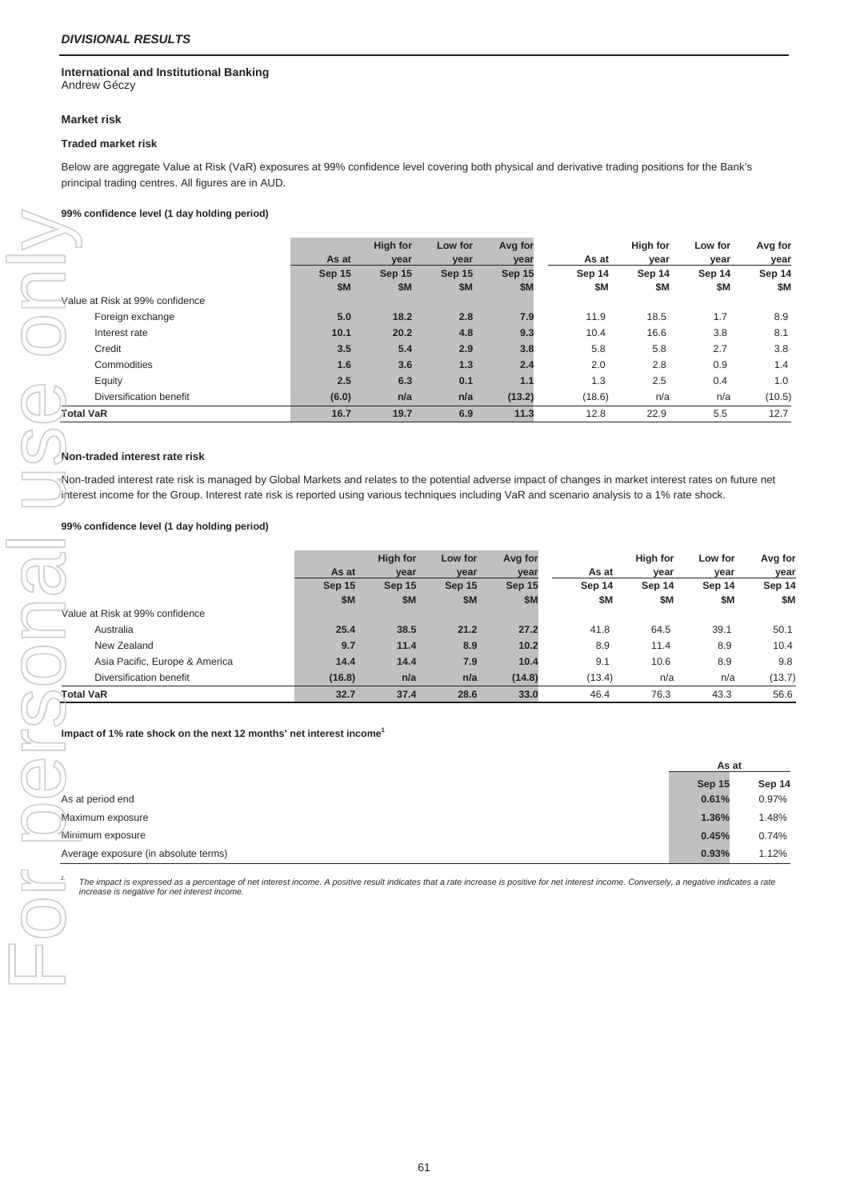**_DIVISIONAL RESULTS_**

**International and Institutional Banking**
Andrew Géczy

**Market risk**

**Traded market risk**

Below are aggregate Value at Risk (VaR) exposures at 99% confidence level covering both physical and derivative trading positions for the Bank's principal trading centres. All figures are in AUD.

**99% confidence level (1 day holding period)**

| | As at Sep 15 $M | High for year Sep 15 $M | Low for year Sep 15 $M | Avg for year Sep 15 $M | As at Sep 14 $M | High for year Sep 14 $M | Low for year Sep 14 $M | Avg for year Sep 14 $M |
|---|---|---|---|---|---|---|---|---|
| Value at Risk at 99% confidence | | | | | | | | |
| Foreign exchange | **5.0** | **18.2** | **2.8** | **7.9** | 11.9 | 18.5 | 1.7 | 8.9 |
| Interest rate | **10.1** | **20.2** | **4.8** | **9.3** | 10.4 | 16.6 | 3.8 | 8.1 |
| Credit | **3.5** | **5.4** | **2.9** | **3.8** | 5.8 | 5.8 | 2.7 | 3.8 |
| Commodities | **1.6** | **3.6** | **1.3** | **2.4** | 2.0 | 2.8 | 0.9 | 1.4 |
| Equity | **2.5** | **6.3** | **0.1** | **1.1** | 1.3 | 2.5 | 0.4 | 1.0 |
| Diversification benefit | **(6.0)** | **n/a** | **n/a** | **(13.2)** | (18.6) | n/a | n/a | (10.5) |
| **Total VaR** | **16.7** | **19.7** | **6.9** | **11.3** | 12.8 | 22.9 | 5.5 | 12.7 |

**Non-traded interest rate risk**

Non-traded interest rate risk is managed by Global Markets and relates to the potential adverse impact of changes in market interest rates on future net interest income for the Group. Interest rate risk is reported using various techniques including VaR and scenario analysis to a 1% rate shock.

**99% confidence level (1 day holding period)**

| | As at Sep 15 $M | High for year Sep 15 $M | Low for year Sep 15 $M | Avg for year Sep 15 $M | As at Sep 14 $M | High for year Sep 14 $M | Low for year Sep 14 $M | Avg for year Sep 14 $M |
|---|---|---|---|---|---|---|---|---|
| Value at Risk at 99% confidence | | | | | | | | |
| Australia | **25.4** | **38.5** | **21.2** | **27.2** | 41.8 | 64.5 | 39.1 | 50.1 |
| New Zealand | **9.7** | **11.4** | **8.9** | **10.2** | 8.9 | 11.4 | 8.9 | 10.4 |
| Asia Pacific, Europe & America | **14.4** | **14.4** | **7.9** | **10.4** | 9.1 | 10.6 | 8.9 | 9.8 |
| Diversification benefit | **(16.8)** | **n/a** | **n/a** | **(14.8)** | (13.4) | n/a | n/a | (13.7) |
| **Total VaR** | **32.7** | **37.4** | **28.6** | **33.0** | 46.4 | 76.3 | 43.3 | 56.6 |

**Impact of 1% rate shock on the next 12 months' net interest income[1]**

| | As at Sep 15 | As at Sep 14 |
|---|---|---|
| As at period end | **0.61%** | 0.97% |
| Maximum exposure | **1.36%** | 1.48% |
| Minimum exposure | **0.45%** | 0.74% |
| Average exposure (in absolute terms) | **0.93%** | 1.12% |

1. _The impact is expressed as a percentage of net interest income. A positive result indicates that a rate increase is positive for net interest income. Conversely, a negative indicates a rate increase is negative for net interest income._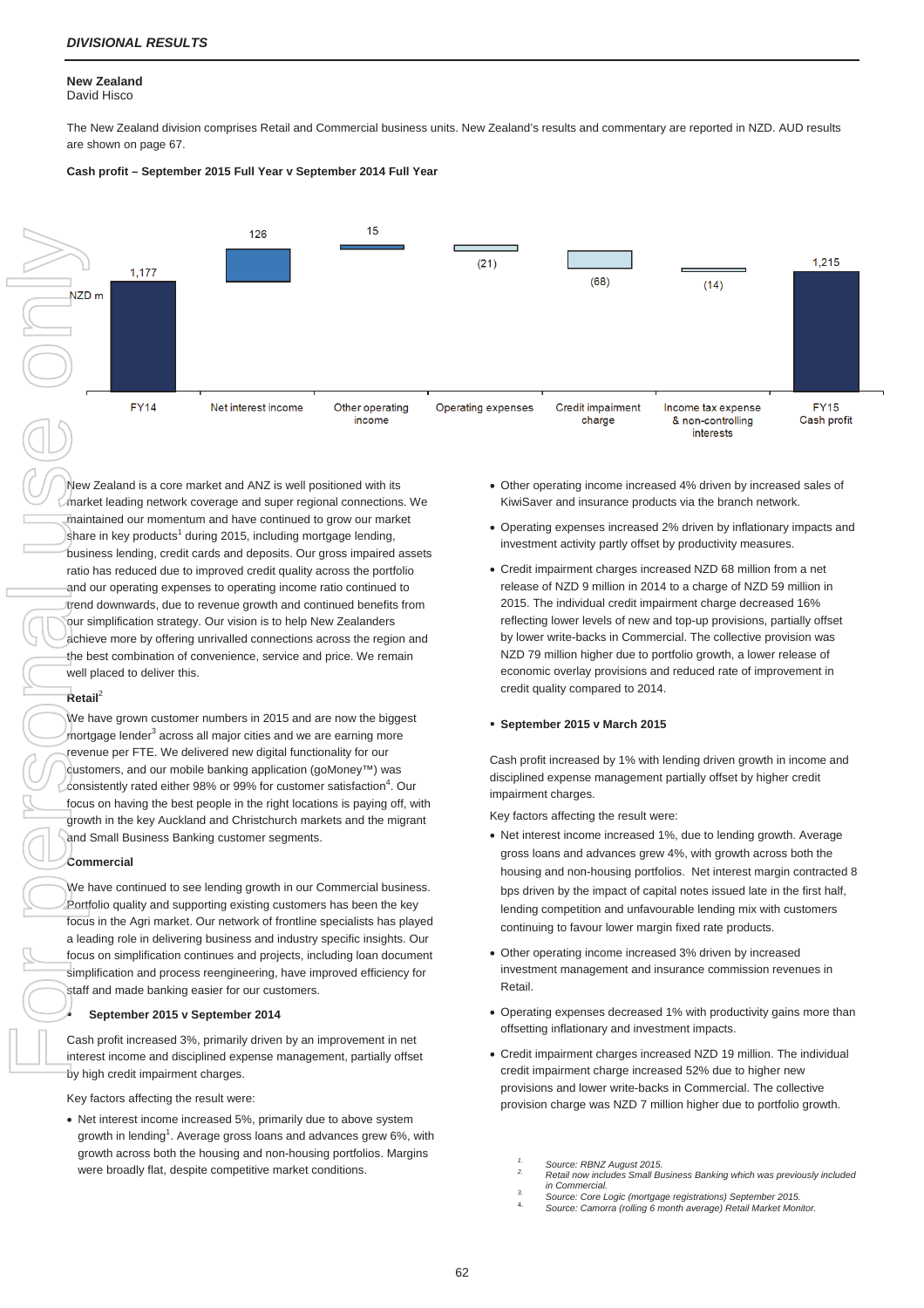*DIVISIONAL RESULTS*

## New Zealand

David Hisco

The New Zealand division comprises Retail and Commercial business units. New Zealand's results and commentary are reported in NZD. AUD results are shown on page 67.

**Cash profit – September 2015 Full Year v September 2014 Full Year**

| NZD m | FY14 | Net interest income | Other operating income | Operating expenses | Credit impairment charge | Income tax expense & non-controlling interests | FY15 Cash profit |
|---|---|---|---|---|---|---|---|
| | 1,177 | 126 | 15 | (21) | (68) | (14) | 1,215 |

New Zealand is a core market and ANZ is well positioned with its market leading network coverage and super regional connections. We maintained our momentum and have continued to grow our market share in key products[1] during 2015, including mortgage lending, business lending, credit cards and deposits. Our gross impaired assets ratio has reduced due to improved credit quality across the portfolio and our operating expenses to operating income ratio continued to trend downwards, due to revenue growth and continued benefits from our simplification strategy. Our vision is to help New Zealanders achieve more by offering unrivalled connections across the region and the best combination of convenience, service and price. We remain well placed to deliver this.

**Retail**[2]

We have grown customer numbers in 2015 and are now the biggest mortgage lender[3] across all major cities and we are earning more revenue per FTE. We delivered new digital functionality for our customers, and our mobile banking application (goMoney™) was consistently rated either 98% or 99% for customer satisfaction[4]. Our focus on having the best people in the right locations is paying off, with growth in the key Auckland and Christchurch markets and the migrant and Small Business Banking customer segments.

**Commercial**

We have continued to see lending growth in our Commercial business. Portfolio quality and supporting existing customers has been the key focus in the Agri market. Our network of frontline specialists has played a leading role in delivering business and industry specific insights. Our focus on simplification continues and projects, including loan document simplification and process reengineering, have improved efficiency for staff and made banking easier for our customers.

- **September 2015 v September 2014**

Cash profit increased 3%, primarily driven by an improvement in net interest income and disciplined expense management, partially offset by high credit impairment charges.

Key factors affecting the result were:

- Net interest income increased 5%, primarily due to above system growth in lending[1]. Average gross loans and advances grew 6%, with growth across both the housing and non-housing portfolios. Margins were broadly flat, despite competitive market conditions.
- Other operating income increased 4% driven by increased sales of KiwiSaver and insurance products via the branch network.
- Operating expenses increased 2% driven by inflationary impacts and investment activity partly offset by productivity measures.
- Credit impairment charges increased NZD 68 million from a net release of NZD 9 million in 2014 to a charge of NZD 59 million in 2015. The individual credit impairment charge decreased 16% reflecting lower levels of new and top-up provisions, partially offset by lower write-backs in Commercial. The collective provision was NZD 79 million higher due to portfolio growth, a lower release of economic overlay provisions and reduced rate of improvement in credit quality compared to 2014.

- **September 2015 v March 2015**

Cash profit increased by 1% with lending driven growth in income and disciplined expense management partially offset by higher credit impairment charges.

Key factors affecting the result were:

- Net interest income increased 1%, due to lending growth. Average gross loans and advances grew 4%, with growth across both the housing and non-housing portfolios. Net interest margin contracted 8 bps driven by the impact of capital notes issued late in the first half, lending competition and unfavourable lending mix with customers continuing to favour lower margin fixed rate products.
- Other operating income increased 3% driven by increased investment management and insurance commission revenues in Retail.
- Operating expenses decreased 1% with productivity gains more than offsetting inflationary and investment impacts.
- Credit impairment charges increased NZD 19 million. The individual credit impairment charge increased 52% due to higher new provisions and lower write-backs in Commercial. The collective provision charge was NZD 7 million higher due to portfolio growth.

1. *Source: RBNZ August 2015.*
2. *Retail now includes Small Business Banking which was previously included in Commercial.*
3. *Source: Core Logic (mortgage registrations) September 2015.*
4. *Source: Camorra (rolling 6 month average) Retail Market Monitor.*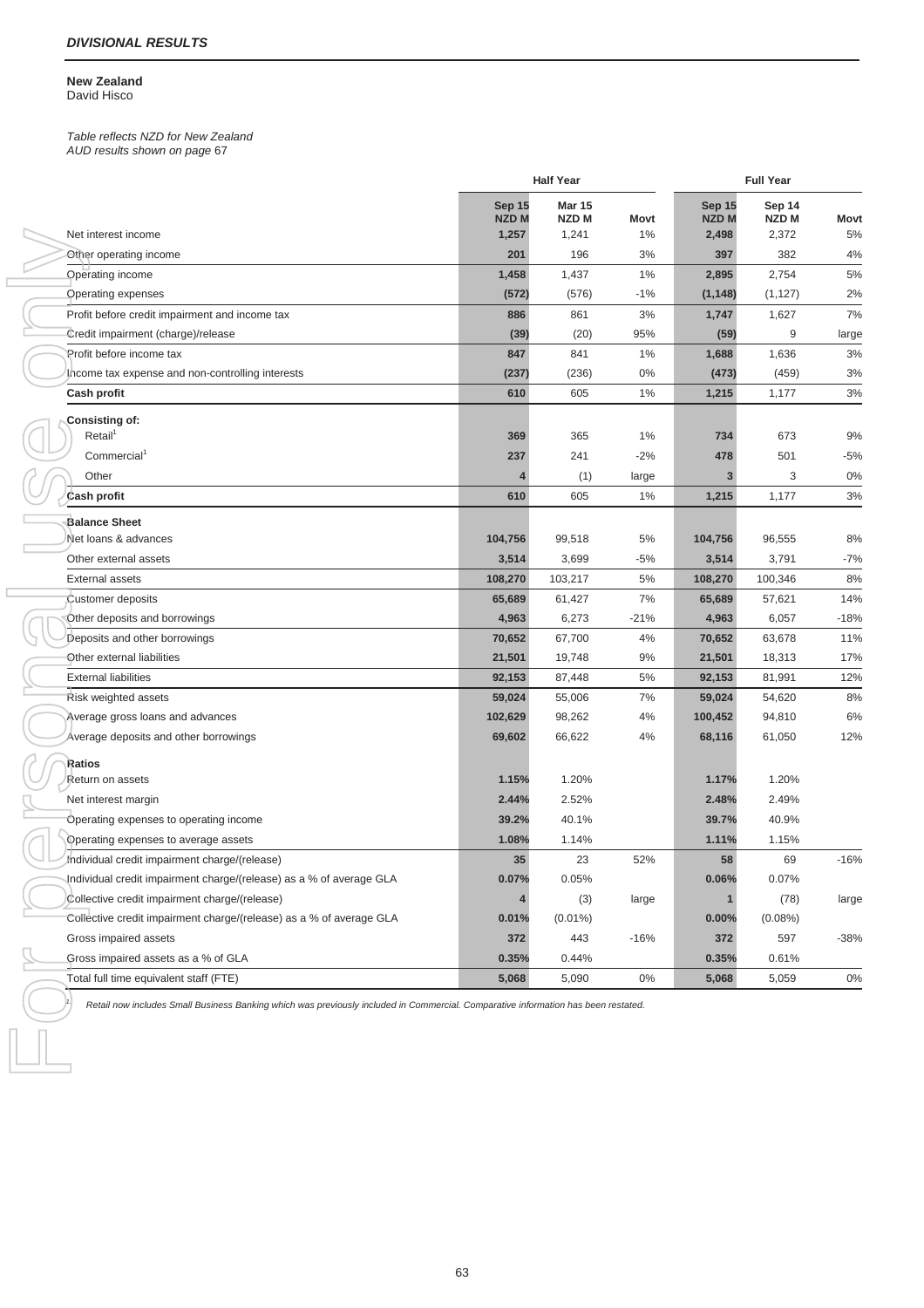## DIVISIONAL RESULTS

**New Zealand**
David Hisco

*Table reflects NZD for New Zealand*
*AUD results shown on page 67*

| | Half Year | | | Full Year | | |
|---|---|---|---|---|---|---|
| | Sep 15 NZD M | Mar 15 NZD M | Movt | Sep 15 NZD M | Sep 14 NZD M | Movt |
| Net interest income | 1,257 | 1,241 | 1% | 2,498 | 2,372 | 5% |
| Other operating income | 201 | 196 | 3% | 397 | 382 | 4% |
| Operating income | 1,458 | 1,437 | 1% | 2,895 | 2,754 | 5% |
| Operating expenses | (572) | (576) | -1% | (1,148) | (1,127) | 2% |
| Profit before credit impairment and income tax | 886 | 861 | 3% | 1,747 | 1,627 | 7% |
| Credit impairment (charge)/release | (39) | (20) | 95% | (59) | 9 | large |
| Profit before income tax | 847 | 841 | 1% | 1,688 | 1,636 | 3% |
| Income tax expense and non-controlling interests | (237) | (236) | 0% | (473) | (459) | 3% |
| **Cash profit** | 610 | 605 | 1% | 1,215 | 1,177 | 3% |
| **Consisting of:** | | | | | | |
| Retail[1] | 369 | 365 | 1% | 734 | 673 | 9% |
| Commercial[1] | 237 | 241 | -2% | 478 | 501 | -5% |
| Other | 4 | (1) | large | 3 | 3 | 0% |
| **Cash profit** | 610 | 605 | 1% | 1,215 | 1,177 | 3% |
| **Balance Sheet** | | | | | | |
| Net loans & advances | 104,756 | 99,518 | 5% | 104,756 | 96,555 | 8% |
| Other external assets | 3,514 | 3,699 | -5% | 3,514 | 3,791 | -7% |
| External assets | 108,270 | 103,217 | 5% | 108,270 | 100,346 | 8% |
| Customer deposits | 65,689 | 61,427 | 7% | 65,689 | 57,621 | 14% |
| Other deposits and borrowings | 4,963 | 6,273 | -21% | 4,963 | 6,057 | -18% |
| Deposits and other borrowings | 70,652 | 67,700 | 4% | 70,652 | 63,678 | 11% |
| Other external liabilities | 21,501 | 19,748 | 9% | 21,501 | 18,313 | 17% |
| External liabilities | 92,153 | 87,448 | 5% | 92,153 | 81,991 | 12% |
| Risk weighted assets | 59,024 | 55,006 | 7% | 59,024 | 54,620 | 8% |
| Average gross loans and advances | 102,629 | 98,262 | 4% | 100,452 | 94,810 | 6% |
| Average deposits and other borrowings | 69,602 | 66,622 | 4% | 68,116 | 61,050 | 12% |
| **Ratios** | | | | | | |
| Return on assets | 1.15% | 1.20% | | 1.17% | 1.20% | |
| Net interest margin | 2.44% | 2.52% | | 2.48% | 2.49% | |
| Operating expenses to operating income | 39.2% | 40.1% | | 39.7% | 40.9% | |
| Operating expenses to average assets | 1.08% | 1.14% | | 1.11% | 1.15% | |
| Individual credit impairment charge/(release) | 35 | 23 | 52% | 58 | 69 | -16% |
| Individual credit impairment charge/(release) as a % of average GLA | 0.07% | 0.05% | | 0.06% | 0.07% | |
| Collective credit impairment charge/(release) | 4 | (3) | large | 1 | (78) | large |
| Collective credit impairment charge/(release) as a % of average GLA | 0.01% | (0.01%) | | 0.00% | (0.08%) | |
| Gross impaired assets | 372 | 443 | -16% | 372 | 597 | -38% |
| Gross impaired assets as a % of GLA | 0.35% | 0.44% | | 0.35% | 0.61% | |
| Total full time equivalent staff (FTE) | 5,068 | 5,090 | 0% | 5,068 | 5,059 | 0% |

[1] Retail now includes Small Business Banking which was previously included in Commercial. Comparative information has been restated.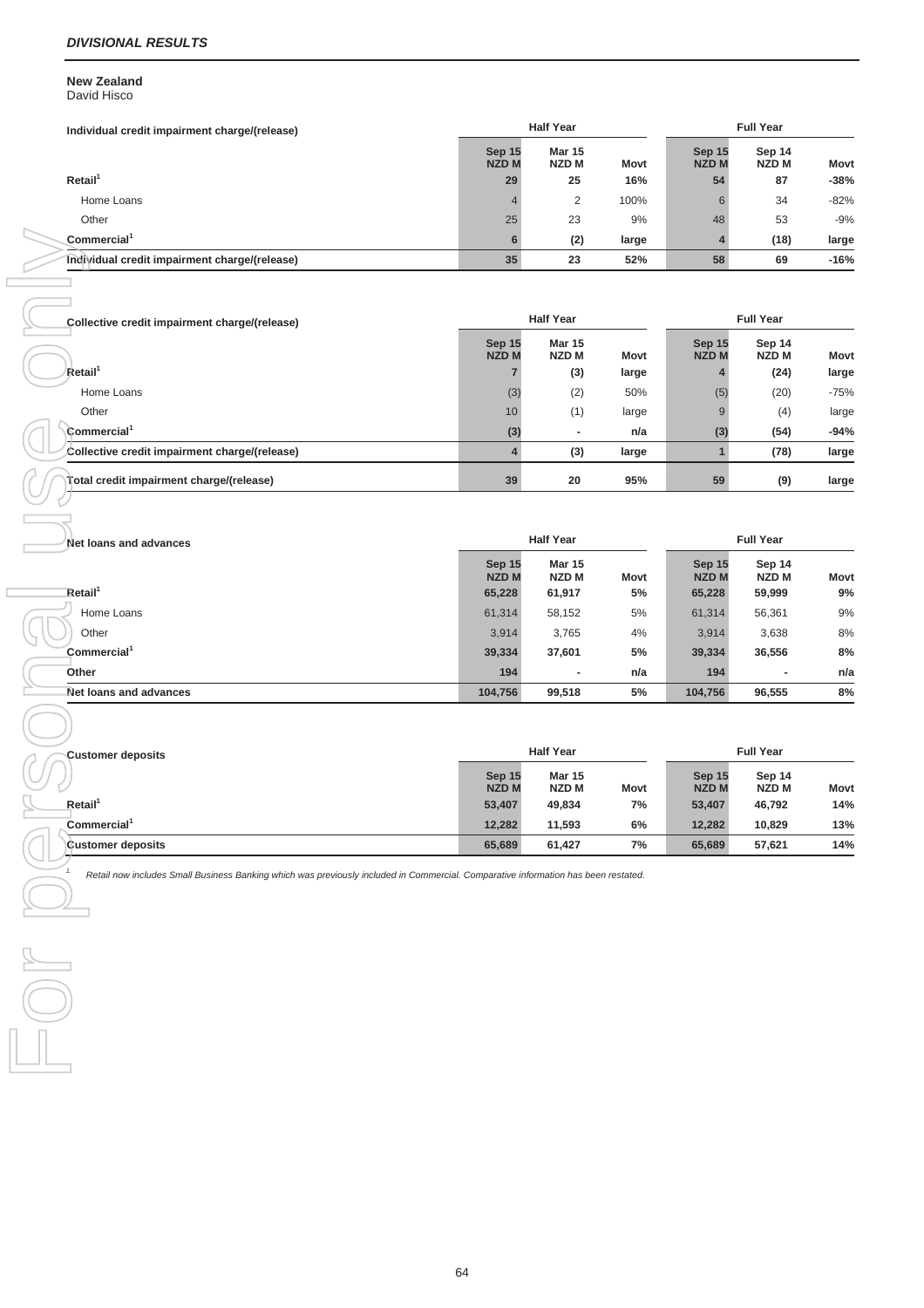***DIVISIONAL RESULTS***

**New Zealand**
David Hisco

| Individual credit impairment charge/(release) | Half Year | | | Full Year | | |
|---|---|---|---|---|---|---|
| | Sep 15 NZD M | Mar 15 NZD M | Movt | Sep 15 NZD M | Sep 14 NZD M | Movt |
| **Retail[1]** | **29** | **25** | **16%** | **54** | **87** | **-38%** |
| Home Loans | 4 | 2 | 100% | 6 | 34 | -82% |
| Other | 25 | 23 | 9% | 48 | 53 | -9% |
| **Commercial[1]** | **6** | **(2)** | **large** | **4** | **(18)** | **large** |
| **Individual credit impairment charge/(release)** | **35** | **23** | **52%** | **58** | **69** | **-16%** |

| Collective credit impairment charge/(release) | Half Year | | | Full Year | | |
|---|---|---|---|---|---|---|
| | Sep 15 NZD M | Mar 15 NZD M | Movt | Sep 15 NZD M | Sep 14 NZD M | Movt |
| **Retail[1]** | **7** | **(3)** | **large** | **4** | **(24)** | **large** |
| Home Loans | (3) | (2) | 50% | (5) | (20) | -75% |
| Other | 10 | (1) | large | 9 | (4) | large |
| **Commercial[1]** | **(3)** | **-** | **n/a** | **(3)** | **(54)** | **-94%** |
| **Collective credit impairment charge/(release)** | **4** | **(3)** | **large** | **1** | **(78)** | **large** |
| **Total credit impairment charge/(release)** | **39** | **20** | **95%** | **59** | **(9)** | **large** |

| Net loans and advances | Half Year | | | Full Year | | |
|---|---|---|---|---|---|---|
| | Sep 15 NZD M | Mar 15 NZD M | Movt | Sep 15 NZD M | Sep 14 NZD M | Movt |
| **Retail[1]** | **65,228** | **61,917** | **5%** | **65,228** | **59,999** | **9%** |
| Home Loans | 61,314 | 58,152 | 5% | 61,314 | 56,361 | 9% |
| Other | 3,914 | 3,765 | 4% | 3,914 | 3,638 | 8% |
| **Commercial[1]** | **39,334** | **37,601** | **5%** | **39,334** | **36,556** | **8%** |
| **Other** | **194** | **-** | **n/a** | **194** | **-** | **n/a** |
| **Net loans and advances** | **104,756** | **99,518** | **5%** | **104,756** | **96,555** | **8%** |

| Customer deposits | Half Year | | | Full Year | | |
|---|---|---|---|---|---|---|
| | Sep 15 NZD M | Mar 15 NZD M | Movt | Sep 15 NZD M | Sep 14 NZD M | Movt |
| **Retail[1]** | **53,407** | **49,834** | **7%** | **53,407** | **46,792** | **14%** |
| **Commercial[1]** | **12,282** | **11,593** | **6%** | **12,282** | **10,829** | **13%** |
| **Customer deposits** | **65,689** | **61,427** | **7%** | **65,689** | **57,621** | **14%** |

1. *Retail now includes Small Business Banking which was previously included in Commercial. Comparative information has been restated.*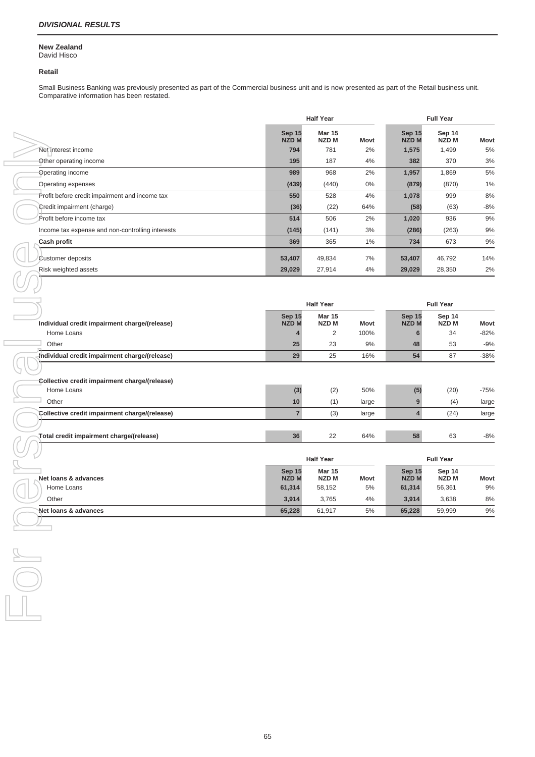## DIVISIONAL RESULTS

**New Zealand**
David Hisco

**Retail**

Small Business Banking was previously presented as part of the Commercial business unit and is now presented as part of the Retail business unit. Comparative information has been restated.

| | Half Year | | | Full Year | | |
|---|---|---|---|---|---|---|
| | Sep 15 NZD M | Mar 15 NZD M | Movt | Sep 15 NZD M | Sep 14 NZD M | Movt |
| Net interest income | 794 | 781 | 2% | 1,575 | 1,499 | 5% |
| Other operating income | 195 | 187 | 4% | 382 | 370 | 3% |
| Operating income | 989 | 968 | 2% | 1,957 | 1,869 | 5% |
| Operating expenses | (439) | (440) | 0% | (879) | (870) | 1% |
| Profit before credit impairment and income tax | 550 | 528 | 4% | 1,078 | 999 | 8% |
| Credit impairment (charge) | (36) | (22) | 64% | (58) | (63) | -8% |
| Profit before income tax | 514 | 506 | 2% | 1,020 | 936 | 9% |
| Income tax expense and non-controlling interests | (145) | (141) | 3% | (286) | (263) | 9% |
| **Cash profit** | 369 | 365 | 1% | 734 | 673 | 9% |
| Customer deposits | 53,407 | 49,834 | 7% | 53,407 | 46,792 | 14% |
| Risk weighted assets | 29,029 | 27,914 | 4% | 29,029 | 28,350 | 2% |

| | Half Year | | | Full Year | | |
|---|---|---|---|---|---|---|
| **Individual credit impairment charge/(release)** | Sep 15 NZD M | Mar 15 NZD M | Movt | Sep 15 NZD M | Sep 14 NZD M | Movt |
| Home Loans | 4 | 2 | 100% | 6 | 34 | -82% |
| Other | 25 | 23 | 9% | 48 | 53 | -9% |
| **Individual credit impairment charge/(release)** | 29 | 25 | 16% | 54 | 87 | -38% |
| **Collective credit impairment charge/(release)** | | | | | | |
| Home Loans | (3) | (2) | 50% | (5) | (20) | -75% |
| Other | 10 | (1) | large | 9 | (4) | large |
| **Collective credit impairment charge/(release)** | 7 | (3) | large | 4 | (24) | large |
| **Total credit impairment charge/(release)** | 36 | 22 | 64% | 58 | 63 | -8% |

| | Half Year | | | Full Year | | |
|---|---|---|---|---|---|---|
| **Net loans & advances** | Sep 15 NZD M | Mar 15 NZD M | Movt | Sep 15 NZD M | Sep 14 NZD M | Movt |
| Home Loans | 61,314 | 58,152 | 5% | 61,314 | 56,361 | 9% |
| Other | 3,914 | 3,765 | 4% | 3,914 | 3,638 | 8% |
| **Net loans & advances** | 65,228 | 61,917 | 5% | 65,228 | 59,999 | 9% |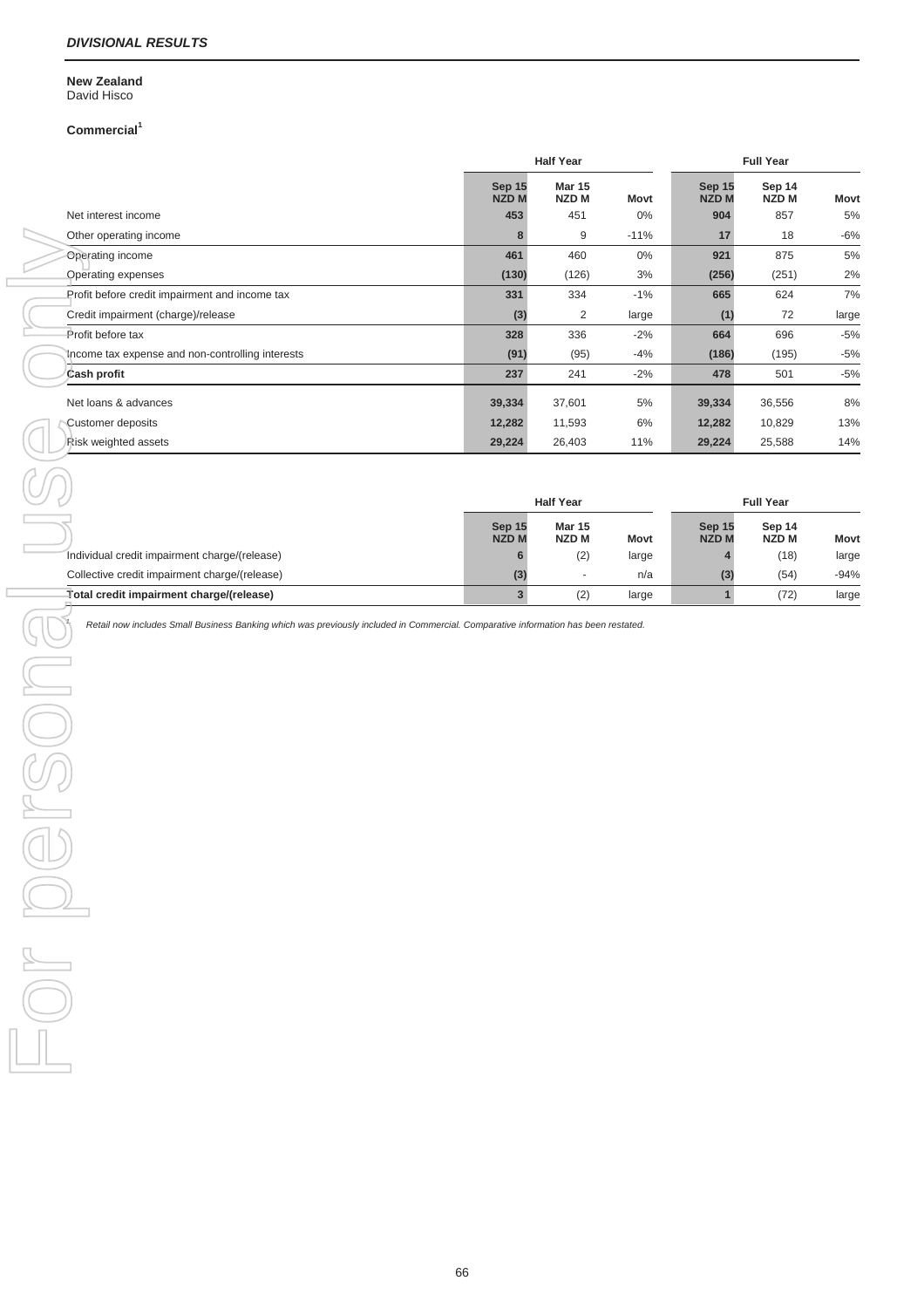### *DIVISIONAL RESULTS*

**New Zealand**
David Hisco

**Commercial**[1]

| | Half Year | | | Full Year | | |
|---|---|---|---|---|---|---|
| | Sep 15 NZD M | Mar 15 NZD M | Movt | Sep 15 NZD M | Sep 14 NZD M | Movt |
| Net interest income | 453 | 451 | 0% | 904 | 857 | 5% |
| Other operating income | 8 | 9 | -11% | 17 | 18 | -6% |
| Operating income | 461 | 460 | 0% | 921 | 875 | 5% |
| Operating expenses | (130) | (126) | 3% | (256) | (251) | 2% |
| Profit before credit impairment and income tax | 331 | 334 | -1% | 665 | 624 | 7% |
| Credit impairment (charge)/release | (3) | 2 | large | (1) | 72 | large |
| Profit before tax | 328 | 336 | -2% | 664 | 696 | -5% |
| Income tax expense and non-controlling interests | (91) | (95) | -4% | (186) | (195) | -5% |
| **Cash profit** | 237 | 241 | -2% | 478 | 501 | -5% |
| Net loans & advances | 39,334 | 37,601 | 5% | 39,334 | 36,556 | 8% |
| Customer deposits | 12,282 | 11,593 | 6% | 12,282 | 10,829 | 13% |
| Risk weighted assets | 29,224 | 26,403 | 11% | 29,224 | 25,588 | 14% |

| | Half Year | | | Full Year | | |
|---|---|---|---|---|---|---|
| | Sep 15 NZD M | Mar 15 NZD M | Movt | Sep 15 NZD M | Sep 14 NZD M | Movt |
| Individual credit impairment charge/(release) | 6 | (2) | large | 4 | (18) | large |
| Collective credit impairment charge/(release) | (3) | - | n/a | (3) | (54) | -94% |
| **Total credit impairment charge/(release)** | 3 | (2) | large | 1 | (72) | large |

1. *Retail now includes Small Business Banking which was previously included in Commercial. Comparative information has been restated.*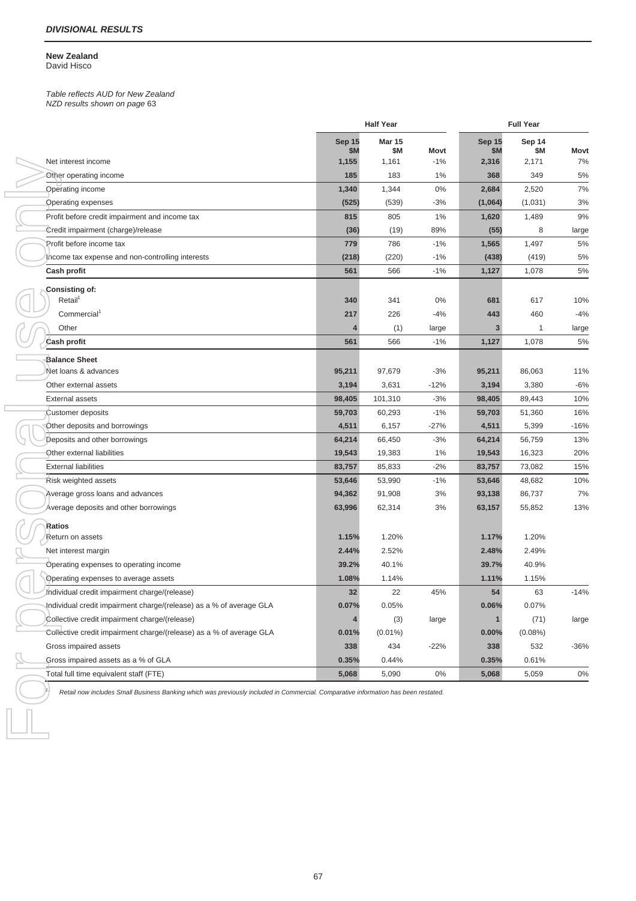## *DIVISIONAL RESULTS*

### New Zealand

David Hisco

*Table reflects AUD for New Zealand*
*NZD results shown on page* 63

| | Half Year | | | Full Year | | |
|---|---|---|---|---|---|---|
| | **Sep 15 $M** | **Mar 15 $M** | **Movt** | **Sep 15 $M** | **Sep 14 $M** | **Movt** |
| Net interest income | **1,155** | 1,161 | -1% | **2,316** | 2,171 | 7% |
| Other operating income | **185** | 183 | 1% | **368** | 349 | 5% |
| Operating income | **1,340** | 1,344 | 0% | **2,684** | 2,520 | 7% |
| Operating expenses | **(525)** | (539) | -3% | **(1,064)** | (1,031) | 3% |
| Profit before credit impairment and income tax | **815** | 805 | 1% | **1,620** | 1,489 | 9% |
| Credit impairment (charge)/release | **(36)** | (19) | 89% | **(55)** | 8 | large |
| Profit before income tax | **779** | 786 | -1% | **1,565** | 1,497 | 5% |
| Income tax expense and non-controlling interests | **(218)** | (220) | -1% | **(438)** | (419) | 5% |
| **Cash profit** | **561** | 566 | -1% | **1,127** | 1,078 | 5% |
| **Consisting of:** | | | | | | |
| Retail[1] | **340** | 341 | 0% | **681** | 617 | 10% |
| Commercial[1] | **217** | 226 | -4% | **443** | 460 | -4% |
| Other | **4** | (1) | large | **3** | 1 | large |
| **Cash profit** | **561** | 566 | -1% | **1,127** | 1,078 | 5% |
| **Balance Sheet** | | | | | | |
| Net loans & advances | **95,211** | 97,679 | -3% | **95,211** | 86,063 | 11% |
| Other external assets | **3,194** | 3,631 | -12% | **3,194** | 3,380 | -6% |
| External assets | **98,405** | 101,310 | -3% | **98,405** | 89,443 | 10% |
| Customer deposits | **59,703** | 60,293 | -1% | **59,703** | 51,360 | 16% |
| Other deposits and borrowings | **4,511** | 6,157 | -27% | **4,511** | 5,399 | -16% |
| Deposits and other borrowings | **64,214** | 66,450 | -3% | **64,214** | 56,759 | 13% |
| Other external liabilities | **19,543** | 19,383 | 1% | **19,543** | 16,323 | 20% |
| External liabilities | **83,757** | 85,833 | -2% | **83,757** | 73,082 | 15% |
| Risk weighted assets | **53,646** | 53,990 | -1% | **53,646** | 48,682 | 10% |
| Average gross loans and advances | **94,362** | 91,908 | 3% | **93,138** | 86,737 | 7% |
| Average deposits and other borrowings | **63,996** | 62,314 | 3% | **63,157** | 55,852 | 13% |
| **Ratios** | | | | | | |
| Return on assets | **1.15%** | 1.20% | | **1.17%** | 1.20% | |
| Net interest margin | **2.44%** | 2.52% | | **2.48%** | 2.49% | |
| Operating expenses to operating income | **39.2%** | 40.1% | | **39.7%** | 40.9% | |
| Operating expenses to average assets | **1.08%** | 1.14% | | **1.11%** | 1.15% | |
| Individual credit impairment charge/(release) | **32** | 22 | 45% | **54** | 63 | -14% |
| Individual credit impairment charge/(release) as a % of average GLA | **0.07%** | 0.05% | | **0.06%** | 0.07% | |
| Collective credit impairment charge/(release) | **4** | (3) | large | **1** | (71) | large |
| Collective credit impairment charge/(release) as a % of average GLA | **0.01%** | (0.01%) | | **0.00%** | (0.08%) | |
| Gross impaired assets | **338** | 434 | -22% | **338** | 532 | -36% |
| Gross impaired assets as a % of GLA | **0.35%** | 0.44% | | **0.35%** | 0.61% | |
| Total full time equivalent staff (FTE) | **5,068** | 5,090 | 0% | **5,068** | 5,059 | 0% |

1 *Retail now includes Small Business Banking which was previously included in Commercial. Comparative information has been restated.*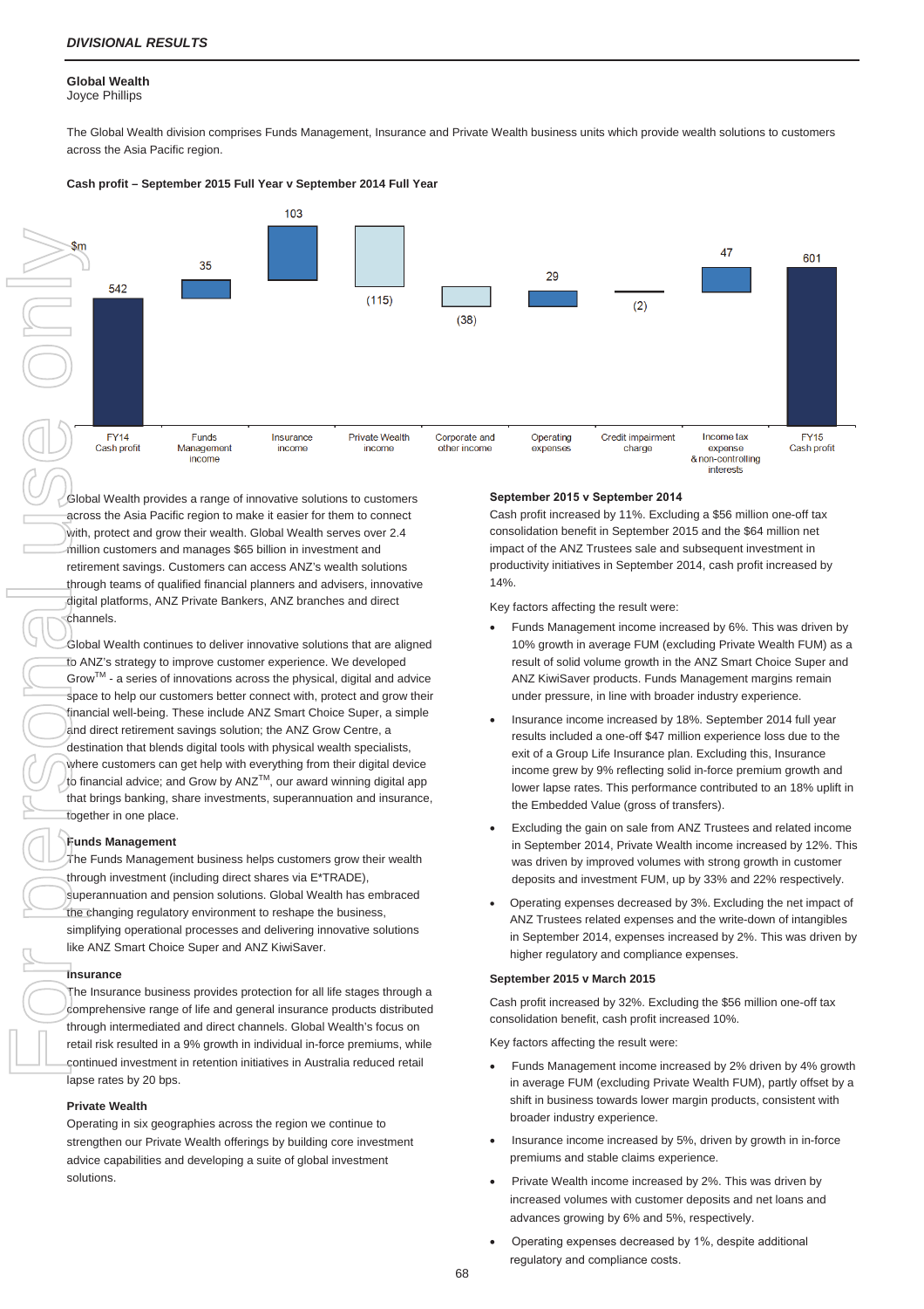*DIVISIONAL RESULTS*

## Global Wealth

Joyce Phillips

The Global Wealth division comprises Funds Management, Insurance and Private Wealth business units which provide wealth solutions to customers across the Asia Pacific region.

**Cash profit – September 2015 Full Year v September 2014 Full Year**

| $m | FY14 Cash profit | Funds Management income | Insurance income | Private Wealth income | Corporate and other income | Operating expenses | Credit impairment charge | Income tax expense & non-controlling interests | FY15 Cash profit |
|---|---|---|---|---|---|---|---|---|---|
| | 542 | 35 | 103 | (115) | (38) | 29 | (2) | 47 | 601 |

Global Wealth provides a range of innovative solutions to customers across the Asia Pacific region to make it easier for them to connect with, protect and grow their wealth. Global Wealth serves over 2.4 million customers and manages $65 billion in investment and retirement savings. Customers can access ANZ's wealth solutions through teams of qualified financial planners and advisers, innovative digital platforms, ANZ Private Bankers, ANZ branches and direct channels.

Global Wealth continues to deliver innovative solutions that are aligned to ANZ's strategy to improve customer experience. We developed Grow™ - a series of innovations across the physical, digital and advice space to help our customers better connect with, protect and grow their financial well-being. These include ANZ Smart Choice Super, a simple and direct retirement savings solution; the ANZ Grow Centre, a destination that blends digital tools with physical wealth specialists, where customers can get help with everything from their digital device to financial advice; and Grow by ANZ™, our award winning digital app that brings banking, share investments, superannuation and insurance, together in one place.

**Funds Management**

The Funds Management business helps customers grow their wealth through investment (including direct shares via E*TRADE), superannuation and pension solutions. Global Wealth has embraced the changing regulatory environment to reshape the business, simplifying operational processes and delivering innovative solutions like ANZ Smart Choice Super and ANZ KiwiSaver.

**Insurance**

The Insurance business provides protection for all life stages through a comprehensive range of life and general insurance products distributed through intermediated and direct channels. Global Wealth's focus on retail risk resulted in a 9% growth in individual in-force premiums, while continued investment in retention initiatives in Australia reduced retail lapse rates by 20 bps.

**Private Wealth**

Operating in six geographies across the region we continue to strengthen our Private Wealth offerings by building core investment advice capabilities and developing a suite of global investment solutions.

**September 2015 v September 2014**

Cash profit increased by 11%. Excluding a $56 million one-off tax consolidation benefit in September 2015 and the $64 million net impact of the ANZ Trustees sale and subsequent investment in productivity initiatives in September 2014, cash profit increased by 14%.

Key factors affecting the result were:

- Funds Management income increased by 6%. This was driven by 10% growth in average FUM (excluding Private Wealth FUM) as a result of solid volume growth in the ANZ Smart Choice Super and ANZ KiwiSaver products. Funds Management margins remain under pressure, in line with broader industry experience.
- Insurance income increased by 18%. September 2014 full year results included a one-off $47 million experience loss due to the exit of a Group Life Insurance plan. Excluding this, Insurance income grew by 9% reflecting solid in-force premium growth and lower lapse rates. This performance contributed to an 18% uplift in the Embedded Value (gross of transfers).
- Excluding the gain on sale from ANZ Trustees and related income in September 2014, Private Wealth income increased by 12%. This was driven by improved volumes with strong growth in customer deposits and investment FUM, up by 33% and 22% respectively.
- Operating expenses decreased by 3%. Excluding the net impact of ANZ Trustees related expenses and the write-down of intangibles in September 2014, expenses increased by 2%. This was driven by higher regulatory and compliance expenses.

**September 2015 v March 2015**

Cash profit increased by 32%. Excluding the $56 million one-off tax consolidation benefit, cash profit increased 10%.

Key factors affecting the result were:

- Funds Management income increased by 2% driven by 4% growth in average FUM (excluding Private Wealth FUM), partly offset by a shift in business towards lower margin products, consistent with broader industry experience.
- Insurance income increased by 5%, driven by growth in in-force premiums and stable claims experience.
- Private Wealth income increased by 2%. This was driven by increased volumes with customer deposits and net loans and advances growing by 6% and 5%, respectively.
- Operating expenses decreased by 1%, despite additional regulatory and compliance costs.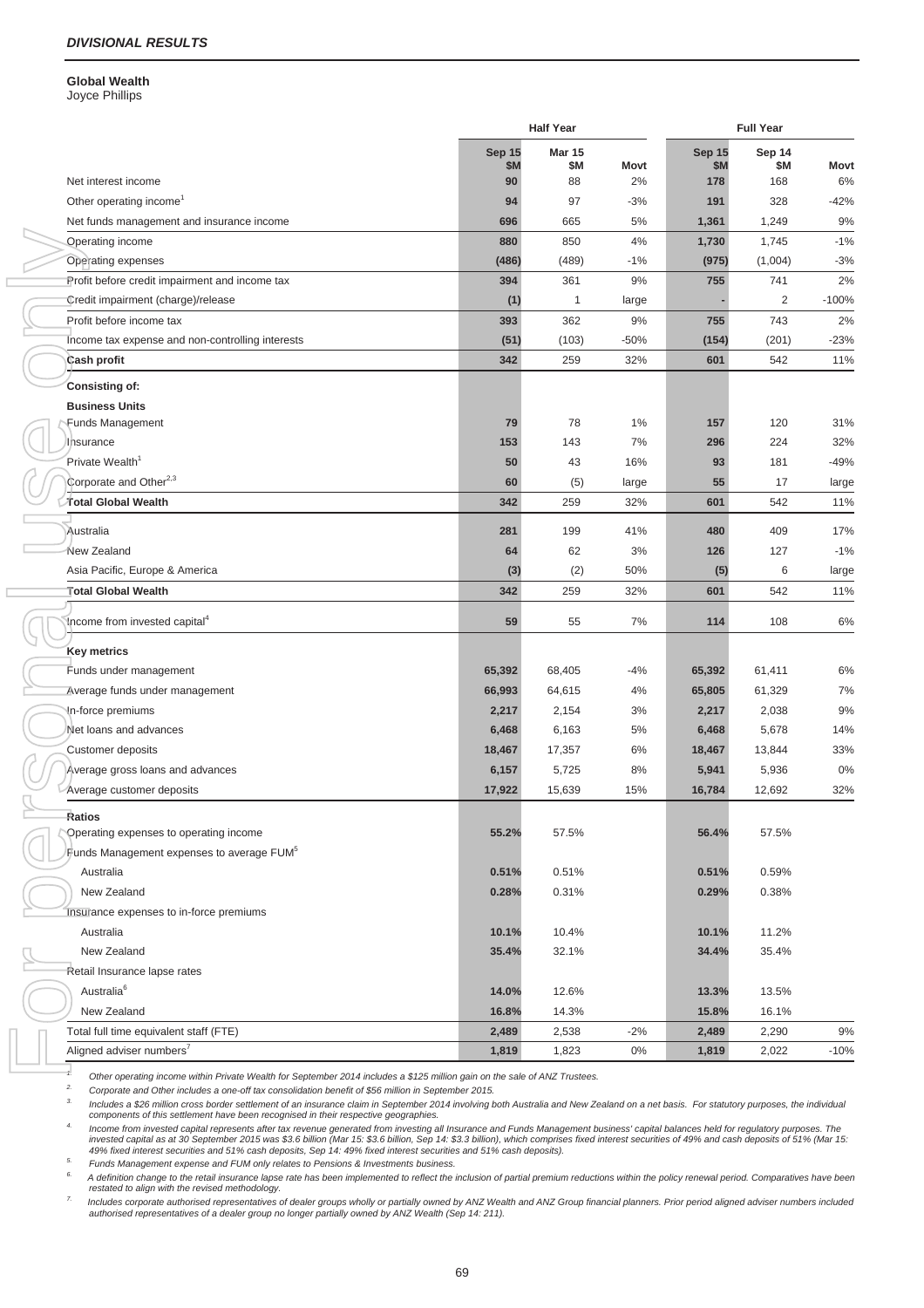***DIVISIONAL RESULTS***

**Global Wealth**
Joyce Phillips

| | Half Year | | | Full Year | | |
|---|---|---|---|---|---|---|
| | Sep 15 $M | Mar 15 $M | Movt | Sep 15 $M | Sep 14 $M | Movt |
| Net interest income | 90 | 88 | 2% | 178 | 168 | 6% |
| Other operating income[1] | 94 | 97 | -3% | 191 | 328 | -42% |
| Net funds management and insurance income | 696 | 665 | 5% | 1,361 | 1,249 | 9% |
| Operating income | 880 | 850 | 4% | 1,730 | 1,745 | -1% |
| Operating expenses | (486) | (489) | -1% | (975) | (1,004) | -3% |
| Profit before credit impairment and income tax | 394 | 361 | 9% | 755 | 741 | 2% |
| Credit impairment (charge)/release | (1) | 1 | large | - | 2 | -100% |
| Profit before income tax | 393 | 362 | 9% | 755 | 743 | 2% |
| Income tax expense and non-controlling interests | (51) | (103) | -50% | (154) | (201) | -23% |
| **Cash profit** | 342 | 259 | 32% | 601 | 542 | 11% |
| **Consisting of:** | | | | | | |
| **Business Units** | | | | | | |
| Funds Management | 79 | 78 | 1% | 157 | 120 | 31% |
| Insurance | 153 | 143 | 7% | 296 | 224 | 32% |
| Private Wealth[1] | 50 | 43 | 16% | 93 | 181 | -49% |
| Corporate and Other[2,3] | 60 | (5) | large | 55 | 17 | large |
| **Total Global Wealth** | 342 | 259 | 32% | 601 | 542 | 11% |
| Australia | 281 | 199 | 41% | 480 | 409 | 17% |
| New Zealand | 64 | 62 | 3% | 126 | 127 | -1% |
| Asia Pacific, Europe & America | (3) | (2) | 50% | (5) | 6 | large |
| **Total Global Wealth** | 342 | 259 | 32% | 601 | 542 | 11% |
| Income from invested capital[4] | 59 | 55 | 7% | 114 | 108 | 6% |
| **Key metrics** | | | | | | |
| Funds under management | 65,392 | 68,405 | -4% | 65,392 | 61,411 | 6% |
| Average funds under management | 66,993 | 64,615 | 4% | 65,805 | 61,329 | 7% |
| In-force premiums | 2,217 | 2,154 | 3% | 2,217 | 2,038 | 9% |
| Net loans and advances | 6,468 | 6,163 | 5% | 6,468 | 5,678 | 14% |
| Customer deposits | 18,467 | 17,357 | 6% | 18,467 | 13,844 | 33% |
| Average gross loans and advances | 6,157 | 5,725 | 8% | 5,941 | 5,936 | 0% |
| Average customer deposits | 17,922 | 15,639 | 15% | 16,784 | 12,692 | 32% |
| **Ratios** | | | | | | |
| Operating expenses to operating income | 55.2% | 57.5% | | 56.4% | 57.5% | |
| Funds Management expenses to average FUM[5] | | | | | | |
| Australia | 0.51% | 0.51% | | 0.51% | 0.59% | |
| New Zealand | 0.28% | 0.31% | | 0.29% | 0.38% | |
| Insurance expenses to in-force premiums | | | | | | |
| Australia | 10.1% | 10.4% | | 10.1% | 11.2% | |
| New Zealand | 35.4% | 32.1% | | 34.4% | 35.4% | |
| Retail Insurance lapse rates | | | | | | |
| Australia[6] | 14.0% | 12.6% | | 13.3% | 13.5% | |
| New Zealand | 16.8% | 14.3% | | 15.8% | 16.1% | |
| Total full time equivalent staff (FTE) | 2,489 | 2,538 | -2% | 2,489 | 2,290 | 9% |
| Aligned adviser numbers[7] | 1,819 | 1,823 | 0% | 1,819 | 2,022 | -10% |

1. *Other operating income within Private Wealth for September 2014 includes a $125 million gain on the sale of ANZ Trustees.*
2. *Corporate and Other includes a one-off tax consolidation benefit of $56 million in September 2015.*
3. *Includes a $26 million cross border settlement of an insurance claim in September 2014 involving both Australia and New Zealand on a net basis. For statutory purposes, the individual components of this settlement have been recognised in their respective geographies.*
4. *Income from invested capital represents after tax revenue generated from investing all Insurance and Funds Management business' capital balances held for regulatory purposes. The invested capital as at 30 September 2015 was $3.6 billion (Mar 15: $3.6 billion, Sep 14: $3.3 billion), which comprises fixed interest securities of 49% and cash deposits of 51% (Mar 15: 49% fixed interest securities and 51% cash deposits, Sep 14: 49% fixed interest securities and 51% cash deposits).*
5. *Funds Management expense and FUM only relates to Pensions & Investments business.*
6. *A definition change to the retail insurance lapse rate has been implemented to reflect the inclusion of partial premium reductions within the policy renewal period. Comparatives have been restated to align with the revised methodology.*
7. *Includes corporate authorised representatives of dealer groups wholly or partially owned by ANZ Wealth and ANZ Group financial planners. Prior period aligned adviser numbers included authorised representatives of a dealer group no longer partially owned by ANZ Wealth (Sep 14: 211).*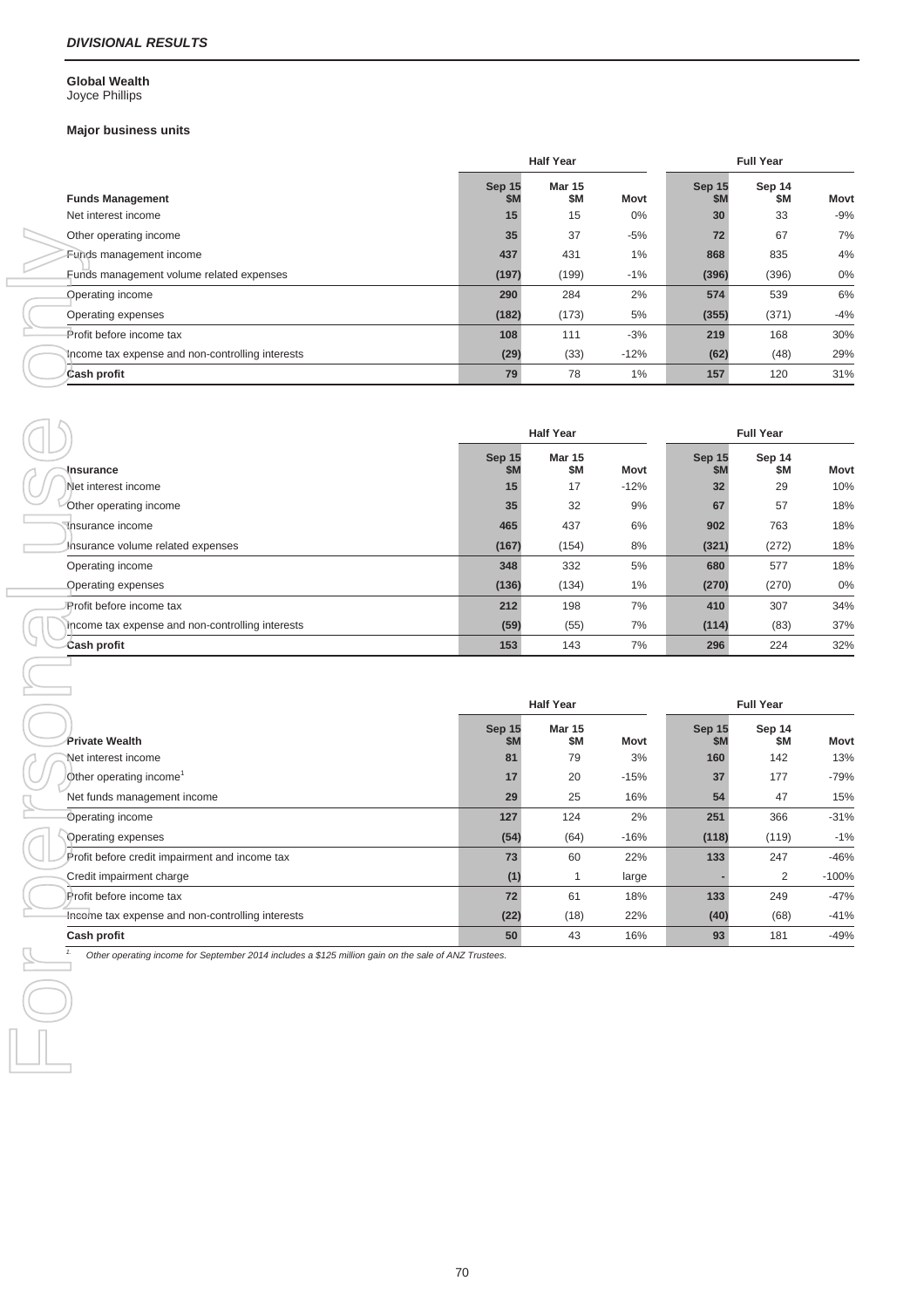*DIVISIONAL RESULTS*

**Global Wealth**
Joyce Phillips

**Major business units**

| | Half Year | | | Full Year | | |
|---|---|---|---|---|---|---|
| **Funds Management** | **Sep 15 $M** | **Mar 15 $M** | **Movt** | **Sep 15 $M** | **Sep 14 $M** | **Movt** |
| Net interest income | **15** | 15 | 0% | **30** | 33 | -9% |
| Other operating income | **35** | 37 | -5% | **72** | 67 | 7% |
| Funds management income | **437** | 431 | 1% | **868** | 835 | 4% |
| Funds management volume related expenses | **(197)** | (199) | -1% | **(396)** | (396) | 0% |
| Operating income | **290** | 284 | 2% | **574** | 539 | 6% |
| Operating expenses | **(182)** | (173) | 5% | **(355)** | (371) | -4% |
| Profit before income tax | **108** | 111 | -3% | **219** | 168 | 30% |
| Income tax expense and non-controlling interests | **(29)** | (33) | -12% | **(62)** | (48) | 29% |
| **Cash profit** | **79** | 78 | 1% | **157** | 120 | 31% |

| | Half Year | | | Full Year | | |
|---|---|---|---|---|---|---|
| **Insurance** | **Sep 15 $M** | **Mar 15 $M** | **Movt** | **Sep 15 $M** | **Sep 14 $M** | **Movt** |
| Net interest income | **15** | 17 | -12% | **32** | 29 | 10% |
| Other operating income | **35** | 32 | 9% | **67** | 57 | 18% |
| Insurance income | **465** | 437 | 6% | **902** | 763 | 18% |
| Insurance volume related expenses | **(167)** | (154) | 8% | **(321)** | (272) | 18% |
| Operating income | **348** | 332 | 5% | **680** | 577 | 18% |
| Operating expenses | **(136)** | (134) | 1% | **(270)** | (270) | 0% |
| Profit before income tax | **212** | 198 | 7% | **410** | 307 | 34% |
| Income tax expense and non-controlling interests | **(59)** | (55) | 7% | **(114)** | (83) | 37% |
| **Cash profit** | **153** | 143 | 7% | **296** | 224 | 32% |

| | Half Year | | | Full Year | | |
|---|---|---|---|---|---|---|
| **Private Wealth** | **Sep 15 $M** | **Mar 15 $M** | **Movt** | **Sep 15 $M** | **Sep 14 $M** | **Movt** |
| Net interest income | **81** | 79 | 3% | **160** | 142 | 13% |
| Other operating income[1] | **17** | 20 | -15% | **37** | 177 | -79% |
| Net funds management income | **29** | 25 | 16% | **54** | 47 | 15% |
| Operating income | **127** | 124 | 2% | **251** | 366 | -31% |
| Operating expenses | **(54)** | (64) | -16% | **(118)** | (119) | -1% |
| Profit before credit impairment and income tax | **73** | 60 | 22% | **133** | 247 | -46% |
| Credit impairment charge | **(1)** | 1 | large | **-** | 2 | -100% |
| Profit before income tax | **72** | 61 | 18% | **133** | 249 | -47% |
| Income tax expense and non-controlling interests | **(22)** | (18) | 22% | **(40)** | (68) | -41% |
| **Cash profit** | **50** | 43 | 16% | **93** | 181 | -49% |

1. *Other operating income for September 2014 includes a $125 million gain on the sale of ANZ Trustees.*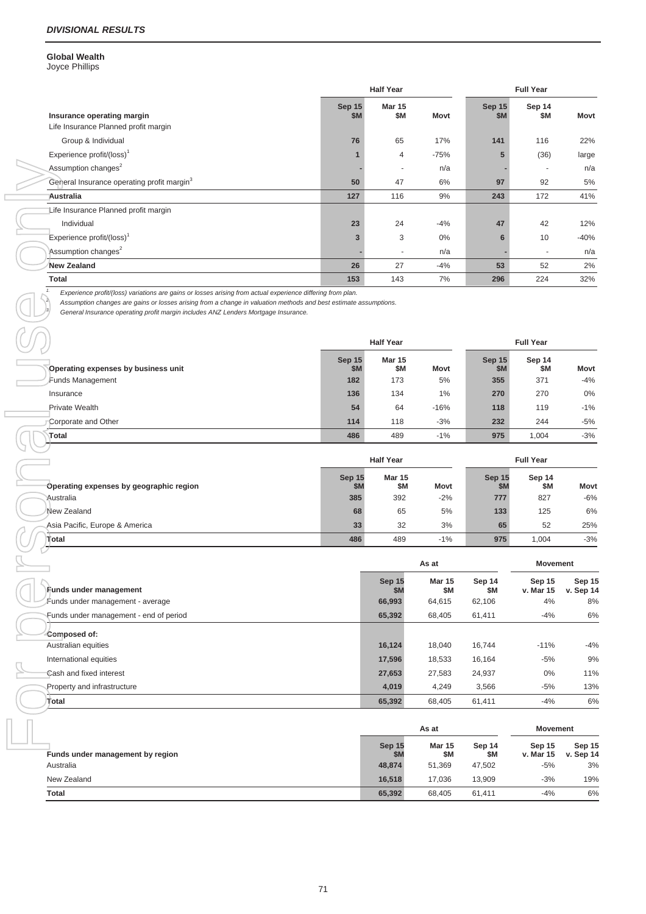*DIVISIONAL RESULTS*

**Global Wealth**
Joyce Phillips

| | Half Year | | | Full Year | | |
|---|---|---|---|---|---|---|
| **Insurance operating margin** | **Sep 15 $M** | **Mar 15 $M** | **Movt** | **Sep 15 $M** | **Sep 14 $M** | **Movt** |
| Life Insurance Planned profit margin | | | | | | |
| Group & Individual | **76** | 65 | 17% | **141** | 116 | 22% |
| Experience profit/(loss)[1] | **1** | 4 | -75% | **5** | (36) | large |
| Assumption changes[2] | **-** | - | n/a | **-** | - | n/a |
| General Insurance operating profit margin[3] | **50** | 47 | 6% | **97** | 92 | 5% |
| **Australia** | **127** | 116 | 9% | **243** | 172 | 41% |
| Life Insurance Planned profit margin | | | | | | |
| Individual | **23** | 24 | -4% | **47** | 42 | 12% |
| Experience profit/(loss)[1] | **3** | 3 | 0% | **6** | 10 | -40% |
| Assumption changes[2] | **-** | - | n/a | **-** | - | n/a |
| **New Zealand** | **26** | 27 | -4% | **53** | 52 | 2% |
| **Total** | **153** | 143 | 7% | **296** | 224 | 32% |

1. *Experience profit/(loss) variations are gains or losses arising from actual experience differing from plan.*
2. *Assumption changes are gains or losses arising from a change in valuation methods and best estimate assumptions.*
3. *General Insurance operating profit margin includes ANZ Lenders Mortgage Insurance.*

| | Half Year | | | Full Year | | |
|---|---|---|---|---|---|---|
| **Operating expenses by business unit** | **Sep 15 $M** | **Mar 15 $M** | **Movt** | **Sep 15 $M** | **Sep 14 $M** | **Movt** |
| Funds Management | **182** | 173 | 5% | **355** | 371 | -4% |
| Insurance | **136** | 134 | 1% | **270** | 270 | 0% |
| Private Wealth | **54** | 64 | -16% | **118** | 119 | -1% |
| Corporate and Other | **114** | 118 | -3% | **232** | 244 | -5% |
| **Total** | **486** | 489 | -1% | **975** | 1,004 | -3% |

| | Half Year | | | Full Year | | |
|---|---|---|---|---|---|---|
| **Operating expenses by geographic region** | **Sep 15 $M** | **Mar 15 $M** | **Movt** | **Sep 15 $M** | **Sep 14 $M** | **Movt** |
| Australia | **385** | 392 | -2% | **777** | 827 | -6% |
| New Zealand | **68** | 65 | 5% | **133** | 125 | 6% |
| Asia Pacific, Europe & America | **33** | 32 | 3% | **65** | 52 | 25% |
| **Total** | **486** | 489 | -1% | **975** | 1,004 | -3% |

| | As at | | | Movement | |
|---|---|---|---|---|---|
| **Funds under management** | **Sep 15 $M** | **Mar 15 $M** | **Sep 14 $M** | **Sep 15 v. Mar 15** | **Sep 15 v. Sep 14** |
| Funds under management - average | **66,993** | 64,615 | 62,106 | 4% | 8% |
| Funds under management - end of period | **65,392** | 68,405 | 61,411 | -4% | 6% |
| **Composed of:** | | | | | |
| Australian equities | **16,124** | 18,040 | 16,744 | -11% | -4% |
| International equities | **17,596** | 18,533 | 16,164 | -5% | 9% |
| Cash and fixed interest | **27,653** | 27,583 | 24,937 | 0% | 11% |
| Property and infrastructure | **4,019** | 4,249 | 3,566 | -5% | 13% |
| **Total** | **65,392** | 68,405 | 61,411 | -4% | 6% |

| | As at | | | Movement | |
|---|---|---|---|---|---|
| **Funds under management by region** | **Sep 15 $M** | **Mar 15 $M** | **Sep 14 $M** | **Sep 15 v. Mar 15** | **Sep 15 v. Sep 14** |
| Australia | **48,874** | 51,369 | 47,502 | -5% | 3% |
| New Zealand | **16,518** | 17,036 | 13,909 | -3% | 19% |
| **Total** | **65,392** | 68,405 | 61,411 | -4% | 6% |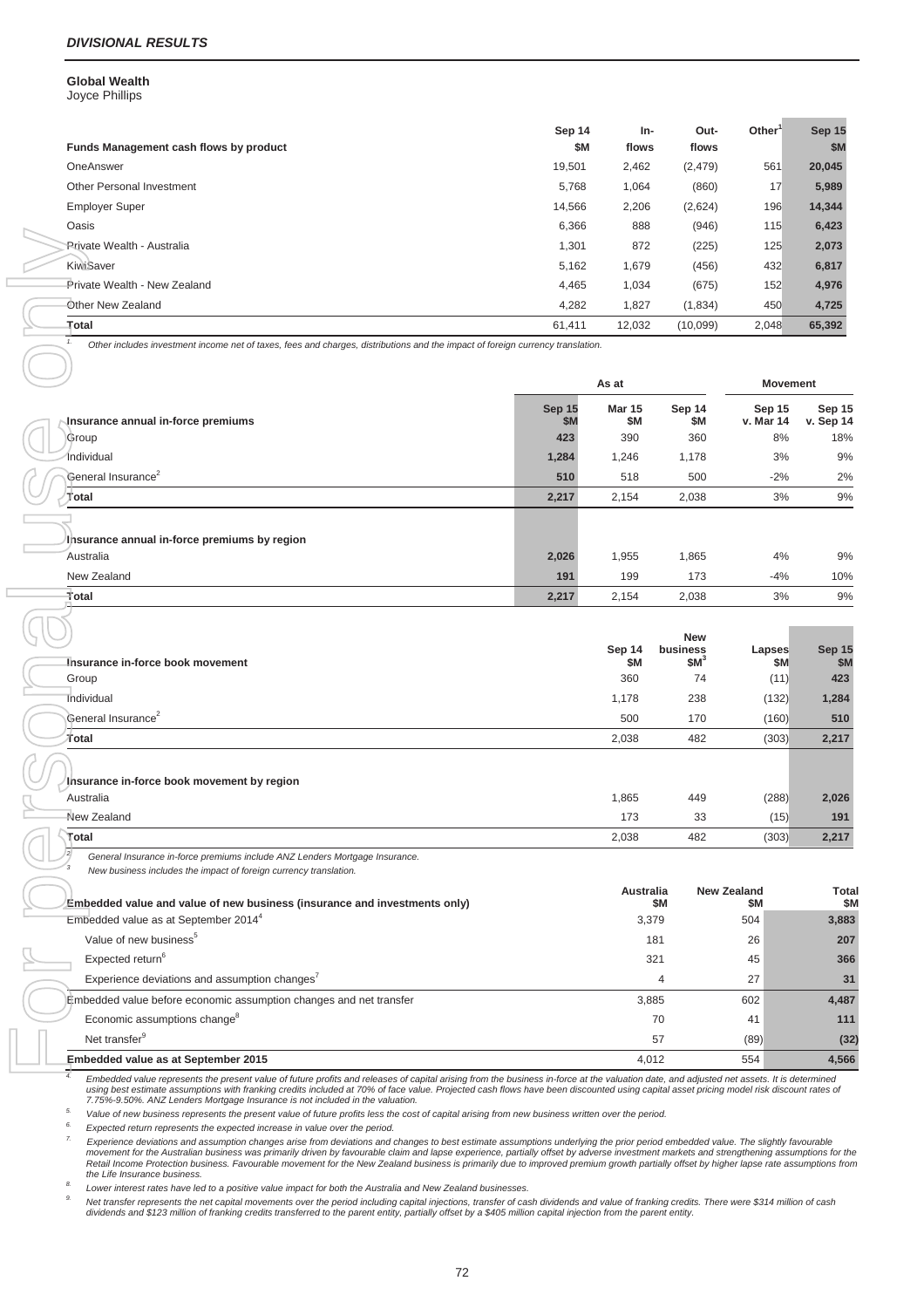## DIVISIONAL RESULTS

### Global Wealth

Joyce Phillips

| Funds Management cash flows by product | Sep 14 $M | In-flows | Out-flows | Other[1] | Sep 15 $M |
|---|---|---|---|---|---|
| OneAnswer | 19,501 | 2,462 | (2,479) | 561 | **20,045** |
| Other Personal Investment | 5,768 | 1,064 | (860) | 17 | **5,989** |
| Employer Super | 14,566 | 2,206 | (2,624) | 196 | **14,344** |
| Oasis | 6,366 | 888 | (946) | 115 | **6,423** |
| Private Wealth - Australia | 1,301 | 872 | (225) | 125 | **2,073** |
| KiwiSaver | 5,162 | 1,679 | (456) | 432 | **6,817** |
| Private Wealth - New Zealand | 4,465 | 1,034 | (675) | 152 | **4,976** |
| Other New Zealand | 4,282 | 1,827 | (1,834) | 450 | **4,725** |
| **Total** | 61,411 | 12,032 | (10,099) | 2,048 | **65,392** |

1. *Other includes investment income net of taxes, fees and charges, distributions and the impact of foreign currency translation.*

| | As at | | | Movement | |
|---|---|---|---|---|---|
| **Insurance annual in-force premiums** | **Sep 15 $M** | **Mar 15 $M** | **Sep 14 $M** | **Sep 15 v. Mar 14** | **Sep 15 v. Sep 14** |
| Group | **423** | 390 | 360 | 8% | 18% |
| Individual | **1,284** | 1,246 | 1,178 | 3% | 9% |
| General Insurance[2] | **510** | 518 | 500 | -2% | 2% |
| **Total** | **2,217** | 2,154 | 2,038 | 3% | 9% |
| **Insurance annual in-force premiums by region** | | | | | |
| Australia | **2,026** | 1,955 | 1,865 | 4% | 9% |
| New Zealand | **191** | 199 | 173 | -4% | 10% |
| **Total** | **2,217** | 2,154 | 2,038 | 3% | 9% |

| Insurance in-force book movement | Sep 14 $M | New business $M[3] | Lapses $M | Sep 15 $M |
|---|---|---|---|---|
| Group | 360 | 74 | (11) | **423** |
| Individual | 1,178 | 238 | (132) | **1,284** |
| General Insurance[2] | 500 | 170 | (160) | **510** |
| **Total** | 2,038 | 482 | (303) | **2,217** |
| **Insurance in-force book movement by region** | | | | |
| Australia | 1,865 | 449 | (288) | **2,026** |
| New Zealand | 173 | 33 | (15) | **191** |
| **Total** | 2,038 | 482 | (303) | **2,217** |

2. *General Insurance in-force premiums include ANZ Lenders Mortgage Insurance.*
3. *New business includes the impact of foreign currency translation.*

| Embedded value and value of new business (insurance and investments only) | Australia $M | New Zealand $M | Total $M |
|---|---|---|---|
| Embedded value as at September 2014[4] | 3,379 | 504 | **3,883** |
| Value of new business[5] | 181 | 26 | **207** |
| Expected return[6] | 321 | 45 | **366** |
| Experience deviations and assumption changes[7] | 4 | 27 | **31** |
| Embedded value before economic assumption changes and net transfer | 3,885 | 602 | **4,487** |
| Economic assumptions change[8] | 70 | 41 | **111** |
| Net transfer[9] | 57 | (89) | **(32)** |
| **Embedded value as at September 2015** | 4,012 | 554 | **4,566** |

4. *Embedded value represents the present value of future profits and releases of capital arising from the business in-force at the valuation date, and adjusted net assets. It is determined using best estimate assumptions with franking credits included at 70% of face value. Projected cash flows have been discounted using capital asset pricing model risk discount rates of 7.75%-9.50%. ANZ Lenders Mortgage Insurance is not included in the valuation.*
5. *Value of new business represents the present value of future profits less the cost of capital arising from new business written over the period.*
6. *Expected return represents the expected increase in value over the period.*
7. *Experience deviations and assumption changes arise from deviations and changes to best estimate assumptions underlying the prior period embedded value. The slightly favourable movement for the Australian business was primarily driven by favourable claim and lapse experience, partially offset by adverse investment markets and strengthening assumptions for the Retail Income Protection business. Favourable movement for the New Zealand business is primarily due to improved premium growth partially offset by higher lapse rate assumptions from the Life Insurance business.*
8. *Lower interest rates have led to a positive value impact for both the Australia and New Zealand businesses.*
9. *Net transfer represents the net capital movements over the period including capital injections, transfer of cash dividends and value of franking credits. There were $314 million of cash dividends and $123 million of franking credits transferred to the parent entity, partially offset by a $405 million capital injection from the parent entity.*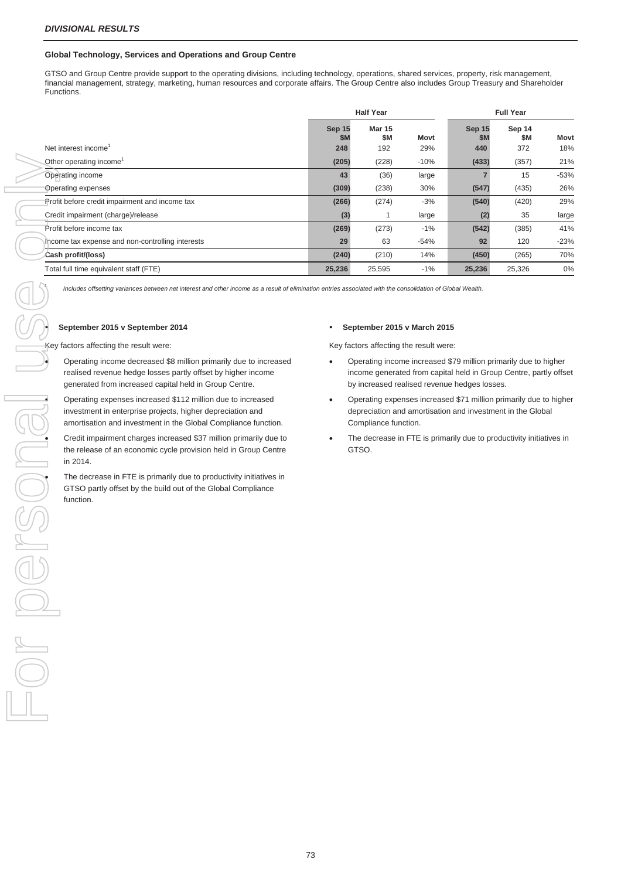*DIVISIONAL RESULTS*

### Global Technology, Services and Operations and Group Centre

GTSO and Group Centre provide support to the operating divisions, including technology, operations, shared services, property, risk management, financial management, strategy, marketing, human resources and corporate affairs. The Group Centre also includes Group Treasury and Shareholder Functions.

| | Half Year | | | Full Year | | |
|---|---|---|---|---|---|---|
| | **Sep 15 $M** | **Mar 15 $M** | **Movt** | **Sep 15 $M** | **Sep 14 $M** | **Movt** |
| Net interest income[1] | **248** | 192 | 29% | **440** | 372 | 18% |
| Other operating income[1] | **(205)** | (228) | -10% | **(433)** | (357) | 21% |
| Operating income | **43** | (36) | large | **7** | 15 | -53% |
| Operating expenses | **(309)** | (238) | 30% | **(547)** | (435) | 26% |
| Profit before credit impairment and income tax | **(266)** | (274) | -3% | **(540)** | (420) | 29% |
| Credit impairment (charge)/release | **(3)** | 1 | large | **(2)** | 35 | large |
| Profit before income tax | **(269)** | (273) | -1% | **(542)** | (385) | 41% |
| Income tax expense and non-controlling interests | **29** | 63 | -54% | **92** | 120 | -23% |
| **Cash profit/(loss)** | **(240)** | (210) | 14% | **(450)** | (265) | 70% |
| Total full time equivalent staff (FTE) | **25,236** | 25,595 | -1% | **25,236** | 25,326 | 0% |

1. *Includes offsetting variances between net interest and other income as a result of elimination entries associated with the consolidation of Global Wealth.*

- **September 2015 v September 2014**

Key factors affecting the result were:

- Operating income decreased $8 million primarily due to increased realised revenue hedge losses partly offset by higher income generated from increased capital held in Group Centre.
- Operating expenses increased $112 million due to increased investment in enterprise projects, higher depreciation and amortisation and investment in the Global Compliance function.
- Credit impairment charges increased $37 million primarily due to the release of an economic cycle provision held in Group Centre in 2014.
- The decrease in FTE is primarily due to productivity initiatives in GTSO partly offset by the build out of the Global Compliance function.

- **September 2015 v March 2015**

Key factors affecting the result were:

- Operating income increased $79 million primarily due to higher income generated from capital held in Group Centre, partly offset by increased realised revenue hedges losses.
- Operating expenses increased $71 million primarily due to higher depreciation and amortisation and investment in the Global Compliance function.
- The decrease in FTE is primarily due to productivity initiatives in GTSO.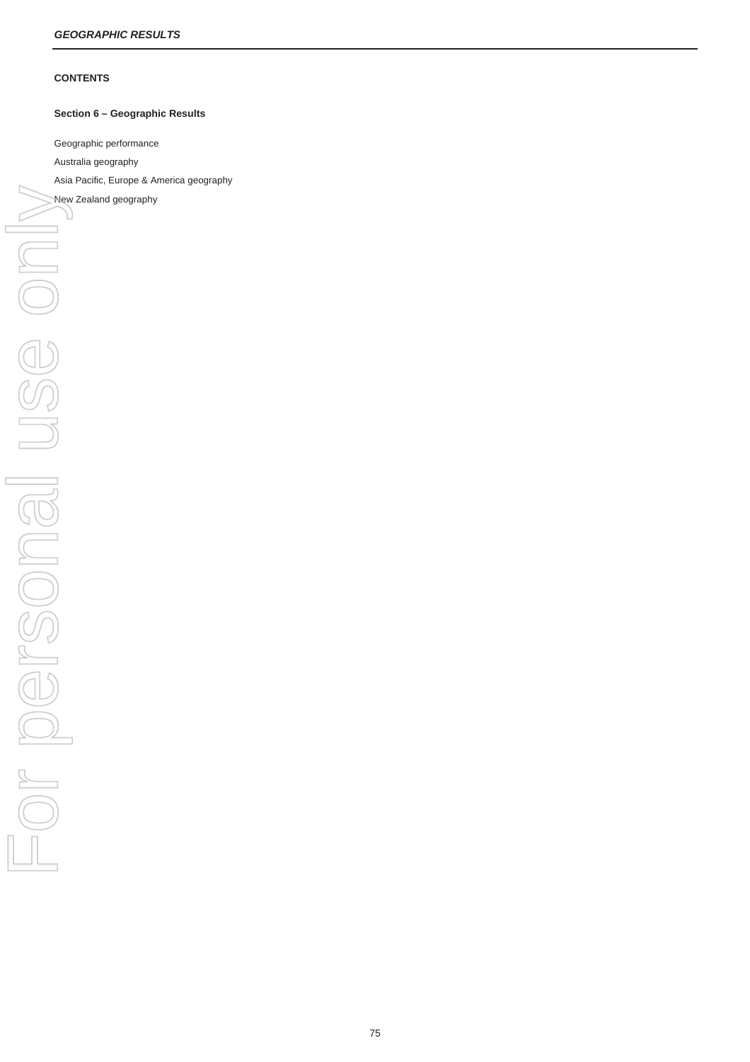**CONTENTS**

**Section 6 – Geographic Results**

Geographic performance

Australia geography

Asia Pacific, Europe & America geography

New Zealand geography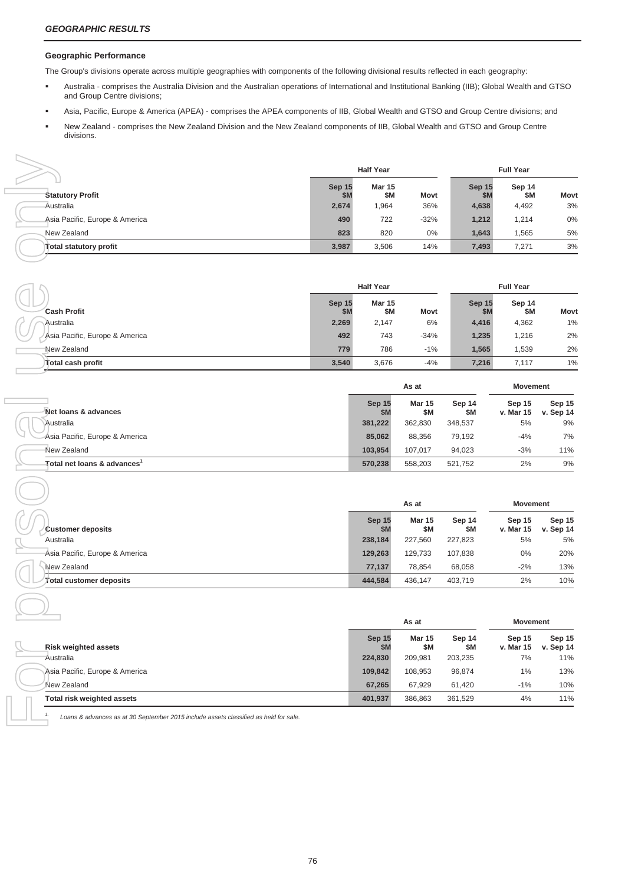## GEOGRAPHIC RESULTS

### Geographic Performance

The Group's divisions operate across multiple geographies with components of the following divisional results reflected in each geography:

- Australia - comprises the Australia Division and the Australian operations of International and Institutional Banking (IIB); Global Wealth and GTSO and Group Centre divisions;
- Asia, Pacific, Europe & America (APEA) - comprises the APEA components of IIB, Global Wealth and GTSO and Group Centre divisions; and
- New Zealand - comprises the New Zealand Division and the New Zealand components of IIB, Global Wealth and GTSO and Group Centre divisions.

| | Half Year | | | Full Year | | |
|---|---|---|---|---|---|---|
| **Statutory Profit** | **Sep 15 $M** | **Mar 15 $M** | **Movt** | **Sep 15 $M** | **Sep 14 $M** | **Movt** |
| Australia | **2,674** | 1,964 | 36% | **4,638** | 4,492 | 3% |
| Asia Pacific, Europe & America | **490** | 722 | -32% | **1,212** | 1,214 | 0% |
| New Zealand | **823** | 820 | 0% | **1,643** | 1,565 | 5% |
| **Total statutory profit** | **3,987** | 3,506 | 14% | **7,493** | 7,271 | 3% |

| | Half Year | | | Full Year | | |
|---|---|---|---|---|---|---|
| **Cash Profit** | **Sep 15 $M** | **Mar 15 $M** | **Movt** | **Sep 15 $M** | **Sep 14 $M** | **Movt** |
| Australia | **2,269** | 2,147 | 6% | **4,416** | 4,362 | 1% |
| Asia Pacific, Europe & America | **492** | 743 | -34% | **1,235** | 1,216 | 2% |
| New Zealand | **779** | 786 | -1% | **1,565** | 1,539 | 2% |
| **Total cash profit** | **3,540** | 3,676 | -4% | **7,216** | 7,117 | 1% |

| | As at | | | Movement | |
|---|---|---|---|---|---|
| **Net loans & advances** | **Sep 15 $M** | **Mar 15 $M** | **Sep 14 $M** | **Sep 15 v. Mar 15** | **Sep 15 v. Sep 14** |
| Australia | **381,222** | 362,830 | 348,537 | 5% | 9% |
| Asia Pacific, Europe & America | **85,062** | 88,356 | 79,192 | -4% | 7% |
| New Zealand | **103,954** | 107,017 | 94,023 | -3% | 11% |
| **Total net loans & advances[1]** | **570,238** | 558,203 | 521,752 | 2% | 9% |

| | As at | | | Movement | |
|---|---|---|---|---|---|
| **Customer deposits** | **Sep 15 $M** | **Mar 15 $M** | **Sep 14 $M** | **Sep 15 v. Mar 15** | **Sep 15 v. Sep 14** |
| Australia | **238,184** | 227,560 | 227,823 | 5% | 5% |
| Asia Pacific, Europe & America | **129,263** | 129,733 | 107,838 | 0% | 20% |
| New Zealand | **77,137** | 78,854 | 68,058 | -2% | 13% |
| **Total customer deposits** | **444,584** | 436,147 | 403,719 | 2% | 10% |

| | As at | | | Movement | |
|---|---|---|---|---|---|
| **Risk weighted assets** | **Sep 15 $M** | **Mar 15 $M** | **Sep 14 $M** | **Sep 15 v. Mar 15** | **Sep 15 v. Sep 14** |
| Australia | **224,830** | 209,981 | 203,235 | 7% | 11% |
| Asia Pacific, Europe & America | **109,842** | 108,953 | 96,874 | 1% | 13% |
| New Zealand | **67,265** | 67,929 | 61,420 | -1% | 10% |
| **Total risk weighted assets** | **401,937** | 386,863 | 361,529 | 4% | 11% |

1. *Loans & advances as at 30 September 2015 include assets classified as held for sale.*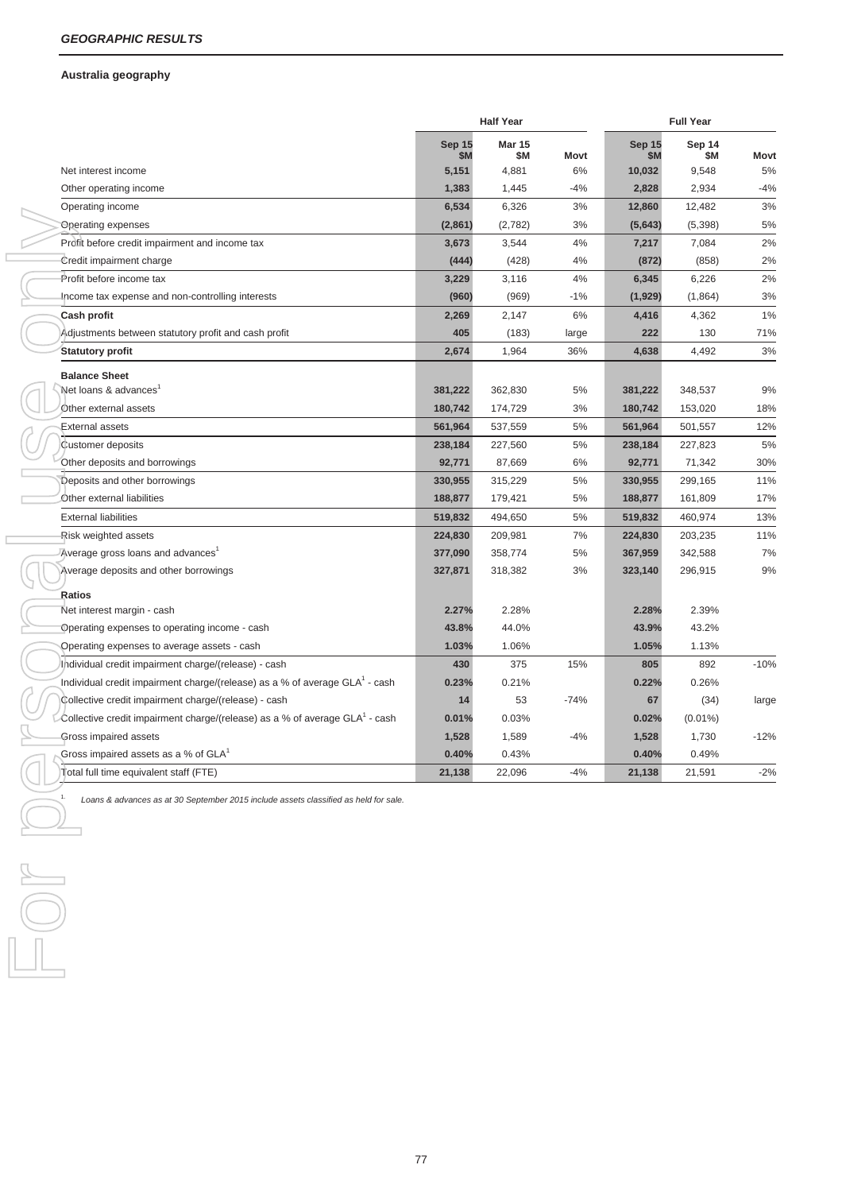## GEOGRAPHIC RESULTS

### Australia geography

| | Half Year | | | Full Year | | |
|---|---|---|---|---|---|---|
| | **Sep 15 $M** | **Mar 15 $M** | **Movt** | **Sep 15 $M** | **Sep 14 $M** | **Movt** |
| Net interest income | **5,151** | 4,881 | 6% | **10,032** | 9,548 | 5% |
| Other operating income | **1,383** | 1,445 | -4% | **2,828** | 2,934 | -4% |
| Operating income | **6,534** | 6,326 | 3% | **12,860** | 12,482 | 3% |
| Operating expenses | **(2,861)** | (2,782) | 3% | **(5,643)** | (5,398) | 5% |
| Profit before credit impairment and income tax | **3,673** | 3,544 | 4% | **7,217** | 7,084 | 2% |
| Credit impairment charge | **(444)** | (428) | 4% | **(872)** | (858) | 2% |
| Profit before income tax | **3,229** | 3,116 | 4% | **6,345** | 6,226 | 2% |
| Income tax expense and non-controlling interests | **(960)** | (969) | -1% | **(1,929)** | (1,864) | 3% |
| **Cash profit** | **2,269** | 2,147 | 6% | **4,416** | 4,362 | 1% |
| Adjustments between statutory profit and cash profit | **405** | (183) | large | **222** | 130 | 71% |
| **Statutory profit** | **2,674** | 1,964 | 36% | **4,638** | 4,492 | 3% |
| **Balance Sheet** | | | | | | |
| Net loans & advances[1] | **381,222** | 362,830 | 5% | **381,222** | 348,537 | 9% |
| Other external assets | **180,742** | 174,729 | 3% | **180,742** | 153,020 | 18% |
| External assets | **561,964** | 537,559 | 5% | **561,964** | 501,557 | 12% |
| Customer deposits | **238,184** | 227,560 | 5% | **238,184** | 227,823 | 5% |
| Other deposits and borrowings | **92,771** | 87,669 | 6% | **92,771** | 71,342 | 30% |
| Deposits and other borrowings | **330,955** | 315,229 | 5% | **330,955** | 299,165 | 11% |
| Other external liabilities | **188,877** | 179,421 | 5% | **188,877** | 161,809 | 17% |
| External liabilities | **519,832** | 494,650 | 5% | **519,832** | 460,974 | 13% |
| Risk weighted assets | **224,830** | 209,981 | 7% | **224,830** | 203,235 | 11% |
| Average gross loans and advances[1] | **377,090** | 358,774 | 5% | **367,959** | 342,588 | 7% |
| Average deposits and other borrowings | **327,871** | 318,382 | 3% | **323,140** | 296,915 | 9% |
| **Ratios** | | | | | | |
| Net interest margin - cash | **2.27%** | 2.28% | | **2.28%** | 2.39% | |
| Operating expenses to operating income - cash | **43.8%** | 44.0% | | **43.9%** | 43.2% | |
| Operating expenses to average assets - cash | **1.03%** | 1.06% | | **1.05%** | 1.13% | |
| Individual credit impairment charge/(release) - cash | **430** | 375 | 15% | **805** | 892 | -10% |
| Individual credit impairment charge/(release) as a % of average GLA[1] - cash | **0.23%** | 0.21% | | **0.22%** | 0.26% | |
| Collective credit impairment charge/(release) - cash | **14** | 53 | -74% | **67** | (34) | large |
| Collective credit impairment charge/(release) as a % of average GLA[1] - cash | **0.01%** | 0.03% | | **0.02%** | (0.01%) | |
| Gross impaired assets | **1,528** | 1,589 | -4% | **1,528** | 1,730 | -12% |
| Gross impaired assets as a % of GLA[1] | **0.40%** | 0.43% | | **0.40%** | 0.49% | |
| Total full time equivalent staff (FTE) | **21,138** | 22,096 | -4% | **21,138** | 21,591 | -2% |

1. *Loans & advances as at 30 September 2015 include assets classified as held for sale.*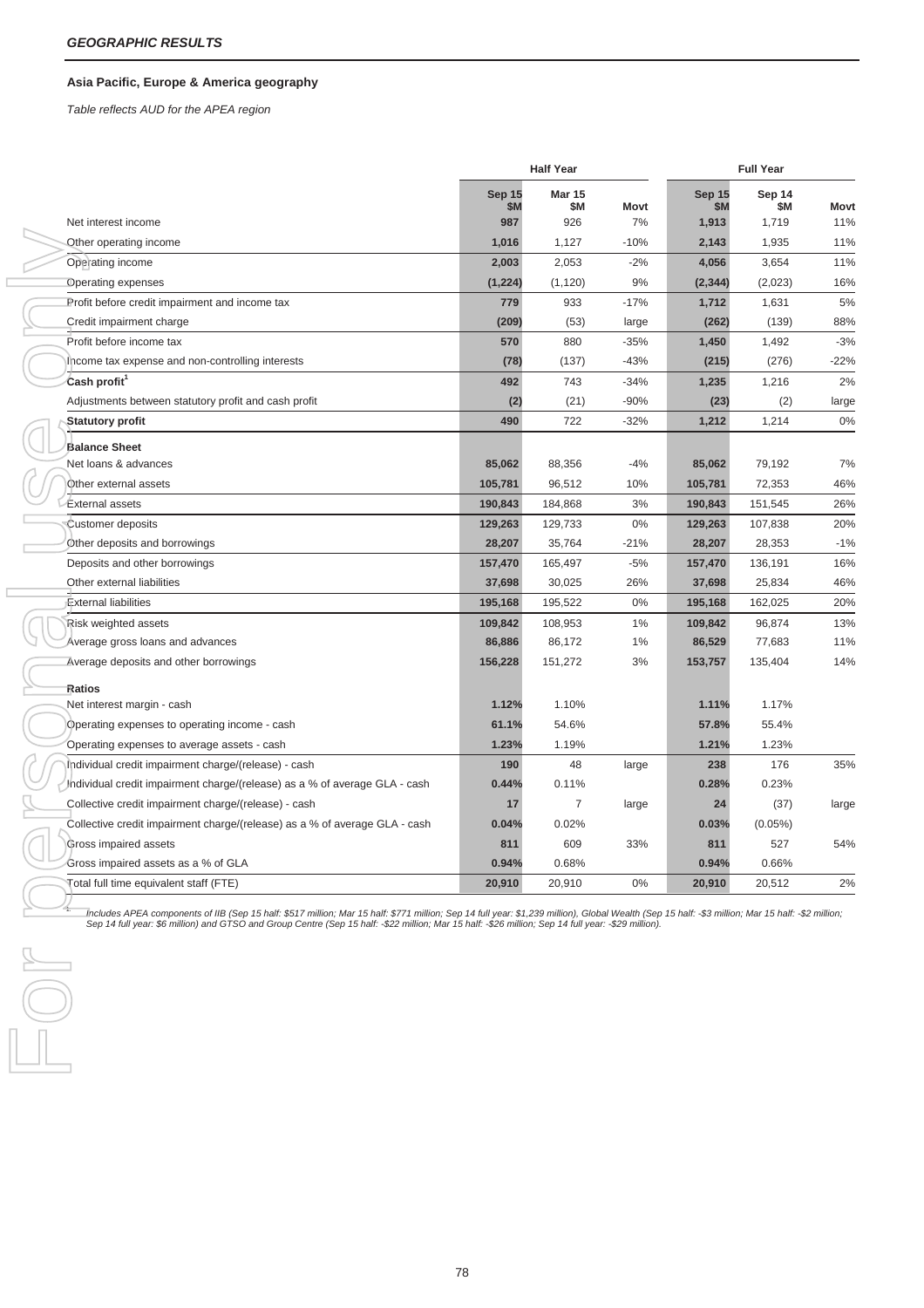## GEOGRAPHIC RESULTS

### Asia Pacific, Europe & America geography

*Table reflects AUD for the APEA region*

| | Half Year | | | Full Year | | |
|---|---|---|---|---|---|---|
| | Sep 15 $M | Mar 15 $M | Movt | Sep 15 $M | Sep 14 $M | Movt |
| Net interest income | 987 | 926 | 7% | 1,913 | 1,719 | 11% |
| Other operating income | 1,016 | 1,127 | -10% | 2,143 | 1,935 | 11% |
| Operating income | 2,003 | 2,053 | -2% | 4,056 | 3,654 | 11% |
| Operating expenses | (1,224) | (1,120) | 9% | (2,344) | (2,023) | 16% |
| Profit before credit impairment and income tax | 779 | 933 | -17% | 1,712 | 1,631 | 5% |
| Credit impairment charge | (209) | (53) | large | (262) | (139) | 88% |
| Profit before income tax | 570 | 880 | -35% | 1,450 | 1,492 | -3% |
| Income tax expense and non-controlling interests | (78) | (137) | -43% | (215) | (276) | -22% |
| **Cash profit**[1] | 492 | 743 | -34% | 1,235 | 1,216 | 2% |
| Adjustments between statutory profit and cash profit | (2) | (21) | -90% | (23) | (2) | large |
| **Statutory profit** | 490 | 722 | -32% | 1,212 | 1,214 | 0% |
| **Balance Sheet** | | | | | | |
| Net loans & advances | 85,062 | 88,356 | -4% | 85,062 | 79,192 | 7% |
| Other external assets | 105,781 | 96,512 | 10% | 105,781 | 72,353 | 46% |
| External assets | 190,843 | 184,868 | 3% | 190,843 | 151,545 | 26% |
| Customer deposits | 129,263 | 129,733 | 0% | 129,263 | 107,838 | 20% |
| Other deposits and borrowings | 28,207 | 35,764 | -21% | 28,207 | 28,353 | -1% |
| Deposits and other borrowings | 157,470 | 165,497 | -5% | 157,470 | 136,191 | 16% |
| Other external liabilities | 37,698 | 30,025 | 26% | 37,698 | 25,834 | 46% |
| External liabilities | 195,168 | 195,522 | 0% | 195,168 | 162,025 | 20% |
| Risk weighted assets | 109,842 | 108,953 | 1% | 109,842 | 96,874 | 13% |
| Average gross loans and advances | 86,886 | 86,172 | 1% | 86,529 | 77,683 | 11% |
| Average deposits and other borrowings | 156,228 | 151,272 | 3% | 153,757 | 135,404 | 14% |
| **Ratios** | | | | | | |
| Net interest margin - cash | 1.12% | 1.10% | | 1.11% | 1.17% | |
| Operating expenses to operating income - cash | 61.1% | 54.6% | | 57.8% | 55.4% | |
| Operating expenses to average assets - cash | 1.23% | 1.19% | | 1.21% | 1.23% | |
| Individual credit impairment charge/(release) - cash | 190 | 48 | large | 238 | 176 | 35% |
| Individual credit impairment charge/(release) as a % of average GLA - cash | 0.44% | 0.11% | | 0.28% | 0.23% | |
| Collective credit impairment charge/(release) - cash | 17 | 7 | large | 24 | (37) | large |
| Collective credit impairment charge/(release) as a % of average GLA - cash | 0.04% | 0.02% | | 0.03% | (0.05%) | |
| Gross impaired assets | 811 | 609 | 33% | 811 | 527 | 54% |
| Gross impaired assets as a % of GLA | 0.94% | 0.68% | | 0.94% | 0.66% | |
| Total full time equivalent staff (FTE) | 20,910 | 20,910 | 0% | 20,910 | 20,512 | 2% |

1. *Includes APEA components of IIB (Sep 15 half: $517 million; Mar 15 half: $771 million; Sep 14 full year: $1,239 million), Global Wealth (Sep 15 half: -$3 million; Mar 15 half: -$2 million; Sep 14 full year: $6 million) and GTSO and Group Centre (Sep 15 half: -$22 million; Mar 15 half: -$26 million; Sep 14 full year: -$29 million).*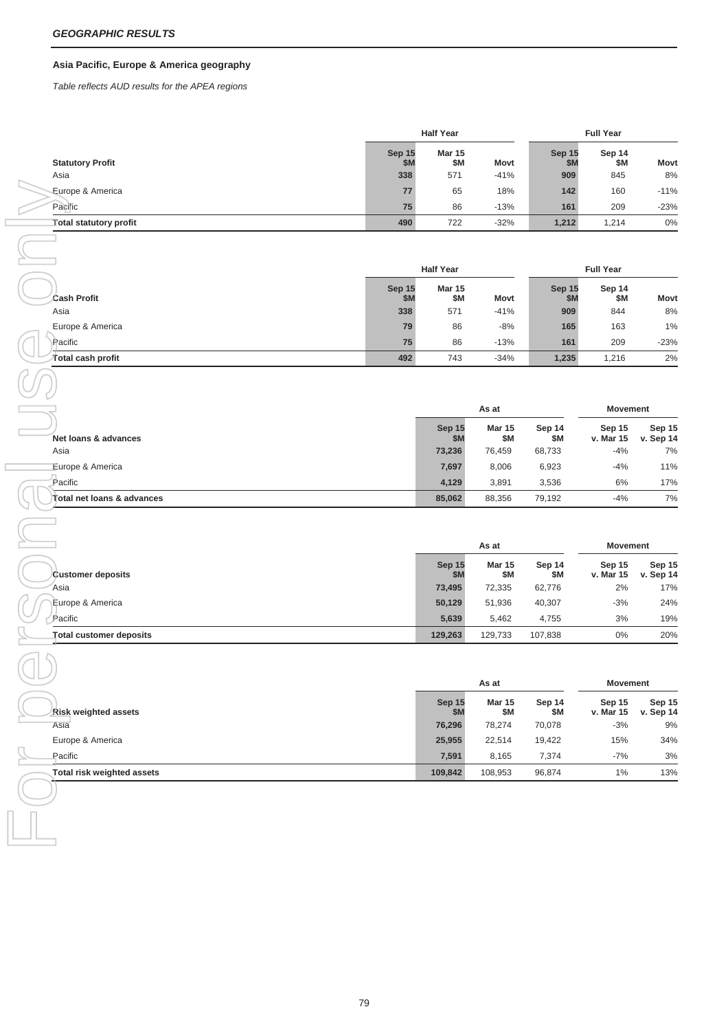## GEOGRAPHIC RESULTS

### Asia Pacific, Europe & America geography

*Table reflects AUD results for the APEA regions*

| | Half Year | | | Full Year | | |
|---|---|---|---|---|---|---|
| **Statutory Profit** | **Sep 15 $M** | **Mar 15 $M** | **Movt** | **Sep 15 $M** | **Sep 14 $M** | **Movt** |
| Asia | **338** | 571 | -41% | **909** | 845 | 8% |
| Europe & America | **77** | 65 | 18% | **142** | 160 | -11% |
| Pacific | **75** | 86 | -13% | **161** | 209 | -23% |
| **Total statutory profit** | **490** | 722 | -32% | **1,212** | 1,214 | 0% |

| | Half Year | | | Full Year | | |
|---|---|---|---|---|---|---|
| **Cash Profit** | **Sep 15 $M** | **Mar 15 $M** | **Movt** | **Sep 15 $M** | **Sep 14 $M** | **Movt** |
| Asia | **338** | 571 | -41% | **909** | 844 | 8% |
| Europe & America | **79** | 86 | -8% | **165** | 163 | 1% |
| Pacific | **75** | 86 | -13% | **161** | 209 | -23% |
| **Total cash profit** | **492** | 743 | -34% | **1,235** | 1,216 | 2% |

| | As at | | | Movement | |
|---|---|---|---|---|---|
| **Net loans & advances** | **Sep 15 $M** | **Mar 15 $M** | **Sep 14 $M** | **Sep 15 v. Mar 15** | **Sep 15 v. Sep 14** |
| Asia | **73,236** | 76,459 | 68,733 | -4% | 7% |
| Europe & America | **7,697** | 8,006 | 6,923 | -4% | 11% |
| Pacific | **4,129** | 3,891 | 3,536 | 6% | 17% |
| **Total net loans & advances** | **85,062** | 88,356 | 79,192 | -4% | 7% |

| | As at | | | Movement | |
|---|---|---|---|---|---|
| **Customer deposits** | **Sep 15 $M** | **Mar 15 $M** | **Sep 14 $M** | **Sep 15 v. Mar 15** | **Sep 15 v. Sep 14** |
| Asia | **73,495** | 72,335 | 62,776 | 2% | 17% |
| Europe & America | **50,129** | 51,936 | 40,307 | -3% | 24% |
| Pacific | **5,639** | 5,462 | 4,755 | 3% | 19% |
| **Total customer deposits** | **129,263** | 129,733 | 107,838 | 0% | 20% |

| | As at | | | Movement | |
|---|---|---|---|---|---|
| **Risk weighted assets** | **Sep 15 $M** | **Mar 15 $M** | **Sep 14 $M** | **Sep 15 v. Mar 15** | **Sep 15 v. Sep 14** |
| Asia | **76,296** | 78,274 | 70,078 | -3% | 9% |
| Europe & America | **25,955** | 22,514 | 19,422 | 15% | 34% |
| Pacific | **7,591** | 8,165 | 7,374 | -7% | 3% |
| **Total risk weighted assets** | **109,842** | 108,953 | 96,874 | 1% | 13% |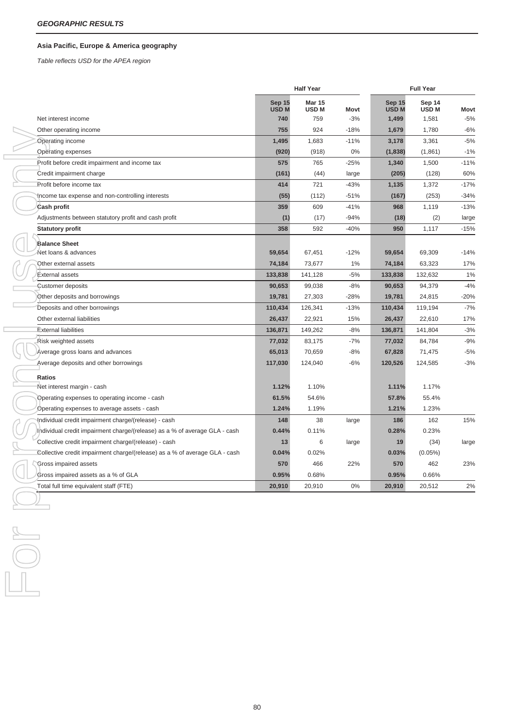*GEOGRAPHIC RESULTS*

**Asia Pacific, Europe & America geography**

*Table reflects USD for the APEA region*

| | Half Year | | | Full Year | | |
|---|---|---|---|---|---|---|
| | Sep 15 USD M | Mar 15 USD M | Movt | Sep 15 USD M | Sep 14 USD M | Movt |
| Net interest income | 740 | 759 | -3% | 1,499 | 1,581 | -5% |
| Other operating income | 755 | 924 | -18% | 1,679 | 1,780 | -6% |
| Operating income | 1,495 | 1,683 | -11% | 3,178 | 3,361 | -5% |
| Operating expenses | (920) | (918) | 0% | (1,838) | (1,861) | -1% |
| Profit before credit impairment and income tax | 575 | 765 | -25% | 1,340 | 1,500 | -11% |
| Credit impairment charge | (161) | (44) | large | (205) | (128) | 60% |
| Profit before income tax | 414 | 721 | -43% | 1,135 | 1,372 | -17% |
| Income tax expense and non-controlling interests | (55) | (112) | -51% | (167) | (253) | -34% |
| **Cash profit** | 359 | 609 | -41% | 968 | 1,119 | -13% |
| Adjustments between statutory profit and cash profit | (1) | (17) | -94% | (18) | (2) | large |
| **Statutory profit** | 358 | 592 | -40% | 950 | 1,117 | -15% |
| **Balance Sheet** | | | | | | |
| Net loans & advances | 59,654 | 67,451 | -12% | 59,654 | 69,309 | -14% |
| Other external assets | 74,184 | 73,677 | 1% | 74,184 | 63,323 | 17% |
| External assets | 133,838 | 141,128 | -5% | 133,838 | 132,632 | 1% |
| Customer deposits | 90,653 | 99,038 | -8% | 90,653 | 94,379 | -4% |
| Other deposits and borrowings | 19,781 | 27,303 | -28% | 19,781 | 24,815 | -20% |
| Deposits and other borrowings | 110,434 | 126,341 | -13% | 110,434 | 119,194 | -7% |
| Other external liabilities | 26,437 | 22,921 | 15% | 26,437 | 22,610 | 17% |
| External liabilities | 136,871 | 149,262 | -8% | 136,871 | 141,804 | -3% |
| Risk weighted assets | 77,032 | 83,175 | -7% | 77,032 | 84,784 | -9% |
| Average gross loans and advances | 65,013 | 70,659 | -8% | 67,828 | 71,475 | -5% |
| Average deposits and other borrowings | 117,030 | 124,040 | -6% | 120,526 | 124,585 | -3% |
| **Ratios** | | | | | | |
| Net interest margin - cash | 1.12% | 1.10% | | 1.11% | 1.17% | |
| Operating expenses to operating income - cash | 61.5% | 54.6% | | 57.8% | 55.4% | |
| Operating expenses to average assets - cash | 1.24% | 1.19% | | 1.21% | 1.23% | |
| Individual credit impairment charge/(release) - cash | 148 | 38 | large | 186 | 162 | 15% |
| Individual credit impairment charge/(release) as a % of average GLA - cash | 0.44% | 0.11% | | 0.28% | 0.23% | |
| Collective credit impairment charge/(release) - cash | 13 | 6 | large | 19 | (34) | large |
| Collective credit impairment charge/(release) as a % of average GLA - cash | 0.04% | 0.02% | | 0.03% | (0.05%) | |
| Gross impaired assets | 570 | 466 | 22% | 570 | 462 | 23% |
| Gross impaired assets as a % of GLA | 0.95% | 0.68% | | 0.95% | 0.66% | |
| Total full time equivalent staff (FTE) | 20,910 | 20,910 | 0% | 20,910 | 20,512 | 2% |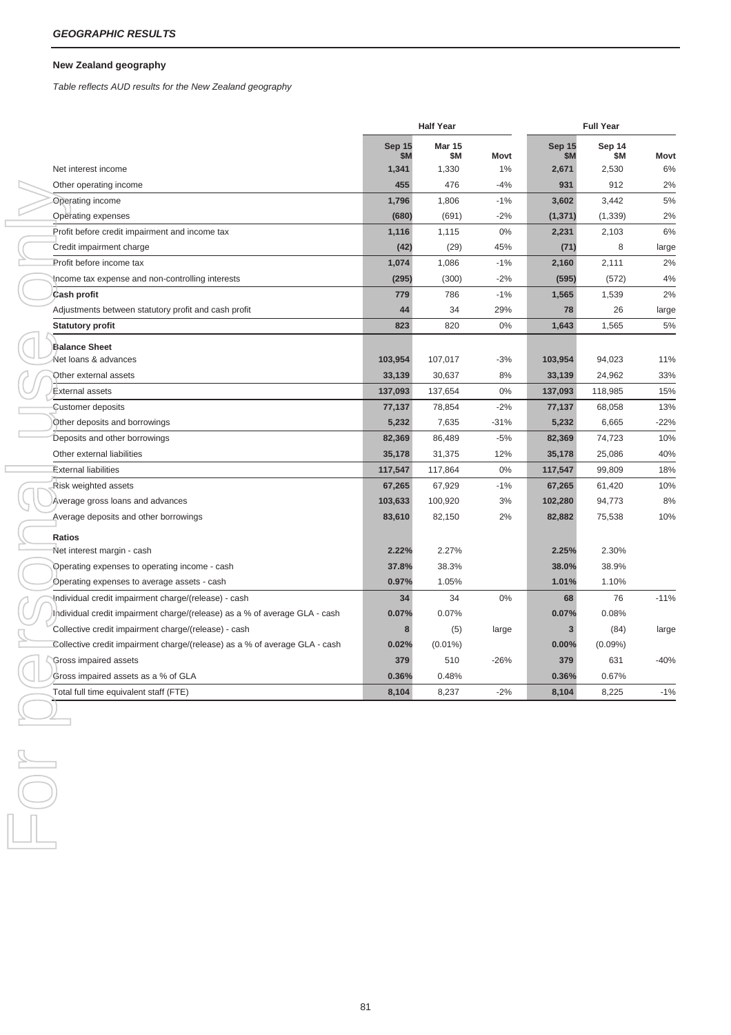### *GEOGRAPHIC RESULTS*

**New Zealand geography**

*Table reflects AUD results for the New Zealand geography*

| | Half Year | | | Full Year | | |
|---|---|---|---|---|---|---|
| | Sep 15 $M | Mar 15 $M | Movt | Sep 15 $M | Sep 14 $M | Movt |
| Net interest income | 1,341 | 1,330 | 1% | 2,671 | 2,530 | 6% |
| Other operating income | 455 | 476 | -4% | 931 | 912 | 2% |
| Operating income | 1,796 | 1,806 | -1% | 3,602 | 3,442 | 5% |
| Operating expenses | (680) | (691) | -2% | (1,371) | (1,339) | 2% |
| Profit before credit impairment and income tax | 1,116 | 1,115 | 0% | 2,231 | 2,103 | 6% |
| Credit impairment charge | (42) | (29) | 45% | (71) | 8 | large |
| Profit before income tax | 1,074 | 1,086 | -1% | 2,160 | 2,111 | 2% |
| Income tax expense and non-controlling interests | (295) | (300) | -2% | (595) | (572) | 4% |
| **Cash profit** | 779 | 786 | -1% | 1,565 | 1,539 | 2% |
| Adjustments between statutory profit and cash profit | 44 | 34 | 29% | 78 | 26 | large |
| **Statutory profit** | 823 | 820 | 0% | 1,643 | 1,565 | 5% |
| **Balance Sheet** | | | | | | |
| Net loans & advances | 103,954 | 107,017 | -3% | 103,954 | 94,023 | 11% |
| Other external assets | 33,139 | 30,637 | 8% | 33,139 | 24,962 | 33% |
| External assets | 137,093 | 137,654 | 0% | 137,093 | 118,985 | 15% |
| Customer deposits | 77,137 | 78,854 | -2% | 77,137 | 68,058 | 13% |
| Other deposits and borrowings | 5,232 | 7,635 | -31% | 5,232 | 6,665 | -22% |
| Deposits and other borrowings | 82,369 | 86,489 | -5% | 82,369 | 74,723 | 10% |
| Other external liabilities | 35,178 | 31,375 | 12% | 35,178 | 25,086 | 40% |
| External liabilities | 117,547 | 117,864 | 0% | 117,547 | 99,809 | 18% |
| Risk weighted assets | 67,265 | 67,929 | -1% | 67,265 | 61,420 | 10% |
| Average gross loans and advances | 103,633 | 100,920 | 3% | 102,280 | 94,773 | 8% |
| Average deposits and other borrowings | 83,610 | 82,150 | 2% | 82,882 | 75,538 | 10% |
| **Ratios** | | | | | | |
| Net interest margin - cash | 2.22% | 2.27% | | 2.25% | 2.30% | |
| Operating expenses to operating income - cash | 37.8% | 38.3% | | 38.0% | 38.9% | |
| Operating expenses to average assets - cash | 0.97% | 1.05% | | 1.01% | 1.10% | |
| Individual credit impairment charge/(release) - cash | 34 | 34 | 0% | 68 | 76 | -11% |
| Individual credit impairment charge/(release) as a % of average GLA - cash | 0.07% | 0.07% | | 0.07% | 0.08% | |
| Collective credit impairment charge/(release) - cash | 8 | (5) | large | 3 | (84) | large |
| Collective credit impairment charge/(release) as a % of average GLA - cash | 0.02% | (0.01%) | | 0.00% | (0.09%) | |
| Gross impaired assets | 379 | 510 | -26% | 379 | 631 | -40% |
| Gross impaired assets as a % of GLA | 0.36% | 0.48% | | 0.36% | 0.67% | |
| Total full time equivalent staff (FTE) | 8,104 | 8,237 | -2% | 8,104 | 8,225 | -1% |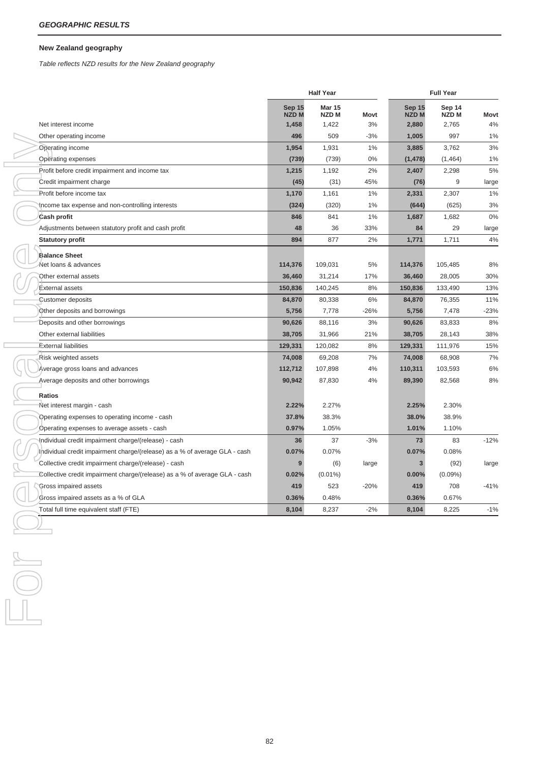*GEOGRAPHIC RESULTS*

### New Zealand geography

*Table reflects NZD results for the New Zealand geography*

| | Half Year | | | Full Year | | |
|---|---|---|---|---|---|---|
| | Sep 15 NZD M | Mar 15 NZD M | Movt | Sep 15 NZD M | Sep 14 NZD M | Movt |
| Net interest income | 1,458 | 1,422 | 3% | 2,880 | 2,765 | 4% |
| Other operating income | 496 | 509 | -3% | 1,005 | 997 | 1% |
| Operating income | 1,954 | 1,931 | 1% | 3,885 | 3,762 | 3% |
| Operating expenses | (739) | (739) | 0% | (1,478) | (1,464) | 1% |
| Profit before credit impairment and income tax | 1,215 | 1,192 | 2% | 2,407 | 2,298 | 5% |
| Credit impairment charge | (45) | (31) | 45% | (76) | 9 | large |
| Profit before income tax | 1,170 | 1,161 | 1% | 2,331 | 2,307 | 1% |
| Income tax expense and non-controlling interests | (324) | (320) | 1% | (644) | (625) | 3% |
| **Cash profit** | 846 | 841 | 1% | 1,687 | 1,682 | 0% |
| Adjustments between statutory profit and cash profit | 48 | 36 | 33% | 84 | 29 | large |
| **Statutory profit** | 894 | 877 | 2% | 1,771 | 1,711 | 4% |
| **Balance Sheet** | | | | | | |
| Net loans & advances | 114,376 | 109,031 | 5% | 114,376 | 105,485 | 8% |
| Other external assets | 36,460 | 31,214 | 17% | 36,460 | 28,005 | 30% |
| External assets | 150,836 | 140,245 | 8% | 150,836 | 133,490 | 13% |
| Customer deposits | 84,870 | 80,338 | 6% | 84,870 | 76,355 | 11% |
| Other deposits and borrowings | 5,756 | 7,778 | -26% | 5,756 | 7,478 | -23% |
| Deposits and other borrowings | 90,626 | 88,116 | 3% | 90,626 | 83,833 | 8% |
| Other external liabilities | 38,705 | 31,966 | 21% | 38,705 | 28,143 | 38% |
| External liabilities | 129,331 | 120,082 | 8% | 129,331 | 111,976 | 15% |
| Risk weighted assets | 74,008 | 69,208 | 7% | 74,008 | 68,908 | 7% |
| Average gross loans and advances | 112,712 | 107,898 | 4% | 110,311 | 103,593 | 6% |
| Average deposits and other borrowings | 90,942 | 87,830 | 4% | 89,390 | 82,568 | 8% |
| **Ratios** | | | | | | |
| Net interest margin - cash | 2.22% | 2.27% | | 2.25% | 2.30% | |
| Operating expenses to operating income - cash | 37.8% | 38.3% | | 38.0% | 38.9% | |
| Operating expenses to average assets - cash | 0.97% | 1.05% | | 1.01% | 1.10% | |
| Individual credit impairment charge/(release) - cash | 36 | 37 | -3% | 73 | 83 | -12% |
| Individual credit impairment charge/(release) as a % of average GLA - cash | 0.07% | 0.07% | | 0.07% | 0.08% | |
| Collective credit impairment charge/(release) - cash | 9 | (6) | large | 3 | (92) | large |
| Collective credit impairment charge/(release) as a % of average GLA - cash | 0.02% | (0.01%) | | 0.00% | (0.09%) | |
| Gross impaired assets | 419 | 523 | -20% | 419 | 708 | -41% |
| Gross impaired assets as a % of GLA | 0.36% | 0.48% | | 0.36% | 0.67% | |
| Total full time equivalent staff (FTE) | 8,104 | 8,237 | -2% | 8,104 | 8,225 | -1% |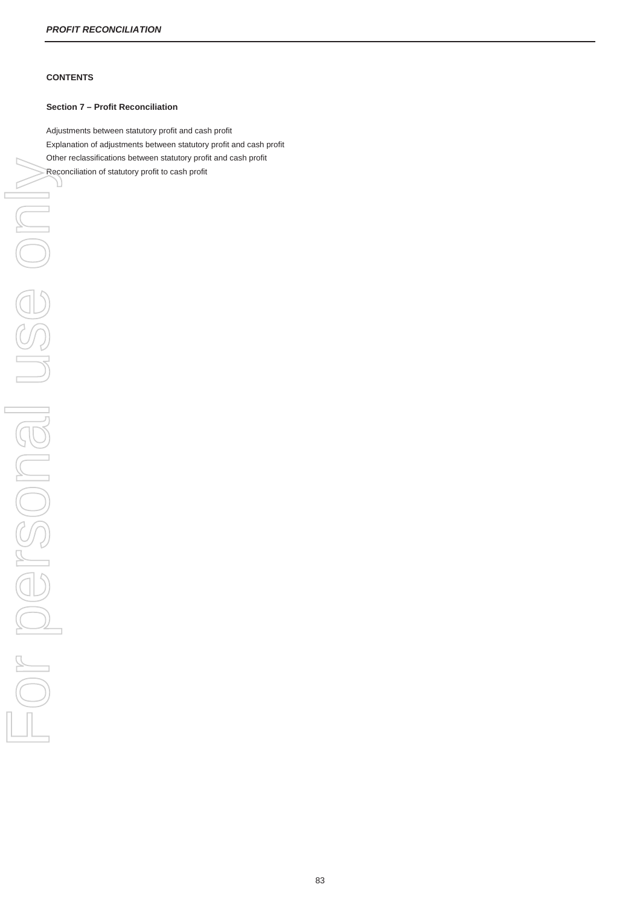# PROFIT RECONCILIATION

**CONTENTS**

**Section 7 – Profit Reconciliation**

Adjustments between statutory profit and cash profit

Explanation of adjustments between statutory profit and cash profit

Other reclassifications between statutory profit and cash profit

Reconciliation of statutory profit to cash profit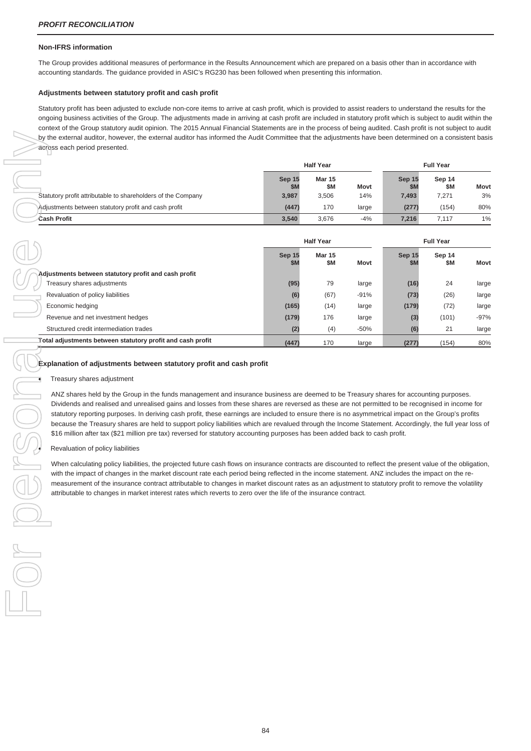## *PROFIT RECONCILIATION*

**Non-IFRS information**

The Group provides additional measures of performance in the Results Announcement which are prepared on a basis other than in accordance with accounting standards. The guidance provided in ASIC's RG230 has been followed when presenting this information.

**Adjustments between statutory profit and cash profit**

Statutory profit has been adjusted to exclude non-core items to arrive at cash profit, which is provided to assist readers to understand the results for the ongoing business activities of the Group. The adjustments made in arriving at cash profit are included in statutory profit which is subject to audit within the context of the Group statutory audit opinion. The 2015 Annual Financial Statements are in the process of being audited. Cash profit is not subject to audit by the external auditor, however, the external auditor has informed the Audit Committee that the adjustments have been determined on a consistent basis across each period presented.

| | Half Year | | | Full Year | | |
|---|---|---|---|---|---|---|
| | Sep 15 $M | Mar 15 $M | Movt | Sep 15 $M | Sep 14 $M | Movt |
| Statutory profit attributable to shareholders of the Company | 3,987 | 3,506 | 14% | 7,493 | 7,271 | 3% |
| Adjustments between statutory profit and cash profit | (447) | 170 | large | (277) | (154) | 80% |
| **Cash Profit** | **3,540** | 3,676 | -4% | **7,216** | 7,117 | 1% |

| | Half Year | | | Full Year | | |
|---|---|---|---|---|---|---|
| | Sep 15 $M | Mar 15 $M | Movt | Sep 15 $M | Sep 14 $M | Movt |
| **Adjustments between statutory profit and cash profit** | | | | | | |
| Treasury shares adjustments | (95) | 79 | large | (16) | 24 | large |
| Revaluation of policy liabilities | (6) | (67) | -91% | (73) | (26) | large |
| Economic hedging | (165) | (14) | large | (179) | (72) | large |
| Revenue and net investment hedges | (179) | 176 | large | (3) | (101) | -97% |
| Structured credit intermediation trades | (2) | (4) | -50% | (6) | 21 | large |
| **Total adjustments between statutory profit and cash profit** | (447) | 170 | large | (277) | (154) | 80% |

### Explanation of adjustments between statutory profit and cash profit

- Treasury shares adjustment

  ANZ shares held by the Group in the funds management and insurance business are deemed to be Treasury shares for accounting purposes. Dividends and realised and unrealised gains and losses from these shares are reversed as these are not permitted to be recognised in income for statutory reporting purposes. In deriving cash profit, these earnings are included to ensure there is no asymmetrical impact on the Group's profits because the Treasury shares are held to support policy liabilities which are revalued through the Income Statement. Accordingly, the full year loss of $16 million after tax ($21 million pre tax) reversed for statutory accounting purposes has been added back to cash profit.

- Revaluation of policy liabilities

  When calculating policy liabilities, the projected future cash flows on insurance contracts are discounted to reflect the present value of the obligation, with the impact of changes in the market discount rate each period being reflected in the income statement. ANZ includes the impact on the re-measurement of the insurance contract attributable to changes in market discount rates as an adjustment to statutory profit to remove the volatility attributable to changes in market interest rates which reverts to zero over the life of the insurance contract.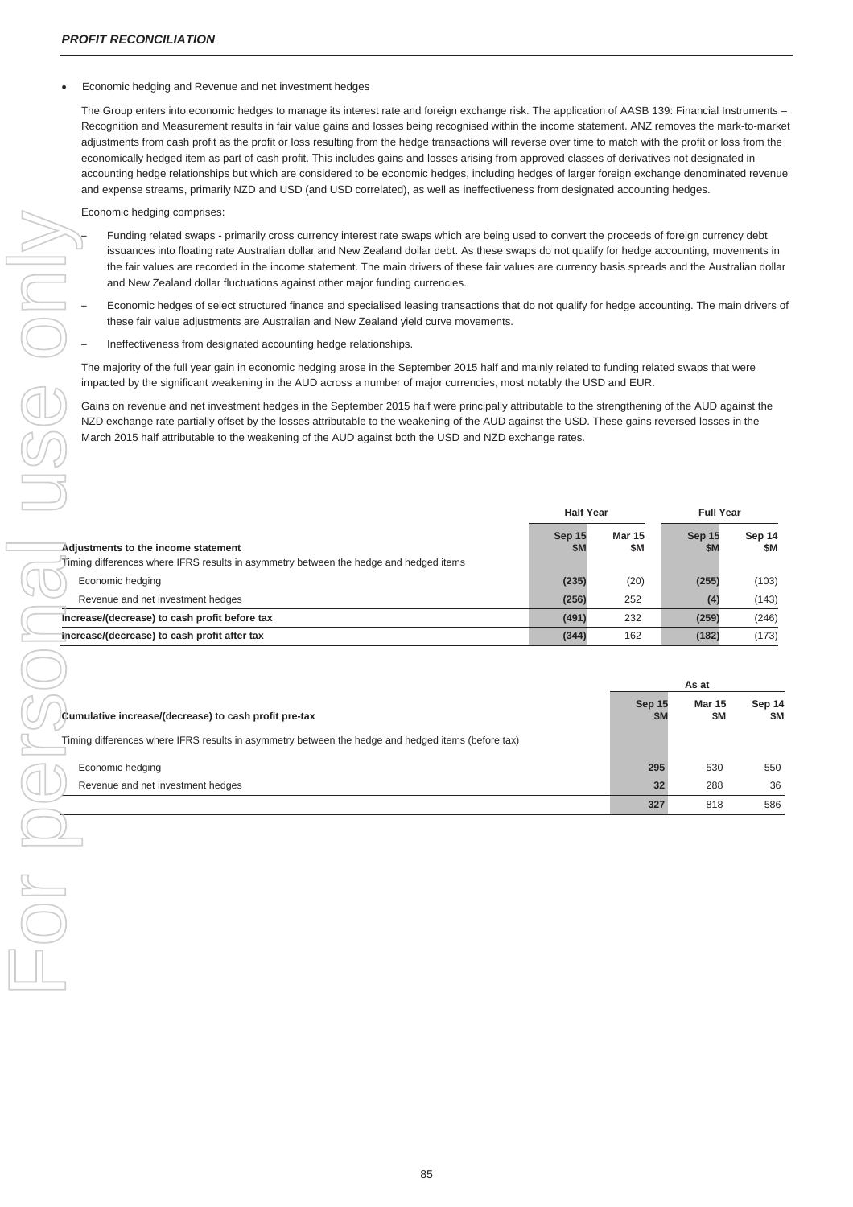## PROFIT RECONCILIATION

- Economic hedging and Revenue and net investment hedges

The Group enters into economic hedges to manage its interest rate and foreign exchange risk. The application of AASB 139: Financial Instruments – Recognition and Measurement results in fair value gains and losses being recognised within the income statement. ANZ removes the mark-to-market adjustments from cash profit as the profit or loss resulting from the hedge transactions will reverse over time to match with the profit or loss from the economically hedged item as part of cash profit. This includes gains and losses arising from approved classes of derivatives not designated in accounting hedge relationships but which are considered to be economic hedges, including hedges of larger foreign exchange denominated revenue and expense streams, primarily NZD and USD (and USD correlated), as well as ineffectiveness from designated accounting hedges.

Economic hedging comprises:

- Funding related swaps - primarily cross currency interest rate swaps which are being used to convert the proceeds of foreign currency debt issuances into floating rate Australian dollar and New Zealand dollar debt. As these swaps do not qualify for hedge accounting, movements in the fair values are recorded in the income statement. The main drivers of these fair values are currency basis spreads and the Australian dollar and New Zealand dollar fluctuations against other major funding currencies.
- Economic hedges of select structured finance and specialised leasing transactions that do not qualify for hedge accounting. The main drivers of these fair value adjustments are Australian and New Zealand yield curve movements.
- Ineffectiveness from designated accounting hedge relationships.

The majority of the full year gain in economic hedging arose in the September 2015 half and mainly related to funding related swaps that were impacted by the significant weakening in the AUD across a number of major currencies, most notably the USD and EUR.

Gains on revenue and net investment hedges in the September 2015 half were principally attributable to the strengthening of the AUD against the NZD exchange rate partially offset by the losses attributable to the weakening of the AUD against the USD. These gains reversed losses in the March 2015 half attributable to the weakening of the AUD against both the USD and NZD exchange rates.

| | Half Year | | Full Year | |
|---|---|---|---|---|
| **Adjustments to the income statement** | **Sep 15 $M** | **Mar 15 $M** | **Sep 15 $M** | **Sep 14 $M** |
| Timing differences where IFRS results in asymmetry between the hedge and hedged items | | | | |
| Economic hedging | **(235)** | (20) | **(255)** | (103) |
| Revenue and net investment hedges | **(256)** | 252 | **(4)** | (143) |
| **Increase/(decrease) to cash profit before tax** | **(491)** | 232 | **(259)** | (246) |
| **Increase/(decrease) to cash profit after tax** | **(344)** | 162 | **(182)** | (173) |

| | As at | | |
|---|---|---|---|
| **Cumulative increase/(decrease) to cash profit pre-tax** | **Sep 15 $M** | **Mar 15 $M** | **Sep 14 $M** |
| Timing differences where IFRS results in asymmetry between the hedge and hedged items (before tax) | | | |
| Economic hedging | **295** | 530 | 550 |
| Revenue and net investment hedges | **32** | 288 | 36 |
| | **327** | 818 | 586 |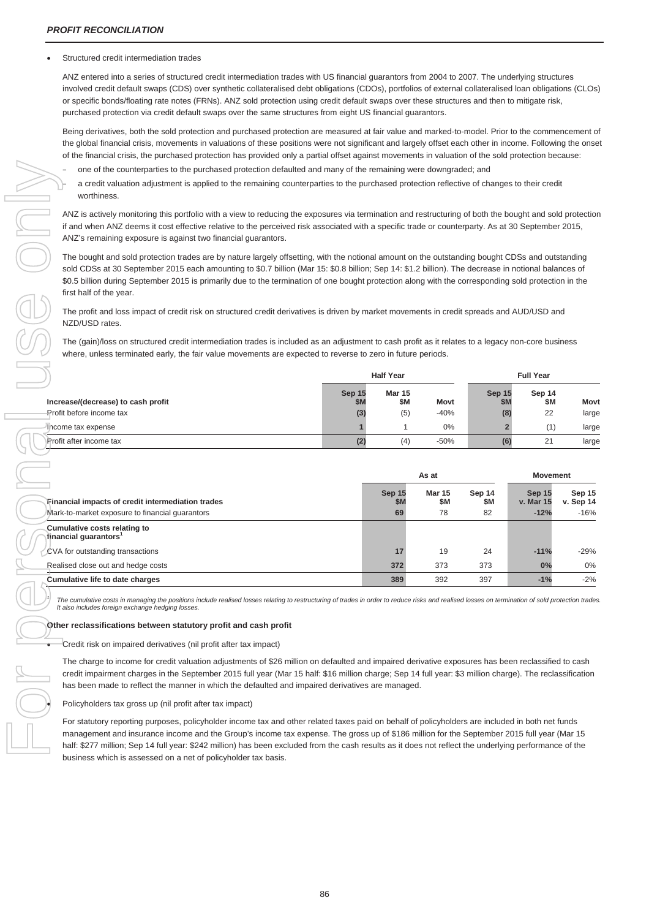## PROFIT RECONCILIATION

- Structured credit intermediation trades

ANZ entered into a series of structured credit intermediation trades with US financial guarantors from 2004 to 2007. The underlying structures involved credit default swaps (CDS) over synthetic collateralised debt obligations (CDOs), portfolios of external collateralised loan obligations (CLOs) or specific bonds/floating rate notes (FRNs). ANZ sold protection using credit default swaps over these structures and then to mitigate risk, purchased protection via credit default swaps over the same structures from eight US financial guarantors.

Being derivatives, both the sold protection and purchased protection are measured at fair value and marked-to-model. Prior to the commencement of the global financial crisis, movements in valuations of these positions were not significant and largely offset each other in income. Following the onset of the financial crisis, the purchased protection has provided only a partial offset against movements in valuation of the sold protection because:

- one of the counterparties to the purchased protection defaulted and many of the remaining were downgraded; and
- a credit valuation adjustment is applied to the remaining counterparties to the purchased protection reflective of changes to their credit worthiness.

ANZ is actively monitoring this portfolio with a view to reducing the exposures via termination and restructuring of both the bought and sold protection if and when ANZ deems it cost effective relative to the perceived risk associated with a specific trade or counterparty. As at 30 September 2015, ANZ's remaining exposure is against two financial guarantors.

The bought and sold protection trades are by nature largely offsetting, with the notional amount on the outstanding bought CDSs and outstanding sold CDSs at 30 September 2015 each amounting to $0.7 billion (Mar 15: $0.8 billion; Sep 14: $1.2 billion). The decrease in notional balances of $0.5 billion during September 2015 is primarily due to the termination of one bought protection along with the corresponding sold protection in the first half of the year.

The profit and loss impact of credit risk on structured credit derivatives is driven by market movements in credit spreads and AUD/USD and NZD/USD rates.

The (gain)/loss on structured credit intermediation trades is included as an adjustment to cash profit as it relates to a legacy non-core business where, unless terminated early, the fair value movements are expected to reverse to zero in future periods.

| | Half Year | | | Full Year | | |
|---|---|---|---|---|---|---|
| Increase/(decrease) to cash profit | Sep 15 $M | Mar 15 $M | Movt | Sep 15 $M | Sep 14 $M | Movt |
| Profit before income tax | (3) | (5) | -40% | (8) | 22 | large |
| Income tax expense | 1 | 1 | 0% | 2 | (1) | large |
| Profit after income tax | (2) | (4) | -50% | (6) | 21 | large |

| | As at | | | Movement | |
|---|---|---|---|---|---|
| Financial impacts of credit intermediation trades | Sep 15 $M | Mar 15 $M | Sep 14 $M | Sep 15 v. Mar 15 | Sep 15 v. Sep 14 |
| Mark-to-market exposure to financial guarantors | 69 | 78 | 82 | -12% | -16% |
| Cumulative costs relating to financial guarantors[1] | | | | | |
| CVA for outstanding transactions | 17 | 19 | 24 | -11% | -29% |
| Realised close out and hedge costs | 372 | 373 | 373 | 0% | 0% |
| Cumulative life to date charges | 389 | 392 | 397 | -1% | -2% |

1. *The cumulative costs in managing the positions include realised losses relating to restructuring of trades in order to reduce risks and realised losses on termination of sold protection trades. It also includes foreign exchange hedging losses.*

### Other reclassifications between statutory profit and cash profit

- Credit risk on impaired derivatives (nil profit after tax impact)

The charge to income for credit valuation adjustments of $26 million on defaulted and impaired derivative exposures has been reclassified to cash credit impairment charges in the September 2015 full year (Mar 15 half: $16 million charge; Sep 14 full year: $3 million charge). The reclassification has been made to reflect the manner in which the defaulted and impaired derivatives are managed.

- Policyholders tax gross up (nil profit after tax impact)

For statutory reporting purposes, policyholder income tax and other related taxes paid on behalf of policyholders are included in both net funds management and insurance income and the Group's income tax expense. The gross up of $186 million for the September 2015 full year (Mar 15 half: $277 million; Sep 14 full year: $242 million) has been excluded from the cash results as it does not reflect the underlying performance of the business which is assessed on a net of policyholder tax basis.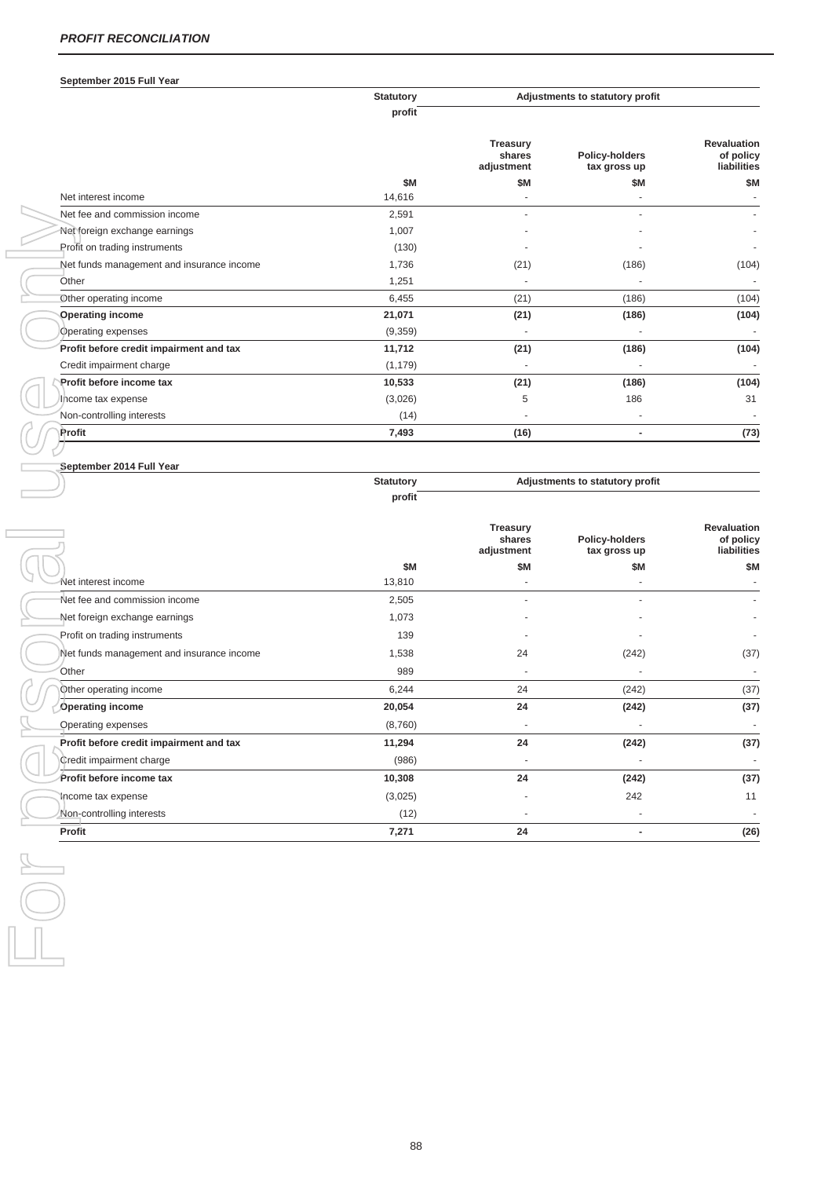### *PROFIT RECONCILIATION*

**September 2015 Full Year**

| | Statutory profit | Adjustments to statutory profit | | |
|---|---|---|---|---|
| | | Treasury shares adjustment | Policy-holders tax gross up | Revaluation of policy liabilities |
| | $M | $M | $M | $M |
| Net interest income | 14,616 | - | - | - |
| Net fee and commission income | 2,591 | - | - | - |
| Net foreign exchange earnings | 1,007 | - | - | - |
| Profit on trading instruments | (130) | - | - | - |
| Net funds management and insurance income | 1,736 | (21) | (186) | (104) |
| Other | 1,251 | - | - | - |
| Other operating income | 6,455 | (21) | (186) | (104) |
| **Operating income** | **21,071** | **(21)** | **(186)** | **(104)** |
| Operating expenses | (9,359) | - | - | - |
| **Profit before credit impairment and tax** | **11,712** | **(21)** | **(186)** | **(104)** |
| Credit impairment charge | (1,179) | - | - | - |
| **Profit before income tax** | **10,533** | **(21)** | **(186)** | **(104)** |
| Income tax expense | (3,026) | 5 | 186 | 31 |
| Non-controlling interests | (14) | - | - | - |
| **Profit** | **7,493** | **(16)** | **-** | **(73)** |

**September 2014 Full Year**

| | Statutory profit | Adjustments to statutory profit | | |
|---|---|---|---|---|
| | | Treasury shares adjustment | Policy-holders tax gross up | Revaluation of policy liabilities |
| | $M | $M | $M | $M |
| Net interest income | 13,810 | - | - | - |
| Net fee and commission income | 2,505 | - | - | - |
| Net foreign exchange earnings | 1,073 | - | - | - |
| Profit on trading instruments | 139 | - | - | - |
| Net funds management and insurance income | 1,538 | 24 | (242) | (37) |
| Other | 989 | - | - | - |
| Other operating income | 6,244 | 24 | (242) | (37) |
| **Operating income** | **20,054** | **24** | **(242)** | **(37)** |
| Operating expenses | (8,760) | - | - | - |
| **Profit before credit impairment and tax** | **11,294** | **24** | **(242)** | **(37)** |
| Credit impairment charge | (986) | - | - | - |
| **Profit before income tax** | **10,308** | **24** | **(242)** | **(37)** |
| Income tax expense | (3,025) | - | 242 | 11 |
| Non-controlling interests | (12) | - | - | - |
| **Profit** | **7,271** | **24** | **-** | **(26)** |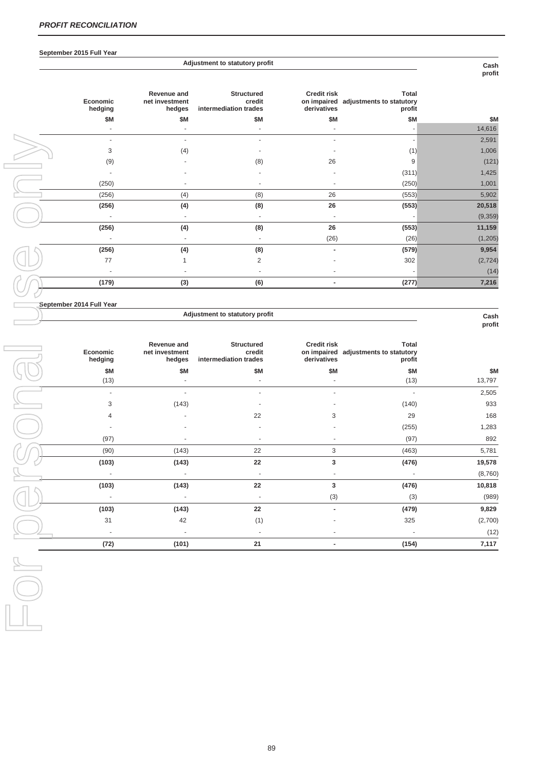*PROFIT RECONCILIATION*

**September 2015 Full Year**

| Adjustment to statutory profit | | | | | Cash profit |
|---|---|---|---|---|---|
| Economic hedging | Revenue and net investment hedges | Structured credit intermediation trades | Credit risk on impaired derivatives | Total adjustments to statutory profit | |
| $M | $M | $M | $M | $M | $M |
| - | - | - | - | - | 14,616 |
| - | - | - | - | - | 2,591 |
| 3 | (4) | - | - | (1) | 1,006 |
| (9) | - | (8) | 26 | 9 | (121) |
| - | - | - | - | (311) | 1,425 |
| (250) | - | - | - | (250) | 1,001 |
| (256) | (4) | (8) | 26 | (553) | 5,902 |
| **(256)** | **(4)** | **(8)** | **26** | **(553)** | **20,518** |
| - | - | - | - | - | (9,359) |
| **(256)** | **(4)** | **(8)** | **26** | **(553)** | **11,159** |
| - | - | - | (26) | (26) | (1,205) |
| **(256)** | **(4)** | **(8)** | **-** | **(579)** | **9,954** |
| 77 | 1 | 2 | - | 302 | (2,724) |
| - | - | - | - | - | (14) |
| **(179)** | **(3)** | **(6)** | **-** | **(277)** | **7,216** |

**September 2014 Full Year**

| Adjustment to statutory profit | | | | | Cash profit |
|---|---|---|---|---|---|
| Economic hedging | Revenue and net investment hedges | Structured credit intermediation trades | Credit risk on impaired derivatives | Total adjustments to statutory profit | |
| $M | $M | $M | $M | $M | $M |
| (13) | - | - | - | (13) | 13,797 |
| - | - | - | - | - | 2,505 |
| 3 | (143) | - | - | (140) | 933 |
| 4 | - | 22 | 3 | 29 | 168 |
| - | - | - | - | (255) | 1,283 |
| (97) | - | - | - | (97) | 892 |
| (90) | (143) | 22 | 3 | (463) | 5,781 |
| **(103)** | **(143)** | **22** | **3** | **(476)** | **19,578** |
| - | - | - | - | - | (8,760) |
| **(103)** | **(143)** | **22** | **3** | **(476)** | **10,818** |
| - | - | - | (3) | (3) | (989) |
| **(103)** | **(143)** | **22** | **-** | **(479)** | **9,829** |
| 31 | 42 | (1) | - | 325 | (2,700) |
| - | - | - | - | - | (12) |
| **(72)** | **(101)** | **21** | **-** | **(154)** | **7,117** |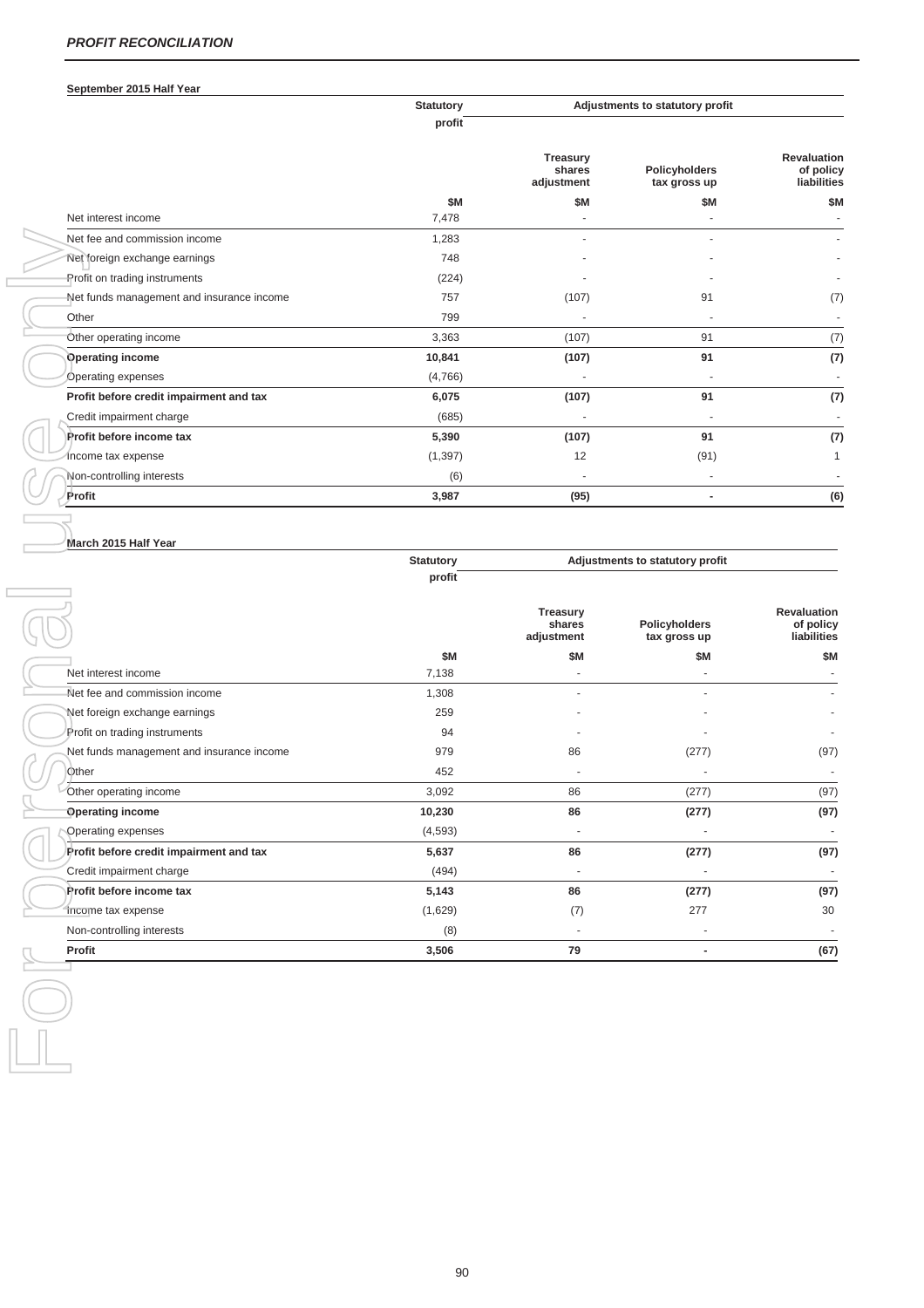***PROFIT RECONCILIATION***

**September 2015 Half Year**

| | Statutory profit | Adjustments to statutory profit | | |
|---|---|---|---|---|
| | | Treasury shares adjustment | Policyholders tax gross up | Revaluation of policy liabilities |
| | $M | $M | $M | $M |
| Net interest income | 7,478 | - | - | - |
| Net fee and commission income | 1,283 | - | - | - |
| Net foreign exchange earnings | 748 | - | - | - |
| Profit on trading instruments | (224) | - | - | - |
| Net funds management and insurance income | 757 | (107) | 91 | (7) |
| Other | 799 | - | - | - |
| Other operating income | 3,363 | (107) | 91 | (7) |
| **Operating income** | **10,841** | **(107)** | **91** | **(7)** |
| Operating expenses | (4,766) | - | - | - |
| **Profit before credit impairment and tax** | **6,075** | **(107)** | **91** | **(7)** |
| Credit impairment charge | (685) | - | - | - |
| **Profit before income tax** | **5,390** | **(107)** | **91** | **(7)** |
| Income tax expense | (1,397) | 12 | (91) | 1 |
| Non-controlling interests | (6) | - | - | - |
| **Profit** | **3,987** | **(95)** | **-** | **(6)** |

**March 2015 Half Year**

| | Statutory profit | Adjustments to statutory profit | | |
|---|---|---|---|---|
| | | Treasury shares adjustment | Policyholders tax gross up | Revaluation of policy liabilities |
| | $M | $M | $M | $M |
| Net interest income | 7,138 | - | - | - |
| Net fee and commission income | 1,308 | - | - | - |
| Net foreign exchange earnings | 259 | - | - | - |
| Profit on trading instruments | 94 | - | - | - |
| Net funds management and insurance income | 979 | 86 | (277) | (97) |
| Other | 452 | - | - | - |
| Other operating income | 3,092 | 86 | (277) | (97) |
| **Operating income** | **10,230** | **86** | **(277)** | **(97)** |
| Operating expenses | (4,593) | - | - | - |
| **Profit before credit impairment and tax** | **5,637** | **86** | **(277)** | **(97)** |
| Credit impairment charge | (494) | - | - | - |
| **Profit before income tax** | **5,143** | **86** | **(277)** | **(97)** |
| Income tax expense | (1,629) | (7) | 277 | 30 |
| Non-controlling interests | (8) | - | - | - |
| **Profit** | **3,506** | **79** | **-** | **(67)** |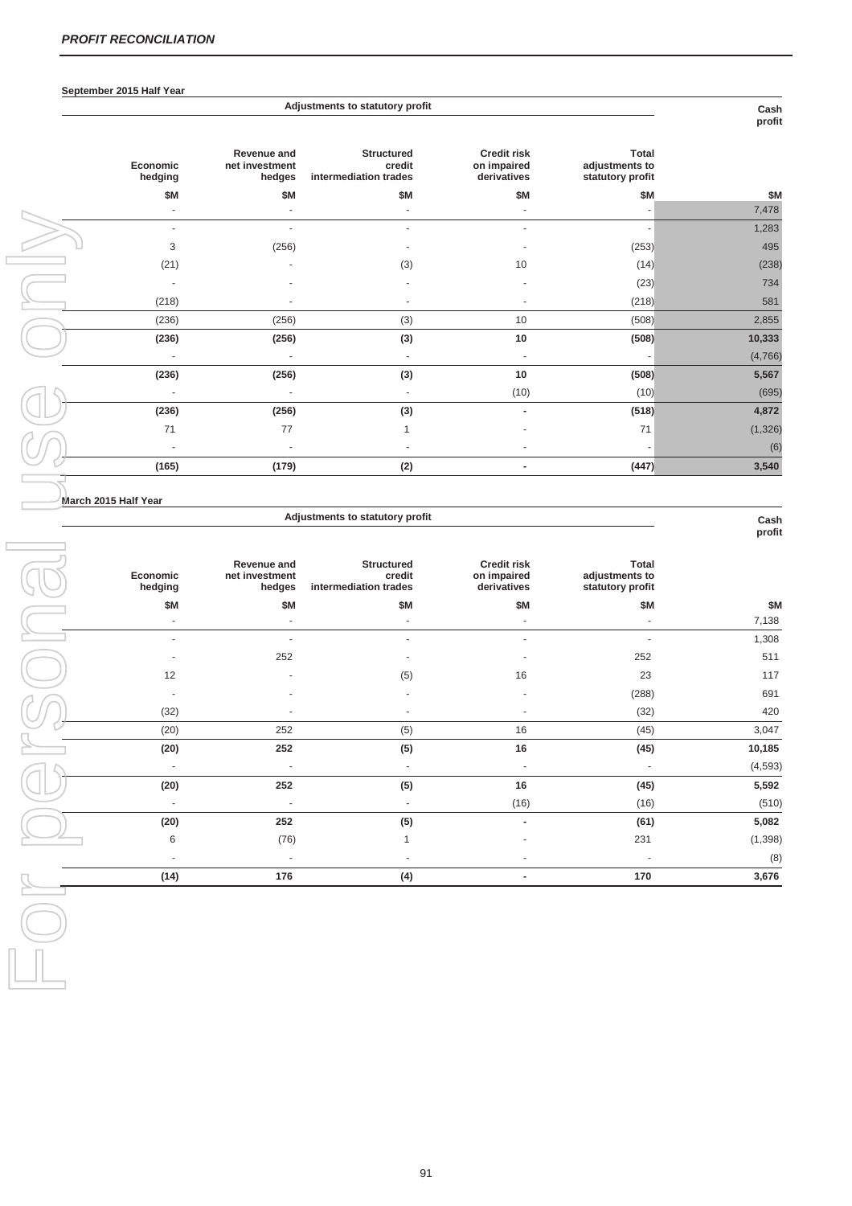## *PROFIT RECONCILIATION*

**September 2015 Half Year**

| Adjustments to statutory profit | | | | | Cash profit |
|---|---|---|---|---|---|
| **Economic hedging** | **Revenue and net investment hedges** | **Structured credit intermediation trades** | **Credit risk on impaired derivatives** | **Total adjustments to statutory profit** | |
| **$M** | **$M** | **$M** | **$M** | **$M** | **$M** |
| - | - | - | - | - | 7,478 |
| - | - | - | - | - | 1,283 |
| 3 | (256) | - | - | (253) | 495 |
| (21) | - | (3) | 10 | (14) | (238) |
| - | - | - | - | (23) | 734 |
| (218) | - | - | - | (218) | 581 |
| (236) | (256) | (3) | 10 | (508) | 2,855 |
| **(236)** | **(256)** | **(3)** | **10** | **(508)** | **10,333** |
| - | - | - | - | - | (4,766) |
| **(236)** | **(256)** | **(3)** | **10** | **(508)** | **5,567** |
| - | - | - | (10) | (10) | (695) |
| **(236)** | **(256)** | **(3)** | **-** | **(518)** | **4,872** |
| 71 | 77 | 1 | - | 71 | (1,326) |
| - | - | - | - | - | (6) |
| **(165)** | **(179)** | **(2)** | **-** | **(447)** | **3,540** |

**March 2015 Half Year**

| Adjustments to statutory profit | | | | | Cash profit |
|---|---|---|---|---|---|
| **Economic hedging** | **Revenue and net investment hedges** | **Structured credit intermediation trades** | **Credit risk on impaired derivatives** | **Total adjustments to statutory profit** | |
| **$M** | **$M** | **$M** | **$M** | **$M** | **$M** |
| - | - | - | - | - | 7,138 |
| - | - | - | - | - | 1,308 |
| - | 252 | - | - | 252 | 511 |
| 12 | - | (5) | 16 | 23 | 117 |
| - | - | - | - | (288) | 691 |
| (32) | - | - | - | (32) | 420 |
| (20) | 252 | (5) | 16 | (45) | 3,047 |
| **(20)** | **252** | **(5)** | **16** | **(45)** | **10,185** |
| - | - | - | - | - | (4,593) |
| **(20)** | **252** | **(5)** | **16** | **(45)** | **5,592** |
| - | - | - | (16) | (16) | (510) |
| **(20)** | **252** | **(5)** | **-** | **(61)** | **5,082** |
| 6 | (76) | 1 | - | 231 | (1,398) |
| - | - | - | - | - | (8) |
| **(14)** | **176** | **(4)** | **-** | **170** | **3,676** |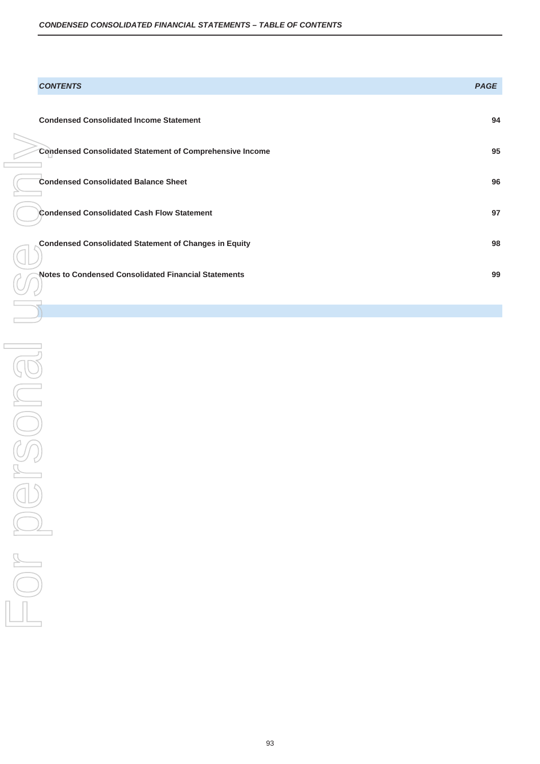| *CONTENTS* | *PAGE* |
|---|---|
| **Condensed Consolidated Income Statement** | **94** |
| **Condensed Consolidated Statement of Comprehensive Income** | **95** |
| **Condensed Consolidated Balance Sheet** | **96** |
| **Condensed Consolidated Cash Flow Statement** | **97** |
| **Condensed Consolidated Statement of Changes in Equity** | **98** |
| **Notes to Condensed Consolidated Financial Statements** | **99** |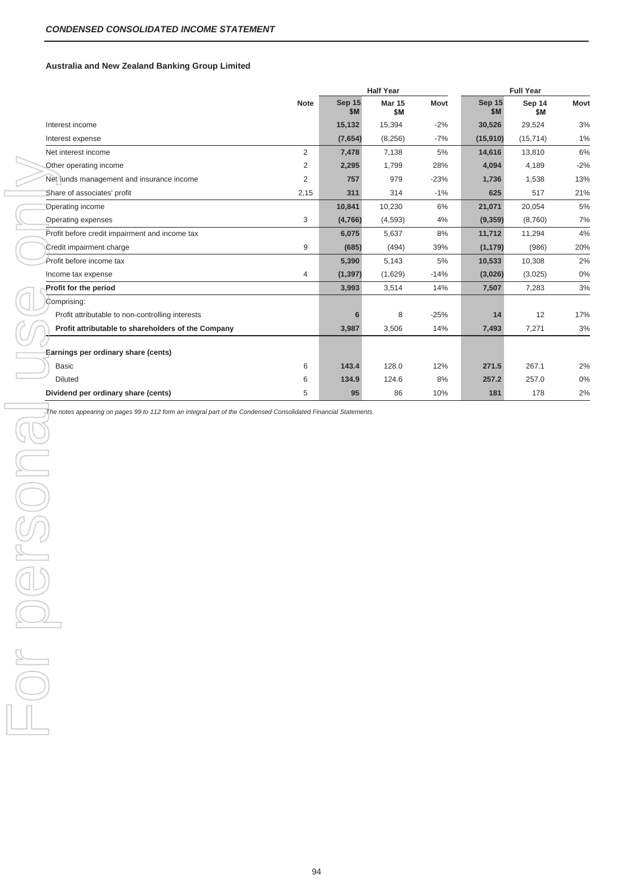## CONDENSED CONSOLIDATED INCOME STATEMENT

### Australia and New Zealand Banking Group Limited

| | Note | Half Year | | | Full Year | | |
|---|---|---|---|---|---|---|---|
| | | **Sep 15 $M** | **Mar 15 $M** | **Movt** | **Sep 15 $M** | **Sep 14 $M** | **Movt** |
| Interest income | | **15,132** | 15,394 | -2% | **30,526** | 29,524 | 3% |
| Interest expense | | **(7,654)** | (8,256) | -7% | **(15,910)** | (15,714) | 1% |
| Net interest income | 2 | **7,478** | 7,138 | 5% | **14,616** | 13,810 | 6% |
| Other operating income | 2 | **2,295** | 1,799 | 28% | **4,094** | 4,189 | -2% |
| Net funds management and insurance income | 2 | **757** | 979 | -23% | **1,736** | 1,538 | 13% |
| Share of associates' profit | 2,15 | **311** | 314 | -1% | **625** | 517 | 21% |
| Operating income | | **10,841** | 10,230 | 6% | **21,071** | 20,054 | 5% |
| Operating expenses | 3 | **(4,766)** | (4,593) | 4% | **(9,359)** | (8,760) | 7% |
| Profit before credit impairment and income tax | | **6,075** | 5,637 | 8% | **11,712** | 11,294 | 4% |
| Credit impairment charge | 9 | **(685)** | (494) | 39% | **(1,179)** | (986) | 20% |
| Profit before income tax | | **5,390** | 5,143 | 5% | **10,533** | 10,308 | 2% |
| Income tax expense | 4 | **(1,397)** | (1,629) | -14% | **(3,026)** | (3,025) | 0% |
| **Profit for the period** | | **3,993** | 3,514 | 14% | **7,507** | 7,283 | 3% |
| Comprising: | | | | | | | |
| Profit attributable to non-controlling interests | | **6** | 8 | -25% | **14** | 12 | 17% |
| **Profit attributable to shareholders of the Company** | | **3,987** | 3,506 | 14% | **7,493** | 7,271 | 3% |
| **Earnings per ordinary share (cents)** | | | | | | | |
| Basic | 6 | **143.4** | 128.0 | 12% | **271.5** | 267.1 | 2% |
| Diluted | 6 | **134.9** | 124.6 | 8% | **257.2** | 257.0 | 0% |
| **Dividend per ordinary share (cents)** | 5 | **95** | 86 | 10% | **181** | 178 | 2% |

*The notes appearing on pages 99 to 112 form an integral part of the Condensed Consolidated Financial Statements.*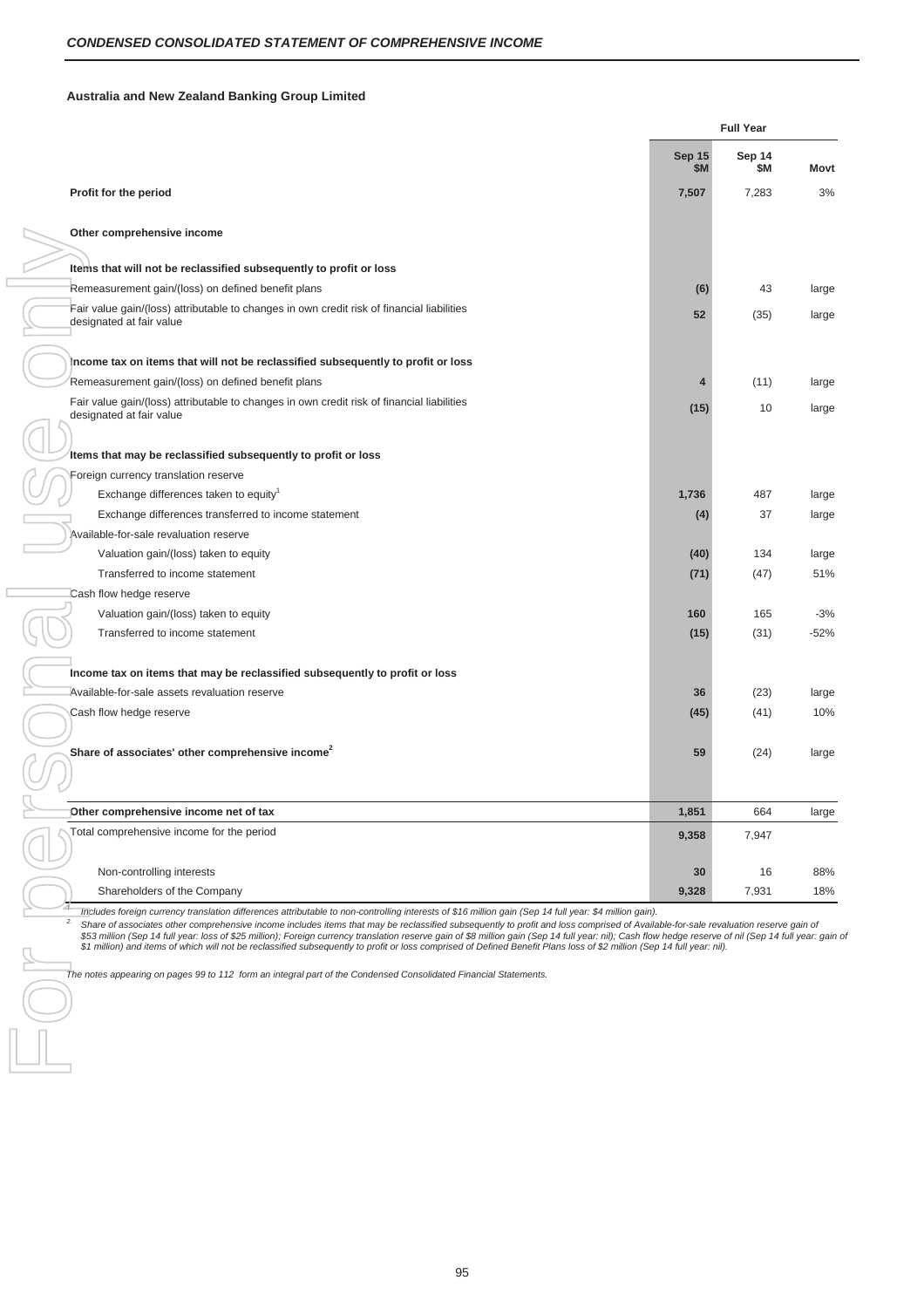## *CONDENSED CONSOLIDATED STATEMENT OF COMPREHENSIVE INCOME*

**Australia and New Zealand Banking Group Limited**

| | Full Year | | |
|---|---|---|---|
| | **Sep 15 $M** | **Sep 14 $M** | **Movt** |
| **Profit for the period** | **7,507** | 7,283 | 3% |
| **Other comprehensive income** | | | |
| **Items that will not be reclassified subsequently to profit or loss** | | | |
| Remeasurement gain/(loss) on defined benefit plans | **(6)** | 43 | large |
| Fair value gain/(loss) attributable to changes in own credit risk of financial liabilities designated at fair value | **52** | (35) | large |
| **Income tax on items that will not be reclassified subsequently to profit or loss** | | | |
| Remeasurement gain/(loss) on defined benefit plans | **4** | (11) | large |
| Fair value gain/(loss) attributable to changes in own credit risk of financial liabilities designated at fair value | **(15)** | 10 | large |
| **Items that may be reclassified subsequently to profit or loss** | | | |
| Foreign currency translation reserve | | | |
| Exchange differences taken to equity[1] | **1,736** | 487 | large |
| Exchange differences transferred to income statement | **(4)** | 37 | large |
| Available-for-sale revaluation reserve | | | |
| Valuation gain/(loss) taken to equity | **(40)** | 134 | large |
| Transferred to income statement | **(71)** | (47) | 51% |
| Cash flow hedge reserve | | | |
| Valuation gain/(loss) taken to equity | **160** | 165 | -3% |
| Transferred to income statement | **(15)** | (31) | -52% |
| **Income tax on items that may be reclassified subsequently to profit or loss** | | | |
| Available-for-sale assets revaluation reserve | **36** | (23) | large |
| Cash flow hedge reserve | **(45)** | (41) | 10% |
| **Share of associates' other comprehensive income[2]** | **59** | (24) | large |
| **Other comprehensive income net of tax** | **1,851** | 664 | large |
| Total comprehensive income for the period | **9,358** | 7,947 | |
| Non-controlling interests | **30** | 16 | 88% |
| Shareholders of the Company | **9,328** | 7,931 | 18% |

1. *Includes foreign currency translation differences attributable to non-controlling interests of $16 million gain (Sep 14 full year: $4 million gain).*
2. *Share of associates other comprehensive income includes items that may be reclassified subsequently to profit and loss comprised of Available-for-sale revaluation reserve gain of $53 million (Sep 14 full year: loss of $25 million); Foreign currency translation reserve gain of $8 million gain (Sep 14 full year: nil); Cash flow hedge reserve of nil (Sep 14 full year: gain of $1 million) and items of which will not be reclassified subsequently to profit or loss comprised of Defined Benefit Plans loss of $2 million (Sep 14 full year: nil).*

*The notes appearing on pages 99 to 112 form an integral part of the Condensed Consolidated Financial Statements.*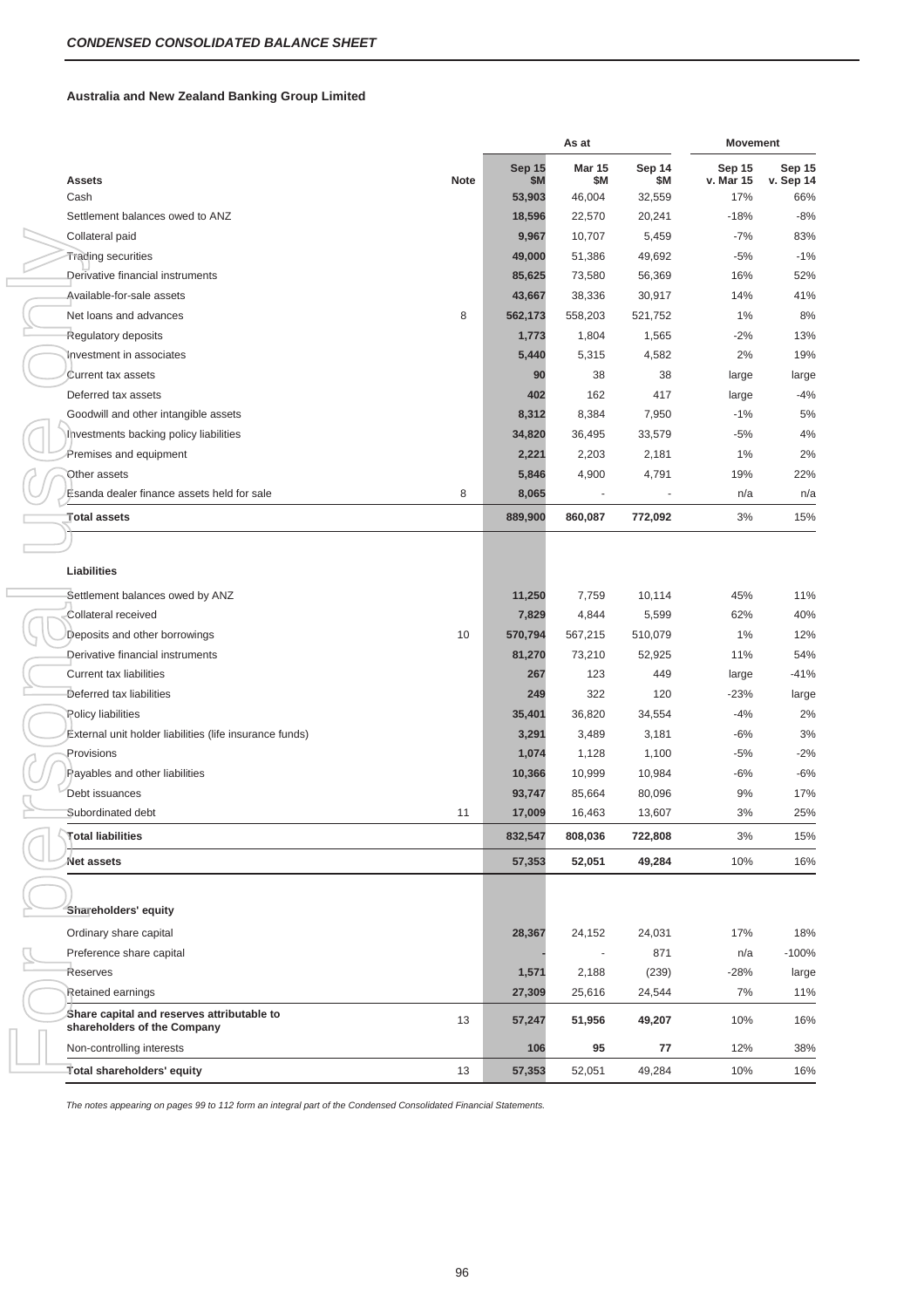## CONDENSED CONSOLIDATED BALANCE SHEET

### Australia and New Zealand Banking Group Limited

| | | As at | | | Movement | |
|---|---|---|---|---|---|---|
| **Assets** | **Note** | **Sep 15 $M** | **Mar 15 $M** | **Sep 14 $M** | **Sep 15 v. Mar 15** | **Sep 15 v. Sep 14** |
| Cash | | **53,903** | 46,004 | 32,559 | 17% | 66% |
| Settlement balances owed to ANZ | | **18,596** | 22,570 | 20,241 | -18% | -8% |
| Collateral paid | | **9,967** | 10,707 | 5,459 | -7% | 83% |
| Trading securities | | **49,000** | 51,386 | 49,692 | -5% | -1% |
| Derivative financial instruments | | **85,625** | 73,580 | 56,369 | 16% | 52% |
| Available-for-sale assets | | **43,667** | 38,336 | 30,917 | 14% | 41% |
| Net loans and advances | 8 | **562,173** | 558,203 | 521,752 | 1% | 8% |
| Regulatory deposits | | **1,773** | 1,804 | 1,565 | -2% | 13% |
| Investment in associates | | **5,440** | 5,315 | 4,582 | 2% | 19% |
| Current tax assets | | **90** | 38 | 38 | large | large |
| Deferred tax assets | | **402** | 162 | 417 | large | -4% |
| Goodwill and other intangible assets | | **8,312** | 8,384 | 7,950 | -1% | 5% |
| Investments backing policy liabilities | | **34,820** | 36,495 | 33,579 | -5% | 4% |
| Premises and equipment | | **2,221** | 2,203 | 2,181 | 1% | 2% |
| Other assets | | **5,846** | 4,900 | 4,791 | 19% | 22% |
| Esanda dealer finance assets held for sale | 8 | **8,065** | - | - | n/a | n/a |
| **Total assets** | | **889,900** | **860,087** | **772,092** | 3% | 15% |
| | | | | | | |
| **Liabilities** | | | | | | |
| Settlement balances owed by ANZ | | **11,250** | 7,759 | 10,114 | 45% | 11% |
| Collateral received | | **7,829** | 4,844 | 5,599 | 62% | 40% |
| Deposits and other borrowings | 10 | **570,794** | 567,215 | 510,079 | 1% | 12% |
| Derivative financial instruments | | **81,270** | 73,210 | 52,925 | 11% | 54% |
| Current tax liabilities | | **267** | 123 | 449 | large | -41% |
| Deferred tax liabilities | | **249** | 322 | 120 | -23% | large |
| Policy liabilities | | **35,401** | 36,820 | 34,554 | -4% | 2% |
| External unit holder liabilities (life insurance funds) | | **3,291** | 3,489 | 3,181 | -6% | 3% |
| Provisions | | **1,074** | 1,128 | 1,100 | -5% | -2% |
| Payables and other liabilities | | **10,366** | 10,999 | 10,984 | -6% | -6% |
| Debt issuances | | **93,747** | 85,664 | 80,096 | 9% | 17% |
| Subordinated debt | 11 | **17,009** | 16,463 | 13,607 | 3% | 25% |
| **Total liabilities** | | **832,547** | **808,036** | **722,808** | 3% | 15% |
| **Net assets** | | **57,353** | **52,051** | **49,284** | 10% | 16% |
| | | | | | | |
| **Shareholders' equity** | | | | | | |
| Ordinary share capital | | **28,367** | 24,152 | 24,031 | 17% | 18% |
| Preference share capital | | **-** | - | 871 | n/a | -100% |
| Reserves | | **1,571** | 2,188 | (239) | -28% | large |
| Retained earnings | | **27,309** | 25,616 | 24,544 | 7% | 11% |
| **Share capital and reserves attributable to shareholders of the Company** | 13 | **57,247** | **51,956** | **49,207** | 10% | 16% |
| Non-controlling interests | | **106** | **95** | **77** | 12% | 38% |
| **Total shareholders' equity** | 13 | **57,353** | 52,051 | 49,284 | 10% | 16% |

*The notes appearing on pages 99 to 112 form an integral part of the Condensed Consolidated Financial Statements.*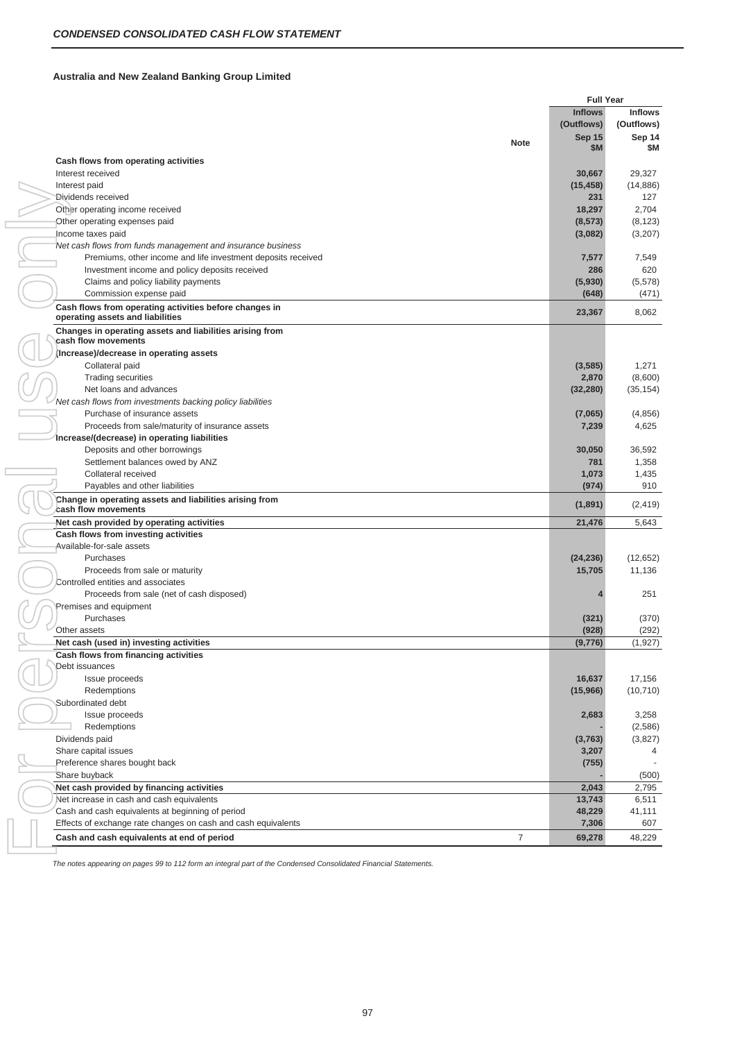## CONDENSED CONSOLIDATED CASH FLOW STATEMENT

**Australia and New Zealand Banking Group Limited**

| | Note | Full Year Inflows (Outflows) Sep 15 $M | Full Year Inflows (Outflows) Sep 14 $M |
|---|---|---|---|
| **Cash flows from operating activities** | | | |
| Interest received | | **30,667** | 29,327 |
| Interest paid | | **(15,458)** | (14,886) |
| Dividends received | | **231** | 127 |
| Other operating income received | | **18,297** | 2,704 |
| Other operating expenses paid | | **(8,573)** | (8,123) |
| Income taxes paid | | **(3,082)** | (3,207) |
| *Net cash flows from funds management and insurance business* | | | |
| Premiums, other income and life investment deposits received | | **7,577** | 7,549 |
| Investment income and policy deposits received | | **286** | 620 |
| Claims and policy liability payments | | **(5,930)** | (5,578) |
| Commission expense paid | | **(648)** | (471) |
| **Cash flows from operating activities before changes in operating assets and liabilities** | | **23,367** | 8,062 |
| **Changes in operating assets and liabilities arising from cash flow movements** | | | |
| **(Increase)/decrease in operating assets** | | | |
| Collateral paid | | **(3,585)** | 1,271 |
| Trading securities | | **2,870** | (8,600) |
| Net loans and advances | | **(32,280)** | (35,154) |
| *Net cash flows from investments backing policy liabilities* | | | |
| Purchase of insurance assets | | **(7,065)** | (4,856) |
| Proceeds from sale/maturity of insurance assets | | **7,239** | 4,625 |
| **Increase/(decrease) in operating liabilities** | | | |
| Deposits and other borrowings | | **30,050** | 36,592 |
| Settlement balances owed by ANZ | | **781** | 1,358 |
| Collateral received | | **1,073** | 1,435 |
| Payables and other liabilities | | **(974)** | 910 |
| **Change in operating assets and liabilities arising from cash flow movements** | | **(1,891)** | (2,419) |
| **Net cash provided by operating activities** | | **21,476** | 5,643 |
| **Cash flows from investing activities** | | | |
| Available-for-sale assets | | | |
| Purchases | | **(24,236)** | (12,652) |
| Proceeds from sale or maturity | | **15,705** | 11,136 |
| Controlled entities and associates | | | |
| Proceeds from sale (net of cash disposed) | | **4** | 251 |
| Premises and equipment | | | |
| Purchases | | **(321)** | (370) |
| Other assets | | **(928)** | (292) |
| **Net cash (used in) investing activities** | | **(9,776)** | (1,927) |
| **Cash flows from financing activities** | | | |
| Debt issuances | | | |
| Issue proceeds | | **16,637** | 17,156 |
| Redemptions | | **(15,966)** | (10,710) |
| Subordinated debt | | | |
| Issue proceeds | | **2,683** | 3,258 |
| Redemptions | | **-** | (2,586) |
| Dividends paid | | **(3,763)** | (3,827) |
| Share capital issues | | **3,207** | 4 |
| Preference shares bought back | | **(755)** | - |
| Share buyback | | **-** | (500) |
| **Net cash provided by financing activities** | | **2,043** | 2,795 |
| Net increase in cash and cash equivalents | | **13,743** | 6,511 |
| Cash and cash equivalents at beginning of period | | **48,229** | 41,111 |
| Effects of exchange rate changes on cash and cash equivalents | | **7,306** | 607 |
| **Cash and cash equivalents at end of period** | 7 | **69,278** | 48,229 |

*The notes appearing on pages 99 to 112 form an integral part of the Condensed Consolidated Financial Statements.*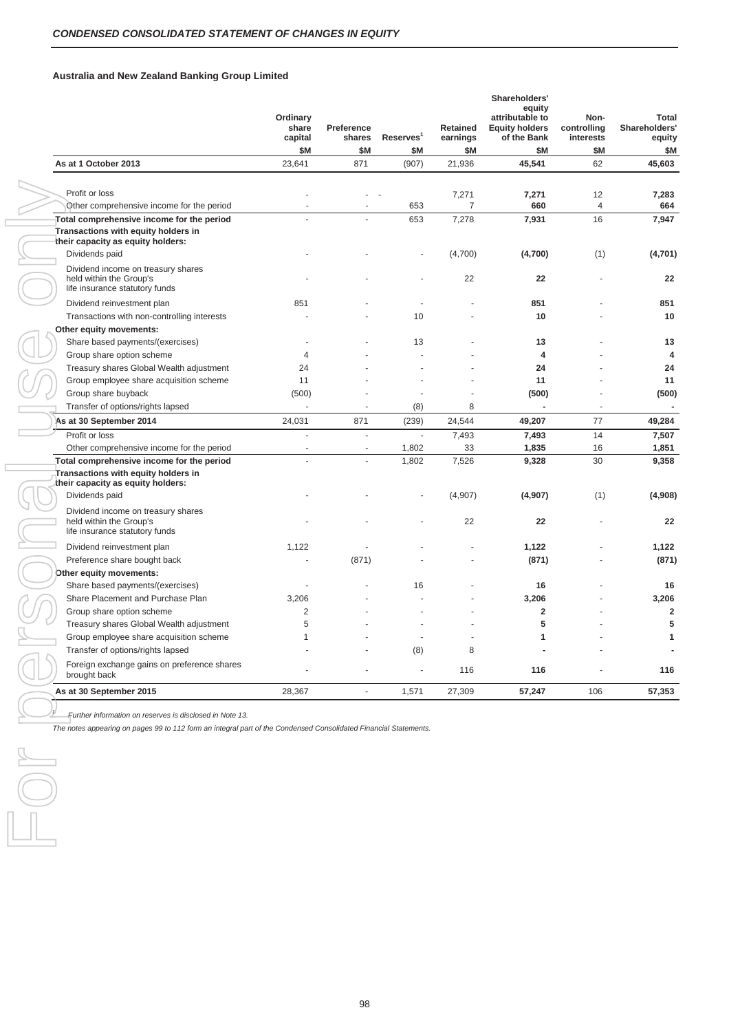## *CONDENSED CONSOLIDATED STATEMENT OF CHANGES IN EQUITY*

### Australia and New Zealand Banking Group Limited

| | Ordinary share capital | Preference shares | Reserves[1] | Retained earnings | Shareholders' equity attributable to Equity holders of the Bank | Non-controlling interests | Total Shareholders' equity |
|---|---|---|---|---|---|---|---|
| | $M | $M | $M | $M | $M | $M | $M |
| **As at 1 October 2013** | 23,641 | 871 | (907) | 21,936 | **45,541** | 62 | **45,603** |
| Profit or loss | - | - | - | 7,271 | **7,271** | 12 | **7,283** |
| Other comprehensive income for the period | - | - | 653 | 7 | **660** | 4 | **664** |
| **Total comprehensive income for the period** | - | - | 653 | 7,278 | **7,931** | 16 | **7,947** |
| **Transactions with equity holders in their capacity as equity holders:** | | | | | | | |
| Dividends paid | - | - | - | (4,700) | **(4,700)** | (1) | **(4,701)** |
| Dividend income on treasury shares held within the Group's life insurance statutory funds | - | - | - | 22 | **22** | - | **22** |
| Dividend reinvestment plan | 851 | - | - | - | **851** | - | **851** |
| Transactions with non-controlling interests | - | - | 10 | - | **10** | - | **10** |
| **Other equity movements:** | | | | | | | |
| Share based payments/(exercises) | - | - | 13 | - | **13** | - | **13** |
| Group share option scheme | 4 | - | - | - | **4** | - | **4** |
| Treasury shares Global Wealth adjustment | 24 | - | - | - | **24** | - | **24** |
| Group employee share acquisition scheme | 11 | - | - | - | **11** | - | **11** |
| Group share buyback | (500) | - | - | - | **(500)** | - | **(500)** |
| Transfer of options/rights lapsed | - | - | (8) | 8 | **-** | - | **-** |
| **As at 30 September 2014** | 24,031 | 871 | (239) | 24,544 | **49,207** | 77 | **49,284** |
| Profit or loss | - | - | - | 7,493 | **7,493** | 14 | **7,507** |
| Other comprehensive income for the period | - | - | 1,802 | 33 | **1,835** | 16 | **1,851** |
| **Total comprehensive income for the period** | - | - | 1,802 | 7,526 | **9,328** | 30 | **9,358** |
| **Transactions with equity holders in their capacity as equity holders:** | | | | | | | |
| Dividends paid | - | - | - | (4,907) | **(4,907)** | (1) | **(4,908)** |
| Dividend income on treasury shares held within the Group's life insurance statutory funds | - | - | - | 22 | **22** | - | **22** |
| Dividend reinvestment plan | 1,122 | - | - | - | **1,122** | - | **1,122** |
| Preference share bought back | - | (871) | - | - | **(871)** | - | **(871)** |
| **Other equity movements:** | | | | | | | |
| Share based payments/(exercises) | - | - | 16 | - | **16** | - | **16** |
| Share Placement and Purchase Plan | 3,206 | - | - | - | **3,206** | - | **3,206** |
| Group share option scheme | 2 | - | - | - | **2** | - | **2** |
| Treasury shares Global Wealth adjustment | 5 | - | - | - | **5** | - | **5** |
| Group employee share acquisition scheme | 1 | - | - | - | **1** | - | **1** |
| Transfer of options/rights lapsed | - | - | (8) | 8 | **-** | - | **-** |
| Foreign exchange gains on preference shares brought back | - | - | - | 116 | **116** | - | **116** |
| **As at 30 September 2015** | 28,367 | - | 1,571 | 27,309 | **57,247** | 106 | **57,353** |

[1] *Further information on reserves is disclosed in Note 13.*

*The notes appearing on pages 99 to 112 form an integral part of the Condensed Consolidated Financial Statements.*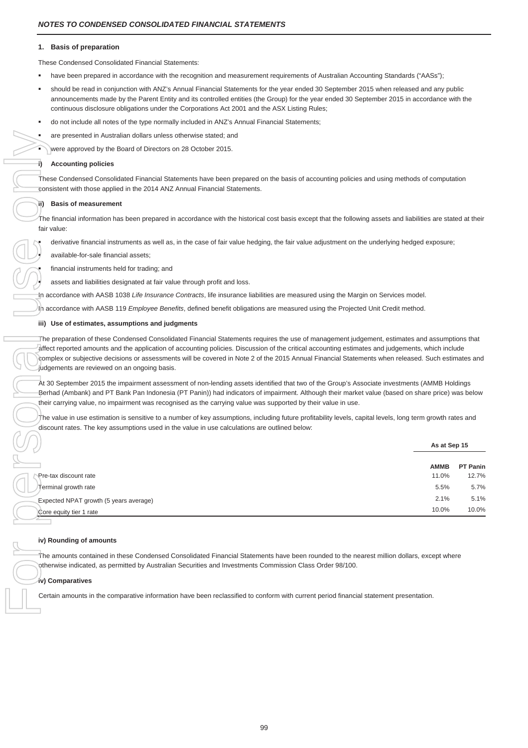## NOTES TO CONDENSED CONSOLIDATED FINANCIAL STATEMENTS

### 1. Basis of preparation

These Condensed Consolidated Financial Statements:

- have been prepared in accordance with the recognition and measurement requirements of Australian Accounting Standards ("AASs");
- should be read in conjunction with ANZ's Annual Financial Statements for the year ended 30 September 2015 when released and any public announcements made by the Parent Entity and its controlled entities (the Group) for the year ended 30 September 2015 in accordance with the continuous disclosure obligations under the Corporations Act 2001 and the ASX Listing Rules;
- do not include all notes of the type normally included in ANZ's Annual Financial Statements;
- are presented in Australian dollars unless otherwise stated; and
- were approved by the Board of Directors on 28 October 2015.

#### i) Accounting policies

These Condensed Consolidated Financial Statements have been prepared on the basis of accounting policies and using methods of computation consistent with those applied in the 2014 ANZ Annual Financial Statements.

#### ii) Basis of measurement

The financial information has been prepared in accordance with the historical cost basis except that the following assets and liabilities are stated at their fair value:

- derivative financial instruments as well as, in the case of fair value hedging, the fair value adjustment on the underlying hedged exposure;
- available-for-sale financial assets;
- financial instruments held for trading; and
- assets and liabilities designated at fair value through profit and loss.

In accordance with AASB 1038 *Life Insurance Contracts*, life insurance liabilities are measured using the Margin on Services model.

In accordance with AASB 119 *Employee Benefits*, defined benefit obligations are measured using the Projected Unit Credit method.

#### iii) Use of estimates, assumptions and judgments

The preparation of these Condensed Consolidated Financial Statements requires the use of management judgement, estimates and assumptions that affect reported amounts and the application of accounting policies. Discussion of the critical accounting estimates and judgements, which include complex or subjective decisions or assessments will be covered in Note 2 of the 2015 Annual Financial Statements when released. Such estimates and judgements are reviewed on an ongoing basis.

At 30 September 2015 the impairment assessment of non-lending assets identified that two of the Group's Associate investments (AMMB Holdings Berhad (Ambank) and PT Bank Pan Indonesia (PT Panin)) had indicators of impairment. Although their market value (based on share price) was below their carrying value, no impairment was recognised as the carrying value was supported by their value in use.

The value in use estimation is sensitive to a number of key assumptions, including future profitability levels, capital levels, long term growth rates and discount rates. The key assumptions used in the value in use calculations are outlined below:

| | As at Sep 15 | |
|---|---|---|
| | **AMMB** | **PT Panin** |
| Pre-tax discount rate | 11.0% | 12.7% |
| Terminal growth rate | 5.5% | 5.7% |
| Expected NPAT growth (5 years average) | 2.1% | 5.1% |
| Core equity tier 1 rate | 10.0% | 10.0% |

#### iv) Rounding of amounts

The amounts contained in these Condensed Consolidated Financial Statements have been rounded to the nearest million dollars, except where otherwise indicated, as permitted by Australian Securities and Investments Commission Class Order 98/100.

#### iv) Comparatives

Certain amounts in the comparative information have been reclassified to conform with current period financial statement presentation.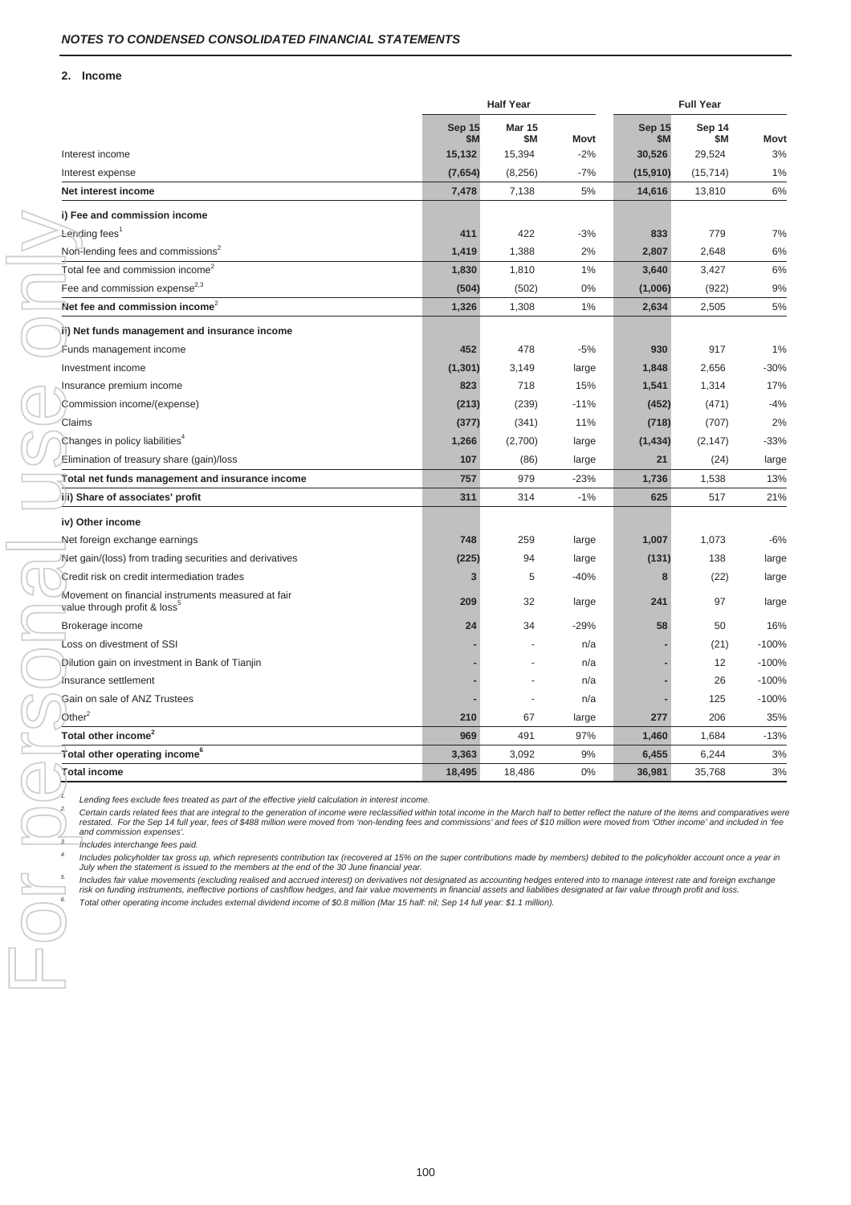## NOTES TO CONDENSED CONSOLIDATED FINANCIAL STATEMENTS

### 2. Income

| | Half Year | | | Full Year | | |
|---|---|---|---|---|---|---|
| | Sep 15 $M | Mar 15 $M | Movt | Sep 15 $M | Sep 14 $M | Movt |
| Interest income | 15,132 | 15,394 | -2% | 30,526 | 29,524 | 3% |
| Interest expense | (7,654) | (8,256) | -7% | (15,910) | (15,714) | 1% |
| **Net interest income** | 7,478 | 7,138 | 5% | 14,616 | 13,810 | 6% |
| **i) Fee and commission income** | | | | | | |
| Lending fees[1] | 411 | 422 | -3% | 833 | 779 | 7% |
| Non-lending fees and commissions[2] | 1,419 | 1,388 | 2% | 2,807 | 2,648 | 6% |
| Total fee and commission income[2] | 1,830 | 1,810 | 1% | 3,640 | 3,427 | 6% |
| Fee and commission expense[2,3] | (504) | (502) | 0% | (1,006) | (922) | 9% |
| **Net fee and commission income[2]** | 1,326 | 1,308 | 1% | 2,634 | 2,505 | 5% |
| **ii) Net funds management and insurance income** | | | | | | |
| Funds management income | 452 | 478 | -5% | 930 | 917 | 1% |
| Investment income | (1,301) | 3,149 | large | 1,848 | 2,656 | -30% |
| Insurance premium income | 823 | 718 | 15% | 1,541 | 1,314 | 17% |
| Commission income/(expense) | (213) | (239) | -11% | (452) | (471) | -4% |
| Claims | (377) | (341) | 11% | (718) | (707) | 2% |
| Changes in policy liabilities[4] | 1,266 | (2,700) | large | (1,434) | (2,147) | -33% |
| Elimination of treasury share (gain)/loss | 107 | (86) | large | 21 | (24) | large |
| **Total net funds management and insurance income** | 757 | 979 | -23% | 1,736 | 1,538 | 13% |
| **iii) Share of associates' profit** | 311 | 314 | -1% | 625 | 517 | 21% |
| **iv) Other income** | | | | | | |
| Net foreign exchange earnings | 748 | 259 | large | 1,007 | 1,073 | -6% |
| Net gain/(loss) from trading securities and derivatives | (225) | 94 | large | (131) | 138 | large |
| Credit risk on credit intermediation trades | 3 | 5 | -40% | 8 | (22) | large |
| Movement on financial instruments measured at fair value through profit & loss[5] | 209 | 32 | large | 241 | 97 | large |
| Brokerage income | 24 | 34 | -29% | 58 | 50 | 16% |
| Loss on divestment of SSI | - | - | n/a | - | (21) | -100% |
| Dilution gain on investment in Bank of Tianjin | - | - | n/a | - | 12 | -100% |
| Insurance settlement | - | - | n/a | - | 26 | -100% |
| Gain on sale of ANZ Trustees | - | - | n/a | - | 125 | -100% |
| Other[2] | 210 | 67 | large | 277 | 206 | 35% |
| **Total other income[2]** | 969 | 491 | 97% | 1,460 | 1,684 | -13% |
| **Total other operating income[6]** | 3,363 | 3,092 | 9% | 6,455 | 6,244 | 3% |
| **Total income** | 18,495 | 18,486 | 0% | 36,981 | 35,768 | 3% |

1. *Lending fees exclude fees treated as part of the effective yield calculation in interest income.*
2. *Certain cards related fees that are integral to the generation of income were reclassified within total income in the March half to better reflect the nature of the items and comparatives were restated. For the Sep 14 full year, fees of $488 million were moved from 'non-lending fees and commissions' and fees of $10 million were moved from 'Other income' and included in 'fee and commission expenses'.*
3. *Includes interchange fees paid.*
4. *Includes policyholder tax gross up, which represents contribution tax (recovered at 15% on the super contributions made by members) debited to the policyholder account once a year in July when the statement is issued to the members at the end of the 30 June financial year.*
5. *Includes fair value movements (excluding realised and accrued interest) on derivatives not designated as accounting hedges entered into to manage interest rate and foreign exchange risk on funding instruments, ineffective portions of cashflow hedges, and fair value movements in financial assets and liabilities designated at fair value through profit and loss.*
6. *Total other operating income includes external dividend income of $0.8 million (Mar 15 half: nil; Sep 14 full year: $1.1 million).*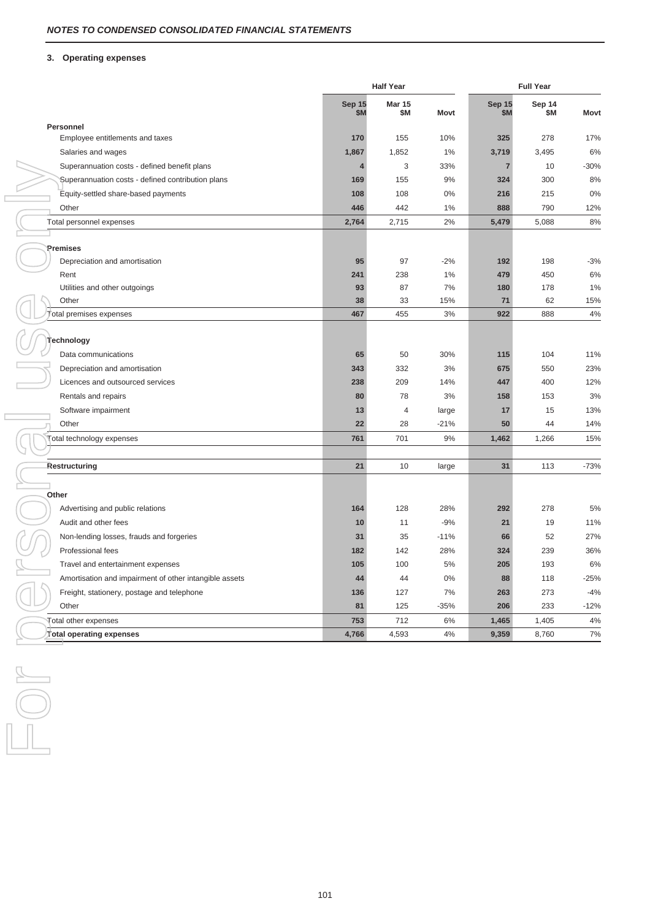*NOTES TO CONDENSED CONSOLIDATED FINANCIAL STATEMENTS*

### 3. Operating expenses

| | Half Year | | | Full Year | | |
|---|---|---|---|---|---|---|
| | **Sep 15 $M** | Mar 15 $M | Movt | **Sep 15 $M** | Sep 14 $M | Movt |
| **Personnel** | | | | | | |
| Employee entitlements and taxes | **170** | 155 | 10% | **325** | 278 | 17% |
| Salaries and wages | **1,867** | 1,852 | 1% | **3,719** | 3,495 | 6% |
| Superannuation costs - defined benefit plans | **4** | 3 | 33% | **7** | 10 | -30% |
| Superannuation costs - defined contribution plans | **169** | 155 | 9% | **324** | 300 | 8% |
| Equity-settled share-based payments | **108** | 108 | 0% | **216** | 215 | 0% |
| Other | **446** | 442 | 1% | **888** | 790 | 12% |
| Total personnel expenses | **2,764** | 2,715 | 2% | **5,479** | 5,088 | 8% |
| **Premises** | | | | | | |
| Depreciation and amortisation | **95** | 97 | -2% | **192** | 198 | -3% |
| Rent | **241** | 238 | 1% | **479** | 450 | 6% |
| Utilities and other outgoings | **93** | 87 | 7% | **180** | 178 | 1% |
| Other | **38** | 33 | 15% | **71** | 62 | 15% |
| Total premises expenses | **467** | 455 | 3% | **922** | 888 | 4% |
| **Technology** | | | | | | |
| Data communications | **65** | 50 | 30% | **115** | 104 | 11% |
| Depreciation and amortisation | **343** | 332 | 3% | **675** | 550 | 23% |
| Licences and outsourced services | **238** | 209 | 14% | **447** | 400 | 12% |
| Rentals and repairs | **80** | 78 | 3% | **158** | 153 | 3% |
| Software impairment | **13** | 4 | large | **17** | 15 | 13% |
| Other | **22** | 28 | -21% | **50** | 44 | 14% |
| Total technology expenses | **761** | 701 | 9% | **1,462** | 1,266 | 15% |
| **Restructuring** | **21** | 10 | large | **31** | 113 | -73% |
| **Other** | | | | | | |
| Advertising and public relations | **164** | 128 | 28% | **292** | 278 | 5% |
| Audit and other fees | **10** | 11 | -9% | **21** | 19 | 11% |
| Non-lending losses, frauds and forgeries | **31** | 35 | -11% | **66** | 52 | 27% |
| Professional fees | **182** | 142 | 28% | **324** | 239 | 36% |
| Travel and entertainment expenses | **105** | 100 | 5% | **205** | 193 | 6% |
| Amortisation and impairment of other intangible assets | **44** | 44 | 0% | **88** | 118 | -25% |
| Freight, stationery, postage and telephone | **136** | 127 | 7% | **263** | 273 | -4% |
| Other | **81** | 125 | -35% | **206** | 233 | -12% |
| Total other expenses | **753** | 712 | 6% | **1,465** | 1,405 | 4% |
| **Total operating expenses** | **4,766** | 4,593 | 4% | **9,359** | 8,760 | 7% |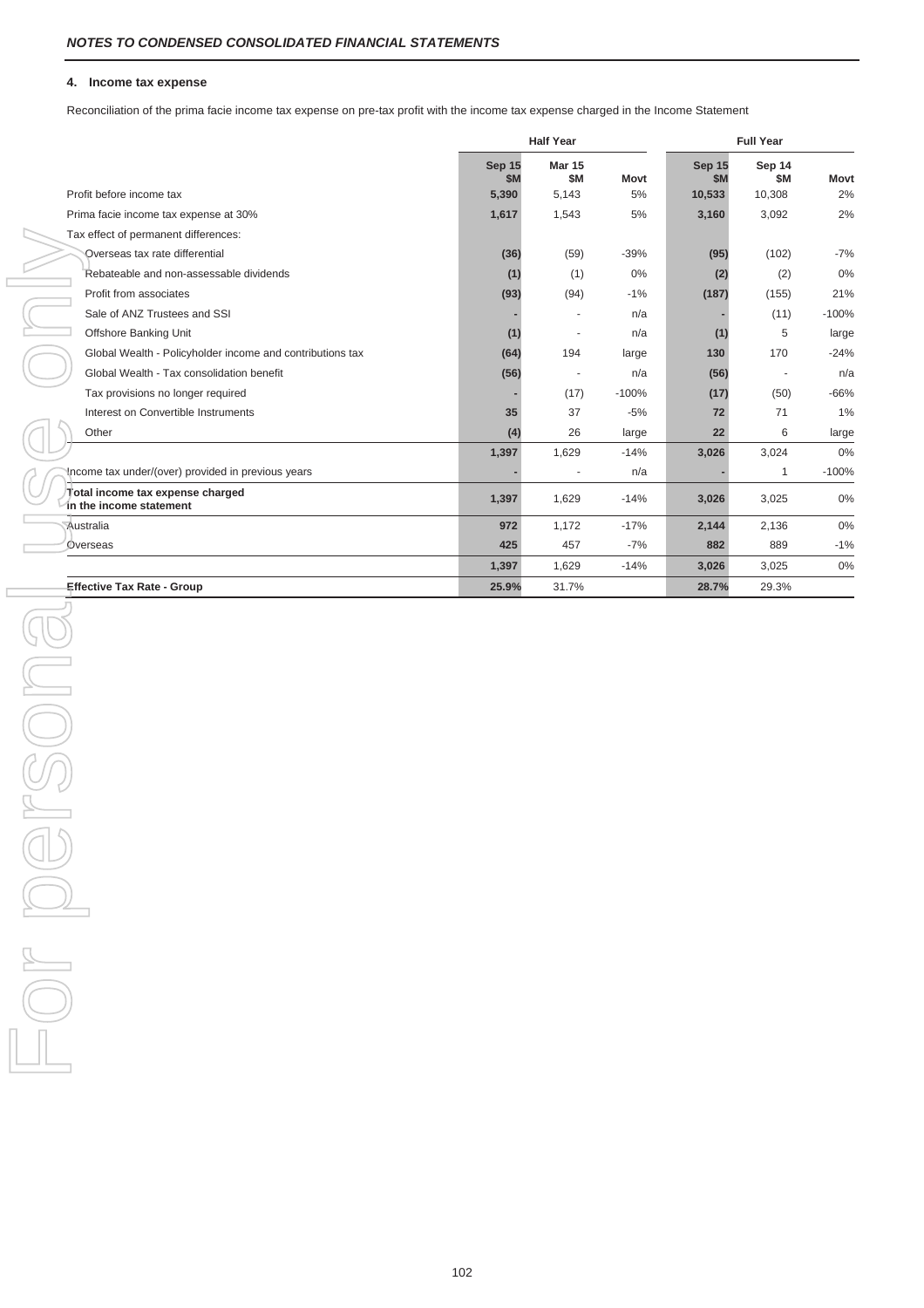*NOTES TO CONDENSED CONSOLIDATED FINANCIAL STATEMENTS*

### 4. Income tax expense

Reconciliation of the prima facie income tax expense on pre-tax profit with the income tax expense charged in the Income Statement

| | Half Year | | | Full Year | | |
|---|---|---|---|---|---|---|
| | Sep 15 $M | Mar 15 $M | Movt | Sep 15 $M | Sep 14 $M | Movt |
| Profit before income tax | 5,390 | 5,143 | 5% | 10,533 | 10,308 | 2% |
| Prima facie income tax expense at 30% | 1,617 | 1,543 | 5% | 3,160 | 3,092 | 2% |
| Tax effect of permanent differences: | | | | | | |
| Overseas tax rate differential | (36) | (59) | -39% | (95) | (102) | -7% |
| Rebateable and non-assessable dividends | (1) | (1) | 0% | (2) | (2) | 0% |
| Profit from associates | (93) | (94) | -1% | (187) | (155) | 21% |
| Sale of ANZ Trustees and SSI | - | - | n/a | - | (11) | -100% |
| Offshore Banking Unit | (1) | - | n/a | (1) | 5 | large |
| Global Wealth - Policyholder income and contributions tax | (64) | 194 | large | 130 | 170 | -24% |
| Global Wealth - Tax consolidation benefit | (56) | - | n/a | (56) | - | n/a |
| Tax provisions no longer required | - | (17) | -100% | (17) | (50) | -66% |
| Interest on Convertible Instruments | 35 | 37 | -5% | 72 | 71 | 1% |
| Other | (4) | 26 | large | 22 | 6 | large |
| | 1,397 | 1,629 | -14% | 3,026 | 3,024 | 0% |
| Income tax under/(over) provided in previous years | - | - | n/a | - | 1 | -100% |
| **Total income tax expense charged in the income statement** | 1,397 | 1,629 | -14% | 3,026 | 3,025 | 0% |
| Australia | 972 | 1,172 | -17% | 2,144 | 2,136 | 0% |
| Overseas | 425 | 457 | -7% | 882 | 889 | -1% |
| | 1,397 | 1,629 | -14% | 3,026 | 3,025 | 0% |
| **Effective Tax Rate - Group** | 25.9% | 31.7% | | 28.7% | 29.3% | |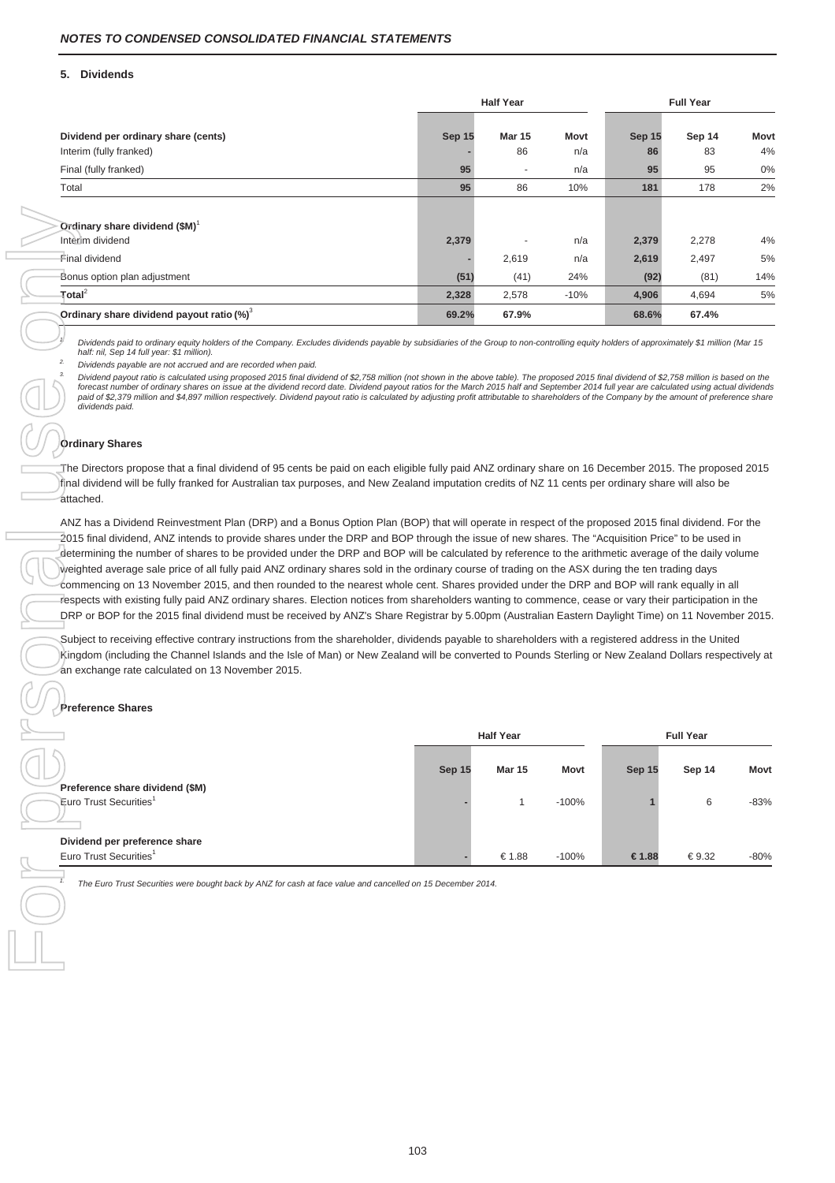## NOTES TO CONDENSED CONSOLIDATED FINANCIAL STATEMENTS

### 5. Dividends

| | Half Year | | | Full Year | | |
|---|---|---|---|---|---|---|
| **Dividend per ordinary share (cents)** | **Sep 15** | **Mar 15** | **Movt** | **Sep 15** | **Sep 14** | **Movt** |
| Interim (fully franked) | - | 86 | n/a | 86 | 83 | 4% |
| Final (fully franked) | 95 | - | n/a | 95 | 95 | 0% |
| Total | 95 | 86 | 10% | 181 | 178 | 2% |
| | | | | | | |
| **Ordinary share dividend ($M)**[1] | | | | | | |
| Interim dividend | 2,379 | - | n/a | 2,379 | 2,278 | 4% |
| Final dividend | - | 2,619 | n/a | 2,619 | 2,497 | 5% |
| Bonus option plan adjustment | (51) | (41) | 24% | (92) | (81) | 14% |
| **Total**[2] | 2,328 | 2,578 | -10% | 4,906 | 4,694 | 5% |
| **Ordinary share dividend payout ratio (%)**[3] | 69.2% | 67.9% | | 68.6% | 67.4% | |

1. *Dividends paid to ordinary equity holders of the Company. Excludes dividends payable by subsidiaries of the Group to non-controlling equity holders of approximately $1 million (Mar 15 half: nil, Sep 14 full year: $1 million).*
2. *Dividends payable are not accrued and are recorded when paid.*
3. *Dividend payout ratio is calculated using proposed 2015 final dividend of $2,758 million (not shown in the above table). The proposed 2015 final dividend of $2,758 million is based on the forecast number of ordinary shares on issue at the dividend record date. Dividend payout ratios for the March 2015 half and September 2014 full year are calculated using actual dividends paid of $2,379 million and $4,897 million respectively. Dividend payout ratio is calculated by adjusting profit attributable to shareholders of the Company by the amount of preference share dividends paid.*

**Ordinary Shares**

The Directors propose that a final dividend of 95 cents be paid on each eligible fully paid ANZ ordinary share on 16 December 2015. The proposed 2015 final dividend will be fully franked for Australian tax purposes, and New Zealand imputation credits of NZ 11 cents per ordinary share will also be attached.

ANZ has a Dividend Reinvestment Plan (DRP) and a Bonus Option Plan (BOP) that will operate in respect of the proposed 2015 final dividend. For the 2015 final dividend, ANZ intends to provide shares under the DRP and BOP through the issue of new shares. The "Acquisition Price" to be used in determining the number of shares to be provided under the DRP and BOP will be calculated by reference to the arithmetic average of the daily volume weighted average sale price of all fully paid ANZ ordinary shares sold in the ordinary course of trading on the ASX during the ten trading days commencing on 13 November 2015, and then rounded to the nearest whole cent. Shares provided under the DRP and BOP will rank equally in all respects with existing fully paid ANZ ordinary shares. Election notices from shareholders wanting to commence, cease or vary their participation in the DRP or BOP for the 2015 final dividend must be received by ANZ's Share Registrar by 5.00pm (Australian Eastern Daylight Time) on 11 November 2015.

Subject to receiving effective contrary instructions from the shareholder, dividends payable to shareholders with a registered address in the United Kingdom (including the Channel Islands and the Isle of Man) or New Zealand will be converted to Pounds Sterling or New Zealand Dollars respectively at an exchange rate calculated on 13 November 2015.

**Preference Shares**

| | Half Year | | | Full Year | | |
|---|---|---|---|---|---|---|
| | **Sep 15** | **Mar 15** | **Movt** | **Sep 15** | **Sep 14** | **Movt** |
| **Preference share dividend ($M)** | | | | | | |
| Euro Trust Securities[1] | - | 1 | -100% | 1 | 6 | -83% |
| | | | | | | |
| **Dividend per preference share** | | | | | | |
| Euro Trust Securities[1] | - | € 1.88 | -100% | € 1.88 | € 9.32 | -80% |

1. *The Euro Trust Securities were bought back by ANZ for cash at face value and cancelled on 15 December 2014.*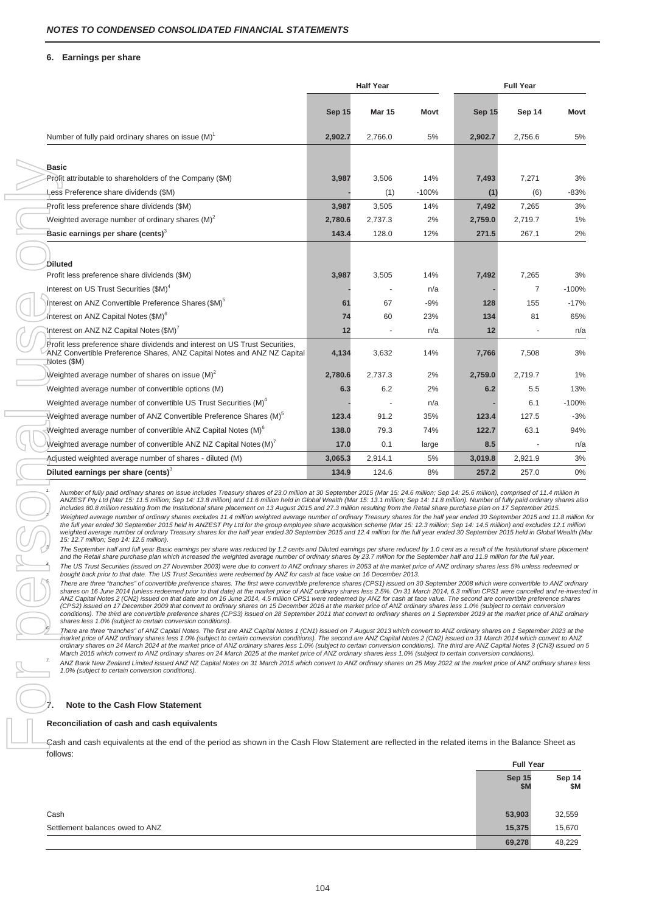*NOTES TO CONDENSED CONSOLIDATED FINANCIAL STATEMENTS*

### 6. Earnings per share

| | Half Year | | | Full Year | | |
|---|---|---|---|---|---|---|
| | **Sep 15** | **Mar 15** | **Movt** | **Sep 15** | **Sep 14** | **Movt** |
| Number of fully paid ordinary shares on issue (M)[1] | **2,902.7** | 2,766.0 | 5% | **2,902.7** | 2,756.6 | 5% |
| **Basic** | | | | | | |
| Profit attributable to shareholders of the Company ($M) | **3,987** | 3,506 | 14% | **7,493** | 7,271 | 3% |
| Less Preference share dividends ($M) | **-** | (1) | -100% | **(1)** | (6) | -83% |
| Profit less preference share dividends ($M) | **3,987** | 3,505 | 14% | **7,492** | 7,265 | 3% |
| Weighted average number of ordinary shares (M)[2] | **2,780.6** | 2,737.3 | 2% | **2,759.0** | 2,719.7 | 1% |
| **Basic earnings per share (cents)**[3] | **143.4** | 128.0 | 12% | **271.5** | 267.1 | 2% |
| **Diluted** | | | | | | |
| Profit less preference share dividends ($M) | **3,987** | 3,505 | 14% | **7,492** | 7,265 | 3% |
| Interest on US Trust Securities ($M)[4] | **-** | - | n/a | **-** | 7 | -100% |
| Interest on ANZ Convertible Preference Shares ($M)[5] | **61** | 67 | -9% | **128** | 155 | -17% |
| Interest on ANZ Capital Notes ($M)[6] | **74** | 60 | 23% | **134** | 81 | 65% |
| Interest on ANZ NZ Capital Notes ($M)[7] | **12** | - | n/a | **12** | - | n/a |
| Profit less preference share dividends and interest on US Trust Securities, ANZ Convertible Preference Shares, ANZ Capital Notes and ANZ NZ Capital Notes ($M) | **4,134** | 3,632 | 14% | **7,766** | 7,508 | 3% |
| Weighted average number of shares on issue (M)[2] | **2,780.6** | 2,737.3 | 2% | **2,759.0** | 2,719.7 | 1% |
| Weighted average number of convertible options (M) | **6.3** | 6.2 | 2% | **6.2** | 5.5 | 13% |
| Weighted average number of convertible US Trust Securities (M)[4] | **-** | - | n/a | **-** | 6.1 | -100% |
| Weighted average number of ANZ Convertible Preference Shares (M)[5] | **123.4** | 91.2 | 35% | **123.4** | 127.5 | -3% |
| Weighted average number of convertible ANZ Capital Notes (M)[6] | **138.0** | 79.3 | 74% | **122.7** | 63.1 | 94% |
| Weighted average number of convertible ANZ NZ Capital Notes (M)[7] | **17.0** | 0.1 | large | **8.5** | - | n/a |
| Adjusted weighted average number of shares - diluted (M) | **3,065.3** | 2,914.1 | 5% | **3,019.8** | 2,921.9 | 3% |
| **Diluted earnings per share (cents)**[3] | **134.9** | 124.6 | 8% | **257.2** | 257.0 | 0% |

1. *Number of fully paid ordinary shares on issue includes Treasury shares of 23.0 million at 30 September 2015 (Mar 15: 24.6 million; Sep 14: 25.6 million), comprised of 11.4 million in ANZEST Pty Ltd (Mar 15: 11.5 million; Sep 14: 13.8 million) and 11.6 million held in Global Wealth (Mar 15: 13.1 million; Sep 14: 11.8 million). Number of fully paid ordinary shares also includes 80.8 million resulting from the Institutional share placement on 13 August 2015 and 27.3 million resulting from the Retail share purchase plan on 17 September 2015.*
2. *Weighted average number of ordinary shares excludes 11.4 million weighted average number of ordinary Treasury shares for the half year ended 30 September 2015 and 11.8 million for the full year ended 30 September 2015 held in ANZEST Pty Ltd for the group employee share acquisition scheme (Mar 15: 12.3 million; Sep 14: 14.5 million) and excludes 12.1 million weighted average number of ordinary Treasury shares for the half year ended 30 September 2015 and 12.4 million for the full year ended 30 September 2015 held in Global Wealth (Mar 15: 12.7 million; Sep 14: 12.5 million).*
3. *The September half and full year Basic earnings per share was reduced by 1.2 cents and Diluted earnings per share reduced by 1.0 cent as a result of the Institutional share placement and the Retail share purchase plan which increased the weighted average number of ordinary shares by 23.7 million for the September half and 11.9 million for the full year.*
4. *The US Trust Securities (issued on 27 November 2003) were due to convert to ANZ ordinary shares in 2053 at the market price of ANZ ordinary shares less 5% unless redeemed or bought back prior to that date. The US Trust Securities were redeemed by ANZ for cash at face value on 16 December 2013.*
5. *There are three "tranches" of convertible preference shares. The first were convertible preference shares (CPS1) issued on 30 September 2008 which were convertible to ANZ ordinary shares on 16 June 2014 (unless redeemed prior to that date) at the market price of ANZ ordinary shares less 2.5%. On 31 March 2014, 6.3 million CPS1 were cancelled and re-invested in ANZ Capital Notes 2 (CN2) issued on that date and on 16 June 2014, 4.5 million CPS1 were redeemed by ANZ for cash at face value. The second are convertible preference shares (CPS2) issued on 17 December 2009 that convert to ordinary shares on 15 December 2016 at the market price of ANZ ordinary shares less 1.0% (subject to certain conversion conditions). The third are convertible preference shares (CPS3) issued on 28 September 2011 that convert to ordinary shares on 1 September 2019 at the market price of ANZ ordinary shares less 1.0% (subject to certain conversion conditions).*
6. *There are three "tranches" of ANZ Capital Notes. The first are ANZ Capital Notes 1 (CN1) issued on 7 August 2013 which convert to ANZ ordinary shares on 1 September 2023 at the market price of ANZ ordinary shares less 1.0% (subject to certain conversion conditions). The second are ANZ Capital Notes 2 (CN2) issued on 31 March 2014 which convert to ANZ ordinary shares on 24 March 2024 at the market price of ANZ ordinary shares less 1.0% (subject to certain conversion conditions). The third are ANZ Capital Notes 3 (CN3) issued on 5 March 2015 which convert to ANZ ordinary shares on 24 March 2025 at the market price of ANZ ordinary shares less 1.0% (subject to certain conversion conditions).*
7. *ANZ Bank New Zealand Limited issued ANZ NZ Capital Notes on 31 March 2015 which convert to ANZ ordinary shares on 25 May 2022 at the market price of ANZ ordinary shares less 1.0% (subject to certain conversion conditions).*

### 7. Note to the Cash Flow Statement

#### Reconciliation of cash and cash equivalents

Cash and cash equivalents at the end of the period as shown in the Cash Flow Statement are reflected in the related items in the Balance Sheet as follows:

| | Full Year | |
|---|---|---|
| | **Sep 15 $M** | **Sep 14 $M** |
| Cash | **53,903** | 32,559 |
| Settlement balances owed to ANZ | **15,375** | 15,670 |
| | **69,278** | 48,229 |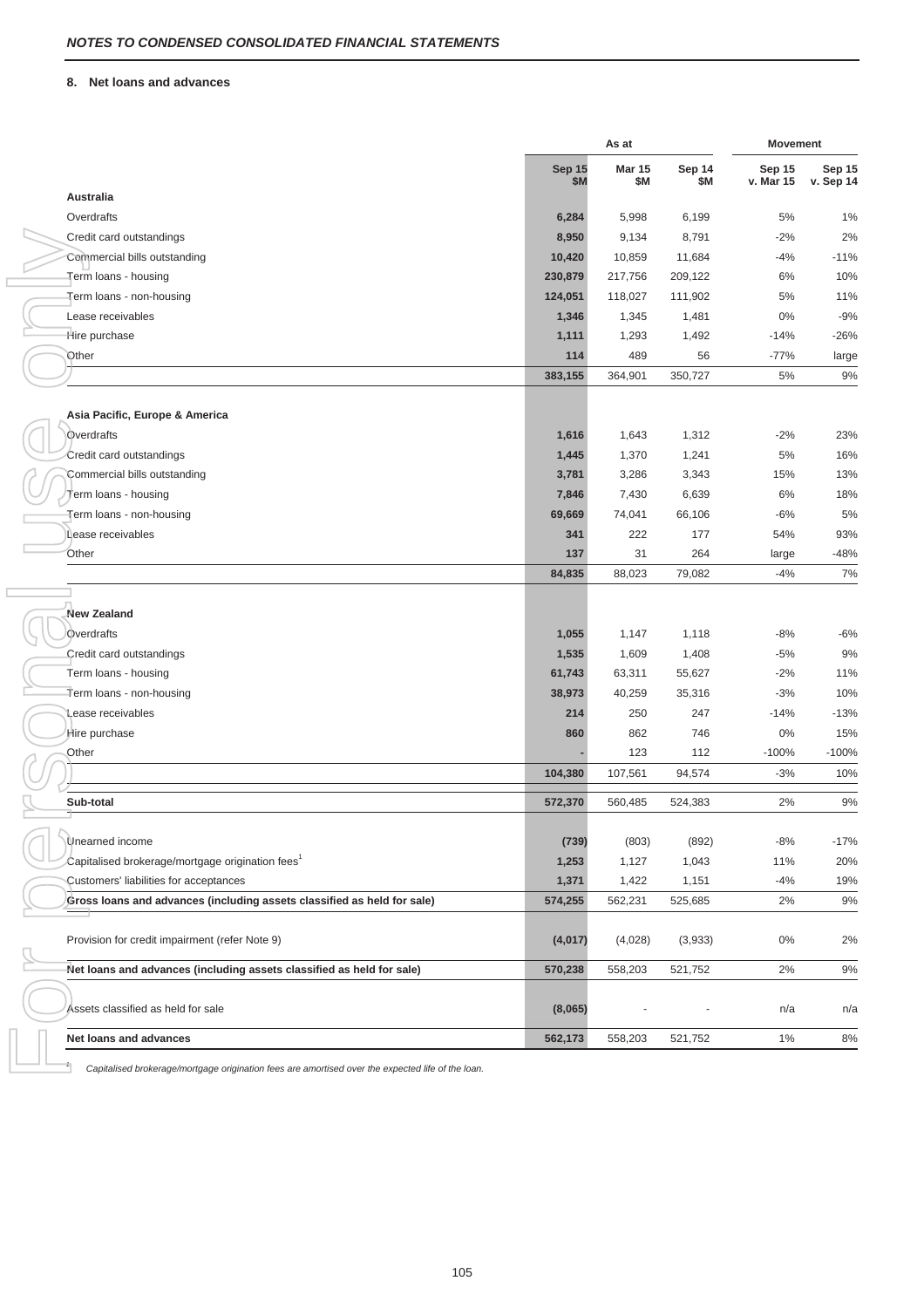## 8. Net loans and advances

| | As at | | | Movement | |
|---|---|---|---|---|---|
| | Sep 15 $M | Mar 15 $M | Sep 14 $M | Sep 15 v. Mar 15 | Sep 15 v. Sep 14 |
| **Australia** | | | | | |
| Overdrafts | **6,284** | 5,998 | 6,199 | 5% | 1% |
| Credit card outstandings | **8,950** | 9,134 | 8,791 | -2% | 2% |
| Commercial bills outstanding | **10,420** | 10,859 | 11,684 | -4% | -11% |
| Term loans - housing | **230,879** | 217,756 | 209,122 | 6% | 10% |
| Term loans - non-housing | **124,051** | 118,027 | 111,902 | 5% | 11% |
| Lease receivables | **1,346** | 1,345 | 1,481 | 0% | -9% |
| Hire purchase | **1,111** | 1,293 | 1,492 | -14% | -26% |
| Other | **114** | 489 | 56 | -77% | large |
| | **383,155** | 364,901 | 350,727 | 5% | 9% |
| **Asia Pacific, Europe & America** | | | | | |
| Overdrafts | **1,616** | 1,643 | 1,312 | -2% | 23% |
| Credit card outstandings | **1,445** | 1,370 | 1,241 | 5% | 16% |
| Commercial bills outstanding | **3,781** | 3,286 | 3,343 | 15% | 13% |
| Term loans - housing | **7,846** | 7,430 | 6,639 | 6% | 18% |
| Term loans - non-housing | **69,669** | 74,041 | 66,106 | -6% | 5% |
| Lease receivables | **341** | 222 | 177 | 54% | 93% |
| Other | **137** | 31 | 264 | large | -48% |
| | **84,835** | 88,023 | 79,082 | -4% | 7% |
| **New Zealand** | | | | | |
| Overdrafts | **1,055** | 1,147 | 1,118 | -8% | -6% |
| Credit card outstandings | **1,535** | 1,609 | 1,408 | -5% | 9% |
| Term loans - housing | **61,743** | 63,311 | 55,627 | -2% | 11% |
| Term loans - non-housing | **38,973** | 40,259 | 35,316 | -3% | 10% |
| Lease receivables | **214** | 250 | 247 | -14% | -13% |
| Hire purchase | **860** | 862 | 746 | 0% | 15% |
| Other | **-** | 123 | 112 | -100% | -100% |
| | **104,380** | 107,561 | 94,574 | -3% | 10% |
| **Sub-total** | **572,370** | 560,485 | 524,383 | 2% | 9% |
| Unearned income | **(739)** | (803) | (892) | -8% | -17% |
| Capitalised brokerage/mortgage origination fees[1] | **1,253** | 1,127 | 1,043 | 11% | 20% |
| Customers' liabilities for acceptances | **1,371** | 1,422 | 1,151 | -4% | 19% |
| **Gross loans and advances (including assets classified as held for sale)** | **574,255** | 562,231 | 525,685 | 2% | 9% |
| Provision for credit impairment (refer Note 9) | **(4,017)** | (4,028) | (3,933) | 0% | 2% |
| **Net loans and advances (including assets classified as held for sale)** | **570,238** | 558,203 | 521,752 | 2% | 9% |
| Assets classified as held for sale | **(8,065)** | - | - | n/a | n/a |
| **Net loans and advances** | **562,173** | 558,203 | 521,752 | 1% | 8% |

[1] *Capitalised brokerage/mortgage origination fees are amortised over the expected life of the loan.*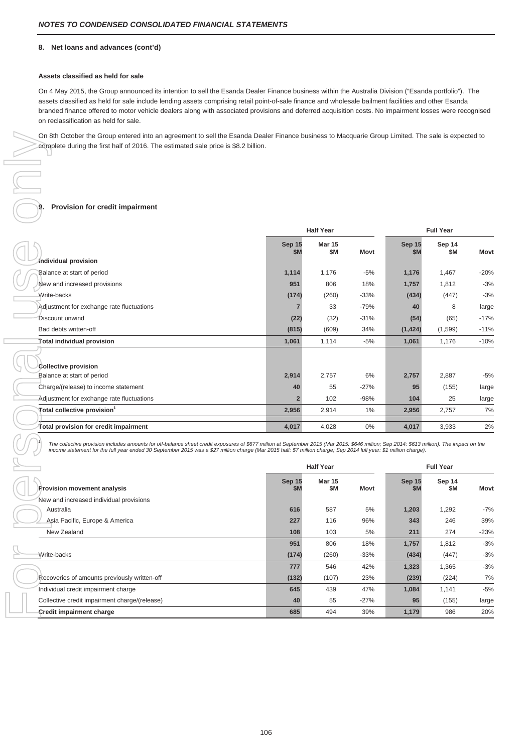## NOTES TO CONDENSED CONSOLIDATED FINANCIAL STATEMENTS

### 8. Net loans and advances (cont'd)

**Assets classified as held for sale**

On 4 May 2015, the Group announced its intention to sell the Esanda Dealer Finance business within the Australia Division ("Esanda portfolio"). The assets classified as held for sale include lending assets comprising retail point-of-sale finance and wholesale bailment facilities and other Esanda branded finance offered to motor vehicle dealers along with associated provisions and deferred acquisition costs. No impairment losses were recognised on reclassification as held for sale.

On 8th October the Group entered into an agreement to sell the Esanda Dealer Finance business to Macquarie Group Limited. The sale is expected to complete during the first half of 2016. The estimated sale price is $8.2 billion.

### 9. Provision for credit impairment

| | Half Year | | | Full Year | | |
|---|---|---|---|---|---|---|
| | Sep 15 $M | Mar 15 $M | Movt | Sep 15 $M | Sep 14 $M | Movt |
| **Individual provision** | | | | | | |
| Balance at start of period | 1,114 | 1,176 | -5% | 1,176 | 1,467 | -20% |
| New and increased provisions | 951 | 806 | 18% | 1,757 | 1,812 | -3% |
| Write-backs | (174) | (260) | -33% | (434) | (447) | -3% |
| Adjustment for exchange rate fluctuations | 7 | 33 | -79% | 40 | 8 | large |
| Discount unwind | (22) | (32) | -31% | (54) | (65) | -17% |
| Bad debts written-off | (815) | (609) | 34% | (1,424) | (1,599) | -11% |
| **Total individual provision** | 1,061 | 1,114 | -5% | 1,061 | 1,176 | -10% |
| **Collective provision** | | | | | | |
| Balance at start of period | 2,914 | 2,757 | 6% | 2,757 | 2,887 | -5% |
| Charge/(release) to income statement | 40 | 55 | -27% | 95 | (155) | large |
| Adjustment for exchange rate fluctuations | 2 | 102 | -98% | 104 | 25 | large |
| **Total collective provision[1]** | 2,956 | 2,914 | 1% | 2,956 | 2,757 | 7% |
| **Total provision for credit impairment** | 4,017 | 4,028 | 0% | 4,017 | 3,933 | 2% |

[1] *The collective provision includes amounts for off-balance sheet credit exposures of $677 million at September 2015 (Mar 2015: $646 million; Sep 2014: $613 million). The impact on the income statement for the full year ended 30 September 2015 was a $27 million charge (Mar 2015 half: $7 million charge; Sep 2014 full year: $1 million charge).*

| | Half Year | | | Full Year | | |
|---|---|---|---|---|---|---|
| **Provision movement analysis** | Sep 15 $M | Mar 15 $M | Movt | Sep 15 $M | Sep 14 $M | Movt |
| New and increased individual provisions | | | | | | |
| Australia | 616 | 587 | 5% | 1,203 | 1,292 | -7% |
| Asia Pacific, Europe & America | 227 | 116 | 96% | 343 | 246 | 39% |
| New Zealand | 108 | 103 | 5% | 211 | 274 | -23% |
| | 951 | 806 | 18% | 1,757 | 1,812 | -3% |
| Write-backs | (174) | (260) | -33% | (434) | (447) | -3% |
| | 777 | 546 | 42% | 1,323 | 1,365 | -3% |
| Recoveries of amounts previously written-off | (132) | (107) | 23% | (239) | (224) | 7% |
| Individual credit impairment charge | 645 | 439 | 47% | 1,084 | 1,141 | -5% |
| Collective credit impairment charge/(release) | 40 | 55 | -27% | 95 | (155) | large |
| **Credit impairment charge** | 685 | 494 | 39% | 1,179 | 986 | 20% |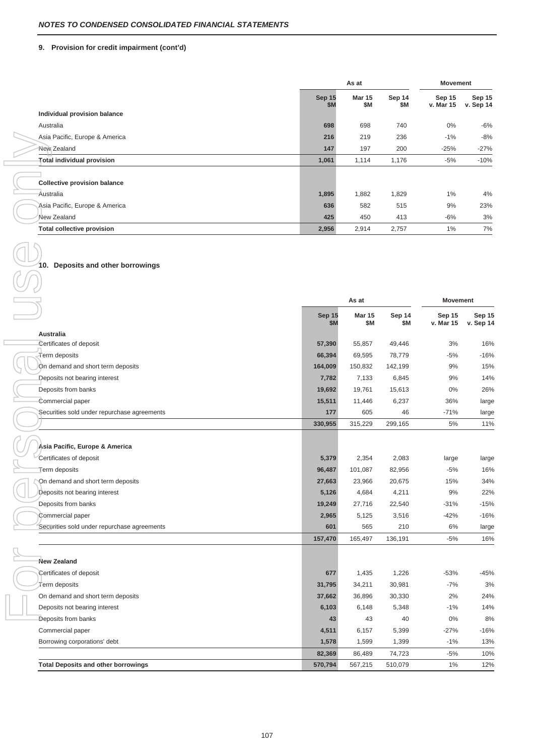*NOTES TO CONDENSED CONSOLIDATED FINANCIAL STATEMENTS*

**9. Provision for credit impairment (cont'd)**

| | As at | | | Movement | |
|---|---|---|---|---|---|
| | Sep 15 $M | Mar 15 $M | Sep 14 $M | Sep 15 v. Mar 15 | Sep 15 v. Sep 14 |
| **Individual provision balance** | | | | | |
| Australia | 698 | 698 | 740 | 0% | -6% |
| Asia Pacific, Europe & America | 216 | 219 | 236 | -1% | -8% |
| New Zealand | 147 | 197 | 200 | -25% | -27% |
| **Total individual provision** | 1,061 | 1,114 | 1,176 | -5% | -10% |
| **Collective provision balance** | | | | | |
| Australia | 1,895 | 1,882 | 1,829 | 1% | 4% |
| Asia Pacific, Europe & America | 636 | 582 | 515 | 9% | 23% |
| New Zealand | 425 | 450 | 413 | -6% | 3% |
| **Total collective provision** | 2,956 | 2,914 | 2,757 | 1% | 7% |

**10. Deposits and other borrowings**

| | As at | | | Movement | |
|---|---|---|---|---|---|
| | Sep 15 $M | Mar 15 $M | Sep 14 $M | Sep 15 v. Mar 15 | Sep 15 v. Sep 14 |
| **Australia** | | | | | |
| Certificates of deposit | 57,390 | 55,857 | 49,446 | 3% | 16% |
| Term deposits | 66,394 | 69,595 | 78,779 | -5% | -16% |
| On demand and short term deposits | 164,009 | 150,832 | 142,199 | 9% | 15% |
| Deposits not bearing interest | 7,782 | 7,133 | 6,845 | 9% | 14% |
| Deposits from banks | 19,692 | 19,761 | 15,613 | 0% | 26% |
| Commercial paper | 15,511 | 11,446 | 6,237 | 36% | large |
| Securities sold under repurchase agreements | 177 | 605 | 46 | -71% | large |
| | 330,955 | 315,229 | 299,165 | 5% | 11% |
| **Asia Pacific, Europe & America** | | | | | |
| Certificates of deposit | 5,379 | 2,354 | 2,083 | large | large |
| Term deposits | 96,487 | 101,087 | 82,956 | -5% | 16% |
| On demand and short term deposits | 27,663 | 23,966 | 20,675 | 15% | 34% |
| Deposits not bearing interest | 5,126 | 4,684 | 4,211 | 9% | 22% |
| Deposits from banks | 19,249 | 27,716 | 22,540 | -31% | -15% |
| Commercial paper | 2,965 | 5,125 | 3,516 | -42% | -16% |
| Securities sold under repurchase agreements | 601 | 565 | 210 | 6% | large |
| | 157,470 | 165,497 | 136,191 | -5% | 16% |
| **New Zealand** | | | | | |
| Certificates of deposit | 677 | 1,435 | 1,226 | -53% | -45% |
| Term deposits | 31,795 | 34,211 | 30,981 | -7% | 3% |
| On demand and short term deposits | 37,662 | 36,896 | 30,330 | 2% | 24% |
| Deposits not bearing interest | 6,103 | 6,148 | 5,348 | -1% | 14% |
| Deposits from banks | 43 | 43 | 40 | 0% | 8% |
| Commercial paper | 4,511 | 6,157 | 5,399 | -27% | -16% |
| Borrowing corporations' debt | 1,578 | 1,599 | 1,399 | -1% | 13% |
| | 82,369 | 86,489 | 74,723 | -5% | 10% |
| **Total Deposits and other borrowings** | 570,794 | 567,215 | 510,079 | 1% | 12% |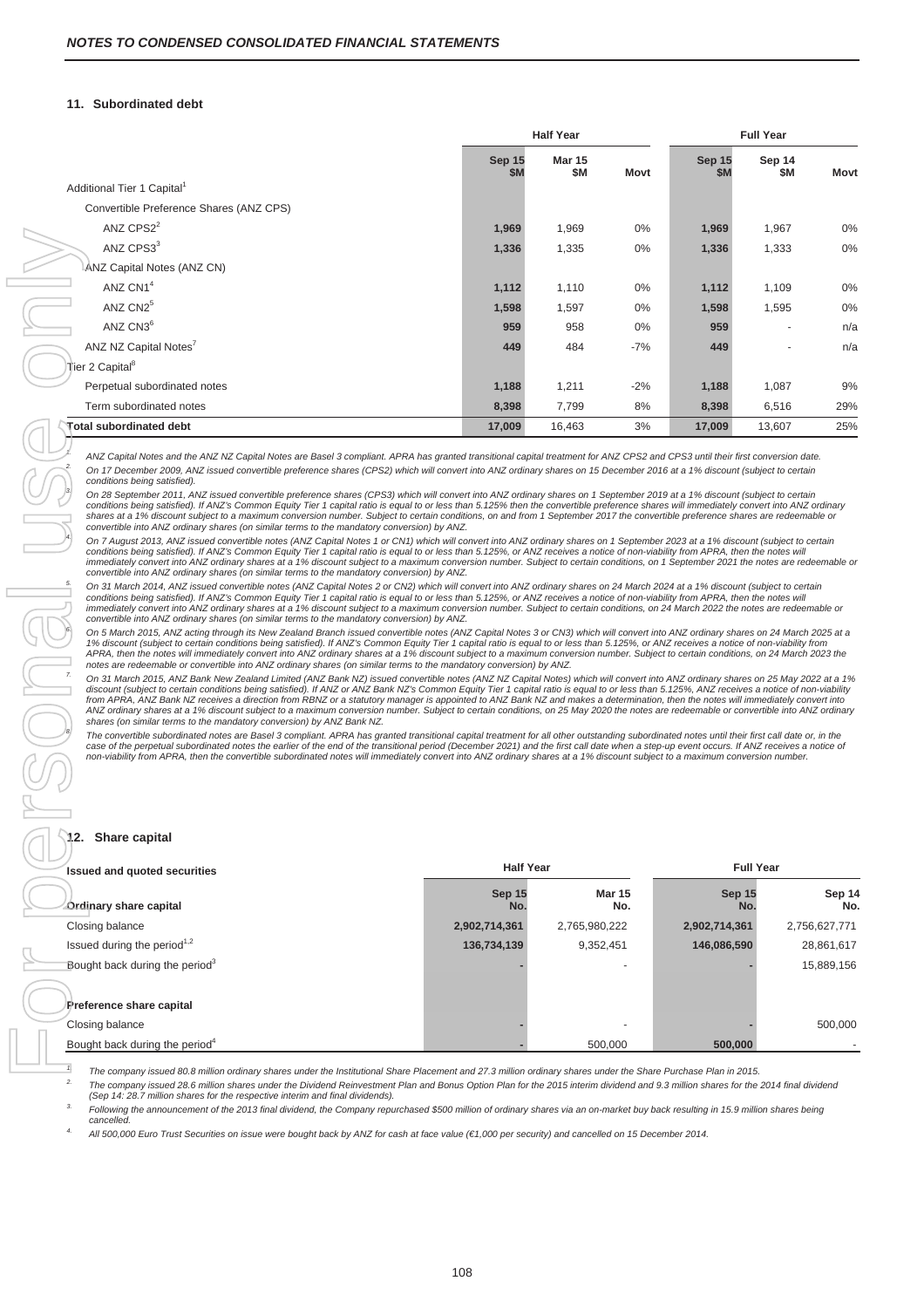## 11. Subordinated debt

| | Half Year | | | Full Year | | |
|---|---|---|---|---|---|---|
| | Sep 15 $M | Mar 15 $M | Movt | Sep 15 $M | Sep 14 $M | Movt |
| Additional Tier 1 Capital[1] | | | | | | |
| Convertible Preference Shares (ANZ CPS) | | | | | | |
| ANZ CPS2[2] | **1,969** | 1,969 | 0% | **1,969** | 1,967 | 0% |
| ANZ CPS3[3] | **1,336** | 1,335 | 0% | **1,336** | 1,333 | 0% |
| ANZ Capital Notes (ANZ CN) | | | | | | |
| ANZ CN1[4] | **1,112** | 1,110 | 0% | **1,112** | 1,109 | 0% |
| ANZ CN2[5] | **1,598** | 1,597 | 0% | **1,598** | 1,595 | 0% |
| ANZ CN3[6] | **959** | 958 | 0% | **959** | - | n/a |
| ANZ NZ Capital Notes[7] | **449** | 484 | -7% | **449** | - | n/a |
| Tier 2 Capital[8] | | | | | | |
| Perpetual subordinated notes | **1,188** | 1,211 | -2% | **1,188** | 1,087 | 9% |
| Term subordinated notes | **8,398** | 7,799 | 8% | **8,398** | 6,516 | 29% |
| **Total subordinated debt** | **17,009** | 16,463 | 3% | **17,009** | 13,607 | 25% |

1. *ANZ Capital Notes and the ANZ NZ Capital Notes are Basel 3 compliant. APRA has granted transitional capital treatment for ANZ CPS2 and CPS3 until their first conversion date.*
2. *On 17 December 2009, ANZ issued convertible preference shares (CPS2) which will convert into ANZ ordinary shares on 15 December 2016 at a 1% discount (subject to certain conditions being satisfied).*
3. *On 28 September 2011, ANZ issued convertible preference shares (CPS3) which will convert into ANZ ordinary shares on 1 September 2019 at a 1% discount (subject to certain conditions being satisfied). If ANZ's Common Equity Tier 1 capital ratio is equal to or less than 5.125% then the convertible preference shares will immediately convert into ANZ ordinary shares at a 1% discount subject to a maximum conversion number. Subject to certain conditions, on and from 1 September 2017 the convertible preference shares are redeemable or convertible into ANZ ordinary shares (on similar terms to the mandatory conversion) by ANZ.*
4. *On 7 August 2013, ANZ issued convertible notes (ANZ Capital Notes 1 or CN1) which will convert into ANZ ordinary shares on 1 September 2023 at a 1% discount (subject to certain conditions being satisfied). If ANZ's Common Equity Tier 1 capital ratio is equal to or less than 5.125%, or ANZ receives a notice of non-viability from APRA, then the notes will immediately convert into ANZ ordinary shares at a 1% discount subject to a maximum conversion number. Subject to certain conditions, on 1 September 2021 the notes are redeemable or convertible into ANZ ordinary shares (on similar terms to the mandatory conversion) by ANZ.*
5. *On 31 March 2014, ANZ issued convertible notes (ANZ Capital Notes 2 or CN2) which will convert into ANZ ordinary shares on 24 March 2024 at a 1% discount (subject to certain conditions being satisfied). If ANZ's Common Equity Tier 1 capital ratio is equal to or less than 5.125%, or ANZ receives a notice of non-viability from APRA, then the notes will immediately convert into ANZ ordinary shares at a 1% discount subject to a maximum conversion number. Subject to certain conditions, on 24 March 2022 the notes are redeemable or convertible into ANZ ordinary shares (on similar terms to the mandatory conversion) by ANZ.*
6. *On 5 March 2015, ANZ acting through its New Zealand Branch issued convertible notes (ANZ Capital Notes 3 or CN3) which will convert into ANZ ordinary shares on 24 March 2025 at a 1% discount (subject to certain conditions being satisfied). If ANZ's Common Equity Tier 1 capital ratio is equal to or less than 5.125%, or ANZ receives a notice of non-viability from APRA, then the notes will immediately convert into ANZ ordinary shares at a 1% discount subject to a maximum conversion number. Subject to certain conditions, on 24 March 2023 the notes are redeemable or convertible into ANZ ordinary shares (on similar terms to the mandatory conversion) by ANZ.*
7. *On 31 March 2015, ANZ Bank New Zealand Limited (ANZ Bank NZ) issued convertible notes (ANZ NZ Capital Notes) which will convert into ANZ ordinary shares on 25 May 2022 at a 1% discount (subject to certain conditions being satisfied). If ANZ or ANZ Bank NZ's Common Equity Tier 1 capital ratio is equal to or less than 5.125%, ANZ receives a notice of non-viability from APRA, ANZ Bank NZ receives a direction from RBNZ or a statutory manager is appointed to ANZ Bank NZ and makes a determination, then the notes will immediately convert into ANZ ordinary shares at a 1% discount subject to a maximum conversion number. Subject to certain conditions, on 25 May 2020 the notes are redeemable or convertible into ANZ ordinary shares (on similar terms to the mandatory conversion) by ANZ Bank NZ.*
8. *The convertible subordinated notes are Basel 3 compliant. APRA has granted transitional capital treatment for all other outstanding subordinated notes until their first call date or, in the case of the perpetual subordinated notes the earlier of the end of the transitional period (December 2021) and the first call date when a step-up event occurs. If ANZ receives a notice of non-viability from APRA, then the convertible subordinated notes will immediately convert into ANZ ordinary shares at a 1% discount subject to a maximum conversion number.*

## 12. Share capital

| Issued and quoted securities | Half Year | | Full Year | |
|---|---|---|---|---|
| Ordinary share capital | Sep 15 No. | Mar 15 No. | Sep 15 No. | Sep 14 No. |
| Closing balance | **2,902,714,361** | 2,765,980,222 | **2,902,714,361** | 2,756,627,771 |
| Issued during the period[1,2] | **136,734,139** | 9,352,451 | **146,086,590** | 28,861,617 |
| Bought back during the period[3] | **-** | - | **-** | 15,889,156 |
| | | | | |
| **Preference share capital** | | | | |
| Closing balance | **-** | - | **-** | 500,000 |
| Bought back during the period[4] | **-** | 500,000 | **500,000** | - |

1. *The company issued 80.8 million ordinary shares under the Institutional Share Placement and 27.3 million ordinary shares under the Share Purchase Plan in 2015.*
2. *The company issued 28.6 million shares under the Dividend Reinvestment Plan and Bonus Option Plan for the 2015 interim dividend and 9.3 million shares for the 2014 final dividend (Sep 14: 28.7 million shares for the respective interim and final dividends).*
3. *Following the announcement of the 2013 final dividend, the Company repurchased $500 million of ordinary shares via an on-market buy back resulting in 15.9 million shares being cancelled.*
4. *All 500,000 Euro Trust Securities on issue were bought back by ANZ for cash at face value (€1,000 per security) and cancelled on 15 December 2014.*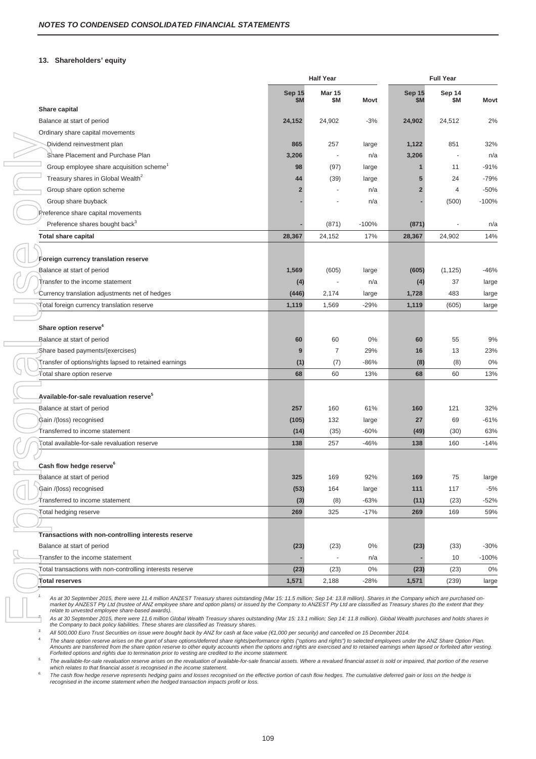*NOTES TO CONDENSED CONSOLIDATED FINANCIAL STATEMENTS*

### 13. Shareholders' equity

| | Half Year | | | Full Year | | |
|---|---|---|---|---|---|---|
| | Sep 15 $M | Mar 15 $M | Movt | Sep 15 $M | Sep 14 $M | Movt |
| **Share capital** | | | | | | |
| Balance at start of period | **24,152** | 24,902 | -3% | **24,902** | 24,512 | 2% |
| Ordinary share capital movements | | | | | | |
| Dividend reinvestment plan | **865** | 257 | large | **1,122** | 851 | 32% |
| Share Placement and Purchase Plan | **3,206** | - | n/a | **3,206** | - | n/a |
| Group employee share acquisition scheme[1] | **98** | (97) | large | **1** | 11 | -91% |
| Treasury shares in Global Wealth[2] | **44** | (39) | large | **5** | 24 | -79% |
| Group share option scheme | **2** | - | n/a | **2** | 4 | -50% |
| Group share buyback | **-** | - | n/a | **-** | (500) | -100% |
| Preference share capital movements | | | | | | |
| Preference shares bought back[3] | **-** | (871) | -100% | **(871)** | - | n/a |
| **Total share capital** | **28,367** | 24,152 | 17% | **28,367** | 24,902 | 14% |
| | | | | | | |
| **Foreign currency translation reserve** | | | | | | |
| Balance at start of period | **1,569** | (605) | large | **(605)** | (1,125) | -46% |
| Transfer to the income statement | **(4)** | - | n/a | **(4)** | 37 | large |
| Currency translation adjustments net of hedges | **(446)** | 2,174 | large | **1,728** | 483 | large |
| Total foreign currency translation reserve | **1,119** | 1,569 | -29% | **1,119** | (605) | large |
| | | | | | | |
| **Share option reserve[4]** | | | | | | |
| Balance at start of period | **60** | 60 | 0% | **60** | 55 | 9% |
| Share based payments/(exercises) | **9** | 7 | 29% | **16** | 13 | 23% |
| Transfer of options/rights lapsed to retained earnings | **(1)** | (7) | -86% | **(8)** | (8) | 0% |
| Total share option reserve | **68** | 60 | 13% | **68** | 60 | 13% |
| | | | | | | |
| **Available-for-sale revaluation reserve[5]** | | | | | | |
| Balance at start of period | **257** | 160 | 61% | **160** | 121 | 32% |
| Gain /(loss) recognised | **(105)** | 132 | large | **27** | 69 | -61% |
| Transferred to income statement | **(14)** | (35) | -60% | **(49)** | (30) | 63% |
| Total available-for-sale revaluation reserve | **138** | 257 | -46% | **138** | 160 | -14% |
| | | | | | | |
| **Cash flow hedge reserve[6]** | | | | | | |
| Balance at start of period | **325** | 169 | 92% | **169** | 75 | large |
| Gain /(loss) recognised | **(53)** | 164 | large | **111** | 117 | -5% |
| Transferred to income statement | **(3)** | (8) | -63% | **(11)** | (23) | -52% |
| Total hedging reserve | **269** | 325 | -17% | **269** | 169 | 59% |
| | | | | | | |
| **Transactions with non-controlling interests reserve** | | | | | | |
| Balance at start of period | **(23)** | (23) | 0% | **(23)** | (33) | -30% |
| Transfer to the income statement | **-** | - | n/a | **-** | 10 | -100% |
| Total transactions with non-controlling interests reserve | **(23)** | (23) | 0% | **(23)** | (23) | 0% |
| **Total reserves** | **1,571** | 2,188 | -28% | **1,571** | (239) | large |

1. *As at 30 September 2015, there were 11.4 million ANZEST Treasury shares outstanding (Mar 15: 11.5 million; Sep 14: 13.8 million). Shares in the Company which are purchased on-market by ANZEST Pty Ltd (trustee of ANZ employee share and option plans) or issued by the Company to ANZEST Pty Ltd are classified as Treasury shares (to the extent that they relate to unvested employee share-based awards).*
2. *As at 30 September 2015, there were 11.6 million Global Wealth Treasury shares outstanding (Mar 15: 13.1 million; Sep 14: 11.8 million). Global Wealth purchases and holds shares in the Company to back policy liabilities. These shares are classified as Treasury shares.*
3. *All 500,000 Euro Trust Securities on issue were bought back by ANZ for cash at face value (€1,000 per security) and cancelled on 15 December 2014.*
4. *The share option reserve arises on the grant of share options/deferred share rights/performance rights ("options and rights") to selected employees under the ANZ Share Option Plan. Amounts are transferred from the share option reserve to other equity accounts when the options and rights are exercised and to retained earnings when lapsed or forfeited after vesting. Forfeited options and rights due to termination prior to vesting are credited to the income statement.*
5. *The available-for-sale revaluation reserve arises on the revaluation of available-for-sale financial assets. Where a revalued financial asset is sold or impaired, that portion of the reserve which relates to that financial asset is recognised in the income statement.*
6. *The cash flow hedge reserve represents hedging gains and losses recognised on the effective portion of cash flow hedges. The cumulative deferred gain or loss on the hedge is recognised in the income statement when the hedged transaction impacts profit or loss.*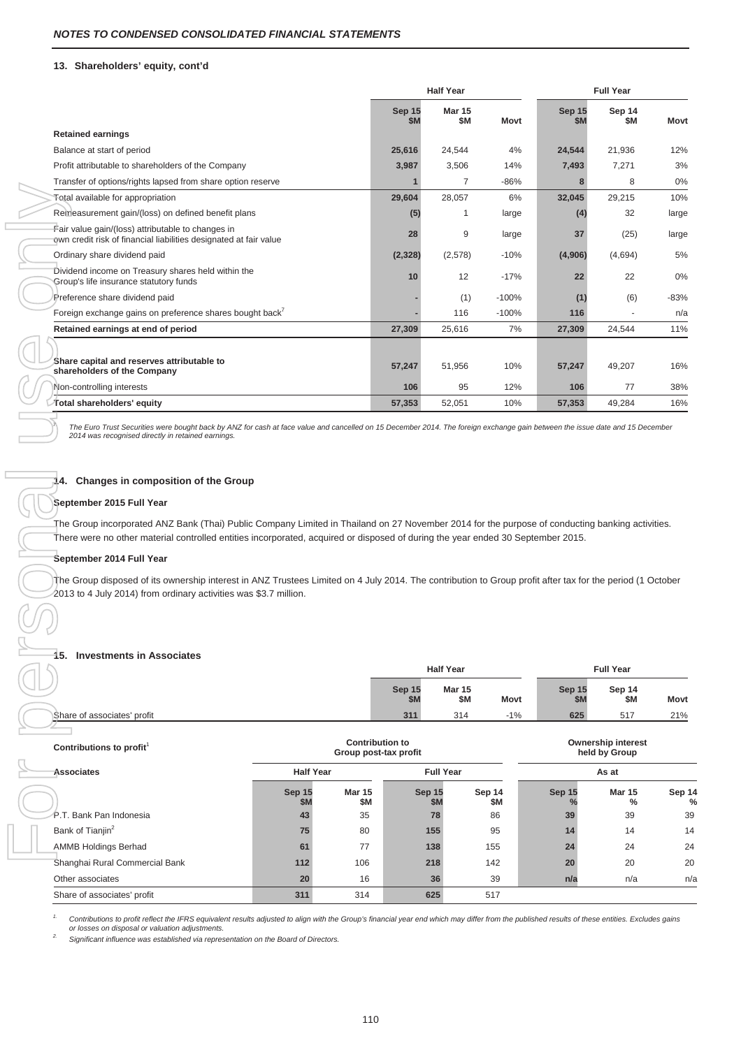## 13. Shareholders' equity, cont'd

| | Half Year | | | Full Year | | |
|---|---|---|---|---|---|---|
| | Sep 15 $M | Mar 15 $M | Movt | Sep 15 $M | Sep 14 $M | Movt |
| **Retained earnings** | | | | | | |
| Balance at start of period | 25,616 | 24,544 | 4% | 24,544 | 21,936 | 12% |
| Profit attributable to shareholders of the Company | 3,987 | 3,506 | 14% | 7,493 | 7,271 | 3% |
| Transfer of options/rights lapsed from share option reserve | 1 | 7 | -86% | 8 | 8 | 0% |
| Total available for appropriation | 29,604 | 28,057 | 6% | 32,045 | 29,215 | 10% |
| Remeasurement gain/(loss) on defined benefit plans | (5) | 1 | large | (4) | 32 | large |
| Fair value gain/(loss) attributable to changes in own credit risk of financial liabilities designated at fair value | 28 | 9 | large | 37 | (25) | large |
| Ordinary share dividend paid | (2,328) | (2,578) | -10% | (4,906) | (4,694) | 5% |
| Dividend income on Treasury shares held within the Group's life insurance statutory funds | 10 | 12 | -17% | 22 | 22 | 0% |
| Preference share dividend paid | - | (1) | -100% | (1) | (6) | -83% |
| Foreign exchange gains on preference shares bought back[7] | - | 116 | -100% | 116 | - | n/a |
| **Retained earnings at end of period** | 27,309 | 25,616 | 7% | 27,309 | 24,544 | 11% |
| | | | | | | |
| **Share capital and reserves attributable to shareholders of the Company** | 57,247 | 51,956 | 10% | 57,247 | 49,207 | 16% |
| Non-controlling interests | 106 | 95 | 12% | 106 | 77 | 38% |
| **Total shareholders' equity** | 57,353 | 52,051 | 10% | 57,353 | 49,284 | 16% |

*7. The Euro Trust Securities were bought back by ANZ for cash at face value and cancelled on 15 December 2014. The foreign exchange gain between the issue date and 15 December 2014 was recognised directly in retained earnings.*

## 14. Changes in composition of the Group

**September 2015 Full Year**

The Group incorporated ANZ Bank (Thai) Public Company Limited in Thailand on 27 November 2014 for the purpose of conducting banking activities. There were no other material controlled entities incorporated, acquired or disposed of during the year ended 30 September 2015.

**September 2014 Full Year**

The Group disposed of its ownership interest in ANZ Trustees Limited on 4 July 2014. The contribution to Group profit after tax for the period (1 October 2013 to 4 July 2014) from ordinary activities was $3.7 million.

## 15. Investments in Associates

| | Half Year | | | Full Year | | |
|---|---|---|---|---|---|---|
| | Sep 15 $M | Mar 15 $M | Movt | Sep 15 $M | Sep 14 $M | Movt |
| Share of associates' profit | 311 | 314 | -1% | 625 | 517 | 21% |

| Contributions to profit[1] | Contribution to Group post-tax profit | | | | Ownership interest held by Group | | |
|---|---|---|---|---|---|---|---|
| **Associates** | Half Year | | Full Year | | As at | | |
| | Sep 15 $M | Mar 15 $M | Sep 15 $M | Sep 14 $M | Sep 15 % | Mar 15 % | Sep 14 % |
| P.T. Bank Pan Indonesia | 43 | 35 | 78 | 86 | 39 | 39 | 39 |
| Bank of Tianjin[2] | 75 | 80 | 155 | 95 | 14 | 14 | 14 |
| AMMB Holdings Berhad | 61 | 77 | 138 | 155 | 24 | 24 | 24 |
| Shanghai Rural Commercial Bank | 112 | 106 | 218 | 142 | 20 | 20 | 20 |
| Other associates | 20 | 16 | 36 | 39 | n/a | n/a | n/a |
| Share of associates' profit | 311 | 314 | 625 | 517 | | | |

*1. Contributions to profit reflect the IFRS equivalent results adjusted to align with the Group's financial year end which may differ from the published results of these entities. Excludes gains or losses on disposal or valuation adjustments.*

*2. Significant influence was established via representation on the Board of Directors.*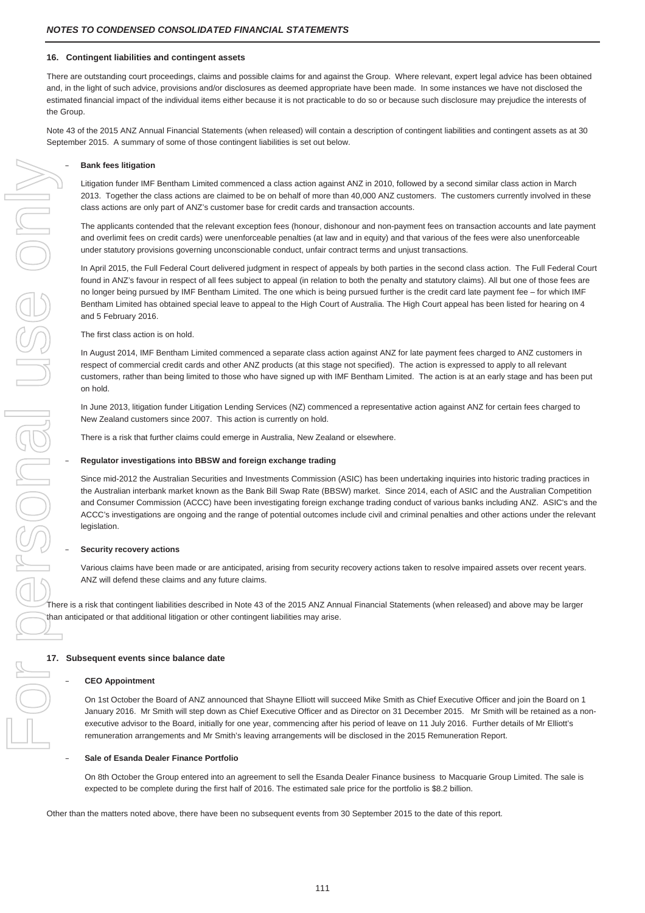## 16. Contingent liabilities and contingent assets

There are outstanding court proceedings, claims and possible claims for and against the Group. Where relevant, expert legal advice has been obtained and, in the light of such advice, provisions and/or disclosures as deemed appropriate have been made. In some instances we have not disclosed the estimated financial impact of the individual items either because it is not practicable to do so or because such disclosure may prejudice the interests of the Group.

Note 43 of the 2015 ANZ Annual Financial Statements (when released) will contain a description of contingent liabilities and contingent assets as at 30 September 2015. A summary of some of those contingent liabilities is set out below.

- **Bank fees litigation**

  Litigation funder IMF Bentham Limited commenced a class action against ANZ in 2010, followed by a second similar class action in March 2013. Together the class actions are claimed to be on behalf of more than 40,000 ANZ customers. The customers currently involved in these class actions are only part of ANZ's customer base for credit cards and transaction accounts.

  The applicants contended that the relevant exception fees (honour, dishonour and non-payment fees on transaction accounts and late payment and overlimit fees on credit cards) were unenforceable penalties (at law and in equity) and that various of the fees were also unenforceable under statutory provisions governing unconscionable conduct, unfair contract terms and unjust transactions.

  In April 2015, the Full Federal Court delivered judgment in respect of appeals by both parties in the second class action. The Full Federal Court found in ANZ's favour in respect of all fees subject to appeal (in relation to both the penalty and statutory claims). All but one of those fees are no longer being pursued by IMF Bentham Limited. The one which is being pursued further is the credit card late payment fee – for which IMF Bentham Limited has obtained special leave to appeal to the High Court of Australia. The High Court appeal has been listed for hearing on 4 and 5 February 2016.

  The first class action is on hold.

  In August 2014, IMF Bentham Limited commenced a separate class action against ANZ for late payment fees charged to ANZ customers in respect of commercial credit cards and other ANZ products (at this stage not specified). The action is expressed to apply to all relevant customers, rather than being limited to those who have signed up with IMF Bentham Limited. The action is at an early stage and has been put on hold.

  In June 2013, litigation funder Litigation Lending Services (NZ) commenced a representative action against ANZ for certain fees charged to New Zealand customers since 2007. This action is currently on hold.

  There is a risk that further claims could emerge in Australia, New Zealand or elsewhere.

- **Regulator investigations into BBSW and foreign exchange trading**

  Since mid-2012 the Australian Securities and Investments Commission (ASIC) has been undertaking inquiries into historic trading practices in the Australian interbank market known as the Bank Bill Swap Rate (BBSW) market. Since 2014, each of ASIC and the Australian Competition and Consumer Commission (ACCC) have been investigating foreign exchange trading conduct of various banks including ANZ. ASIC's and the ACCC's investigations are ongoing and the range of potential outcomes include civil and criminal penalties and other actions under the relevant legislation.

- **Security recovery actions**

  Various claims have been made or are anticipated, arising from security recovery actions taken to resolve impaired assets over recent years. ANZ will defend these claims and any future claims.

There is a risk that contingent liabilities described in Note 43 of the 2015 ANZ Annual Financial Statements (when released) and above may be larger than anticipated or that additional litigation or other contingent liabilities may arise.

## 17. Subsequent events since balance date

- **CEO Appointment**

  On 1st October the Board of ANZ announced that Shayne Elliott will succeed Mike Smith as Chief Executive Officer and join the Board on 1 January 2016. Mr Smith will step down as Chief Executive Officer and as Director on 31 December 2015. Mr Smith will be retained as a non-executive advisor to the Board, initially for one year, commencing after his period of leave on 11 July 2016. Further details of Mr Elliott's remuneration arrangements and Mr Smith's leaving arrangements will be disclosed in the 2015 Remuneration Report.

- **Sale of Esanda Dealer Finance Portfolio**

  On 8th October the Group entered into an agreement to sell the Esanda Dealer Finance business to Macquarie Group Limited. The sale is expected to be complete during the first half of 2016. The estimated sale price for the portfolio is $8.2 billion.

Other than the matters noted above, there have been no subsequent events from 30 September 2015 to the date of this report.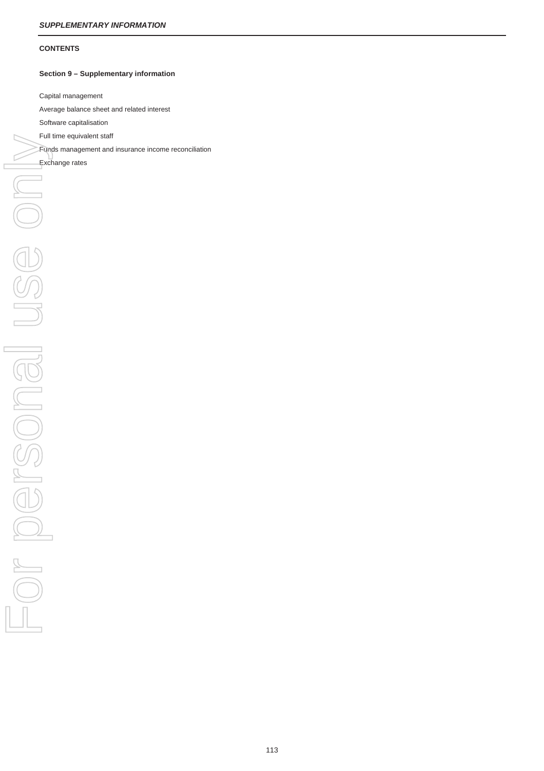**CONTENTS**

**Section 9 – Supplementary information**

Capital management

Average balance sheet and related interest

Software capitalisation

Full time equivalent staff

Funds management and insurance income reconciliation

Exchange rates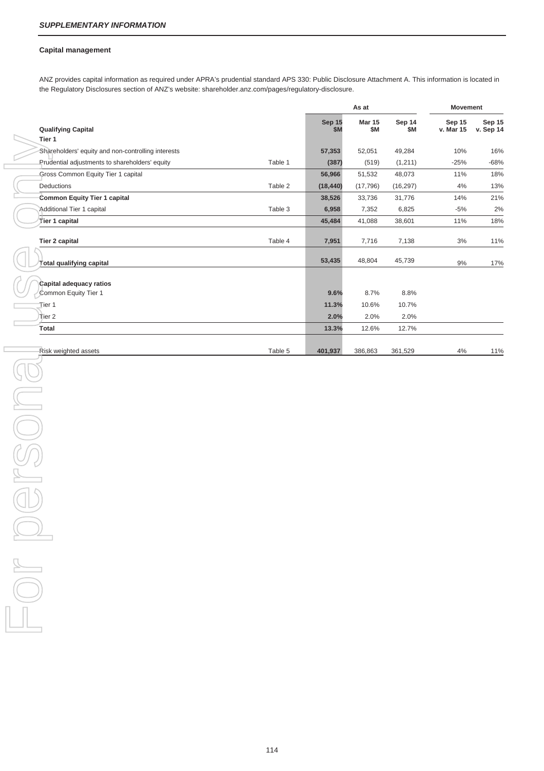***SUPPLEMENTARY INFORMATION***

### Capital management

ANZ provides capital information as required under APRA's prudential standard APS 330: Public Disclosure Attachment A. This information is located in the Regulatory Disclosures section of ANZ's website: shareholder.anz.com/pages/regulatory-disclosure.

| | | As at | | | Movement | |
|---|---|---|---|---|---|---|
| **Qualifying Capital** | | **Sep 15 $M** | **Mar 15 $M** | **Sep 14 $M** | **Sep 15 v. Mar 15** | **Sep 15 v. Sep 14** |
| **Tier 1** | | | | | | |
| Shareholders' equity and non-controlling interests | | **57,353** | 52,051 | 49,284 | 10% | 16% |
| Prudential adjustments to shareholders' equity | Table 1 | **(387)** | (519) | (1,211) | -25% | -68% |
| Gross Common Equity Tier 1 capital | | **56,966** | 51,532 | 48,073 | 11% | 18% |
| Deductions | Table 2 | **(18,440)** | (17,796) | (16,297) | 4% | 13% |
| **Common Equity Tier 1 capital** | | **38,526** | 33,736 | 31,776 | 14% | 21% |
| Additional Tier 1 capital | Table 3 | **6,958** | 7,352 | 6,825 | -5% | 2% |
| **Tier 1 capital** | | **45,484** | 41,088 | 38,601 | 11% | 18% |
| **Tier 2 capital** | Table 4 | **7,951** | 7,716 | 7,138 | 3% | 11% |
| **Total qualifying capital** | | **53,435** | 48,804 | 45,739 | 9% | 17% |
| **Capital adequacy ratios** | | | | | | |
| Common Equity Tier 1 | | **9.6%** | 8.7% | 8.8% | | |
| Tier 1 | | **11.3%** | 10.6% | 10.7% | | |
| Tier 2 | | **2.0%** | 2.0% | 2.0% | | |
| **Total** | | **13.3%** | 12.6% | 12.7% | | |
| Risk weighted assets | Table 5 | **401,937** | 386,863 | 361,529 | 4% | 11% |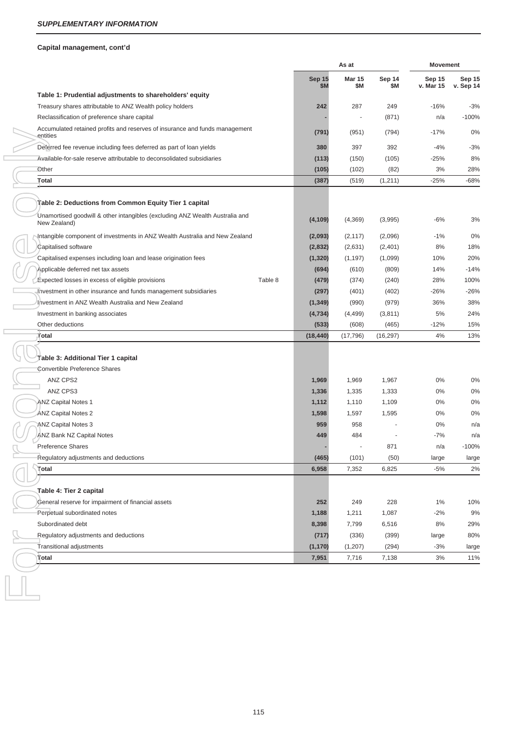***SUPPLEMENTARY INFORMATION***

**Capital management, cont'd**

| | | As at | | | Movement | |
|---|---|---|---|---|---|---|
| | | Sep 15 $M | Mar 15 $M | Sep 14 $M | Sep 15 v. Mar 15 | Sep 15 v. Sep 14 |
| **Table 1: Prudential adjustments to shareholders' equity** | | | | | | |
| Treasury shares attributable to ANZ Wealth policy holders | | **242** | 287 | 249 | -16% | -3% |
| Reclassification of preference share capital | | **-** | - | (871) | n/a | -100% |
| Accumulated retained profits and reserves of insurance and funds management entities | | **(791)** | (951) | (794) | -17% | 0% |
| Deferred fee revenue including fees deferred as part of loan yields | | **380** | 397 | 392 | -4% | -3% |
| Available-for-sale reserve attributable to deconsolidated subsidiaries | | **(113)** | (150) | (105) | -25% | 8% |
| Other | | **(105)** | (102) | (82) | 3% | 28% |
| **Total** | | **(387)** | (519) | (1,211) | -25% | -68% |
| **Table 2: Deductions from Common Equity Tier 1 capital** | | | | | | |
| Unamortised goodwill & other intangibles (excluding ANZ Wealth Australia and New Zealand) | | **(4,109)** | (4,369) | (3,995) | -6% | 3% |
| Intangible component of investments in ANZ Wealth Australia and New Zealand | | **(2,093)** | (2,117) | (2,096) | -1% | 0% |
| Capitalised software | | **(2,832)** | (2,631) | (2,401) | 8% | 18% |
| Capitalised expenses including loan and lease origination fees | | **(1,320)** | (1,197) | (1,099) | 10% | 20% |
| Applicable deferred net tax assets | | **(694)** | (610) | (809) | 14% | -14% |
| Expected losses in excess of eligible provisions | Table 8 | **(479)** | (374) | (240) | 28% | 100% |
| Investment in other insurance and funds management subsidiaries | | **(297)** | (401) | (402) | -26% | -26% |
| Investment in ANZ Wealth Australia and New Zealand | | **(1,349)** | (990) | (979) | 36% | 38% |
| Investment in banking associates | | **(4,734)** | (4,499) | (3,811) | 5% | 24% |
| Other deductions | | **(533)** | (608) | (465) | -12% | 15% |
| **Total** | | **(18,440)** | (17,796) | (16,297) | 4% | 13% |
| **Table 3: Additional Tier 1 capital** | | | | | | |
| Convertible Preference Shares | | | | | | |
| ANZ CPS2 | | **1,969** | 1,969 | 1,967 | 0% | 0% |
| ANZ CPS3 | | **1,336** | 1,335 | 1,333 | 0% | 0% |
| ANZ Capital Notes 1 | | **1,112** | 1,110 | 1,109 | 0% | 0% |
| ANZ Capital Notes 2 | | **1,598** | 1,597 | 1,595 | 0% | 0% |
| ANZ Capital Notes 3 | | **959** | 958 | - | 0% | n/a |
| ANZ Bank NZ Capital Notes | | **449** | 484 | - | -7% | n/a |
| Preference Shares | | **-** | - | 871 | n/a | -100% |
| Regulatory adjustments and deductions | | **(465)** | (101) | (50) | large | large |
| **Total** | | **6,958** | 7,352 | 6,825 | -5% | 2% |
| **Table 4: Tier 2 capital** | | | | | | |
| General reserve for impairment of financial assets | | **252** | 249 | 228 | 1% | 10% |
| Perpetual subordinated notes | | **1,188** | 1,211 | 1,087 | -2% | 9% |
| Subordinated debt | | **8,398** | 7,799 | 6,516 | 8% | 29% |
| Regulatory adjustments and deductions | | **(717)** | (336) | (399) | large | 80% |
| Transitional adjustments | | **(1,170)** | (1,207) | (294) | -3% | large |
| **Total** | | **7,951** | 7,716 | 7,138 | 3% | 11% |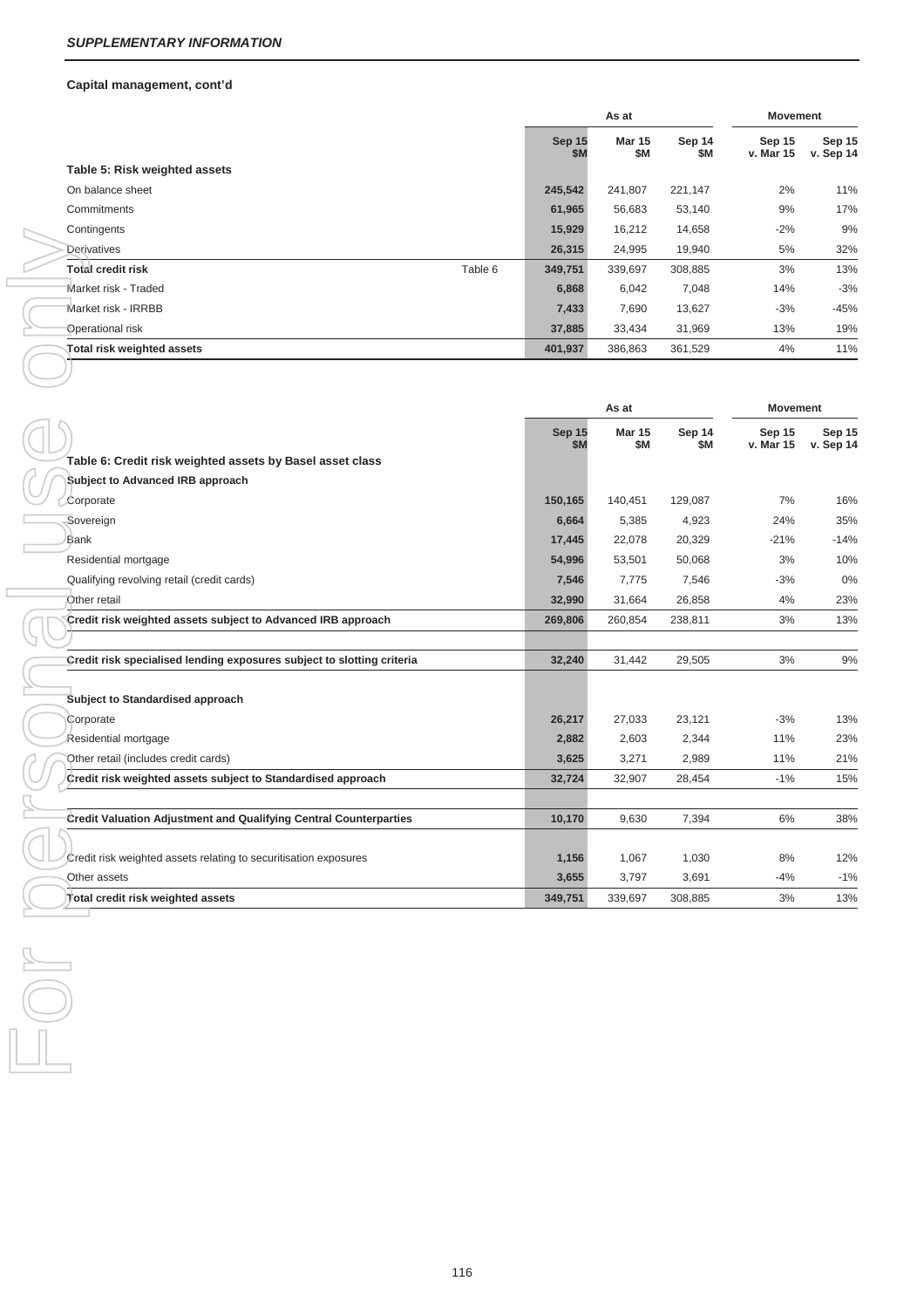***SUPPLEMENTARY INFORMATION***

**Capital management, cont'd**

| | | As at | | | Movement | |
|---|---|---|---|---|---|---|
| | | **Sep 15 \$M** | **Mar 15 \$M** | **Sep 14 \$M** | **Sep 15 v. Mar 15** | **Sep 15 v. Sep 14** |
| **Table 5: Risk weighted assets** | | | | | | |
| On balance sheet | | **245,542** | 241,807 | 221,147 | 2% | 11% |
| Commitments | | **61,965** | 56,683 | 53,140 | 9% | 17% |
| Contingents | | **15,929** | 16,212 | 14,658 | -2% | 9% |
| Derivatives | | **26,315** | 24,995 | 19,940 | 5% | 32% |
| **Total credit risk** | Table 6 | **349,751** | 339,697 | 308,885 | 3% | 13% |
| Market risk - Traded | | **6,868** | 6,042 | 7,048 | 14% | -3% |
| Market risk - IRRBB | | **7,433** | 7,690 | 13,627 | -3% | -45% |
| Operational risk | | **37,885** | 33,434 | 31,969 | 13% | 19% |
| **Total risk weighted assets** | | **401,937** | 386,863 | 361,529 | 4% | 11% |

| | As at | | | Movement | |
|---|---|---|---|---|---|
| | **Sep 15 \$M** | **Mar 15 \$M** | **Sep 14 \$M** | **Sep 15 v. Mar 15** | **Sep 15 v. Sep 14** |
| **Table 6: Credit risk weighted assets by Basel asset class** | | | | | |
| **Subject to Advanced IRB approach** | | | | | |
| Corporate | **150,165** | 140,451 | 129,087 | 7% | 16% |
| Sovereign | **6,664** | 5,385 | 4,923 | 24% | 35% |
| Bank | **17,445** | 22,078 | 20,329 | -21% | -14% |
| Residential mortgage | **54,996** | 53,501 | 50,068 | 3% | 10% |
| Qualifying revolving retail (credit cards) | **7,546** | 7,775 | 7,546 | -3% | 0% |
| Other retail | **32,990** | 31,664 | 26,858 | 4% | 23% |
| **Credit risk weighted assets subject to Advanced IRB approach** | **269,806** | 260,854 | 238,811 | 3% | 13% |
| | | | | | |
| **Credit risk specialised lending exposures subject to slotting criteria** | **32,240** | 31,442 | 29,505 | 3% | 9% |
| | | | | | |
| **Subject to Standardised approach** | | | | | |
| Corporate | **26,217** | 27,033 | 23,121 | -3% | 13% |
| Residential mortgage | **2,882** | 2,603 | 2,344 | 11% | 23% |
| Other retail (includes credit cards) | **3,625** | 3,271 | 2,989 | 11% | 21% |
| **Credit risk weighted assets subject to Standardised approach** | **32,724** | 32,907 | 28,454 | -1% | 15% |
| | | | | | |
| **Credit Valuation Adjustment and Qualifying Central Counterparties** | **10,170** | 9,630 | 7,394 | 6% | 38% |
| | | | | | |
| Credit risk weighted assets relating to securitisation exposures | **1,156** | 1,067 | 1,030 | 8% | 12% |
| Other assets | **3,655** | 3,797 | 3,691 | -4% | -1% |
| **Total credit risk weighted assets** | **349,751** | 339,697 | 308,885 | 3% | 13% |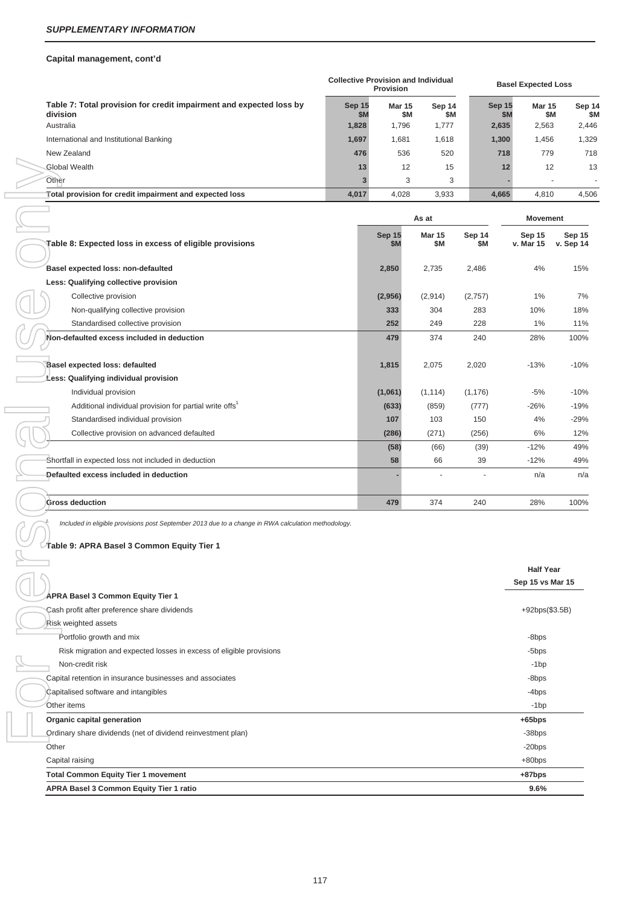## SUPPLEMENTARY INFORMATION

### Capital management, cont'd

| Table 7: Total provision for credit impairment and expected loss by division | Collective Provision and Individual Provision | | | Basel Expected Loss | | |
|---|---|---|---|---|---|---|
| | Sep 15 $M | Mar 15 $M | Sep 14 $M | Sep 15 $M | Mar 15 $M | Sep 14 $M |
| Australia | 1,828 | 1,796 | 1,777 | 2,635 | 2,563 | 2,446 |
| International and Institutional Banking | 1,697 | 1,681 | 1,618 | 1,300 | 1,456 | 1,329 |
| New Zealand | 476 | 536 | 520 | 718 | 779 | 718 |
| Global Wealth | 13 | 12 | 15 | 12 | 12 | 13 |
| Other | 3 | 3 | 3 | - | - | - |
| **Total provision for credit impairment and expected loss** | 4,017 | 4,028 | 3,933 | 4,665 | 4,810 | 4,506 |

| Table 8: Expected loss in excess of eligible provisions | As at | | | Movement | |
|---|---|---|---|---|---|
| | Sep 15 $M | Mar 15 $M | Sep 14 $M | Sep 15 v. Mar 15 | Sep 15 v. Sep 14 |
| **Basel expected loss: non-defaulted** | 2,850 | 2,735 | 2,486 | 4% | 15% |
| **Less: Qualifying collective provision** | | | | | |
| Collective provision | (2,956) | (2,914) | (2,757) | 1% | 7% |
| Non-qualifying collective provision | 333 | 304 | 283 | 10% | 18% |
| Standardised collective provision | 252 | 249 | 228 | 1% | 11% |
| **Non-defaulted excess included in deduction** | 479 | 374 | 240 | 28% | 100% |
| **Basel expected loss: defaulted** | 1,815 | 2,075 | 2,020 | -13% | -10% |
| **Less: Qualifying individual provision** | | | | | |
| Individual provision | (1,061) | (1,114) | (1,176) | -5% | -10% |
| Additional individual provision for partial write offs[1] | (633) | (859) | (777) | -26% | -19% |
| Standardised individual provision | 107 | 103 | 150 | 4% | -29% |
| Collective provision on advanced defaulted | (286) | (271) | (256) | 6% | 12% |
| | (58) | (66) | (39) | -12% | 49% |
| Shortfall in expected loss not included in deduction | 58 | 66 | 39 | -12% | 49% |
| **Defaulted excess included in deduction** | - | - | - | n/a | n/a |
| **Gross deduction** | 479 | 374 | 240 | 28% | 100% |

1. *Included in eligible provisions post September 2013 due to a change in RWA calculation methodology.*

### Table 9: APRA Basel 3 Common Equity Tier 1

| | Half Year Sep 15 vs Mar 15 |
|---|---|
| **APRA Basel 3 Common Equity Tier 1** | |
| Cash profit after preference share dividends | +92bps($3.5B) |
| Risk weighted assets | |
| Portfolio growth and mix | -8bps |
| Risk migration and expected losses in excess of eligible provisions | -5bps |
| Non-credit risk | -1bp |
| Capital retention in insurance businesses and associates | -8bps |
| Capitalised software and intangibles | -4bps |
| Other items | -1bp |
| **Organic capital generation** | +65bps |
| Ordinary share dividends (net of dividend reinvestment plan) | -38bps |
| Other | -20bps |
| Capital raising | +80bps |
| **Total Common Equity Tier 1 movement** | +87bps |
| **APRA Basel 3 Common Equity Tier 1 ratio** | 9.6% |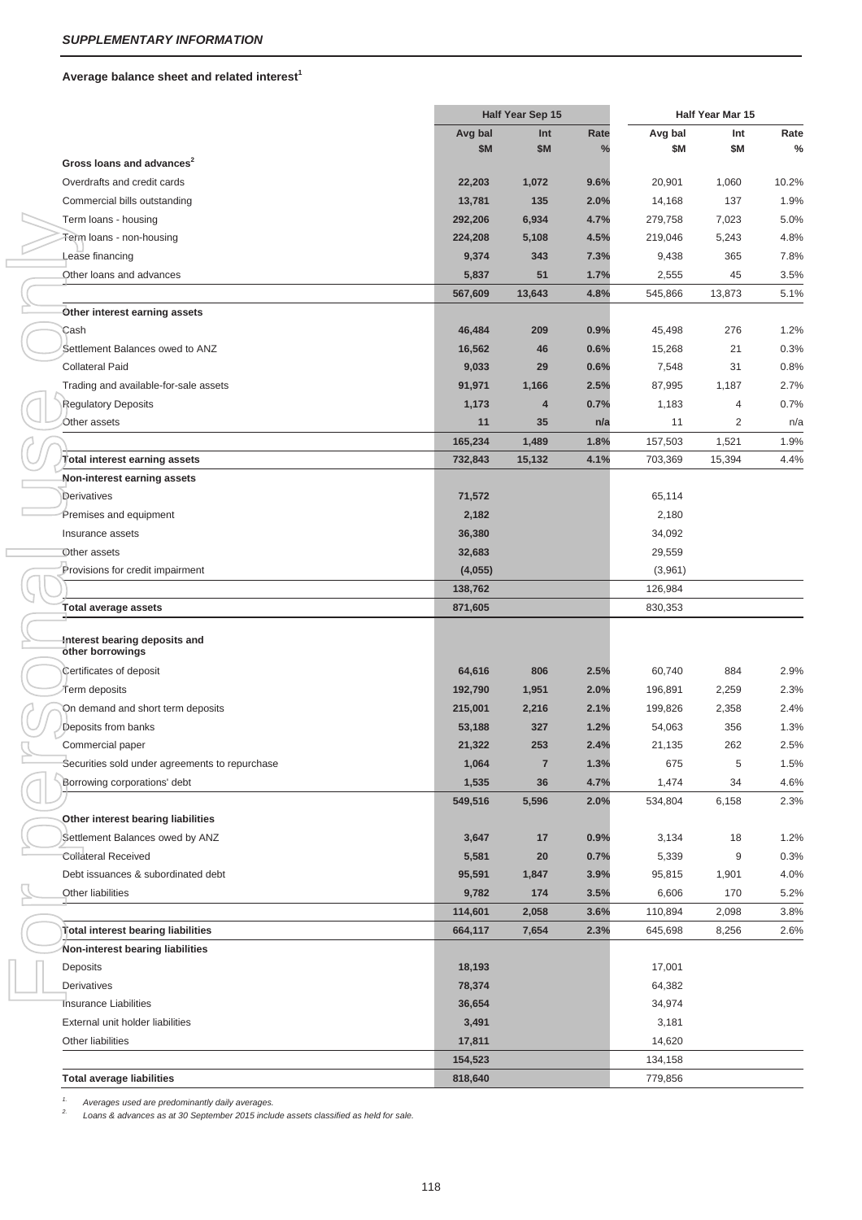## SUPPLEMENTARY INFORMATION

### Average balance sheet and related interest[1]

| | Half Year Sep 15 | | | Half Year Mar 15 | | |
|---|---|---|---|---|---|---|
| | Avg bal $M | Int $M | Rate % | Avg bal $M | Int $M | Rate % |
| **Gross loans and advances[2]** | | | | | | |
| Overdrafts and credit cards | 22,203 | 1,072 | 9.6% | 20,901 | 1,060 | 10.2% |
| Commercial bills outstanding | 13,781 | 135 | 2.0% | 14,168 | 137 | 1.9% |
| Term loans - housing | 292,206 | 6,934 | 4.7% | 279,758 | 7,023 | 5.0% |
| Term loans - non-housing | 224,208 | 5,108 | 4.5% | 219,046 | 5,243 | 4.8% |
| Lease financing | 9,374 | 343 | 7.3% | 9,438 | 365 | 7.8% |
| Other loans and advances | 5,837 | 51 | 1.7% | 2,555 | 45 | 3.5% |
| | 567,609 | 13,643 | 4.8% | 545,866 | 13,873 | 5.1% |
| **Other interest earning assets** | | | | | | |
| Cash | 46,484 | 209 | 0.9% | 45,498 | 276 | 1.2% |
| Settlement Balances owed to ANZ | 16,562 | 46 | 0.6% | 15,268 | 21 | 0.3% |
| Collateral Paid | 9,033 | 29 | 0.6% | 7,548 | 31 | 0.8% |
| Trading and available-for-sale assets | 91,971 | 1,166 | 2.5% | 87,995 | 1,187 | 2.7% |
| Regulatory Deposits | 1,173 | 4 | 0.7% | 1,183 | 4 | 0.7% |
| Other assets | 11 | 35 | n/a | 11 | 2 | n/a |
| | 165,234 | 1,489 | 1.8% | 157,503 | 1,521 | 1.9% |
| **Total interest earning assets** | 732,843 | 15,132 | 4.1% | 703,369 | 15,394 | 4.4% |
| **Non-interest earning assets** | | | | | | |
| Derivatives | 71,572 | | | 65,114 | | |
| Premises and equipment | 2,182 | | | 2,180 | | |
| Insurance assets | 36,380 | | | 34,092 | | |
| Other assets | 32,683 | | | 29,559 | | |
| Provisions for credit impairment | (4,055) | | | (3,961) | | |
| | 138,762 | | | 126,984 | | |
| **Total average assets** | 871,605 | | | 830,353 | | |
| **Interest bearing deposits and other borrowings** | | | | | | |
| Certificates of deposit | 64,616 | 806 | 2.5% | 60,740 | 884 | 2.9% |
| Term deposits | 192,790 | 1,951 | 2.0% | 196,891 | 2,259 | 2.3% |
| On demand and short term deposits | 215,001 | 2,216 | 2.1% | 199,826 | 2,358 | 2.4% |
| Deposits from banks | 53,188 | 327 | 1.2% | 54,063 | 356 | 1.3% |
| Commercial paper | 21,322 | 253 | 2.4% | 21,135 | 262 | 2.5% |
| Securities sold under agreements to repurchase | 1,064 | 7 | 1.3% | 675 | 5 | 1.5% |
| Borrowing corporations' debt | 1,535 | 36 | 4.7% | 1,474 | 34 | 4.6% |
| | 549,516 | 5,596 | 2.0% | 534,804 | 6,158 | 2.3% |
| **Other interest bearing liabilities** | | | | | | |
| Settlement Balances owed by ANZ | 3,647 | 17 | 0.9% | 3,134 | 18 | 1.2% |
| Collateral Received | 5,581 | 20 | 0.7% | 5,339 | 9 | 0.3% |
| Debt issuances & subordinated debt | 95,591 | 1,847 | 3.9% | 95,815 | 1,901 | 4.0% |
| Other liabilities | 9,782 | 174 | 3.5% | 6,606 | 170 | 5.2% |
| | 114,601 | 2,058 | 3.6% | 110,894 | 2,098 | 3.8% |
| **Total interest bearing liabilities** | 664,117 | 7,654 | 2.3% | 645,698 | 8,256 | 2.6% |
| **Non-interest bearing liabilities** | | | | | | |
| Deposits | 18,193 | | | 17,001 | | |
| Derivatives | 78,374 | | | 64,382 | | |
| Insurance Liabilities | 36,654 | | | 34,974 | | |
| External unit holder liabilities | 3,491 | | | 3,181 | | |
| Other liabilities | 17,811 | | | 14,620 | | |
| | 154,523 | | | 134,158 | | |
| **Total average liabilities** | 818,640 | | | 779,856 | | |

1. *Averages used are predominantly daily averages.*
2. *Loans & advances as at 30 September 2015 include assets classified as held for sale.*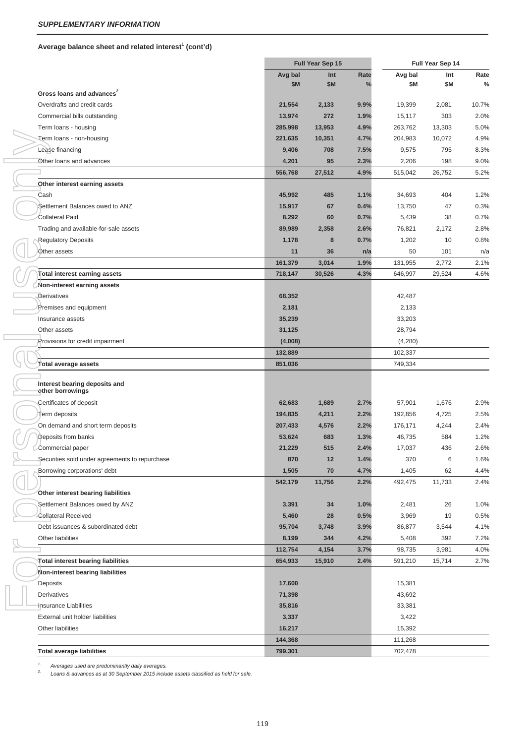*SUPPLEMENTARY INFORMATION*

**Average balance sheet and related interest[1] (cont'd)**

| | Full Year Sep 15 | | | Full Year Sep 14 | | |
|---|---|---|---|---|---|---|
| | Avg bal $M | Int $M | Rate % | Avg bal $M | Int $M | Rate % |
| **Gross loans and advances[2]** | | | | | | |
| Overdrafts and credit cards | 21,554 | 2,133 | 9.9% | 19,399 | 2,081 | 10.7% |
| Commercial bills outstanding | 13,974 | 272 | 1.9% | 15,117 | 303 | 2.0% |
| Term loans - housing | 285,998 | 13,953 | 4.9% | 263,762 | 13,303 | 5.0% |
| Term loans - non-housing | 221,635 | 10,351 | 4.7% | 204,983 | 10,072 | 4.9% |
| Lease financing | 9,406 | 708 | 7.5% | 9,575 | 795 | 8.3% |
| Other loans and advances | 4,201 | 95 | 2.3% | 2,206 | 198 | 9.0% |
| | 556,768 | 27,512 | 4.9% | 515,042 | 26,752 | 5.2% |
| **Other interest earning assets** | | | | | | |
| Cash | 45,992 | 485 | 1.1% | 34,693 | 404 | 1.2% |
| Settlement Balances owed to ANZ | 15,917 | 67 | 0.4% | 13,750 | 47 | 0.3% |
| Collateral Paid | 8,292 | 60 | 0.7% | 5,439 | 38 | 0.7% |
| Trading and available-for-sale assets | 89,989 | 2,358 | 2.6% | 76,821 | 2,172 | 2.8% |
| Regulatory Deposits | 1,178 | 8 | 0.7% | 1,202 | 10 | 0.8% |
| Other assets | 11 | 36 | n/a | 50 | 101 | n/a |
| | 161,379 | 3,014 | 1.9% | 131,955 | 2,772 | 2.1% |
| **Total interest earning assets** | 718,147 | 30,526 | 4.3% | 646,997 | 29,524 | 4.6% |
| **Non-interest earning assets** | | | | | | |
| Derivatives | 68,352 | | | 42,487 | | |
| Premises and equipment | 2,181 | | | 2,133 | | |
| Insurance assets | 35,239 | | | 33,203 | | |
| Other assets | 31,125 | | | 28,794 | | |
| Provisions for credit impairment | (4,008) | | | (4,280) | | |
| | 132,889 | | | 102,337 | | |
| **Total average assets** | 851,036 | | | 749,334 | | |
| **Interest bearing deposits and other borrowings** | | | | | | |
| Certificates of deposit | 62,683 | 1,689 | 2.7% | 57,901 | 1,676 | 2.9% |
| Term deposits | 194,835 | 4,211 | 2.2% | 192,856 | 4,725 | 2.5% |
| On demand and short term deposits | 207,433 | 4,576 | 2.2% | 176,171 | 4,244 | 2.4% |
| Deposits from banks | 53,624 | 683 | 1.3% | 46,735 | 584 | 1.2% |
| Commercial paper | 21,229 | 515 | 2.4% | 17,037 | 436 | 2.6% |
| Securities sold under agreements to repurchase | 870 | 12 | 1.4% | 370 | 6 | 1.6% |
| Borrowing corporations' debt | 1,505 | 70 | 4.7% | 1,405 | 62 | 4.4% |
| | 542,179 | 11,756 | 2.2% | 492,475 | 11,733 | 2.4% |
| **Other interest bearing liabilities** | | | | | | |
| Settlement Balances owed by ANZ | 3,391 | 34 | 1.0% | 2,481 | 26 | 1.0% |
| Collateral Received | 5,460 | 28 | 0.5% | 3,969 | 19 | 0.5% |
| Debt issuances & subordinated debt | 95,704 | 3,748 | 3.9% | 86,877 | 3,544 | 4.1% |
| Other liabilities | 8,199 | 344 | 4.2% | 5,408 | 392 | 7.2% |
| | 112,754 | 4,154 | 3.7% | 98,735 | 3,981 | 4.0% |
| **Total interest bearing liabilities** | 654,933 | 15,910 | 2.4% | 591,210 | 15,714 | 2.7% |
| **Non-interest bearing liabilities** | | | | | | |
| Deposits | 17,600 | | | 15,381 | | |
| Derivatives | 71,398 | | | 43,692 | | |
| Insurance Liabilities | 35,816 | | | 33,381 | | |
| External unit holder liabilities | 3,337 | | | 3,422 | | |
| Other liabilities | 16,217 | | | 15,392 | | |
| | 144,368 | | | 111,268 | | |
| **Total average liabilities** | 799,301 | | | 702,478 | | |

1. *Averages used are predominantly daily averages.*
2. *Loans & advances as at 30 September 2015 include assets classified as held for sale.*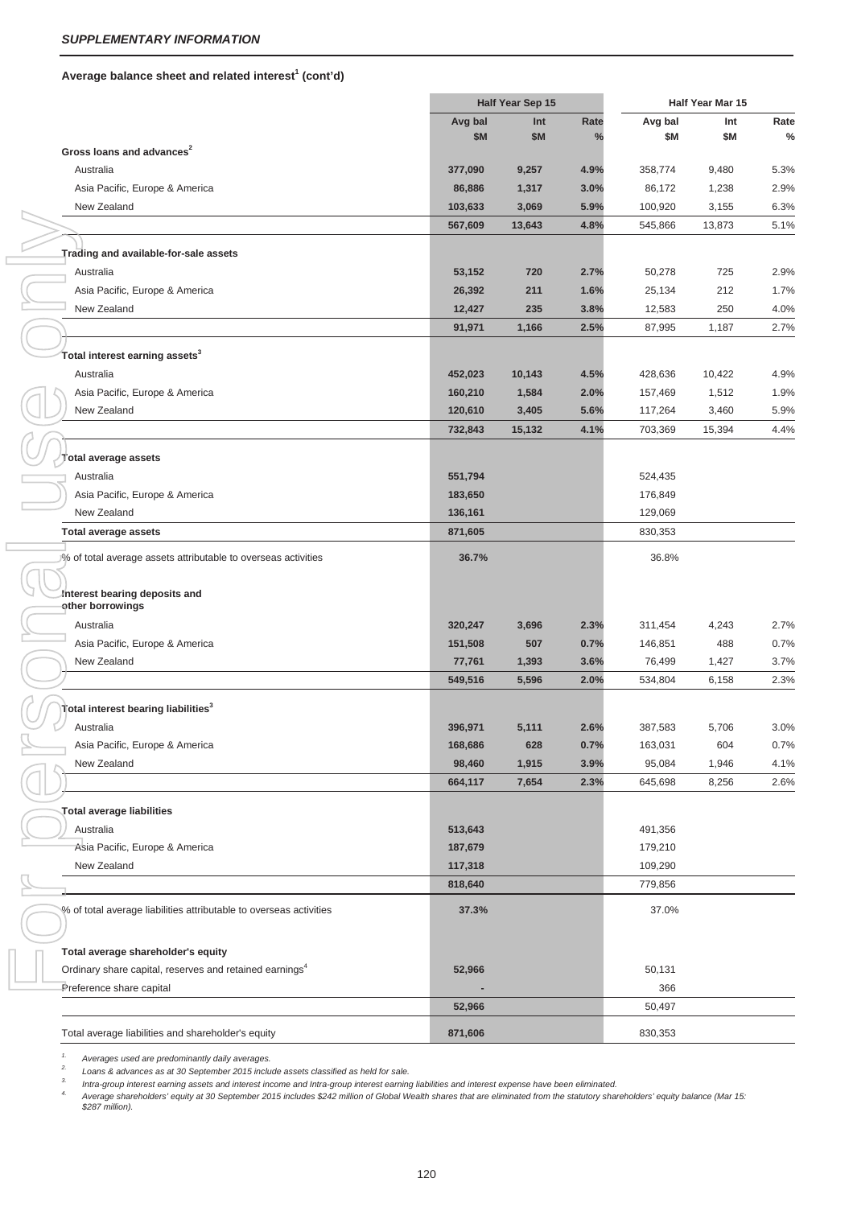*SUPPLEMENTARY INFORMATION*

**Average balance sheet and related interest[1] (cont'd)**

| | Half Year Sep 15 | | | Half Year Mar 15 | | |
|---|---|---|---|---|---|---|
| | Avg bal $M | Int $M | Rate % | Avg bal $M | Int $M | Rate % |
| **Gross loans and advances[2]** | | | | | | |
| Australia | 377,090 | 9,257 | 4.9% | 358,774 | 9,480 | 5.3% |
| Asia Pacific, Europe & America | 86,886 | 1,317 | 3.0% | 86,172 | 1,238 | 2.9% |
| New Zealand | 103,633 | 3,069 | 5.9% | 100,920 | 3,155 | 6.3% |
| | 567,609 | 13,643 | 4.8% | 545,866 | 13,873 | 5.1% |
| **Trading and available-for-sale assets** | | | | | | |
| Australia | 53,152 | 720 | 2.7% | 50,278 | 725 | 2.9% |
| Asia Pacific, Europe & America | 26,392 | 211 | 1.6% | 25,134 | 212 | 1.7% |
| New Zealand | 12,427 | 235 | 3.8% | 12,583 | 250 | 4.0% |
| | 91,971 | 1,166 | 2.5% | 87,995 | 1,187 | 2.7% |
| **Total interest earning assets[3]** | | | | | | |
| Australia | 452,023 | 10,143 | 4.5% | 428,636 | 10,422 | 4.9% |
| Asia Pacific, Europe & America | 160,210 | 1,584 | 2.0% | 157,469 | 1,512 | 1.9% |
| New Zealand | 120,610 | 3,405 | 5.6% | 117,264 | 3,460 | 5.9% |
| | 732,843 | 15,132 | 4.1% | 703,369 | 15,394 | 4.4% |
| **Total average assets** | | | | | | |
| Australia | 551,794 | | | 524,435 | | |
| Asia Pacific, Europe & America | 183,650 | | | 176,849 | | |
| New Zealand | 136,161 | | | 129,069 | | |
| **Total average assets** | 871,605 | | | 830,353 | | |
| % of total average assets attributable to overseas activities | 36.7% | | | 36.8% | | |
| **Interest bearing deposits and other borrowings** | | | | | | |
| Australia | 320,247 | 3,696 | 2.3% | 311,454 | 4,243 | 2.7% |
| Asia Pacific, Europe & America | 151,508 | 507 | 0.7% | 146,851 | 488 | 0.7% |
| New Zealand | 77,761 | 1,393 | 3.6% | 76,499 | 1,427 | 3.7% |
| | 549,516 | 5,596 | 2.0% | 534,804 | 6,158 | 2.3% |
| **Total interest bearing liabilities[3]** | | | | | | |
| Australia | 396,971 | 5,111 | 2.6% | 387,583 | 5,706 | 3.0% |
| Asia Pacific, Europe & America | 168,686 | 628 | 0.7% | 163,031 | 604 | 0.7% |
| New Zealand | 98,460 | 1,915 | 3.9% | 95,084 | 1,946 | 4.1% |
| | 664,117 | 7,654 | 2.3% | 645,698 | 8,256 | 2.6% |
| **Total average liabilities** | | | | | | |
| Australia | 513,643 | | | 491,356 | | |
| Asia Pacific, Europe & America | 187,679 | | | 179,210 | | |
| New Zealand | 117,318 | | | 109,290 | | |
| | 818,640 | | | 779,856 | | |
| % of total average liabilities attributable to overseas activities | 37.3% | | | 37.0% | | |
| **Total average shareholder's equity** | | | | | | |
| Ordinary share capital, reserves and retained earnings[4] | 52,966 | | | 50,131 | | |
| Preference share capital | - | | | 366 | | |
| | 52,966 | | | 50,497 | | |
| Total average liabilities and shareholder's equity | 871,606 | | | 830,353 | | |

1. *Averages used are predominantly daily averages.*
2. *Loans & advances as at 30 September 2015 include assets classified as held for sale.*
3. *Intra-group interest earning assets and interest income and Intra-group interest earning liabilities and interest expense have been eliminated.*
4. *Average shareholders' equity at 30 September 2015 includes $242 million of Global Wealth shares that are eliminated from the statutory shareholders' equity balance (Mar 15: $287 million).*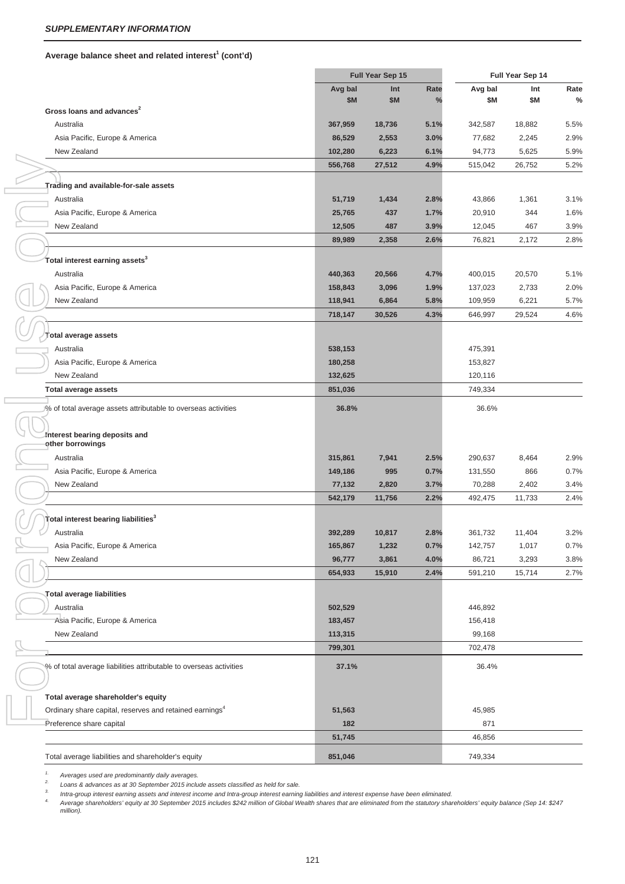*SUPPLEMENTARY INFORMATION*

**Average balance sheet and related interest[1] (cont'd)**

| | Full Year Sep 15 | | | Full Year Sep 14 | | |
|---|---|---|---|---|---|---|
| | Avg bal $M | Int $M | Rate % | Avg bal $M | Int $M | Rate % |
| **Gross loans and advances[2]** | | | | | | |
| Australia | 367,959 | 18,736 | 5.1% | 342,587 | 18,882 | 5.5% |
| Asia Pacific, Europe & America | 86,529 | 2,553 | 3.0% | 77,682 | 2,245 | 2.9% |
| New Zealand | 102,280 | 6,223 | 6.1% | 94,773 | 5,625 | 5.9% |
| | 556,768 | 27,512 | 4.9% | 515,042 | 26,752 | 5.2% |
| **Trading and available-for-sale assets** | | | | | | |
| Australia | 51,719 | 1,434 | 2.8% | 43,866 | 1,361 | 3.1% |
| Asia Pacific, Europe & America | 25,765 | 437 | 1.7% | 20,910 | 344 | 1.6% |
| New Zealand | 12,505 | 487 | 3.9% | 12,045 | 467 | 3.9% |
| | 89,989 | 2,358 | 2.6% | 76,821 | 2,172 | 2.8% |
| **Total interest earning assets[3]** | | | | | | |
| Australia | 440,363 | 20,566 | 4.7% | 400,015 | 20,570 | 5.1% |
| Asia Pacific, Europe & America | 158,843 | 3,096 | 1.9% | 137,023 | 2,733 | 2.0% |
| New Zealand | 118,941 | 6,864 | 5.8% | 109,959 | 6,221 | 5.7% |
| | 718,147 | 30,526 | 4.3% | 646,997 | 29,524 | 4.6% |
| **Total average assets** | | | | | | |
| Australia | 538,153 | | | 475,391 | | |
| Asia Pacific, Europe & America | 180,258 | | | 153,827 | | |
| New Zealand | 132,625 | | | 120,116 | | |
| **Total average assets** | 851,036 | | | 749,334 | | |
| % of total average assets attributable to overseas activities | 36.8% | | | 36.6% | | |
| **Interest bearing deposits and other borrowings** | | | | | | |
| Australia | 315,861 | 7,941 | 2.5% | 290,637 | 8,464 | 2.9% |
| Asia Pacific, Europe & America | 149,186 | 995 | 0.7% | 131,550 | 866 | 0.7% |
| New Zealand | 77,132 | 2,820 | 3.7% | 70,288 | 2,402 | 3.4% |
| | 542,179 | 11,756 | 2.2% | 492,475 | 11,733 | 2.4% |
| **Total interest bearing liabilities[3]** | | | | | | |
| Australia | 392,289 | 10,817 | 2.8% | 361,732 | 11,404 | 3.2% |
| Asia Pacific, Europe & America | 165,867 | 1,232 | 0.7% | 142,757 | 1,017 | 0.7% |
| New Zealand | 96,777 | 3,861 | 4.0% | 86,721 | 3,293 | 3.8% |
| | 654,933 | 15,910 | 2.4% | 591,210 | 15,714 | 2.7% |
| **Total average liabilities** | | | | | | |
| Australia | 502,529 | | | 446,892 | | |
| Asia Pacific, Europe & America | 183,457 | | | 156,418 | | |
| New Zealand | 113,315 | | | 99,168 | | |
| | 799,301 | | | 702,478 | | |
| % of total average liabilities attributable to overseas activities | 37.1% | | | 36.4% | | |
| **Total average shareholder's equity** | | | | | | |
| Ordinary share capital, reserves and retained earnings[4] | 51,563 | | | 45,985 | | |
| Preference share capital | 182 | | | 871 | | |
| | 51,745 | | | 46,856 | | |
| Total average liabilities and shareholder's equity | 851,046 | | | 749,334 | | |

1. *Averages used are predominantly daily averages.*
2. *Loans & advances as at 30 September 2015 include assets classified as held for sale.*
3. *Intra-group interest earning assets and interest income and Intra-group interest earning liabilities and interest expense have been eliminated.*
4. *Average shareholders' equity at 30 September 2015 includes $242 million of Global Wealth shares that are eliminated from the statutory shareholders' equity balance (Sep 14: $247 million).*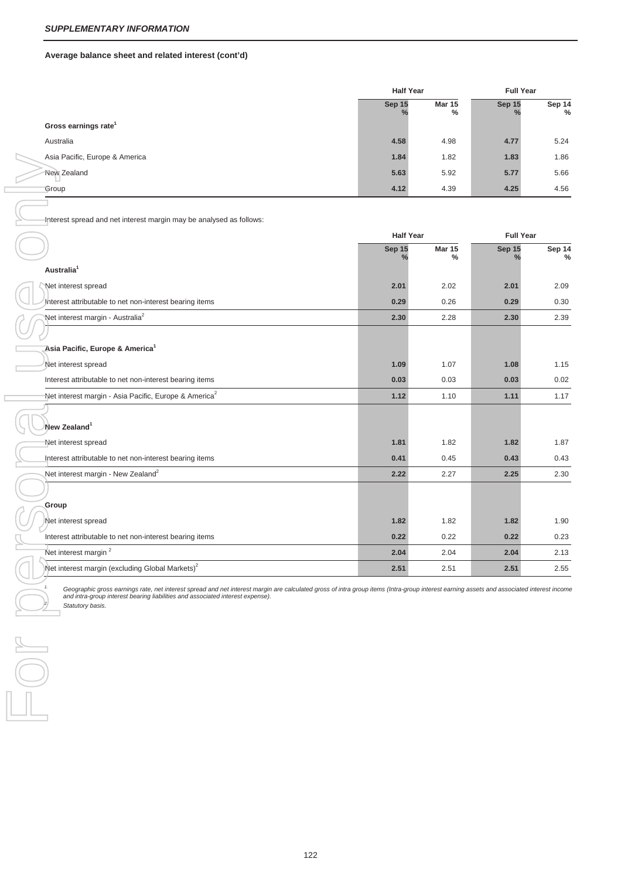*SUPPLEMENTARY INFORMATION*

**Average balance sheet and related interest (cont'd)**

| | Half Year | | Full Year | |
|---|---|---|---|---|
| | Sep 15 % | Mar 15 % | Sep 15 % | Sep 14 % |
| **Gross earnings rate[1]** | | | | |
| Australia | **4.58** | 4.98 | **4.77** | 5.24 |
| Asia Pacific, Europe & America | **1.84** | 1.82 | **1.83** | 1.86 |
| New Zealand | **5.63** | 5.92 | **5.77** | 5.66 |
| Group | **4.12** | 4.39 | **4.25** | 4.56 |

Interest spread and net interest margin may be analysed as follows:

| | Half Year | | Full Year | |
|---|---|---|---|---|
| | Sep 15 % | Mar 15 % | Sep 15 % | Sep 14 % |
| **Australia[1]** | | | | |
| Net interest spread | **2.01** | 2.02 | **2.01** | 2.09 |
| Interest attributable to net non-interest bearing items | **0.29** | 0.26 | **0.29** | 0.30 |
| Net interest margin - Australia[2] | **2.30** | 2.28 | **2.30** | 2.39 |
| **Asia Pacific, Europe & America[1]** | | | | |
| Net interest spread | **1.09** | 1.07 | **1.08** | 1.15 |
| Interest attributable to net non-interest bearing items | **0.03** | 0.03 | **0.03** | 0.02 |
| Net interest margin - Asia Pacific, Europe & America[2] | **1.12** | 1.10 | **1.11** | 1.17 |
| **New Zealand[1]** | | | | |
| Net interest spread | **1.81** | 1.82 | **1.82** | 1.87 |
| Interest attributable to net non-interest bearing items | **0.41** | 0.45 | **0.43** | 0.43 |
| Net interest margin - New Zealand[2] | **2.22** | 2.27 | **2.25** | 2.30 |
| **Group** | | | | |
| Net interest spread | **1.82** | 1.82 | **1.82** | 1.90 |
| Interest attributable to net non-interest bearing items | **0.22** | 0.22 | **0.22** | 0.23 |
| Net interest margin[2] | **2.04** | 2.04 | **2.04** | 2.13 |
| Net interest margin (excluding Global Markets)[2] | **2.51** | 2.51 | **2.51** | 2.55 |

1. *Geographic gross earnings rate, net interest spread and net interest margin are calculated gross of intra group items (Intra-group interest earning assets and associated interest income and intra-group interest bearing liabilities and associated interest expense).*
2. *Statutory basis.*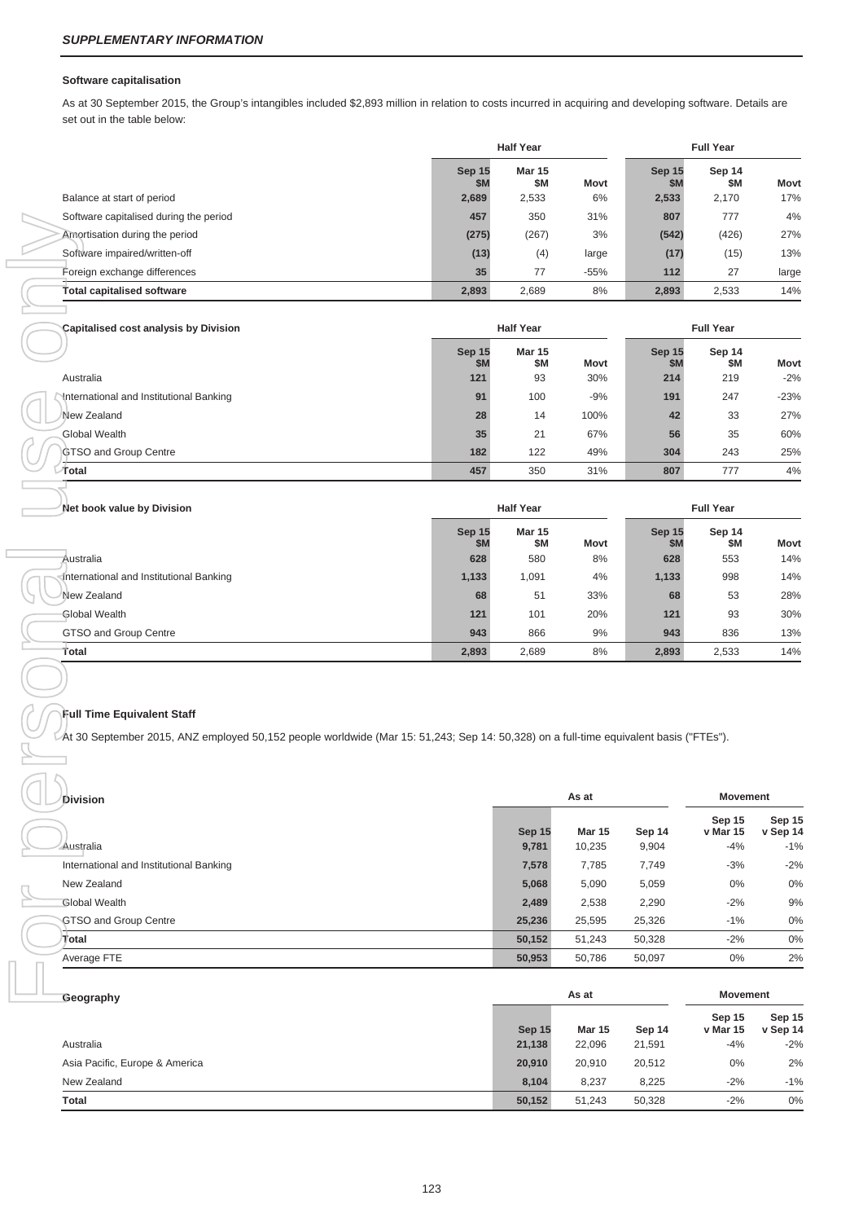*SUPPLEMENTARY INFORMATION*

**Software capitalisation**

As at 30 September 2015, the Group's intangibles included $2,893 million in relation to costs incurred in acquiring and developing software. Details are set out in the table below:

| | Half Year | | | Full Year | | |
|---|---|---|---|---|---|---|
| | Sep 15 $M | Mar 15 $M | Movt | Sep 15 $M | Sep 14 $M | Movt |
| Balance at start of period | 2,689 | 2,533 | 6% | 2,533 | 2,170 | 17% |
| Software capitalised during the period | 457 | 350 | 31% | 807 | 777 | 4% |
| Amortisation during the period | (275) | (267) | 3% | (542) | (426) | 27% |
| Software impaired/written-off | (13) | (4) | large | (17) | (15) | 13% |
| Foreign exchange differences | 35 | 77 | -55% | 112 | 27 | large |
| **Total capitalised software** | 2,893 | 2,689 | 8% | 2,893 | 2,533 | 14% |

| **Capitalised cost analysis by Division** | Half Year | | | Full Year | | |
|---|---|---|---|---|---|---|
| | Sep 15 $M | Mar 15 $M | Movt | Sep 15 $M | Sep 14 $M | Movt |
| Australia | 121 | 93 | 30% | 214 | 219 | -2% |
| International and Institutional Banking | 91 | 100 | -9% | 191 | 247 | -23% |
| New Zealand | 28 | 14 | 100% | 42 | 33 | 27% |
| Global Wealth | 35 | 21 | 67% | 56 | 35 | 60% |
| GTSO and Group Centre | 182 | 122 | 49% | 304 | 243 | 25% |
| **Total** | 457 | 350 | 31% | 807 | 777 | 4% |

| **Net book value by Division** | Half Year | | | Full Year | | |
|---|---|---|---|---|---|---|
| | Sep 15 $M | Mar 15 $M | Movt | Sep 15 $M | Sep 14 $M | Movt |
| Australia | 628 | 580 | 8% | 628 | 553 | 14% |
| International and Institutional Banking | 1,133 | 1,091 | 4% | 1,133 | 998 | 14% |
| New Zealand | 68 | 51 | 33% | 68 | 53 | 28% |
| Global Wealth | 121 | 101 | 20% | 121 | 93 | 30% |
| GTSO and Group Centre | 943 | 866 | 9% | 943 | 836 | 13% |
| **Total** | 2,893 | 2,689 | 8% | 2,893 | 2,533 | 14% |

**Full Time Equivalent Staff**

At 30 September 2015, ANZ employed 50,152 people worldwide (Mar 15: 51,243; Sep 14: 50,328) on a full-time equivalent basis ("FTEs").

| **Division** | As at | | | Movement | |
|---|---|---|---|---|---|
| | Sep 15 | Mar 15 | Sep 14 | Sep 15 v Mar 15 | Sep 15 v Sep 14 |
| Australia | 9,781 | 10,235 | 9,904 | -4% | -1% |
| International and Institutional Banking | 7,578 | 7,785 | 7,749 | -3% | -2% |
| New Zealand | 5,068 | 5,090 | 5,059 | 0% | 0% |
| Global Wealth | 2,489 | 2,538 | 2,290 | -2% | 9% |
| GTSO and Group Centre | 25,236 | 25,595 | 25,326 | -1% | 0% |
| **Total** | 50,152 | 51,243 | 50,328 | -2% | 0% |
| Average FTE | 50,953 | 50,786 | 50,097 | 0% | 2% |

| **Geography** | As at | | | Movement | |
|---|---|---|---|---|---|
| | Sep 15 | Mar 15 | Sep 14 | Sep 15 v Mar 15 | Sep 15 v Sep 14 |
| Australia | 21,138 | 22,096 | 21,591 | -4% | -2% |
| Asia Pacific, Europe & America | 20,910 | 20,910 | 20,512 | 0% | 2% |
| New Zealand | 8,104 | 8,237 | 8,225 | -2% | -1% |
| **Total** | 50,152 | 51,243 | 50,328 | -2% | 0% |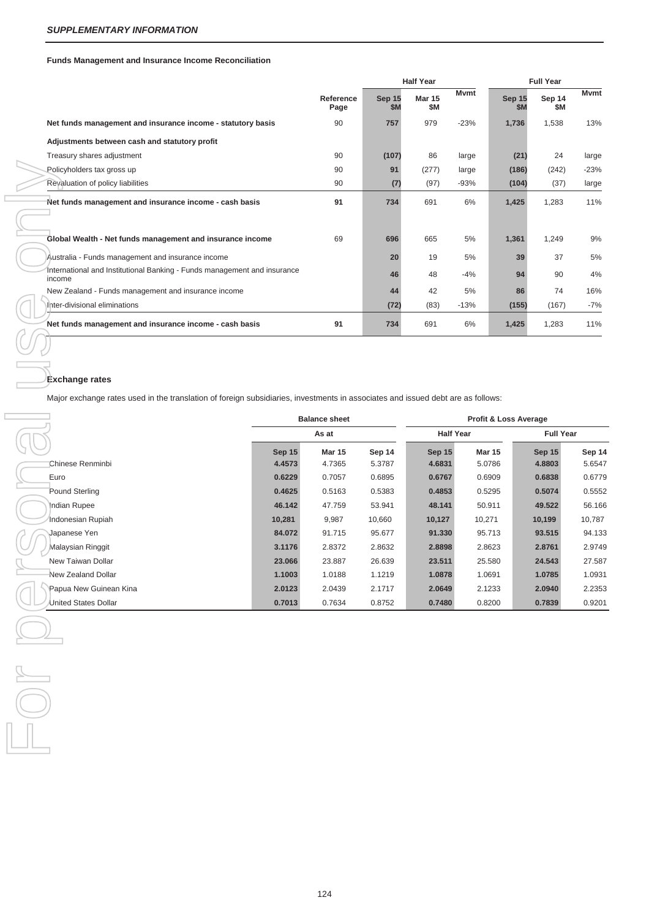*SUPPLEMENTARY INFORMATION*

**Funds Management and Insurance Income Reconciliation**

| | Reference Page | Half Year | | | Full Year | | |
|---|---|---|---|---|---|---|---|
| | | Sep 15 $M | Mar 15 $M | Mvmt | Sep 15 $M | Sep 14 $M | Mvmt |
| **Net funds management and insurance income - statutory basis** | 90 | **757** | 979 | -23% | **1,736** | 1,538 | 13% |
| **Adjustments between cash and statutory profit** | | | | | | | |
| Treasury shares adjustment | 90 | **(107)** | 86 | large | **(21)** | 24 | large |
| Policyholders tax gross up | 90 | **91** | (277) | large | **(186)** | (242) | -23% |
| Revaluation of policy liabilities | 90 | **(7)** | (97) | -93% | **(104)** | (37) | large |
| **Net funds management and insurance income - cash basis** | **91** | **734** | 691 | 6% | **1,425** | 1,283 | 11% |
| | | | | | | | |
| **Global Wealth - Net funds management and insurance income** | 69 | **696** | 665 | 5% | **1,361** | 1,249 | 9% |
| Australia - Funds management and insurance income | | **20** | 19 | 5% | **39** | 37 | 5% |
| International and Institutional Banking - Funds management and insurance income | | **46** | 48 | -4% | **94** | 90 | 4% |
| New Zealand - Funds management and insurance income | | **44** | 42 | 5% | **86** | 74 | 16% |
| Inter-divisional eliminations | | **(72)** | (83) | -13% | **(155)** | (167) | -7% |
| **Net funds management and insurance income - cash basis** | **91** | **734** | 691 | 6% | **1,425** | 1,283 | 11% |

## Exchange rates

Major exchange rates used in the translation of foreign subsidiaries, investments in associates and issued debt are as follows:

| | Balance sheet | | | Profit & Loss Average | | | |
|---|---|---|---|---|---|---|---|
| | As at | | | Half Year | | Full Year | |
| | Sep 15 | Mar 15 | Sep 14 | Sep 15 | Mar 15 | Sep 15 | Sep 14 |
| Chinese Renminbi | **4.4573** | 4.7365 | 5.3787 | **4.6831** | 5.0786 | **4.8803** | 5.6547 |
| Euro | **0.6229** | 0.7057 | 0.6895 | **0.6767** | 0.6909 | **0.6838** | 0.6779 |
| Pound Sterling | **0.4625** | 0.5163 | 0.5383 | **0.4853** | 0.5295 | **0.5074** | 0.5552 |
| Indian Rupee | **46.142** | 47.759 | 53.941 | **48.141** | 50.911 | **49.522** | 56.166 |
| Indonesian Rupiah | **10,281** | 9,987 | 10,660 | **10,127** | 10,271 | **10,199** | 10,787 |
| Japanese Yen | **84.072** | 91.715 | 95.677 | **91.330** | 95.713 | **93.515** | 94.133 |
| Malaysian Ringgit | **3.1176** | 2.8372 | 2.8632 | **2.8898** | 2.8623 | **2.8761** | 2.9749 |
| New Taiwan Dollar | **23.066** | 23.887 | 26.639 | **23.511** | 25.580 | **24.543** | 27.587 |
| New Zealand Dollar | **1.1003** | 1.0188 | 1.1219 | **1.0878** | 1.0691 | **1.0785** | 1.0931 |
| Papua New Guinean Kina | **2.0123** | 2.0439 | 2.1717 | **2.0649** | 2.1233 | **2.0940** | 2.2353 |
| United States Dollar | **0.7013** | 0.7634 | 0.8752 | **0.7480** | 0.8200 | **0.7839** | 0.9201 |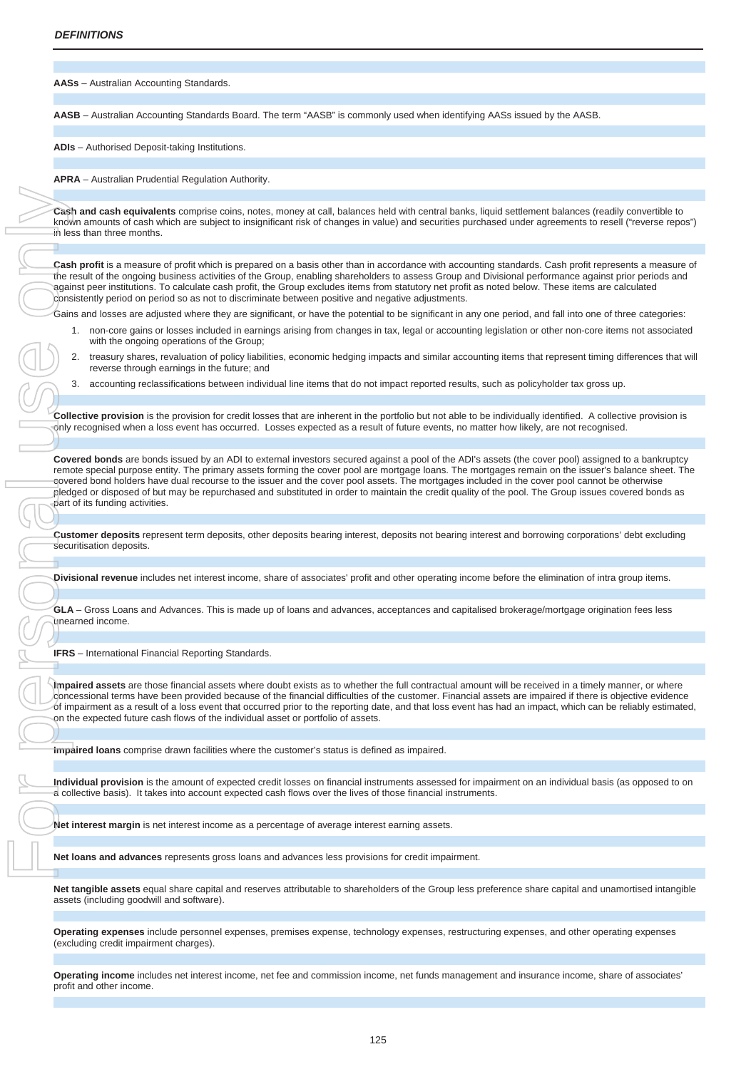## *DEFINITIONS*

**AASs** – Australian Accounting Standards.

**AASB** – Australian Accounting Standards Board. The term "AASB" is commonly used when identifying AASs issued by the AASB.

**ADIs** – Authorised Deposit-taking Institutions.

**APRA** – Australian Prudential Regulation Authority.

**Cash and cash equivalents** comprise coins, notes, money at call, balances held with central banks, liquid settlement balances (readily convertible to known amounts of cash which are subject to insignificant risk of changes in value) and securities purchased under agreements to resell ("reverse repos") in less than three months.

**Cash profit** is a measure of profit which is prepared on a basis other than in accordance with accounting standards. Cash profit represents a measure of the result of the ongoing business activities of the Group, enabling shareholders to assess Group and Divisional performance against prior periods and against peer institutions. To calculate cash profit, the Group excludes items from statutory net profit as noted below. These items are calculated consistently period on period so as not to discriminate between positive and negative adjustments.

Gains and losses are adjusted where they are significant, or have the potential to be significant in any one period, and fall into one of three categories:

1. non-core gains or losses included in earnings arising from changes in tax, legal or accounting legislation or other non-core items not associated with the ongoing operations of the Group;
2. treasury shares, revaluation of policy liabilities, economic hedging impacts and similar accounting items that represent timing differences that will reverse through earnings in the future; and
3. accounting reclassifications between individual line items that do not impact reported results, such as policyholder tax gross up.

**Collective provision** is the provision for credit losses that are inherent in the portfolio but not able to be individually identified. A collective provision is only recognised when a loss event has occurred. Losses expected as a result of future events, no matter how likely, are not recognised.

**Covered bonds** are bonds issued by an ADI to external investors secured against a pool of the ADI's assets (the cover pool) assigned to a bankruptcy remote special purpose entity. The primary assets forming the cover pool are mortgage loans. The mortgages remain on the issuer's balance sheet. The covered bond holders have dual recourse to the issuer and the cover pool assets. The mortgages included in the cover pool cannot be otherwise pledged or disposed of but may be repurchased and substituted in order to maintain the credit quality of the pool. The Group issues covered bonds as part of its funding activities.

**Customer deposits** represent term deposits, other deposits bearing interest, deposits not bearing interest and borrowing corporations' debt excluding securitisation deposits.

**Divisional revenue** includes net interest income, share of associates' profit and other operating income before the elimination of intra group items.

**GLA** – Gross Loans and Advances. This is made up of loans and advances, acceptances and capitalised brokerage/mortgage origination fees less unearned income.

**IFRS** – International Financial Reporting Standards.

**Impaired assets** are those financial assets where doubt exists as to whether the full contractual amount will be received in a timely manner, or where concessional terms have been provided because of the financial difficulties of the customer. Financial assets are impaired if there is objective evidence of impairment as a result of a loss event that occurred prior to the reporting date, and that loss event has had an impact, which can be reliably estimated, on the expected future cash flows of the individual asset or portfolio of assets.

**Impaired loans** comprise drawn facilities where the customer's status is defined as impaired.

**Individual provision** is the amount of expected credit losses on financial instruments assessed for impairment on an individual basis (as opposed to on a collective basis). It takes into account expected cash flows over the lives of those financial instruments.

**Net interest margin** is net interest income as a percentage of average interest earning assets.

**Net loans and advances** represents gross loans and advances less provisions for credit impairment.

**Net tangible assets** equal share capital and reserves attributable to shareholders of the Group less preference share capital and unamortised intangible assets (including goodwill and software).

**Operating expenses** include personnel expenses, premises expense, technology expenses, restructuring expenses, and other operating expenses (excluding credit impairment charges).

**Operating income** includes net interest income, net fee and commission income, net funds management and insurance income, share of associates' profit and other income.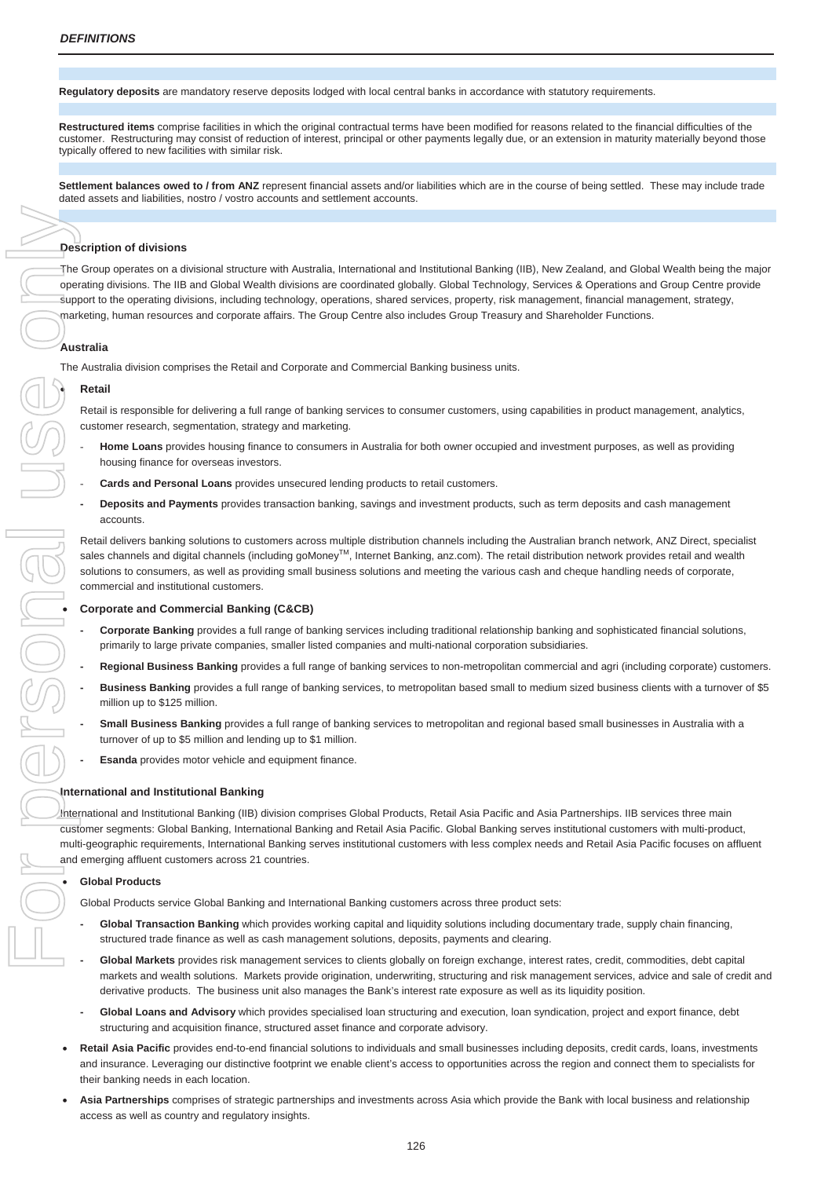**Regulatory deposits** are mandatory reserve deposits lodged with local central banks in accordance with statutory requirements.

**Restructured items** comprise facilities in which the original contractual terms have been modified for reasons related to the financial difficulties of the customer. Restructuring may consist of reduction of interest, principal or other payments legally due, or an extension in maturity materially beyond those typically offered to new facilities with similar risk.

**Settlement balances owed to / from ANZ** represent financial assets and/or liabilities which are in the course of being settled. These may include trade dated assets and liabilities, nostro / vostro accounts and settlement accounts.

### Description of divisions

The Group operates on a divisional structure with Australia, International and Institutional Banking (IIB), New Zealand, and Global Wealth being the major operating divisions. The IIB and Global Wealth divisions are coordinated globally. Global Technology, Services & Operations and Group Centre provide support to the operating divisions, including technology, operations, shared services, property, risk management, financial management, strategy, marketing, human resources and corporate affairs. The Group Centre also includes Group Treasury and Shareholder Functions.

### Australia

The Australia division comprises the Retail and Corporate and Commercial Banking business units.

- **Retail**

  Retail is responsible for delivering a full range of banking services to consumer customers, using capabilities in product management, analytics, customer research, segmentation, strategy and marketing.

  - **Home Loans** provides housing finance to consumers in Australia for both owner occupied and investment purposes, as well as providing housing finance for overseas investors.
  - **Cards and Personal Loans** provides unsecured lending products to retail customers.
  - **Deposits and Payments** provides transaction banking, savings and investment products, such as term deposits and cash management accounts.

  Retail delivers banking solutions to customers across multiple distribution channels including the Australian branch network, ANZ Direct, specialist sales channels and digital channels (including goMoney™, Internet Banking, anz.com). The retail distribution network provides retail and wealth solutions to consumers, as well as providing small business solutions and meeting the various cash and cheque handling needs of corporate, commercial and institutional customers.

- **Corporate and Commercial Banking (C&CB)**
  - **Corporate Banking** provides a full range of banking services including traditional relationship banking and sophisticated financial solutions, primarily to large private companies, smaller listed companies and multi-national corporation subsidiaries.
  - **Regional Business Banking** provides a full range of banking services to non-metropolitan commercial and agri (including corporate) customers.
  - **Business Banking** provides a full range of banking services, to metropolitan based small to medium sized business clients with a turnover of $5 million up to $125 million.
  - **Small Business Banking** provides a full range of banking services to metropolitan and regional based small businesses in Australia with a turnover of up to $5 million and lending up to $1 million.
  - **Esanda** provides motor vehicle and equipment finance.

### International and Institutional Banking

International and Institutional Banking (IIB) division comprises Global Products, Retail Asia Pacific and Asia Partnerships. IIB services three main customer segments: Global Banking, International Banking and Retail Asia Pacific. Global Banking serves institutional customers with multi-product, multi-geographic requirements, International Banking serves institutional customers with less complex needs and Retail Asia Pacific focuses on affluent and emerging affluent customers across 21 countries.

- **Global Products**

  Global Products service Global Banking and International Banking customers across three product sets:

  - **Global Transaction Banking** which provides working capital and liquidity solutions including documentary trade, supply chain financing, structured trade finance as well as cash management solutions, deposits, payments and clearing.
  - **Global Markets** provides risk management services to clients globally on foreign exchange, interest rates, credit, commodities, debt capital markets and wealth solutions. Markets provide origination, underwriting, structuring and risk management services, advice and sale of credit and derivative products. The business unit also manages the Bank's interest rate exposure as well as its liquidity position.
  - **Global Loans and Advisory** which provides specialised loan structuring and execution, loan syndication, project and export finance, debt structuring and acquisition finance, structured asset finance and corporate advisory.

- **Retail Asia Pacific** provides end-to-end financial solutions to individuals and small businesses including deposits, credit cards, loans, investments and insurance. Leveraging our distinctive footprint we enable client's access to opportunities across the region and connect them to specialists for their banking needs in each location.
- **Asia Partnerships** comprises of strategic partnerships and investments across Asia which provide the Bank with local business and relationship access as well as country and regulatory insights.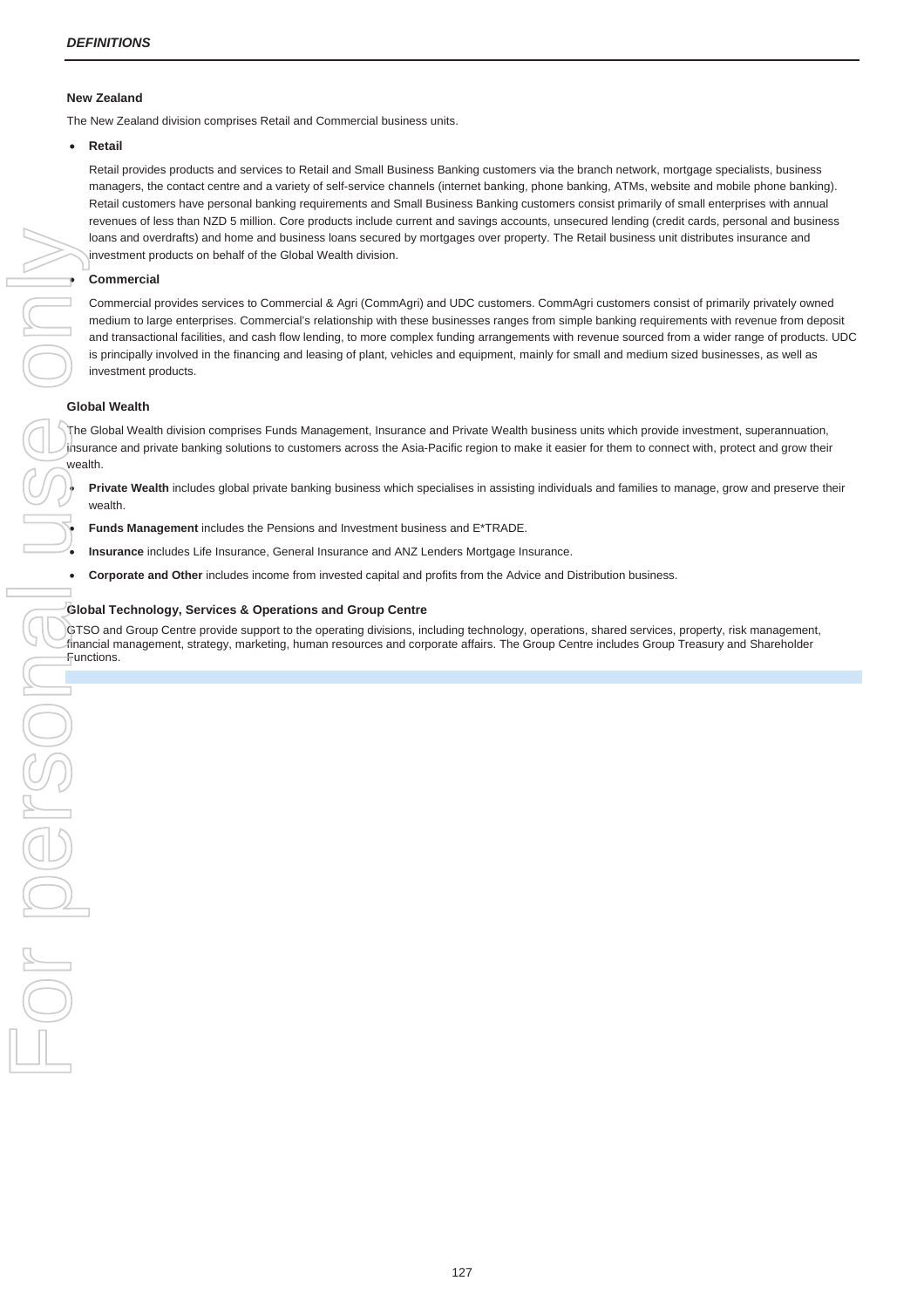## New Zealand

The New Zealand division comprises Retail and Commercial business units.

- **Retail**

  Retail provides products and services to Retail and Small Business Banking customers via the branch network, mortgage specialists, business managers, the contact centre and a variety of self-service channels (internet banking, phone banking, ATMs, website and mobile phone banking). Retail customers have personal banking requirements and Small Business Banking customers consist primarily of small enterprises with annual revenues of less than NZD 5 million. Core products include current and savings accounts, unsecured lending (credit cards, personal and business loans and overdrafts) and home and business loans secured by mortgages over property. The Retail business unit distributes insurance and investment products on behalf of the Global Wealth division.

- **Commercial**

  Commercial provides services to Commercial & Agri (CommAgri) and UDC customers. CommAgri customers consist of primarily privately owned medium to large enterprises. Commercial's relationship with these businesses ranges from simple banking requirements with revenue from deposit and transactional facilities, and cash flow lending, to more complex funding arrangements with revenue sourced from a wider range of products. UDC is principally involved in the financing and leasing of plant, vehicles and equipment, mainly for small and medium sized businesses, as well as investment products.

## Global Wealth

The Global Wealth division comprises Funds Management, Insurance and Private Wealth business units which provide investment, superannuation, insurance and private banking solutions to customers across the Asia-Pacific region to make it easier for them to connect with, protect and grow their wealth.

- **Private Wealth** includes global private banking business which specialises in assisting individuals and families to manage, grow and preserve their wealth.
- **Funds Management** includes the Pensions and Investment business and E*TRADE.
- **Insurance** includes Life Insurance, General Insurance and ANZ Lenders Mortgage Insurance.
- **Corporate and Other** includes income from invested capital and profits from the Advice and Distribution business.

## Global Technology, Services & Operations and Group Centre

GTSO and Group Centre provide support to the operating divisions, including technology, operations, shared services, property, risk management, financial management, strategy, marketing, human resources and corporate affairs. The Group Centre includes Group Treasury and Shareholder Functions.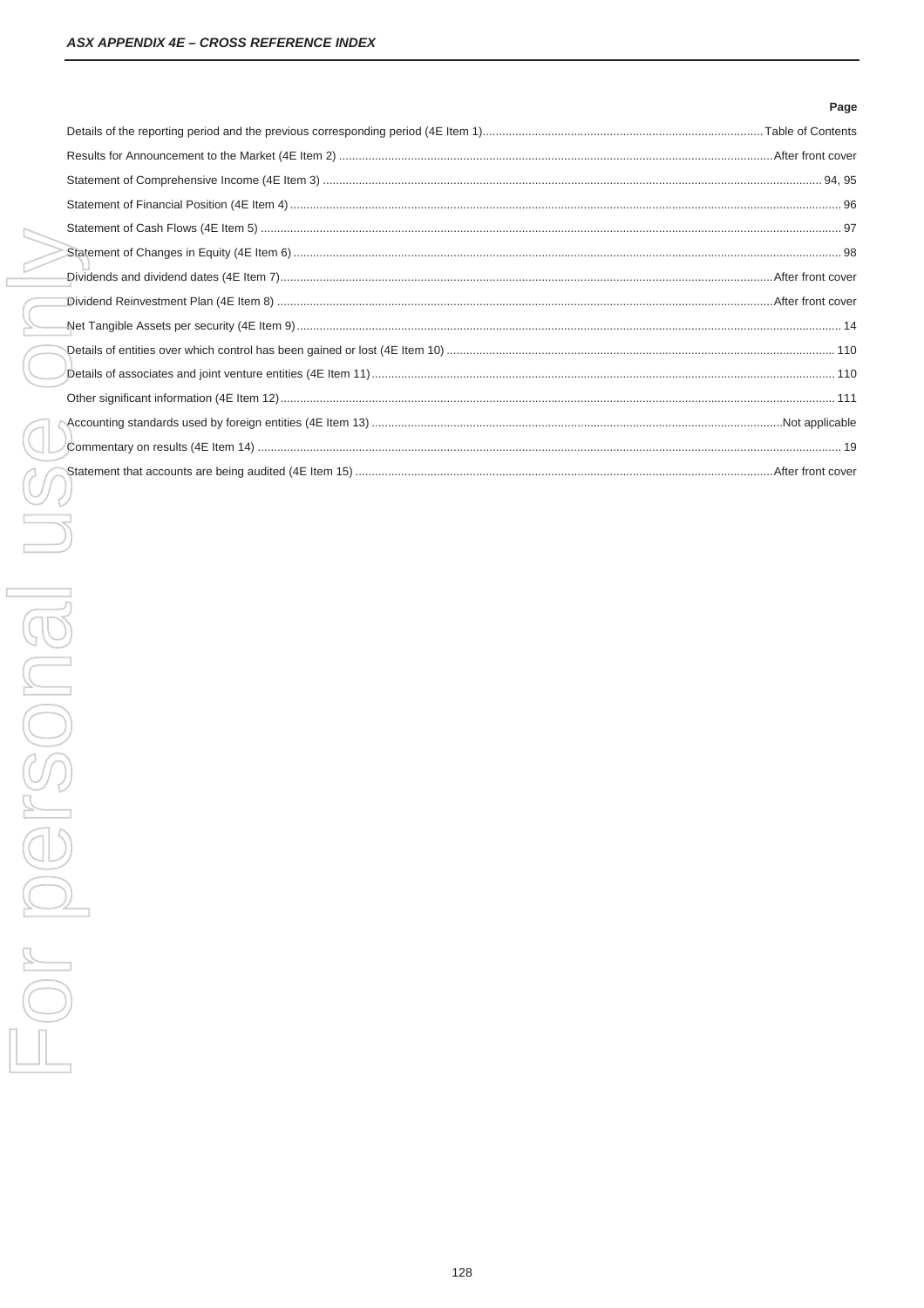## *ASX APPENDIX 4E – CROSS REFERENCE INDEX*

| | Page |
|---|---|
| Details of the reporting period and the previous corresponding period (4E Item 1) | Table of Contents |
| Results for Announcement to the Market (4E Item 2) | After front cover |
| Statement of Comprehensive Income (4E Item 3) | 94, 95 |
| Statement of Financial Position (4E Item 4) | 96 |
| Statement of Cash Flows (4E Item 5) | 97 |
| Statement of Changes in Equity (4E Item 6) | 98 |
| Dividends and dividend dates (4E Item 7) | After front cover |
| Dividend Reinvestment Plan (4E Item 8) | After front cover |
| Net Tangible Assets per security (4E Item 9) | 14 |
| Details of entities over which control has been gained or lost (4E Item 10) | 110 |
| Details of associates and joint venture entities (4E Item 11) | 110 |
| Other significant information (4E Item 12) | 111 |
| Accounting standards used by foreign entities (4E Item 13) | Not applicable |
| Commentary on results (4E Item 14) | 19 |
| Statement that accounts are being audited (4E Item 15) | After front cover |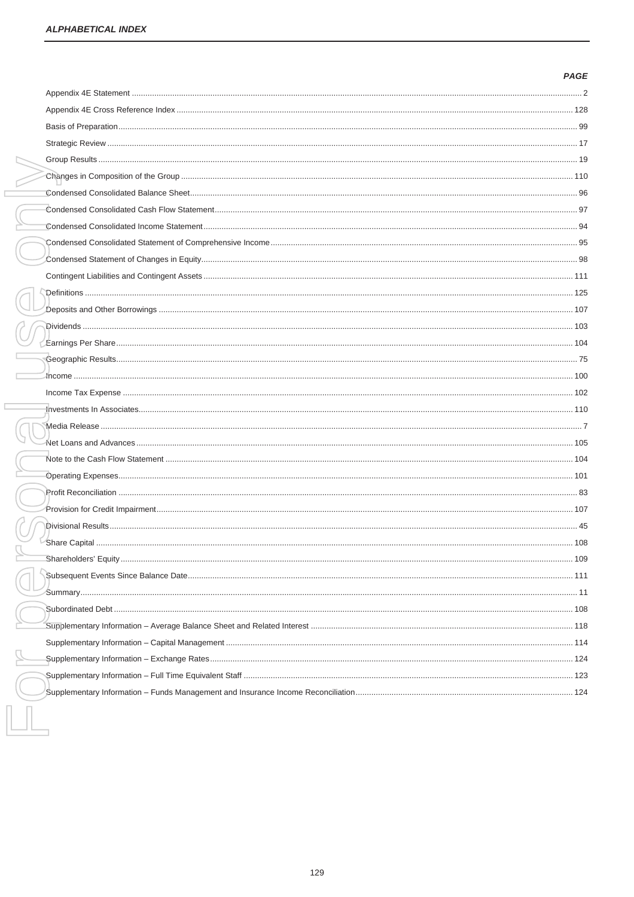# ALPHABETICAL INDEX

| | PAGE |
|---|---|
| Appendix 4E Statement | 2 |
| Appendix 4E Cross Reference Index | 128 |
| Basis of Preparation | 99 |
| Strategic Review | 17 |
| Group Results | 19 |
| Changes in Composition of the Group | 110 |
| Condensed Consolidated Balance Sheet | 96 |
| Condensed Consolidated Cash Flow Statement | 97 |
| Condensed Consolidated Income Statement | 94 |
| Condensed Consolidated Statement of Comprehensive Income | 95 |
| Condensed Statement of Changes in Equity | 98 |
| Contingent Liabilities and Contingent Assets | 111 |
| Definitions | 125 |
| Deposits and Other Borrowings | 107 |
| Dividends | 103 |
| Earnings Per Share | 104 |
| Geographic Results | 75 |
| Income | 100 |
| Income Tax Expense | 102 |
| Investments In Associates | 110 |
| Media Release | 7 |
| Net Loans and Advances | 105 |
| Note to the Cash Flow Statement | 104 |
| Operating Expenses | 101 |
| Profit Reconciliation | 83 |
| Provision for Credit Impairment | 107 |
| Divisional Results | 45 |
| Share Capital | 108 |
| Shareholders' Equity | 109 |
| Subsequent Events Since Balance Date | 111 |
| Summary | 11 |
| Subordinated Debt | 108 |
| Supplementary Information – Average Balance Sheet and Related Interest | 118 |
| Supplementary Information – Capital Management | 114 |
| Supplementary Information – Exchange Rates | 124 |
| Supplementary Information – Full Time Equivalent Staff | 123 |
| Supplementary Information – Funds Management and Insurance Income Reconciliation | 124 |